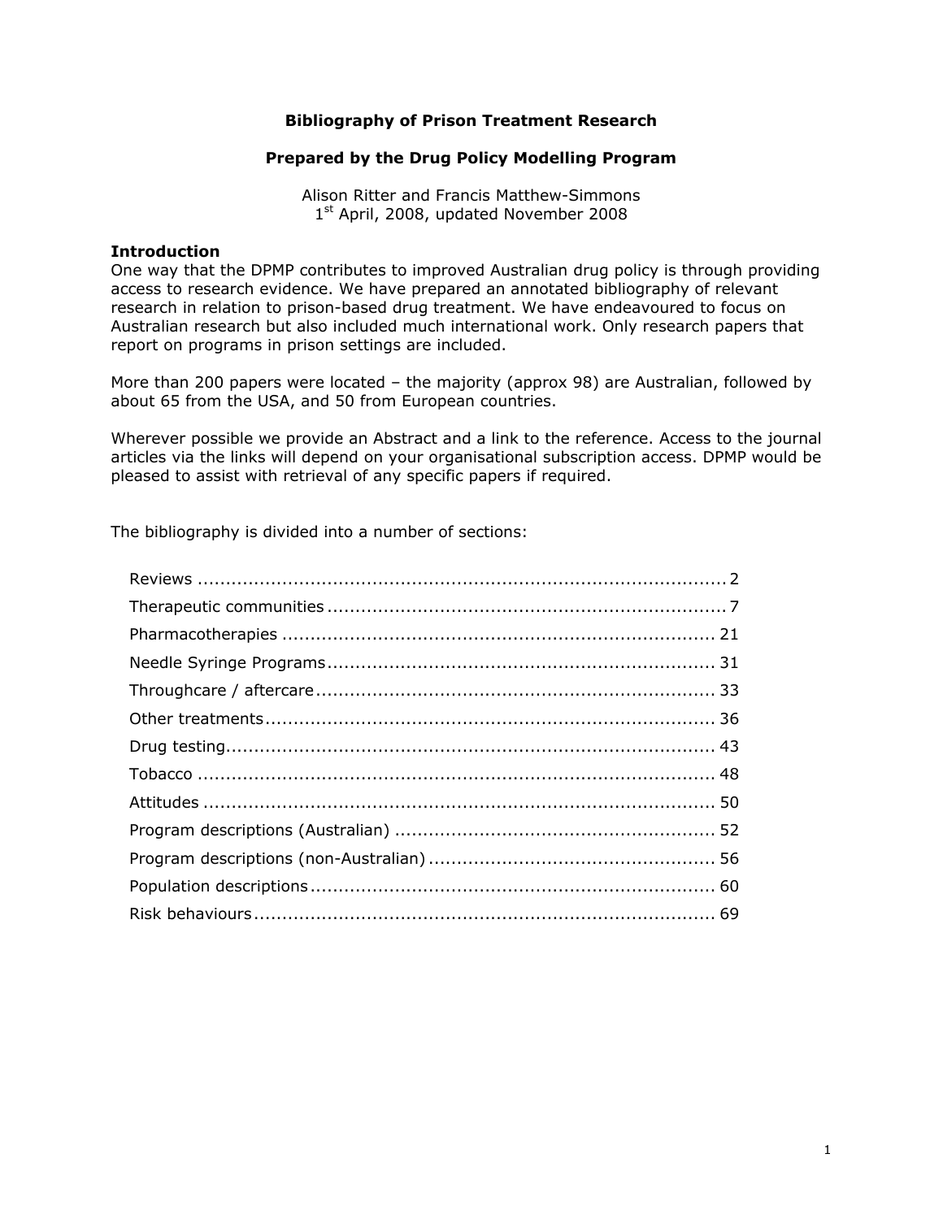# Bibliography of Prison Treatment Research

## Prepared by the Drug Policy Modelling Program

Alison Ritter and Francis Matthew-Simmons
1st April, 2008, updated November 2008

### Introduction

One way that the DPMP contributes to improved Australian drug policy is through providing access to research evidence. We have prepared an annotated bibliography of relevant research in relation to prison-based drug treatment. We have endeavoured to focus on Australian research but also included much international work. Only research papers that report on programs in prison settings are included.

More than 200 papers were located – the majority (approx 98) are Australian, followed by about 65 from the USA, and 50 from European countries.

Wherever possible we provide an Abstract and a link to the reference. Access to the journal articles via the links will depend on your organisational subscription access. DPMP would be pleased to assist with retrieval of any specific papers if required.

The bibliography is divided into a number of sections:

- Reviews ..... 2
- Therapeutic communities ..... 7
- Pharmacotherapies ..... 21
- Needle Syringe Programs ..... 31
- Throughcare / aftercare ..... 33
- Other treatments ..... 36
- Drug testing ..... 43
- Tobacco ..... 48
- Attitudes ..... 50
- Program descriptions (Australian) ..... 52
- Program descriptions (non-Australian) ..... 56
- Population descriptions ..... 60
- Risk behaviours ..... 69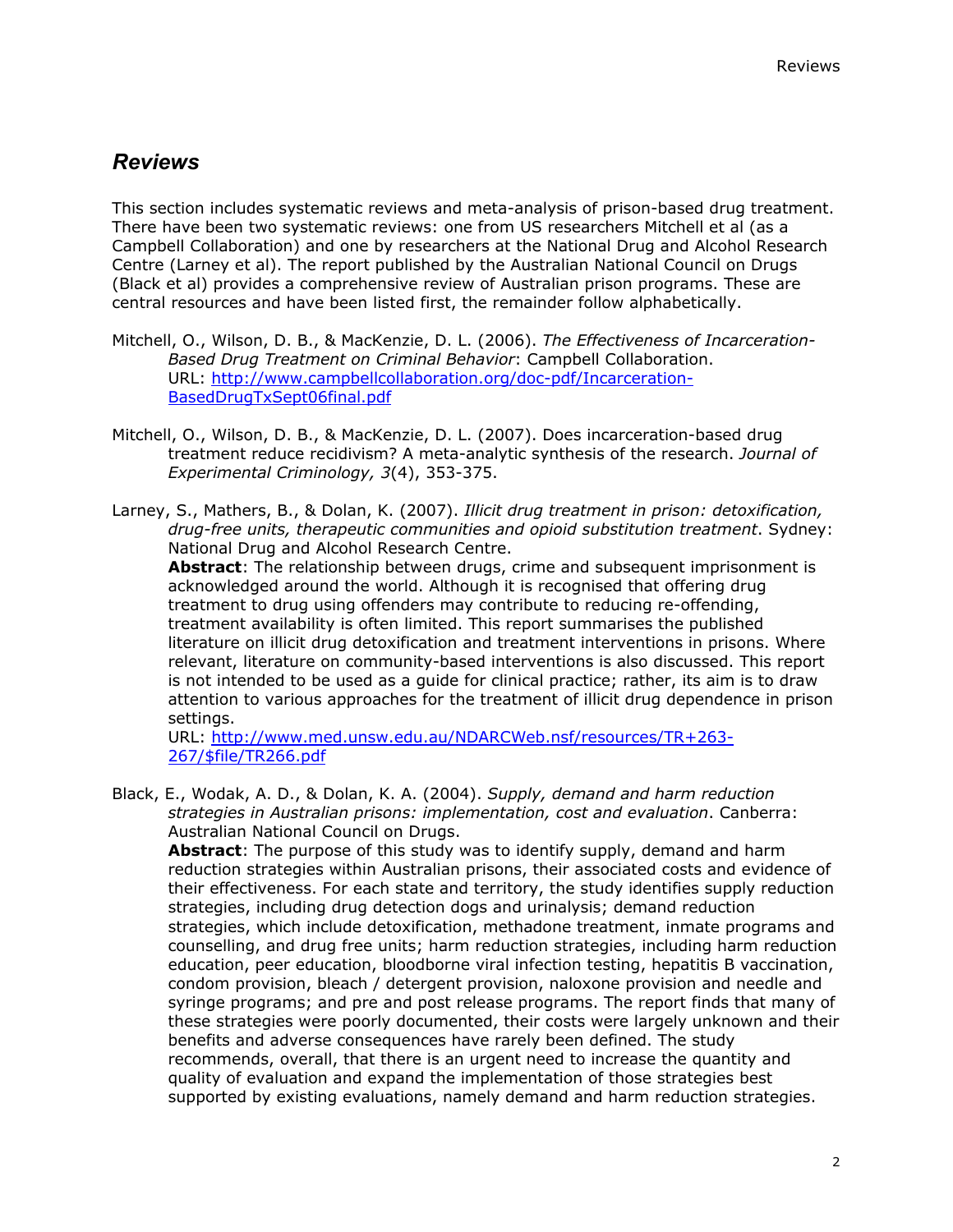## *Reviews*

This section includes systematic reviews and meta-analysis of prison-based drug treatment. There have been two systematic reviews: one from US researchers Mitchell et al (as a Campbell Collaboration) and one by researchers at the National Drug and Alcohol Research Centre (Larney et al). The report published by the Australian National Council on Drugs (Black et al) provides a comprehensive review of Australian prison programs. These are central resources and have been listed first, the remainder follow alphabetically.

Mitchell, O., Wilson, D. B., & MacKenzie, D. L. (2006). *The Effectiveness of Incarceration-Based Drug Treatment on Criminal Behavior*: Campbell Collaboration.
URL: [http://www.campbellcollaboration.org/doc-pdf/Incarceration-BasedDrugTxSept06final.pdf](http://www.campbellcollaboration.org/doc-pdf/Incarceration-BasedDrugTxSept06final.pdf)

Mitchell, O., Wilson, D. B., & MacKenzie, D. L. (2007). Does incarceration-based drug treatment reduce recidivism? A meta-analytic synthesis of the research. *Journal of Experimental Criminology, 3*(4), 353-375.

Larney, S., Mathers, B., & Dolan, K. (2007). *Illicit drug treatment in prison: detoxification, drug-free units, therapeutic communities and opioid substitution treatment*. Sydney: National Drug and Alcohol Research Centre.
**Abstract**: The relationship between drugs, crime and subsequent imprisonment is acknowledged around the world. Although it is recognised that offering drug treatment to drug using offenders may contribute to reducing re-offending, treatment availability is often limited. This report summarises the published literature on illicit drug detoxification and treatment interventions in prisons. Where relevant, literature on community-based interventions is also discussed. This report is not intended to be used as a guide for clinical practice; rather, its aim is to draw attention to various approaches for the treatment of illicit drug dependence in prison settings.
URL: [http://www.med.unsw.edu.au/NDARCWeb.nsf/resources/TR+263-267/$file/TR266.pdf](http://www.med.unsw.edu.au/NDARCWeb.nsf/resources/TR+263-267/$file/TR266.pdf)

Black, E., Wodak, A. D., & Dolan, K. A. (2004). *Supply, demand and harm reduction strategies in Australian prisons: implementation, cost and evaluation*. Canberra: Australian National Council on Drugs.
**Abstract**: The purpose of this study was to identify supply, demand and harm reduction strategies within Australian prisons, their associated costs and evidence of their effectiveness. For each state and territory, the study identifies supply reduction strategies, including drug detection dogs and urinalysis; demand reduction strategies, which include detoxification, methadone treatment, inmate programs and counselling, and drug free units; harm reduction strategies, including harm reduction education, peer education, bloodborne viral infection testing, hepatitis B vaccination, condom provision, bleach / detergent provision, naloxone provision and needle and syringe programs; and pre and post release programs. The report finds that many of these strategies were poorly documented, their costs were largely unknown and their benefits and adverse consequences have rarely been defined. The study recommends, overall, that there is an urgent need to increase the quantity and quality of evaluation and expand the implementation of those strategies best supported by existing evaluations, namely demand and harm reduction strategies.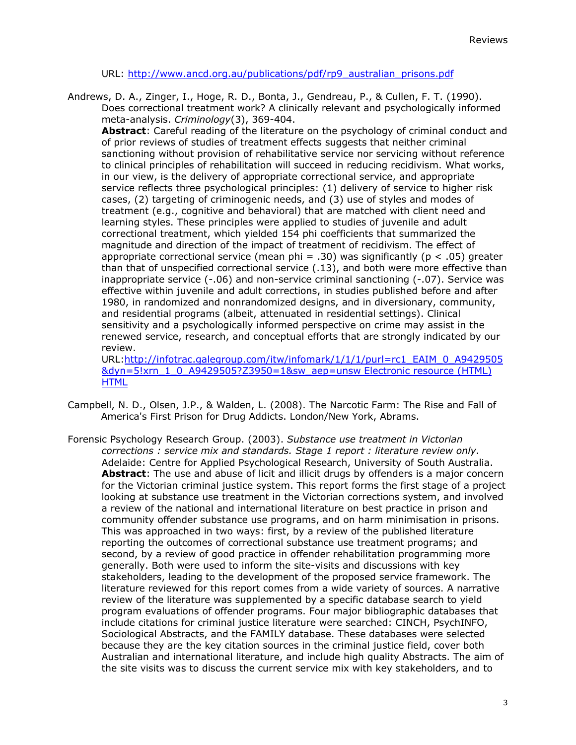URL: http://www.ancd.org.au/publications/pdf/rp9_australian_prisons.pdf

Andrews, D. A., Zinger, I., Hoge, R. D., Bonta, J., Gendreau, P., & Cullen, F. T. (1990). Does correctional treatment work? A clinically relevant and psychologically informed meta-analysis. *Criminology*(3), 369-404.

**Abstract**: Careful reading of the literature on the psychology of criminal conduct and of prior reviews of studies of treatment effects suggests that neither criminal sanctioning without provision of rehabilitative service nor servicing without reference to clinical principles of rehabilitation will succeed in reducing recidivism. What works, in our view, is the delivery of appropriate correctional service, and appropriate service reflects three psychological principles: (1) delivery of service to higher risk cases, (2) targeting of criminogenic needs, and (3) use of styles and modes of treatment (e.g., cognitive and behavioral) that are matched with client need and learning styles. These principles were applied to studies of juvenile and adult correctional treatment, which yielded 154 phi coefficients that summarized the magnitude and direction of the impact of treatment of recidivism. The effect of appropriate correctional service (mean phi = .30) was significantly ($p < .05$) greater than that of unspecified correctional service (.13), and both were more effective than inappropriate service (-.06) and non-service criminal sanctioning (-.07). Service was effective within juvenile and adult corrections, in studies published before and after 1980, in randomized and nonrandomized designs, and in diversionary, community, and residential programs (albeit, attenuated in residential settings). Clinical sensitivity and a psychologically informed perspective on crime may assist in the renewed service, research, and conceptual efforts that are strongly indicated by our review.

URL:http://infotrac.galegroup.com/itw/infomark/1/1/1/purl=rc1_EAIM_0_A9429505&dyn=5!xrn_1_0_A9429505?Z3950=1&sw_aep=unsw Electronic resource (HTML) HTML

Campbell, N. D., Olsen, J.P., & Walden, L. (2008). The Narcotic Farm: The Rise and Fall of America's First Prison for Drug Addicts. London/New York, Abrams.

Forensic Psychology Research Group. (2003). *Substance use treatment in Victorian corrections : service mix and standards. Stage 1 report : literature review only*. Adelaide: Centre for Applied Psychological Research, University of South Australia.

**Abstract**: The use and abuse of licit and illicit drugs by offenders is a major concern for the Victorian criminal justice system. This report forms the first stage of a project looking at substance use treatment in the Victorian corrections system, and involved a review of the national and international literature on best practice in prison and community offender substance use programs, and on harm minimisation in prisons. This was approached in two ways: first, by a review of the published literature reporting the outcomes of correctional substance use treatment programs; and second, by a review of good practice in offender rehabilitation programming more generally. Both were used to inform the site-visits and discussions with key stakeholders, leading to the development of the proposed service framework. The literature reviewed for this report comes from a wide variety of sources. A narrative review of the literature was supplemented by a specific database search to yield program evaluations of offender programs. Four major bibliographic databases that include citations for criminal justice literature were searched: CINCH, PsychINFO, Sociological Abstracts, and the FAMILY database. These databases were selected because they are the key citation sources in the criminal justice field, cover both Australian and international literature, and include high quality Abstracts. The aim of the site visits was to discuss the current service mix with key stakeholders, and to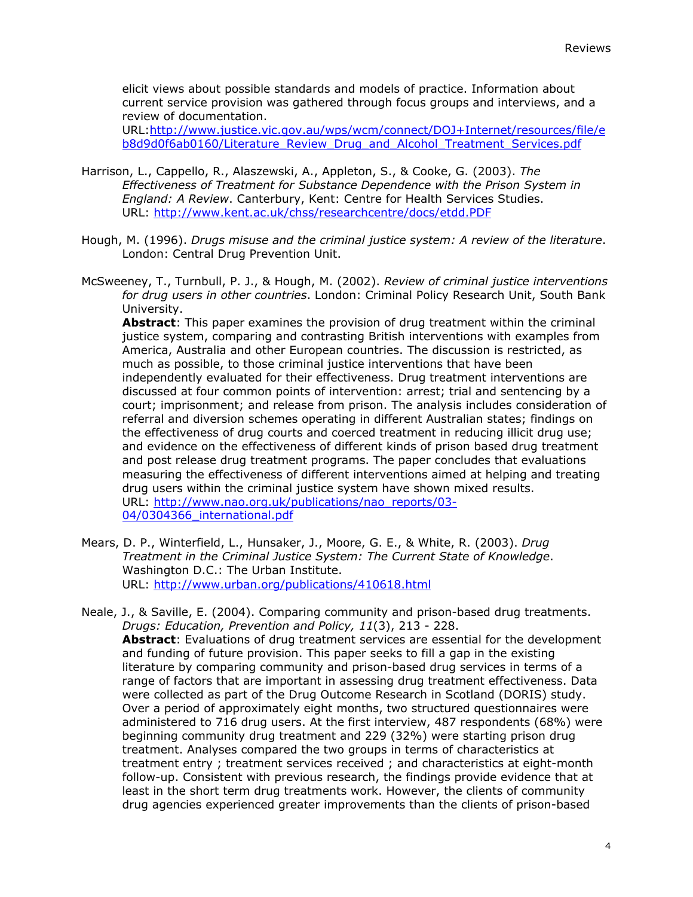elicit views about possible standards and models of practice. Information about current service provision was gathered through focus groups and interviews, and a review of documentation.
URL:http://www.justice.vic.gov.au/wps/wcm/connect/DOJ+Internet/resources/file/eb8d9d0f6ab0160/Literature_Review_Drug_and_Alcohol_Treatment_Services.pdf

Harrison, L., Cappello, R., Alaszewski, A., Appleton, S., & Cooke, G. (2003). *The Effectiveness of Treatment for Substance Dependence with the Prison System in England: A Review*. Canterbury, Kent: Centre for Health Services Studies.
URL: http://www.kent.ac.uk/chss/researchcentre/docs/etdd.PDF

Hough, M. (1996). *Drugs misuse and the criminal justice system: A review of the literature*. London: Central Drug Prevention Unit.

McSweeney, T., Turnbull, P. J., & Hough, M. (2002). *Review of criminal justice interventions for drug users in other countries*. London: Criminal Policy Research Unit, South Bank University.
**Abstract**: This paper examines the provision of drug treatment within the criminal justice system, comparing and contrasting British interventions with examples from America, Australia and other European countries. The discussion is restricted, as much as possible, to those criminal justice interventions that have been independently evaluated for their effectiveness. Drug treatment interventions are discussed at four common points of intervention: arrest; trial and sentencing by a court; imprisonment; and release from prison. The analysis includes consideration of referral and diversion schemes operating in different Australian states; findings on the effectiveness of drug courts and coerced treatment in reducing illicit drug use; and evidence on the effectiveness of different kinds of prison based drug treatment and post release drug treatment programs. The paper concludes that evaluations measuring the effectiveness of different interventions aimed at helping and treating drug users within the criminal justice system have shown mixed results.
URL: http://www.nao.org.uk/publications/nao_reports/03-04/0304366_international.pdf

Mears, D. P., Winterfield, L., Hunsaker, J., Moore, G. E., & White, R. (2003). *Drug Treatment in the Criminal Justice System: The Current State of Knowledge*. Washington D.C.: The Urban Institute.
URL: http://www.urban.org/publications/410618.html

Neale, J., & Saville, E. (2004). Comparing community and prison-based drug treatments. *Drugs: Education, Prevention and Policy, 11*(3), 213 - 228.
**Abstract**: Evaluations of drug treatment services are essential for the development and funding of future provision. This paper seeks to fill a gap in the existing literature by comparing community and prison-based drug services in terms of a range of factors that are important in assessing drug treatment effectiveness. Data were collected as part of the Drug Outcome Research in Scotland (DORIS) study. Over a period of approximately eight months, two structured questionnaires were administered to 716 drug users. At the first interview, 487 respondents (68%) were beginning community drug treatment and 229 (32%) were starting prison drug treatment. Analyses compared the two groups in terms of characteristics at treatment entry ; treatment services received ; and characteristics at eight-month follow-up. Consistent with previous research, the findings provide evidence that at least in the short term drug treatments work. However, the clients of community drug agencies experienced greater improvements than the clients of prison-based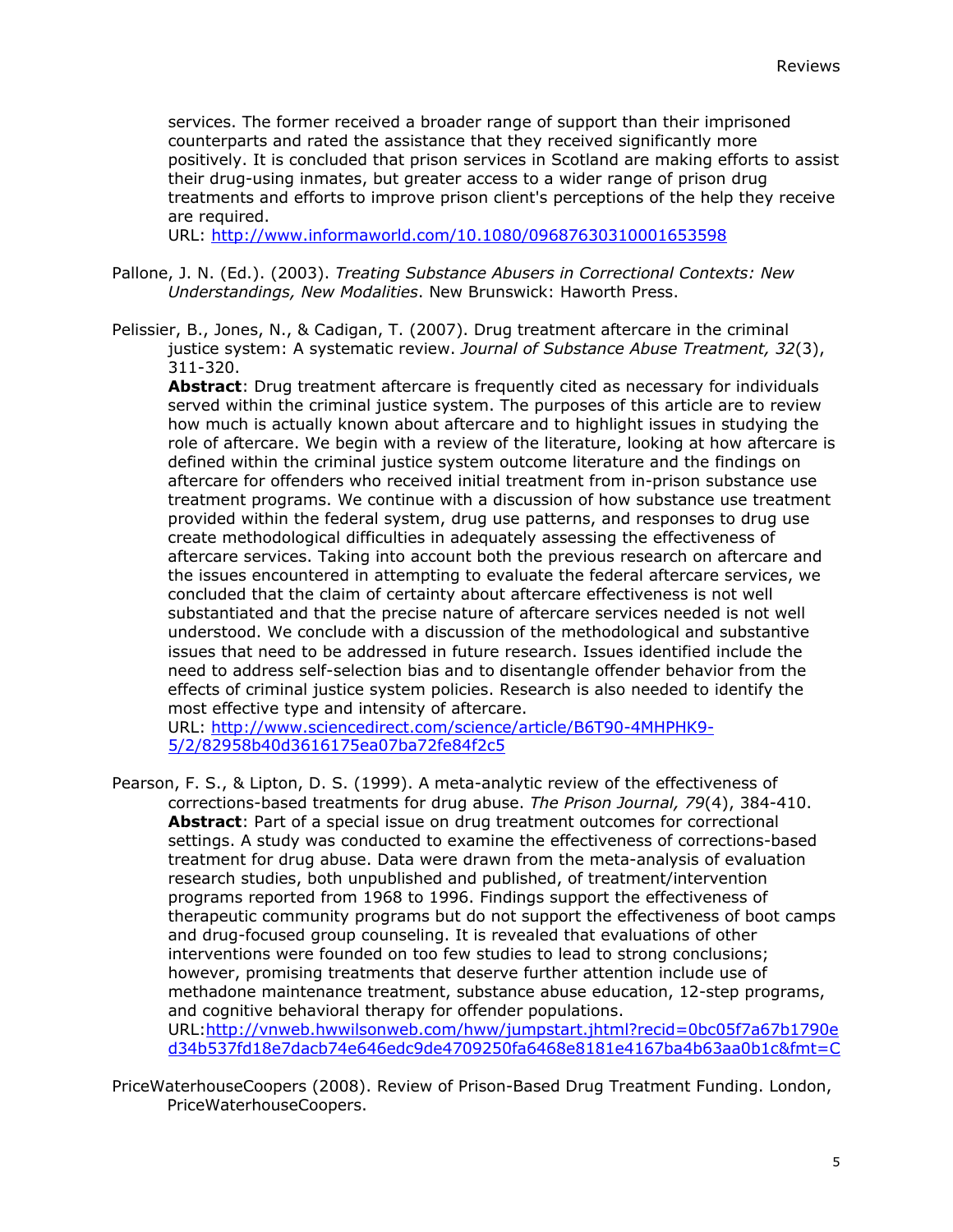services. The former received a broader range of support than their imprisoned counterparts and rated the assistance that they received significantly more positively. It is concluded that prison services in Scotland are making efforts to assist their drug-using inmates, but greater access to a wider range of prison drug treatments and efforts to improve prison client's perceptions of the help they receive are required.
URL: http://www.informaworld.com/10.1080/09687630310001653598

Pallone, J. N. (Ed.). (2003). *Treating Substance Abusers in Correctional Contexts: New Understandings, New Modalities*. New Brunswick: Haworth Press.

Pelissier, B., Jones, N., & Cadigan, T. (2007). Drug treatment aftercare in the criminal justice system: A systematic review. *Journal of Substance Abuse Treatment, 32*(3), 311-320.
**Abstract**: Drug treatment aftercare is frequently cited as necessary for individuals served within the criminal justice system. The purposes of this article are to review how much is actually known about aftercare and to highlight issues in studying the role of aftercare. We begin with a review of the literature, looking at how aftercare is defined within the criminal justice system outcome literature and the findings on aftercare for offenders who received initial treatment from in-prison substance use treatment programs. We continue with a discussion of how substance use treatment provided within the federal system, drug use patterns, and responses to drug use create methodological difficulties in adequately assessing the effectiveness of aftercare services. Taking into account both the previous research on aftercare and the issues encountered in attempting to evaluate the federal aftercare services, we concluded that the claim of certainty about aftercare effectiveness is not well substantiated and that the precise nature of aftercare services needed is not well understood. We conclude with a discussion of the methodological and substantive issues that need to be addressed in future research. Issues identified include the need to address self-selection bias and to disentangle offender behavior from the effects of criminal justice system policies. Research is also needed to identify the most effective type and intensity of aftercare.
URL: http://www.sciencedirect.com/science/article/B6T90-4MHPHK9-5/2/82958b40d3616175ea07ba72fe84f2c5

Pearson, F. S., & Lipton, D. S. (1999). A meta-analytic review of the effectiveness of corrections-based treatments for drug abuse. *The Prison Journal, 79*(4), 384-410.
**Abstract**: Part of a special issue on drug treatment outcomes for correctional settings. A study was conducted to examine the effectiveness of corrections-based treatment for drug abuse. Data were drawn from the meta-analysis of evaluation research studies, both unpublished and published, of treatment/intervention programs reported from 1968 to 1996. Findings support the effectiveness of therapeutic community programs but do not support the effectiveness of boot camps and drug-focused group counseling. It is revealed that evaluations of other interventions were founded on too few studies to lead to strong conclusions; however, promising treatments that deserve further attention include use of methadone maintenance treatment, substance abuse education, 12-step programs, and cognitive behavioral therapy for offender populations.
URL:http://vnweb.hwwilsonweb.com/hww/jumpstart.jhtml?recid=0bc05f7a67b1790ed34b537fd18e7dacb74e646edc9de4709250fa6468e8181e4167ba4b63aa0b1c&fmt=C

PriceWaterhouseCoopers (2008). Review of Prison-Based Drug Treatment Funding. London, PriceWaterhouseCoopers.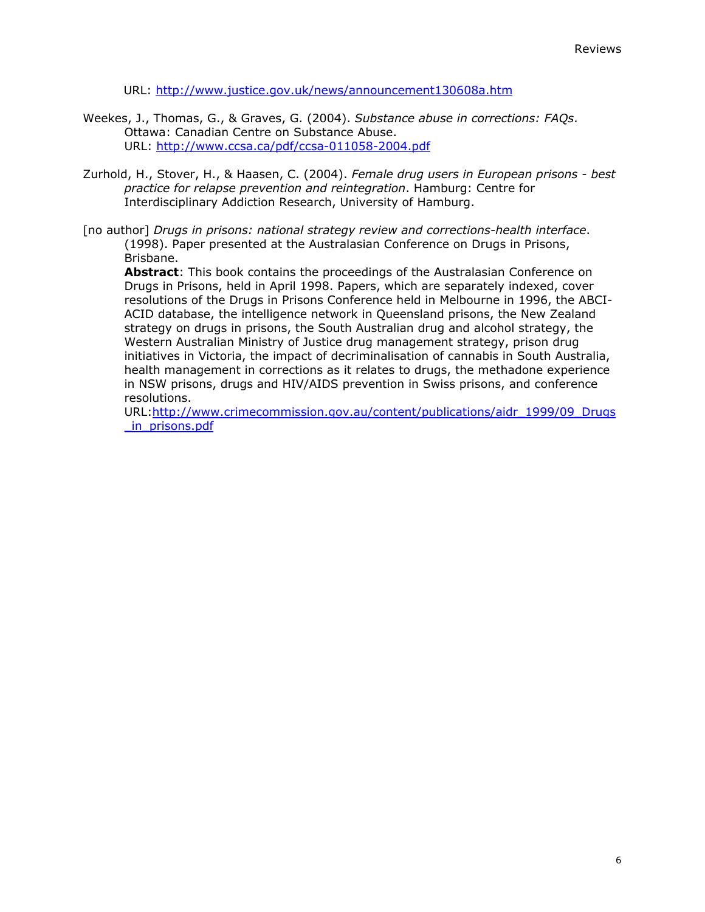URL: http://www.justice.gov.uk/news/announcement130608a.htm

Weekes, J., Thomas, G., & Graves, G. (2004). *Substance abuse in corrections: FAQs*. Ottawa: Canadian Centre on Substance Abuse.
URL: http://www.ccsa.ca/pdf/ccsa-011058-2004.pdf

Zurhold, H., Stover, H., & Haasen, C. (2004). *Female drug users in European prisons - best practice for relapse prevention and reintegration*. Hamburg: Centre for Interdisciplinary Addiction Research, University of Hamburg.

[no author] *Drugs in prisons: national strategy review and corrections-health interface*. (1998). Paper presented at the Australasian Conference on Drugs in Prisons, Brisbane.
**Abstract**: This book contains the proceedings of the Australasian Conference on Drugs in Prisons, held in April 1998. Papers, which are separately indexed, cover resolutions of the Drugs in Prisons Conference held in Melbourne in 1996, the ABCI-ACID database, the intelligence network in Queensland prisons, the New Zealand strategy on drugs in prisons, the South Australian drug and alcohol strategy, the Western Australian Ministry of Justice drug management strategy, prison drug initiatives in Victoria, the impact of decriminalisation of cannabis in South Australia, health management in corrections as it relates to drugs, the methadone experience in NSW prisons, drugs and HIV/AIDS prevention in Swiss prisons, and conference resolutions.
URL:http://www.crimecommission.gov.au/content/publications/aidr_1999/09_Drugs_in_prisons.pdf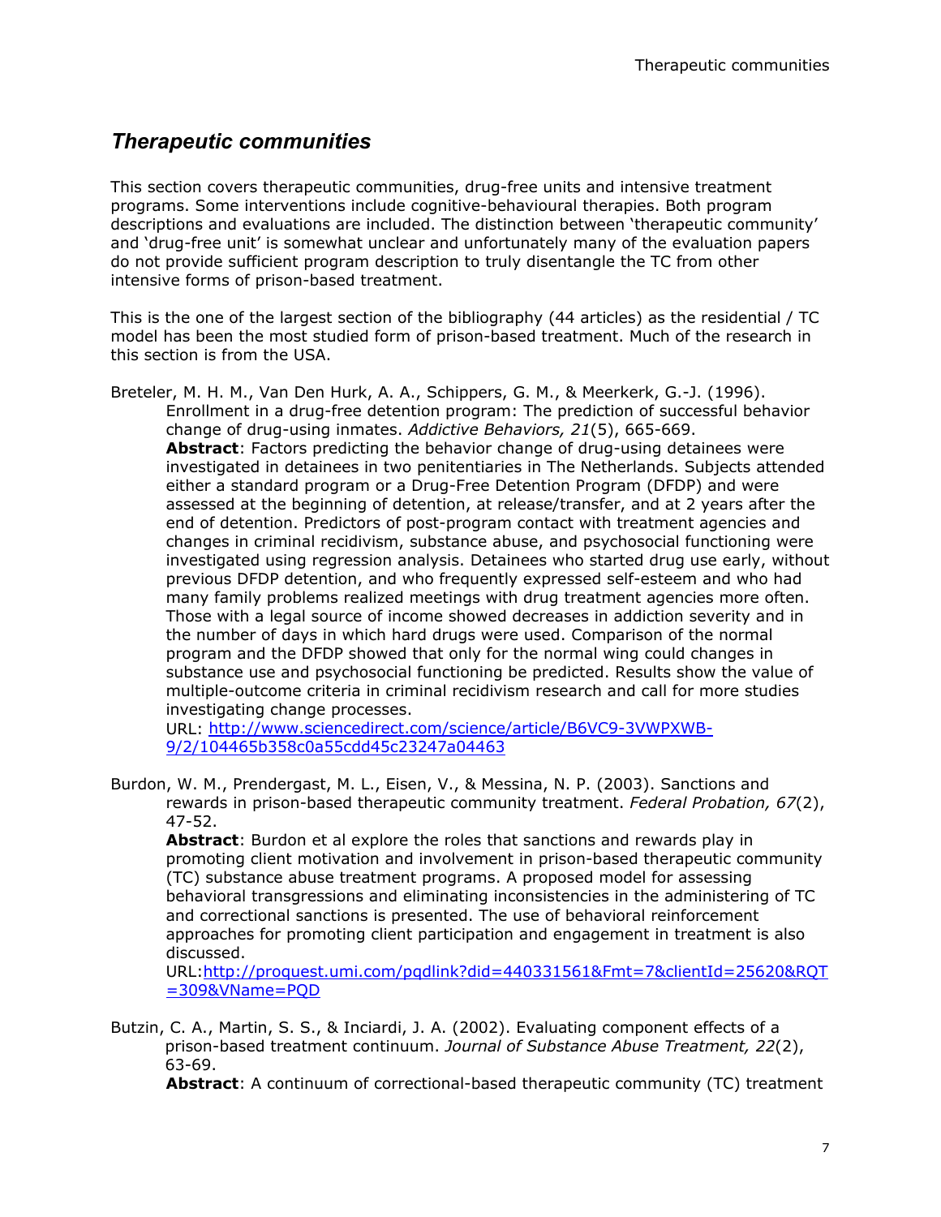## *Therapeutic communities*

This section covers therapeutic communities, drug-free units and intensive treatment programs. Some interventions include cognitive-behavioural therapies. Both program descriptions and evaluations are included. The distinction between 'therapeutic community' and 'drug-free unit' is somewhat unclear and unfortunately many of the evaluation papers do not provide sufficient program description to truly disentangle the TC from other intensive forms of prison-based treatment.

This is the one of the largest section of the bibliography (44 articles) as the residential / TC model has been the most studied form of prison-based treatment. Much of the research in this section is from the USA.

Breteler, M. H. M., Van Den Hurk, A. A., Schippers, G. M., & Meerkerk, G.-J. (1996). Enrollment in a drug-free detention program: The prediction of successful behavior change of drug-using inmates. *Addictive Behaviors, 21*(5), 665-669.
**Abstract**: Factors predicting the behavior change of drug-using detainees were investigated in detainees in two penitentiaries in The Netherlands. Subjects attended either a standard program or a Drug-Free Detention Program (DFDP) and were assessed at the beginning of detention, at release/transfer, and at 2 years after the end of detention. Predictors of post-program contact with treatment agencies and changes in criminal recidivism, substance abuse, and psychosocial functioning were investigated using regression analysis. Detainees who started drug use early, without previous DFDP detention, and who frequently expressed self-esteem and who had many family problems realized meetings with drug treatment agencies more often. Those with a legal source of income showed decreases in addiction severity and in the number of days in which hard drugs were used. Comparison of the normal program and the DFDP showed that only for the normal wing could changes in substance use and psychosocial functioning be predicted. Results show the value of multiple-outcome criteria in criminal recidivism research and call for more studies investigating change processes.
URL: http://www.sciencedirect.com/science/article/B6VC9-3VWPXWB-9/2/104465b358c0a55cdd45c23247a04463

Burdon, W. M., Prendergast, M. L., Eisen, V., & Messina, N. P. (2003). Sanctions and rewards in prison-based therapeutic community treatment. *Federal Probation, 67*(2), 47-52.
**Abstract**: Burdon et al explore the roles that sanctions and rewards play in promoting client motivation and involvement in prison-based therapeutic community (TC) substance abuse treatment programs. A proposed model for assessing behavioral transgressions and eliminating inconsistencies in the administering of TC and correctional sanctions is presented. The use of behavioral reinforcement approaches for promoting client participation and engagement in treatment is also discussed.
URL:http://proquest.umi.com/pqdlink?did=440331561&Fmt=7&clientId=25620&RQT=309&VName=PQD

Butzin, C. A., Martin, S. S., & Inciardi, J. A. (2002). Evaluating component effects of a prison-based treatment continuum. *Journal of Substance Abuse Treatment, 22*(2), 63-69.
**Abstract**: A continuum of correctional-based therapeutic community (TC) treatment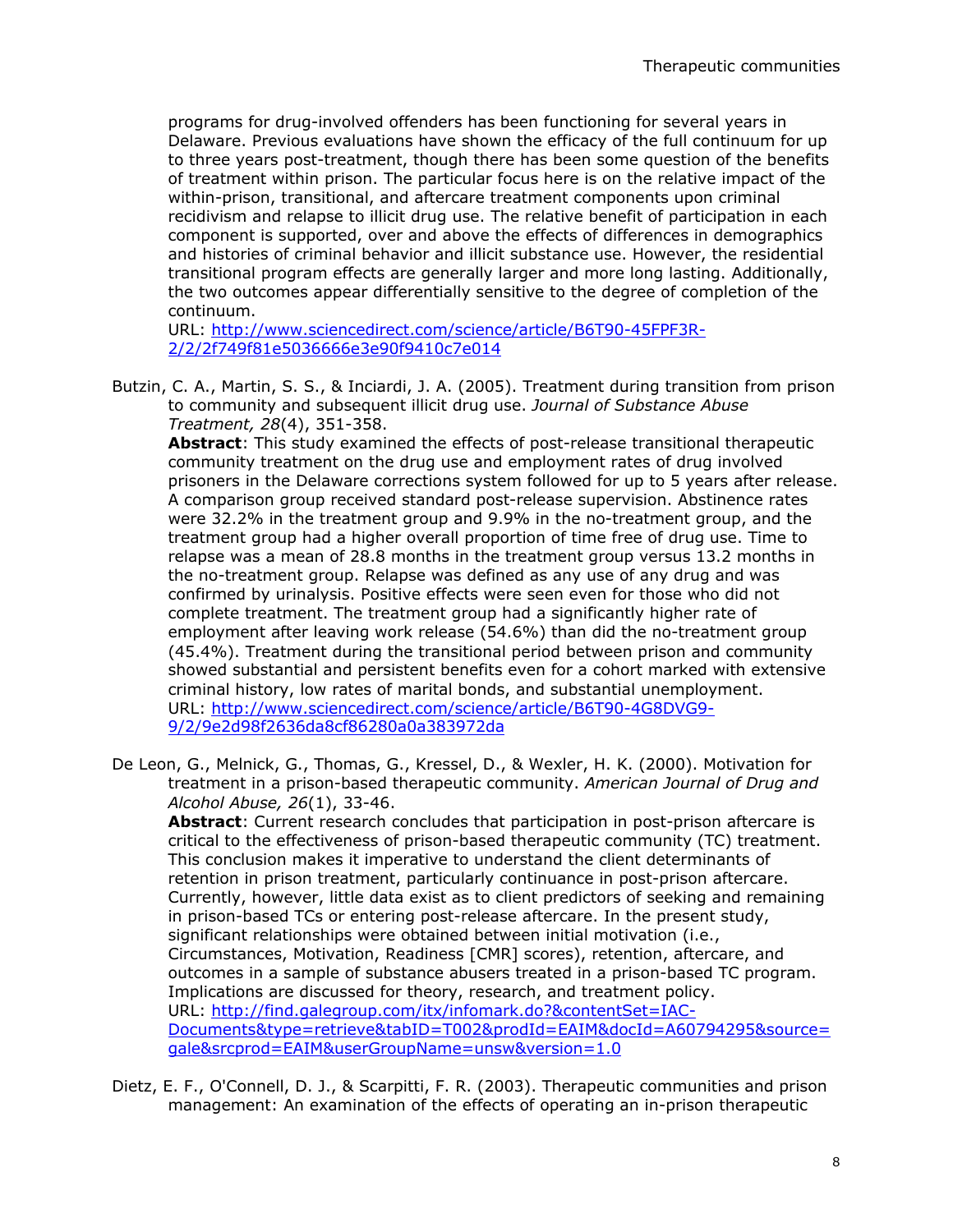programs for drug-involved offenders has been functioning for several years in Delaware. Previous evaluations have shown the efficacy of the full continuum for up to three years post-treatment, though there has been some question of the benefits of treatment within prison. The particular focus here is on the relative impact of the within-prison, transitional, and aftercare treatment components upon criminal recidivism and relapse to illicit drug use. The relative benefit of participation in each component is supported, over and above the effects of differences in demographics and histories of criminal behavior and illicit substance use. However, the residential transitional program effects are generally larger and more long lasting. Additionally, the two outcomes appear differentially sensitive to the degree of completion of the continuum.
URL: [http://www.sciencedirect.com/science/article/B6T90-45FPF3R-2/2/2f749f81e5036666e3e90f9410c7e014](http://www.sciencedirect.com/science/article/B6T90-45FPF3R-2/2/2f749f81e5036666e3e90f9410c7e014)

Butzin, C. A., Martin, S. S., & Inciardi, J. A. (2005). Treatment during transition from prison to community and subsequent illicit drug use. *Journal of Substance Abuse Treatment, 28*(4), 351-358.
**Abstract**: This study examined the effects of post-release transitional therapeutic community treatment on the drug use and employment rates of drug involved prisoners in the Delaware corrections system followed for up to 5 years after release. A comparison group received standard post-release supervision. Abstinence rates were 32.2% in the treatment group and 9.9% in the no-treatment group, and the treatment group had a higher overall proportion of time free of drug use. Time to relapse was a mean of 28.8 months in the treatment group versus 13.2 months in the no-treatment group. Relapse was defined as any use of any drug and was confirmed by urinalysis. Positive effects were seen even for those who did not complete treatment. The treatment group had a significantly higher rate of employment after leaving work release (54.6%) than did the no-treatment group (45.4%). Treatment during the transitional period between prison and community showed substantial and persistent benefits even for a cohort marked with extensive criminal history, low rates of marital bonds, and substantial unemployment.
URL: [http://www.sciencedirect.com/science/article/B6T90-4G8DVG9-9/2/9e2d98f2636da8cf86280a0a383972da](http://www.sciencedirect.com/science/article/B6T90-4G8DVG9-9/2/9e2d98f2636da8cf86280a0a383972da)

De Leon, G., Melnick, G., Thomas, G., Kressel, D., & Wexler, H. K. (2000). Motivation for treatment in a prison-based therapeutic community. *American Journal of Drug and Alcohol Abuse, 26*(1), 33-46.
**Abstract**: Current research concludes that participation in post-prison aftercare is critical to the effectiveness of prison-based therapeutic community (TC) treatment. This conclusion makes it imperative to understand the client determinants of retention in prison treatment, particularly continuance in post-prison aftercare. Currently, however, little data exist as to client predictors of seeking and remaining in prison-based TCs or entering post-release aftercare. In the present study, significant relationships were obtained between initial motivation (i.e., Circumstances, Motivation, Readiness [CMR] scores), retention, aftercare, and outcomes in a sample of substance abusers treated in a prison-based TC program. Implications are discussed for theory, research, and treatment policy.
URL: [http://find.galegroup.com/itx/infomark.do?&contentSet=IAC-Documents&type=retrieve&tabID=T002&prodId=EAIM&docId=A60794295&source=gale&srcprod=EAIM&userGroupName=unsw&version=1.0](http://find.galegroup.com/itx/infomark.do?&contentSet=IAC-Documents&type=retrieve&tabID=T002&prodId=EAIM&docId=A60794295&source=gale&srcprod=EAIM&userGroupName=unsw&version=1.0)

Dietz, E. F., O'Connell, D. J., & Scarpitti, F. R. (2003). Therapeutic communities and prison management: An examination of the effects of operating an in-prison therapeutic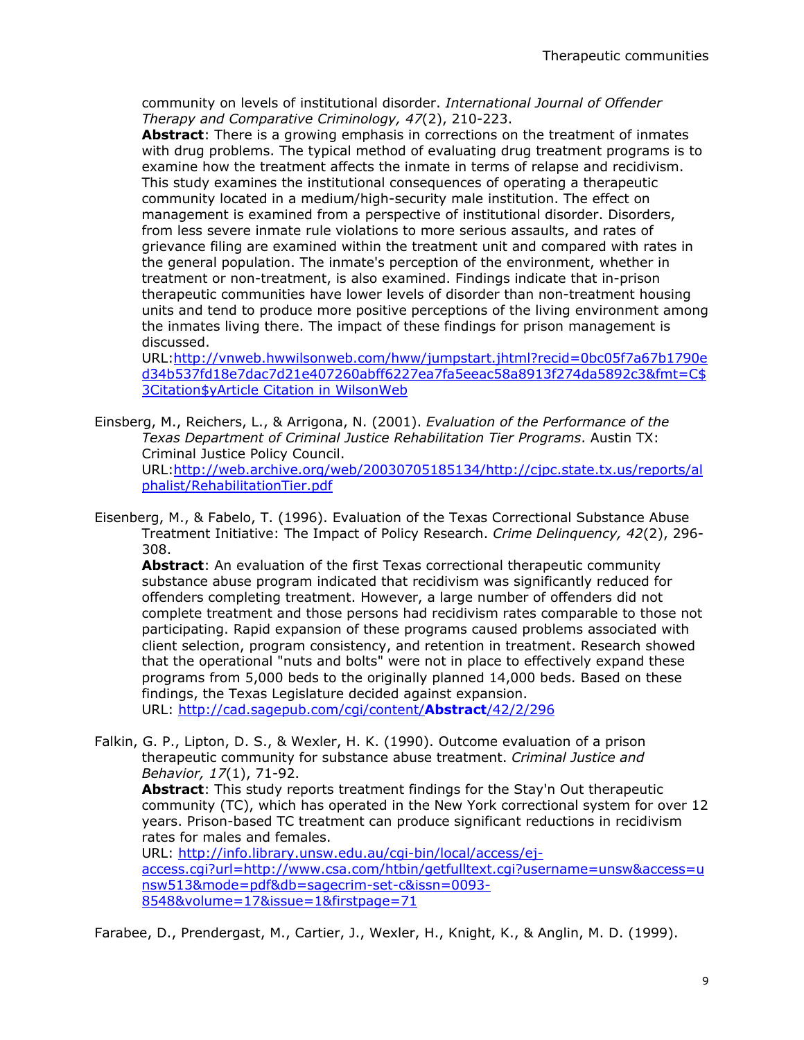community on levels of institutional disorder. *International Journal of Offender Therapy and Comparative Criminology, 47*(2), 210-223.
**Abstract**: There is a growing emphasis in corrections on the treatment of inmates with drug problems. The typical method of evaluating drug treatment programs is to examine how the treatment affects the inmate in terms of relapse and recidivism. This study examines the institutional consequences of operating a therapeutic community located in a medium/high-security male institution. The effect on management is examined from a perspective of institutional disorder. Disorders, from less severe inmate rule violations to more serious assaults, and rates of grievance filing are examined within the treatment unit and compared with rates in the general population. The inmate's perception of the environment, whether in treatment or non-treatment, is also examined. Findings indicate that in-prison therapeutic communities have lower levels of disorder than non-treatment housing units and tend to produce more positive perceptions of the living environment among the inmates living there. The impact of these findings for prison management is discussed.
URL:[http://vnweb.hwwilsonweb.com/hww/jumpstart.jhtml?recid=0bc05f7a67b1790ed34b537fd18e7dac7d21e407260abff6227ea7fa5eeac58a8913f274da5892c3&fmt=C$3Citation$yArticle Citation in WilsonWeb](http://vnweb.hwwilsonweb.com/hww/jumpstart.jhtml?recid=0bc05f7a67b1790ed34b537fd18e7dac7d21e407260abff6227ea7fa5eeac58a8913f274da5892c3&fmt=C$3Citation$yArticle Citation in WilsonWeb)

Einsberg, M., Reichers, L., & Arrigona, N. (2001). *Evaluation of the Performance of the Texas Department of Criminal Justice Rehabilitation Tier Programs*. Austin TX: Criminal Justice Policy Council.
URL:[http://web.archive.org/web/20030705185134/http://cjpc.state.tx.us/reports/alphalist/RehabilitationTier.pdf](http://web.archive.org/web/20030705185134/http://cjpc.state.tx.us/reports/alphalist/RehabilitationTier.pdf)

Eisenberg, M., & Fabelo, T. (1996). Evaluation of the Texas Correctional Substance Abuse Treatment Initiative: The Impact of Policy Research. *Crime Delinquency, 42*(2), 296-308.
**Abstract**: An evaluation of the first Texas correctional therapeutic community substance abuse program indicated that recidivism was significantly reduced for offenders completing treatment. However, a large number of offenders did not complete treatment and those persons had recidivism rates comparable to those not participating. Rapid expansion of these programs caused problems associated with client selection, program consistency, and retention in treatment. Research showed that the operational "nuts and bolts" were not in place to effectively expand these programs from 5,000 beds to the originally planned 14,000 beds. Based on these findings, the Texas Legislature decided against expansion.
URL: [http://cad.sagepub.com/cgi/content/**Abstract**/42/2/296](http://cad.sagepub.com/cgi/content/Abstract/42/2/296)

Falkin, G. P., Lipton, D. S., & Wexler, H. K. (1990). Outcome evaluation of a prison therapeutic community for substance abuse treatment. *Criminal Justice and Behavior, 17*(1), 71-92.
**Abstract**: This study reports treatment findings for the Stay'n Out therapeutic community (TC), which has operated in the New York correctional system for over 12 years. Prison-based TC treatment can produce significant reductions in recidivism rates for males and females.
URL: [http://info.library.unsw.edu.au/cgi-bin/local/access/ej-access.cgi?url=http://www.csa.com/htbin/getfulltext.cgi?username=unsw&access=unsw513&mode=pdf&db=sagecrim-set-c&issn=0093-8548&volume=17&issue=1&firstpage=71](http://info.library.unsw.edu.au/cgi-bin/local/access/ej-access.cgi?url=http://www.csa.com/htbin/getfulltext.cgi?username=unsw&access=unsw513&mode=pdf&db=sagecrim-set-c&issn=0093-8548&volume=17&issue=1&firstpage=71)

Farabee, D., Prendergast, M., Cartier, J., Wexler, H., Knight, K., & Anglin, M. D. (1999).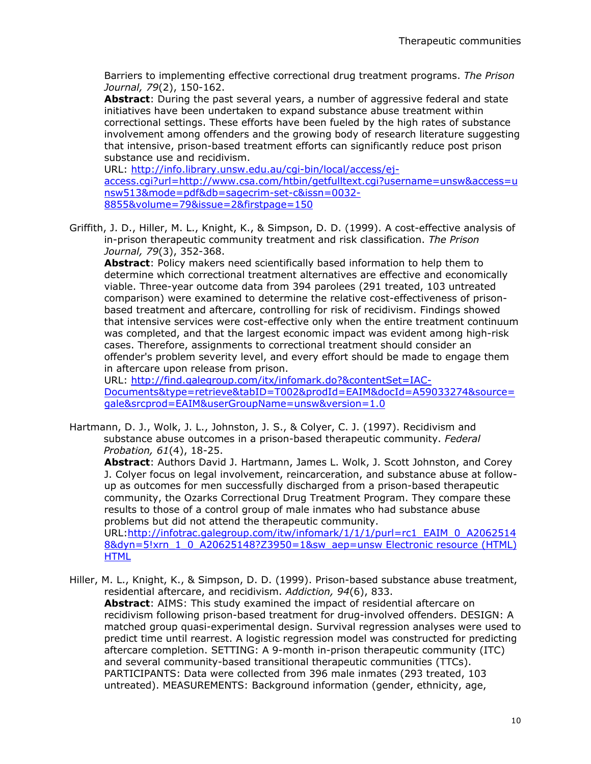Barriers to implementing effective correctional drug treatment programs. *The Prison Journal, 79*(2), 150-162.

**Abstract**: During the past several years, a number of aggressive federal and state initiatives have been undertaken to expand substance abuse treatment within correctional settings. These efforts have been fueled by the high rates of substance involvement among offenders and the growing body of research literature suggesting that intensive, prison-based treatment efforts can significantly reduce post prison substance use and recidivism.

URL: [http://info.library.unsw.edu.au/cgi-bin/local/access/ej-access.cgi?url=http://www.csa.com/htbin/getfulltext.cgi?username=unsw&access=unsw513&mode=pdf&db=sagecrim-set-c&issn=0032-8855&volume=79&issue=2&firstpage=150](http://info.library.unsw.edu.au/cgi-bin/local/access/ej-access.cgi?url=http://www.csa.com/htbin/getfulltext.cgi?username=unsw&access=unsw513&mode=pdf&db=sagecrim-set-c&issn=0032-8855&volume=79&issue=2&firstpage=150)

Griffith, J. D., Hiller, M. L., Knight, K., & Simpson, D. D. (1999). A cost-effective analysis of in-prison therapeutic community treatment and risk classification. *The Prison Journal, 79*(3), 352-368.

**Abstract**: Policy makers need scientifically based information to help them to determine which correctional treatment alternatives are effective and economically viable. Three-year outcome data from 394 parolees (291 treated, 103 untreated comparison) were examined to determine the relative cost-effectiveness of prison-based treatment and aftercare, controlling for risk of recidivism. Findings showed that intensive services were cost-effective only when the entire treatment continuum was completed, and that the largest economic impact was evident among high-risk cases. Therefore, assignments to correctional treatment should consider an offender's problem severity level, and every effort should be made to engage them in aftercare upon release from prison.

URL: [http://find.galegroup.com/itx/infomark.do?&contentSet=IAC-Documents&type=retrieve&tabID=T002&prodId=EAIM&docId=A59033274&source=gale&srcprod=EAIM&userGroupName=unsw&version=1.0](http://find.galegroup.com/itx/infomark.do?&contentSet=IAC-Documents&type=retrieve&tabID=T002&prodId=EAIM&docId=A59033274&source=gale&srcprod=EAIM&userGroupName=unsw&version=1.0)

Hartmann, D. J., Wolk, J. L., Johnston, J. S., & Colyer, C. J. (1997). Recidivism and substance abuse outcomes in a prison-based therapeutic community. *Federal Probation, 61*(4), 18-25.

**Abstract**: Authors David J. Hartmann, James L. Wolk, J. Scott Johnston, and Corey J. Colyer focus on legal involvement, reincarceration, and substance abuse at follow-up as outcomes for men successfully discharged from a prison-based therapeutic community, the Ozarks Correctional Drug Treatment Program. They compare these results to those of a control group of male inmates who had substance abuse problems but did not attend the therapeutic community.

URL:[http://infotrac.galegroup.com/itw/infomark/1/1/1/purl=rc1_EAIM_0_A20625148&dyn=5!xrn_1_0_A20625148?Z3950=1&sw_aep=unsw Electronic resource (HTML) HTML](http://infotrac.galegroup.com/itw/infomark/1/1/1/purl=rc1_EAIM_0_A20625148&dyn=5!xrn_1_0_A20625148?Z3950=1&sw_aep=unsw)

Hiller, M. L., Knight, K., & Simpson, D. D. (1999). Prison-based substance abuse treatment, residential aftercare, and recidivism. *Addiction, 94*(6), 833.

**Abstract**: AIMS: This study examined the impact of residential aftercare on recidivism following prison-based treatment for drug-involved offenders. DESIGN: A matched group quasi-experimental design. Survival regression analyses were used to predict time until rearrest. A logistic regression model was constructed for predicting aftercare completion. SETTING: A 9-month in-prison therapeutic community (ITC) and several community-based transitional therapeutic communities (TTCs). PARTICIPANTS: Data were collected from 396 male inmates (293 treated, 103 untreated). MEASUREMENTS: Background information (gender, ethnicity, age,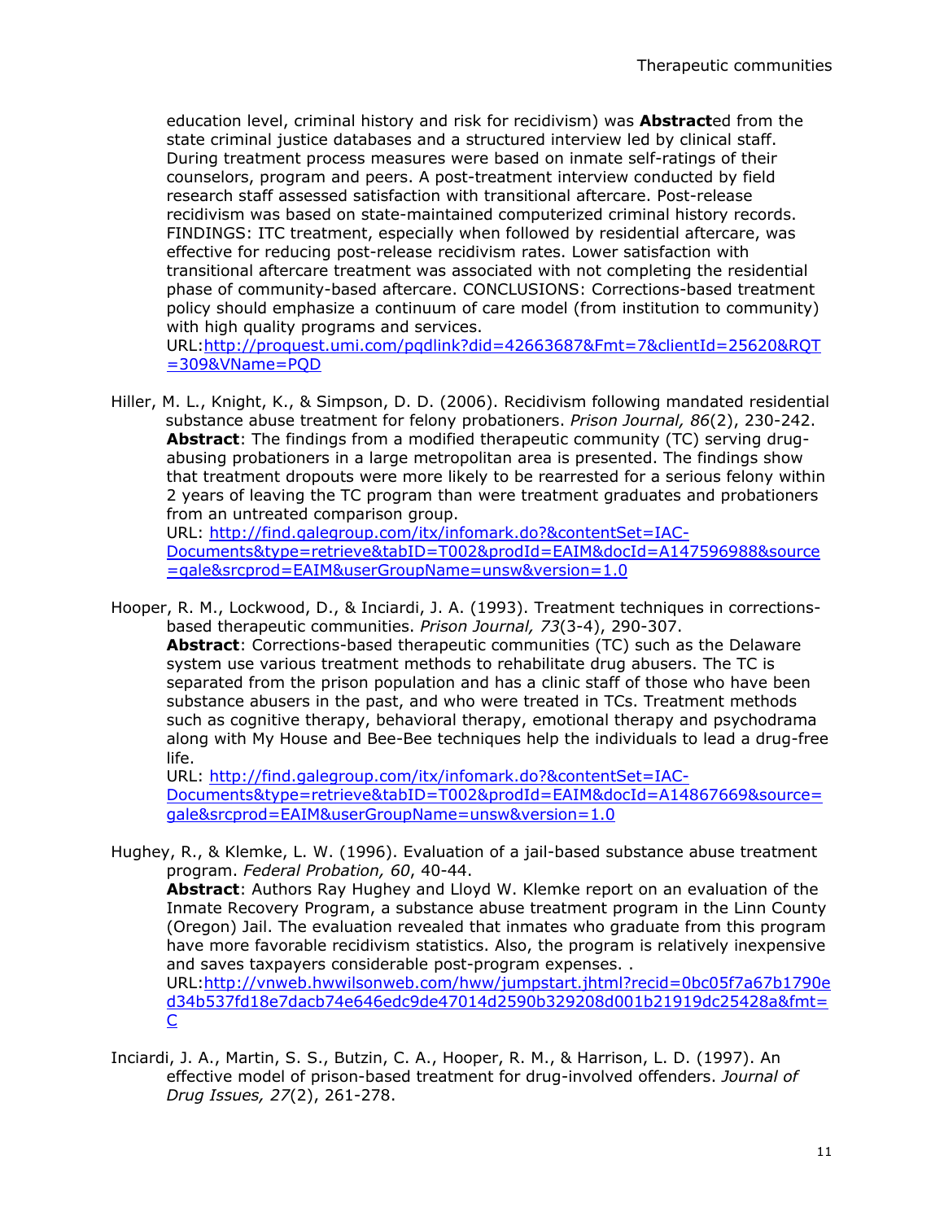education level, criminal history and risk for recidivism) was **Abstract**ed from the state criminal justice databases and a structured interview led by clinical staff. During treatment process measures were based on inmate self-ratings of their counselors, program and peers. A post-treatment interview conducted by field research staff assessed satisfaction with transitional aftercare. Post-release recidivism was based on state-maintained computerized criminal history records. FINDINGS: ITC treatment, especially when followed by residential aftercare, was effective for reducing post-release recidivism rates. Lower satisfaction with transitional aftercare treatment was associated with not completing the residential phase of community-based aftercare. CONCLUSIONS: Corrections-based treatment policy should emphasize a continuum of care model (from institution to community) with high quality programs and services.
URL:[http://proquest.umi.com/pqdlink?did=42663687&Fmt=7&clientId=25620&RQT=309&VName=PQD](http://proquest.umi.com/pqdlink?did=42663687&Fmt=7&clientId=25620&RQT=309&VName=PQD)

Hiller, M. L., Knight, K., & Simpson, D. D. (2006). Recidivism following mandated residential substance abuse treatment for felony probationers. *Prison Journal, 86*(2), 230-242.
**Abstract**: The findings from a modified therapeutic community (TC) serving drug-abusing probationers in a large metropolitan area is presented. The findings show that treatment dropouts were more likely to be rearrested for a serious felony within 2 years of leaving the TC program than were treatment graduates and probationers from an untreated comparison group.
URL: [http://find.galegroup.com/itx/infomark.do?&contentSet=IAC-Documents&type=retrieve&tabID=T002&prodId=EAIM&docId=A147596988&source=gale&srcprod=EAIM&userGroupName=unsw&version=1.0](http://find.galegroup.com/itx/infomark.do?&contentSet=IAC-Documents&type=retrieve&tabID=T002&prodId=EAIM&docId=A147596988&source=gale&srcprod=EAIM&userGroupName=unsw&version=1.0)

Hooper, R. M., Lockwood, D., & Inciardi, J. A. (1993). Treatment techniques in corrections-based therapeutic communities. *Prison Journal, 73*(3-4), 290-307.
**Abstract**: Corrections-based therapeutic communities (TC) such as the Delaware system use various treatment methods to rehabilitate drug abusers. The TC is separated from the prison population and has a clinic staff of those who have been substance abusers in the past, and who were treated in TCs. Treatment methods such as cognitive therapy, behavioral therapy, emotional therapy and psychodrama along with My House and Bee-Bee techniques help the individuals to lead a drug-free life.
URL: [http://find.galegroup.com/itx/infomark.do?&contentSet=IAC-Documents&type=retrieve&tabID=T002&prodId=EAIM&docId=A14867669&source=gale&srcprod=EAIM&userGroupName=unsw&version=1.0](http://find.galegroup.com/itx/infomark.do?&contentSet=IAC-Documents&type=retrieve&tabID=T002&prodId=EAIM&docId=A14867669&source=gale&srcprod=EAIM&userGroupName=unsw&version=1.0)

Hughey, R., & Klemke, L. W. (1996). Evaluation of a jail-based substance abuse treatment program. *Federal Probation, 60*, 40-44.
**Abstract**: Authors Ray Hughey and Lloyd W. Klemke report on an evaluation of the Inmate Recovery Program, a substance abuse treatment program in the Linn County (Oregon) Jail. The evaluation revealed that inmates who graduate from this program have more favorable recidivism statistics. Also, the program is relatively inexpensive and saves taxpayers considerable post-program expenses. .
URL:[http://vnweb.hwwilsonweb.com/hww/jumpstart.jhtml?recid=0bc05f7a67b1790ed34b537fd18e7dacb74e646edc9de47014d2590b329208d001b21919dc25428a&fmt=C](http://vnweb.hwwilsonweb.com/hww/jumpstart.jhtml?recid=0bc05f7a67b1790ed34b537fd18e7dacb74e646edc9de47014d2590b329208d001b21919dc25428a&fmt=C)

Inciardi, J. A., Martin, S. S., Butzin, C. A., Hooper, R. M., & Harrison, L. D. (1997). An effective model of prison-based treatment for drug-involved offenders. *Journal of Drug Issues, 27*(2), 261-278.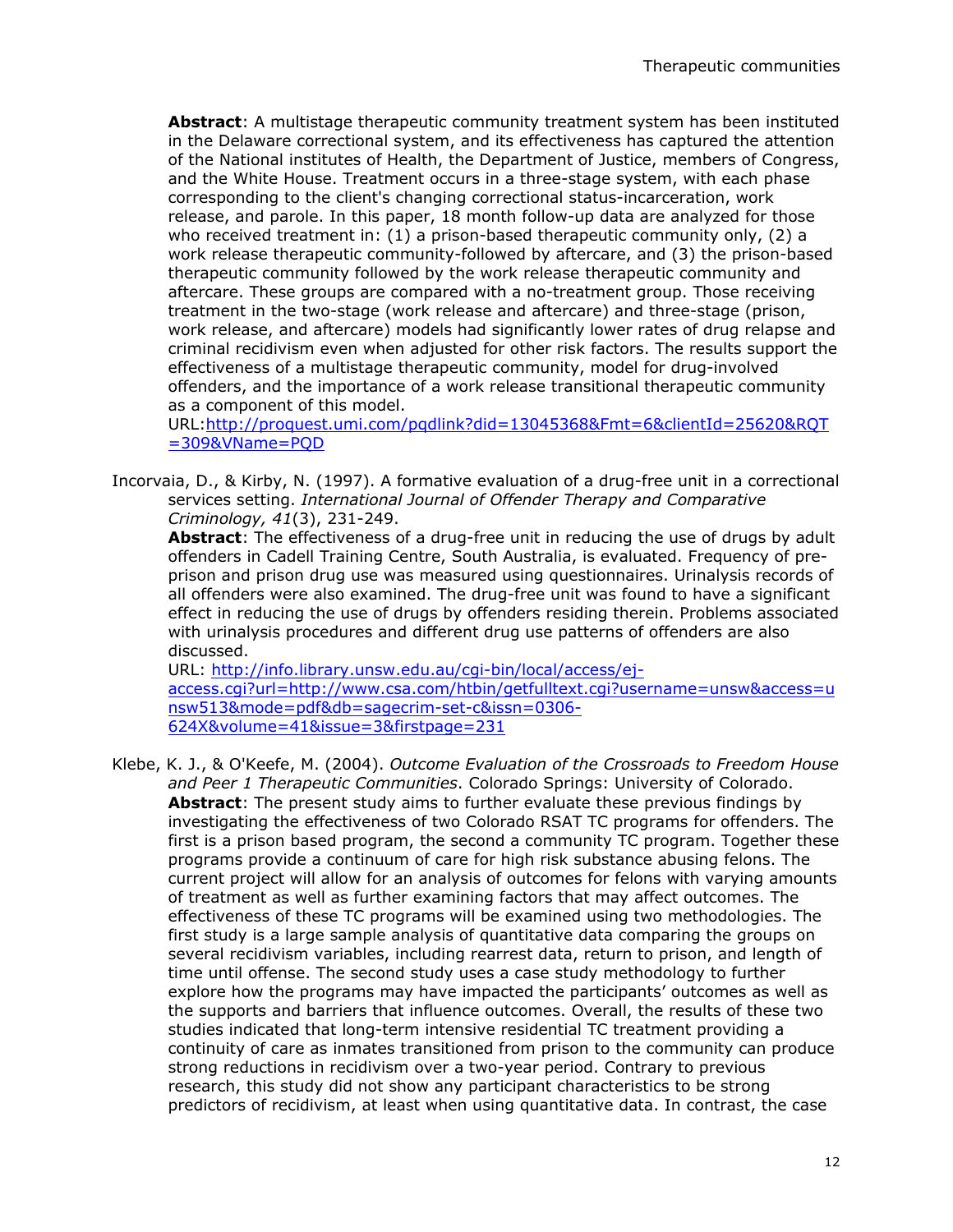**Abstract**: A multistage therapeutic community treatment system has been instituted in the Delaware correctional system, and its effectiveness has captured the attention of the National institutes of Health, the Department of Justice, members of Congress, and the White House. Treatment occurs in a three-stage system, with each phase corresponding to the client's changing correctional status-incarceration, work release, and parole. In this paper, 18 month follow-up data are analyzed for those who received treatment in: (1) a prison-based therapeutic community only, (2) a work release therapeutic community-followed by aftercare, and (3) the prison-based therapeutic community followed by the work release therapeutic community and aftercare. These groups are compared with a no-treatment group. Those receiving treatment in the two-stage (work release and aftercare) and three-stage (prison, work release, and aftercare) models had significantly lower rates of drug relapse and criminal recidivism even when adjusted for other risk factors. The results support the effectiveness of a multistage therapeutic community, model for drug-involved offenders, and the importance of a work release transitional therapeutic community as a component of this model.
URL:[http://proquest.umi.com/pqdlink?did=13045368&Fmt=6&clientId=25620&RQT=309&VName=PQD](http://proquest.umi.com/pqdlink?did=13045368&Fmt=6&clientId=25620&RQT=309&VName=PQD)

Incorvaia, D., & Kirby, N. (1997). A formative evaluation of a drug-free unit in a correctional services setting. *International Journal of Offender Therapy and Comparative Criminology, 41*(3), 231-249.
**Abstract**: The effectiveness of a drug-free unit in reducing the use of drugs by adult offenders in Cadell Training Centre, South Australia, is evaluated. Frequency of pre-prison and prison drug use was measured using questionnaires. Urinalysis records of all offenders were also examined. The drug-free unit was found to have a significant effect in reducing the use of drugs by offenders residing therein. Problems associated with urinalysis procedures and different drug use patterns of offenders are also discussed.
URL: [http://info.library.unsw.edu.au/cgi-bin/local/access/ej-access.cgi?url=http://www.csa.com/htbin/getfulltext.cgi?username=unsw&access=unsw513&mode=pdf&db=sagecrim-set-c&issn=0306-624X&volume=41&issue=3&firstpage=231](http://info.library.unsw.edu.au/cgi-bin/local/access/ej-access.cgi?url=http://www.csa.com/htbin/getfulltext.cgi?username=unsw&access=unsw513&mode=pdf&db=sagecrim-set-c&issn=0306-624X&volume=41&issue=3&firstpage=231)

Klebe, K. J., & O'Keefe, M. (2004). *Outcome Evaluation of the Crossroads to Freedom House and Peer 1 Therapeutic Communities*. Colorado Springs: University of Colorado.
**Abstract**: The present study aims to further evaluate these previous findings by investigating the effectiveness of two Colorado RSAT TC programs for offenders. The first is a prison based program, the second a community TC program. Together these programs provide a continuum of care for high risk substance abusing felons. The current project will allow for an analysis of outcomes for felons with varying amounts of treatment as well as further examining factors that may affect outcomes. The effectiveness of these TC programs will be examined using two methodologies. The first study is a large sample analysis of quantitative data comparing the groups on several recidivism variables, including rearrest data, return to prison, and length of time until offense. The second study uses a case study methodology to further explore how the programs may have impacted the participants' outcomes as well as the supports and barriers that influence outcomes. Overall, the results of these two studies indicated that long-term intensive residential TC treatment providing a continuity of care as inmates transitioned from prison to the community can produce strong reductions in recidivism over a two-year period. Contrary to previous research, this study did not show any participant characteristics to be strong predictors of recidivism, at least when using quantitative data. In contrast, the case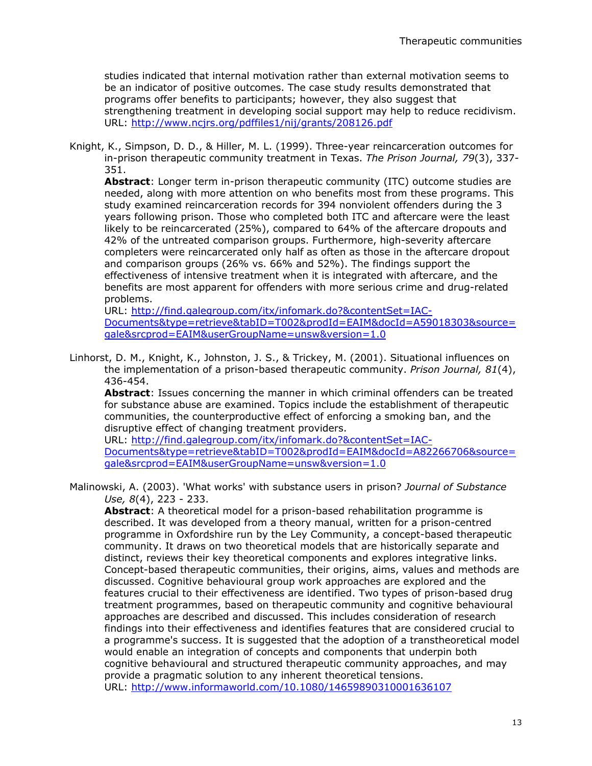studies indicated that internal motivation rather than external motivation seems to be an indicator of positive outcomes. The case study results demonstrated that programs offer benefits to participants; however, they also suggest that strengthening treatment in developing social support may help to reduce recidivism.
URL: http://www.ncjrs.org/pdffiles1/nij/grants/208126.pdf

Knight, K., Simpson, D. D., & Hiller, M. L. (1999). Three-year reincarceration outcomes for in-prison therapeutic community treatment in Texas. *The Prison Journal, 79*(3), 337-351.
**Abstract**: Longer term in-prison therapeutic community (ITC) outcome studies are needed, along with more attention on who benefits most from these programs. This study examined reincarceration records for 394 nonviolent offenders during the 3 years following prison. Those who completed both ITC and aftercare were the least likely to be reincarcerated (25%), compared to 64% of the aftercare dropouts and 42% of the untreated comparison groups. Furthermore, high-severity aftercare completers were reincarcerated only half as often as those in the aftercare dropout and comparison groups (26% vs. 66% and 52%). The findings support the effectiveness of intensive treatment when it is integrated with aftercare, and the benefits are most apparent for offenders with more serious crime and drug-related problems.
URL: http://find.galegroup.com/itx/infomark.do?&contentSet=IAC-Documents&type=retrieve&tabID=T002&prodId=EAIM&docId=A59018303&source=gale&srcprod=EAIM&userGroupName=unsw&version=1.0

Linhorst, D. M., Knight, K., Johnston, J. S., & Trickey, M. (2001). Situational influences on the implementation of a prison-based therapeutic community. *Prison Journal, 81*(4), 436-454.
**Abstract**: Issues concerning the manner in which criminal offenders can be treated for substance abuse are examined. Topics include the establishment of therapeutic communities, the counterproductive effect of enforcing a smoking ban, and the disruptive effect of changing treatment providers.
URL: http://find.galegroup.com/itx/infomark.do?&contentSet=IAC-Documents&type=retrieve&tabID=T002&prodId=EAIM&docId=A82266706&source=gale&srcprod=EAIM&userGroupName=unsw&version=1.0

Malinowski, A. (2003). 'What works' with substance users in prison? *Journal of Substance Use, 8*(4), 223 - 233.
**Abstract**: A theoretical model for a prison-based rehabilitation programme is described. It was developed from a theory manual, written for a prison-centred programme in Oxfordshire run by the Ley Community, a concept-based therapeutic community. It draws on two theoretical models that are historically separate and distinct, reviews their key theoretical components and explores integrative links. Concept-based therapeutic communities, their origins, aims, values and methods are discussed. Cognitive behavioural group work approaches are explored and the features crucial to their effectiveness are identified. Two types of prison-based drug treatment programmes, based on therapeutic community and cognitive behavioural approaches are described and discussed. This includes consideration of research findings into their effectiveness and identifies features that are considered crucial to a programme's success. It is suggested that the adoption of a transtheoretical model would enable an integration of concepts and components that underpin both cognitive behavioural and structured therapeutic community approaches, and may provide a pragmatic solution to any inherent theoretical tensions.
URL: http://www.informaworld.com/10.1080/14659890310001636107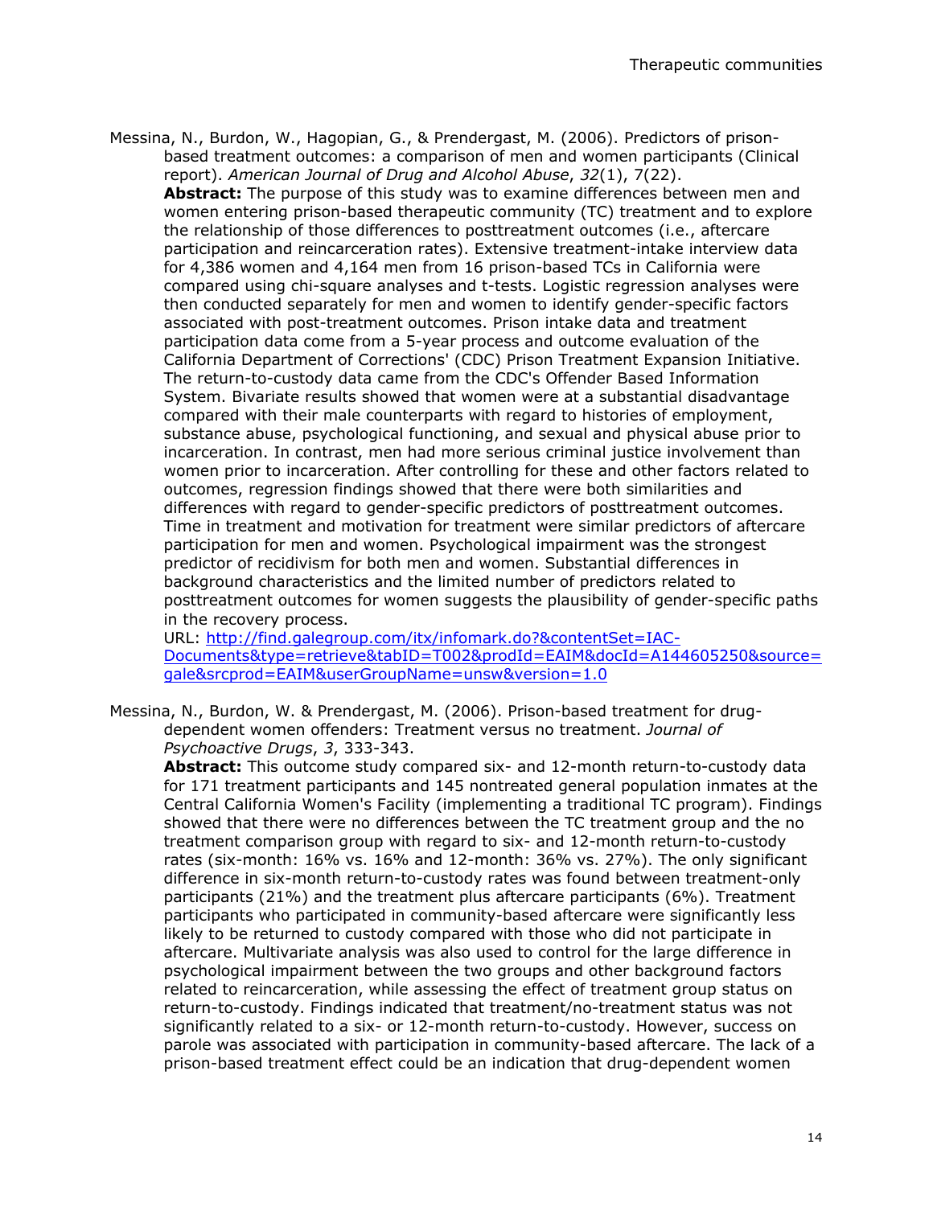Messina, N., Burdon, W., Hagopian, G., & Prendergast, M. (2006). Predictors of prison-based treatment outcomes: a comparison of men and women participants (Clinical report). *American Journal of Drug and Alcohol Abuse*, *32*(1), 7(22).

**Abstract:** The purpose of this study was to examine differences between men and women entering prison-based therapeutic community (TC) treatment and to explore the relationship of those differences to posttreatment outcomes (i.e., aftercare participation and reincarceration rates). Extensive treatment-intake interview data for 4,386 women and 4,164 men from 16 prison-based TCs in California were compared using chi-square analyses and t-tests. Logistic regression analyses were then conducted separately for men and women to identify gender-specific factors associated with post-treatment outcomes. Prison intake data and treatment participation data come from a 5-year process and outcome evaluation of the California Department of Corrections' (CDC) Prison Treatment Expansion Initiative. The return-to-custody data came from the CDC's Offender Based Information System. Bivariate results showed that women were at a substantial disadvantage compared with their male counterparts with regard to histories of employment, substance abuse, psychological functioning, and sexual and physical abuse prior to incarceration. In contrast, men had more serious criminal justice involvement than women prior to incarceration. After controlling for these and other factors related to outcomes, regression findings showed that there were both similarities and differences with regard to gender-specific predictors of posttreatment outcomes. Time in treatment and motivation for treatment were similar predictors of aftercare participation for men and women. Psychological impairment was the strongest predictor of recidivism for both men and women. Substantial differences in background characteristics and the limited number of predictors related to posttreatment outcomes for women suggests the plausibility of gender-specific paths in the recovery process.

URL: [http://find.galegroup.com/itx/infomark.do?&contentSet=IAC-Documents&type=retrieve&tabID=T002&prodId=EAIM&docId=A144605250&source=gale&srcprod=EAIM&userGroupName=unsw&version=1.0](http://find.galegroup.com/itx/infomark.do?&contentSet=IAC-Documents&type=retrieve&tabID=T002&prodId=EAIM&docId=A144605250&source=gale&srcprod=EAIM&userGroupName=unsw&version=1.0)

Messina, N., Burdon, W. & Prendergast, M. (2006). Prison-based treatment for drug-dependent women offenders: Treatment versus no treatment. *Journal of Psychoactive Drugs*, *3*, 333-343.

**Abstract:** This outcome study compared six- and 12-month return-to-custody data for 171 treatment participants and 145 nontreated general population inmates at the Central California Women's Facility (implementing a traditional TC program). Findings showed that there were no differences between the TC treatment group and the no treatment comparison group with regard to six- and 12-month return-to-custody rates (six-month: 16% vs. 16% and 12-month: 36% vs. 27%). The only significant difference in six-month return-to-custody rates was found between treatment-only participants (21%) and the treatment plus aftercare participants (6%). Treatment participants who participated in community-based aftercare were significantly less likely to be returned to custody compared with those who did not participate in aftercare. Multivariate analysis was also used to control for the large difference in psychological impairment between the two groups and other background factors related to reincarceration, while assessing the effect of treatment group status on return-to-custody. Findings indicated that treatment/no-treatment status was not significantly related to a six- or 12-month return-to-custody. However, success on parole was associated with participation in community-based aftercare. The lack of a prison-based treatment effect could be an indication that drug-dependent women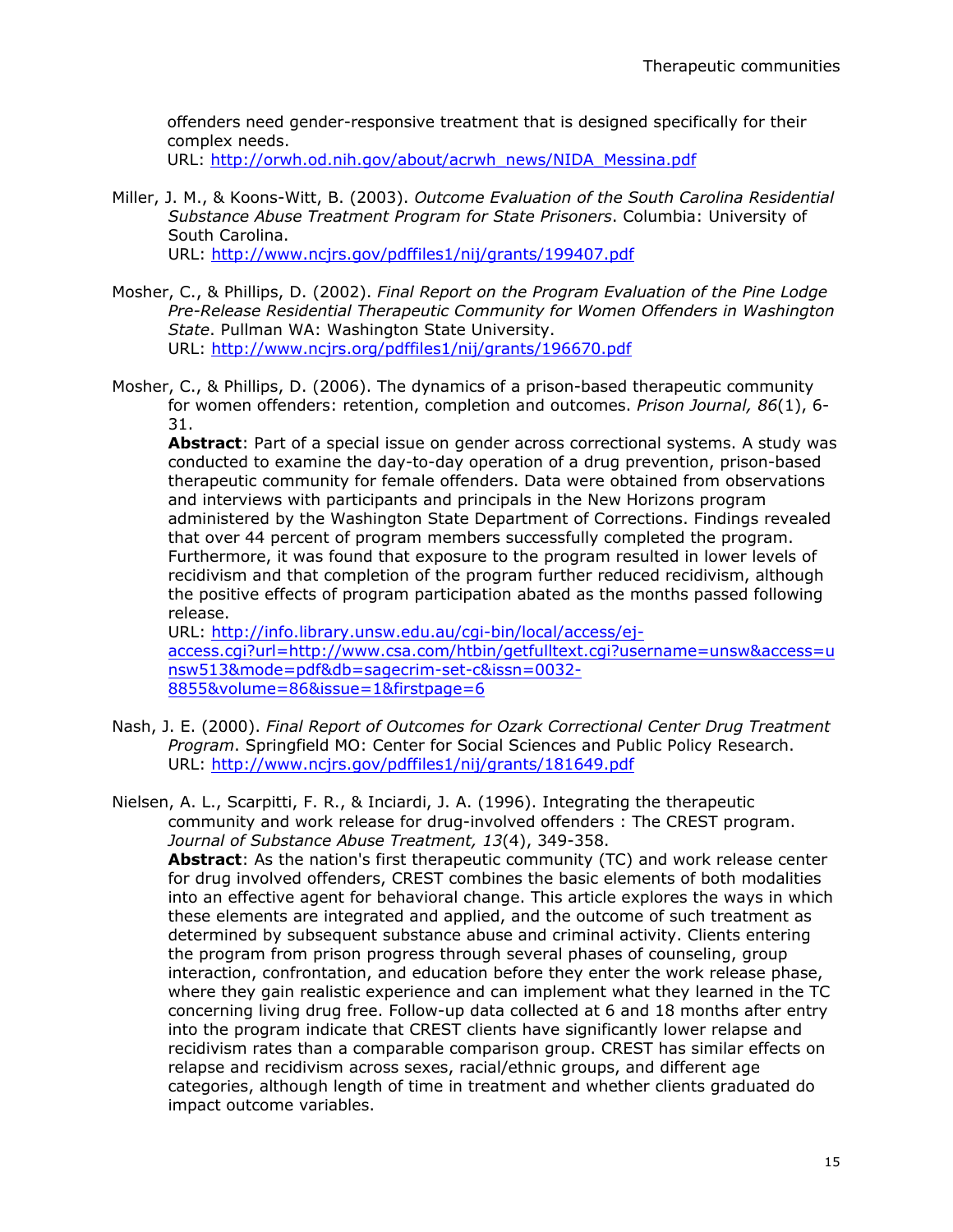offenders need gender-responsive treatment that is designed specifically for their complex needs.
URL: http://orwh.od.nih.gov/about/acrwh_news/NIDA_Messina.pdf

Miller, J. M., & Koons-Witt, B. (2003). *Outcome Evaluation of the South Carolina Residential Substance Abuse Treatment Program for State Prisoners*. Columbia: University of South Carolina.
URL: http://www.ncjrs.gov/pdffiles1/nij/grants/199407.pdf

Mosher, C., & Phillips, D. (2002). *Final Report on the Program Evaluation of the Pine Lodge Pre-Release Residential Therapeutic Community for Women Offenders in Washington State*. Pullman WA: Washington State University.
URL: http://www.ncjrs.org/pdffiles1/nij/grants/196670.pdf

Mosher, C., & Phillips, D. (2006). The dynamics of a prison-based therapeutic community for women offenders: retention, completion and outcomes. *Prison Journal, 86*(1), 6-31.
**Abstract**: Part of a special issue on gender across correctional systems. A study was conducted to examine the day-to-day operation of a drug prevention, prison-based therapeutic community for female offenders. Data were obtained from observations and interviews with participants and principals in the New Horizons program administered by the Washington State Department of Corrections. Findings revealed that over 44 percent of program members successfully completed the program. Furthermore, it was found that exposure to the program resulted in lower levels of recidivism and that completion of the program further reduced recidivism, although the positive effects of program participation abated as the months passed following release.
URL: http://info.library.unsw.edu.au/cgi-bin/local/access/ej-access.cgi?url=http://www.csa.com/htbin/getfulltext.cgi?username=unsw&access=unsw513&mode=pdf&db=sagecrim-set-c&issn=0032-8855&volume=86&issue=1&firstpage=6

Nash, J. E. (2000). *Final Report of Outcomes for Ozark Correctional Center Drug Treatment Program*. Springfield MO: Center for Social Sciences and Public Policy Research.
URL: http://www.ncjrs.gov/pdffiles1/nij/grants/181649.pdf

Nielsen, A. L., Scarpitti, F. R., & Inciardi, J. A. (1996). Integrating the therapeutic community and work release for drug-involved offenders : The CREST program. *Journal of Substance Abuse Treatment, 13*(4), 349-358.
**Abstract**: As the nation's first therapeutic community (TC) and work release center for drug involved offenders, CREST combines the basic elements of both modalities into an effective agent for behavioral change. This article explores the ways in which these elements are integrated and applied, and the outcome of such treatment as determined by subsequent substance abuse and criminal activity. Clients entering the program from prison progress through several phases of counseling, group interaction, confrontation, and education before they enter the work release phase, where they gain realistic experience and can implement what they learned in the TC concerning living drug free. Follow-up data collected at 6 and 18 months after entry into the program indicate that CREST clients have significantly lower relapse and recidivism rates than a comparable comparison group. CREST has similar effects on relapse and recidivism across sexes, racial/ethnic groups, and different age categories, although length of time in treatment and whether clients graduated do impact outcome variables.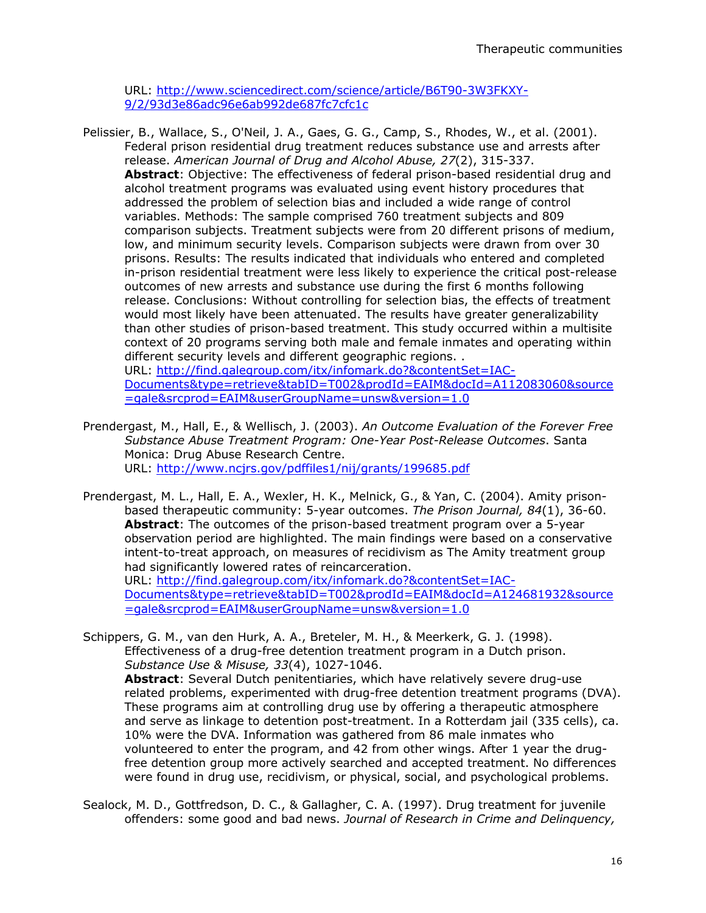URL: http://www.sciencedirect.com/science/article/B6T90-3W3FKXY-9/2/93d3e86adc96e6ab992de687fc7cfc1c

Pelissier, B., Wallace, S., O'Neil, J. A., Gaes, G. G., Camp, S., Rhodes, W., et al. (2001). Federal prison residential drug treatment reduces substance use and arrests after release. *American Journal of Drug and Alcohol Abuse, 27*(2), 315-337.
**Abstract**: Objective: The effectiveness of federal prison-based residential drug and alcohol treatment programs was evaluated using event history procedures that addressed the problem of selection bias and included a wide range of control variables. Methods: The sample comprised 760 treatment subjects and 809 comparison subjects. Treatment subjects were from 20 different prisons of medium, low, and minimum security levels. Comparison subjects were drawn from over 30 prisons. Results: The results indicated that individuals who entered and completed in-prison residential treatment were less likely to experience the critical post-release outcomes of new arrests and substance use during the first 6 months following release. Conclusions: Without controlling for selection bias, the effects of treatment would most likely have been attenuated. The results have greater generalizability than other studies of prison-based treatment. This study occurred within a multisite context of 20 programs serving both male and female inmates and operating within different security levels and different geographic regions. .
URL: http://find.galegroup.com/itx/infomark.do?&contentSet=IAC-Documents&type=retrieve&tabID=T002&prodId=EAIM&docId=A112083060&source=gale&srcprod=EAIM&userGroupName=unsw&version=1.0

Prendergast, M., Hall, E., & Wellisch, J. (2003). *An Outcome Evaluation of the Forever Free Substance Abuse Treatment Program: One-Year Post-Release Outcomes*. Santa Monica: Drug Abuse Research Centre.
URL: http://www.ncjrs.gov/pdffiles1/nij/grants/199685.pdf

Prendergast, M. L., Hall, E. A., Wexler, H. K., Melnick, G., & Yan, C. (2004). Amity prison-based therapeutic community: 5-year outcomes. *The Prison Journal, 84*(1), 36-60.
**Abstract**: The outcomes of the prison-based treatment program over a 5-year observation period are highlighted. The main findings were based on a conservative intent-to-treat approach, on measures of recidivism as The Amity treatment group had significantly lowered rates of reincarceration.
URL: http://find.galegroup.com/itx/infomark.do?&contentSet=IAC-Documents&type=retrieve&tabID=T002&prodId=EAIM&docId=A124681932&source=gale&srcprod=EAIM&userGroupName=unsw&version=1.0

Schippers, G. M., van den Hurk, A. A., Breteler, M. H., & Meerkerk, G. J. (1998). Effectiveness of a drug-free detention treatment program in a Dutch prison. *Substance Use & Misuse, 33*(4), 1027-1046.
**Abstract**: Several Dutch penitentiaries, which have relatively severe drug-use related problems, experimented with drug-free detention treatment programs (DVA). These programs aim at controlling drug use by offering a therapeutic atmosphere and serve as linkage to detention post-treatment. In a Rotterdam jail (335 cells), ca. 10% were the DVA. Information was gathered from 86 male inmates who volunteered to enter the program, and 42 from other wings. After 1 year the drug-free detention group more actively searched and accepted treatment. No differences were found in drug use, recidivism, or physical, social, and psychological problems.

Sealock, M. D., Gottfredson, D. C., & Gallagher, C. A. (1997). Drug treatment for juvenile offenders: some good and bad news. *Journal of Research in Crime and Delinquency,*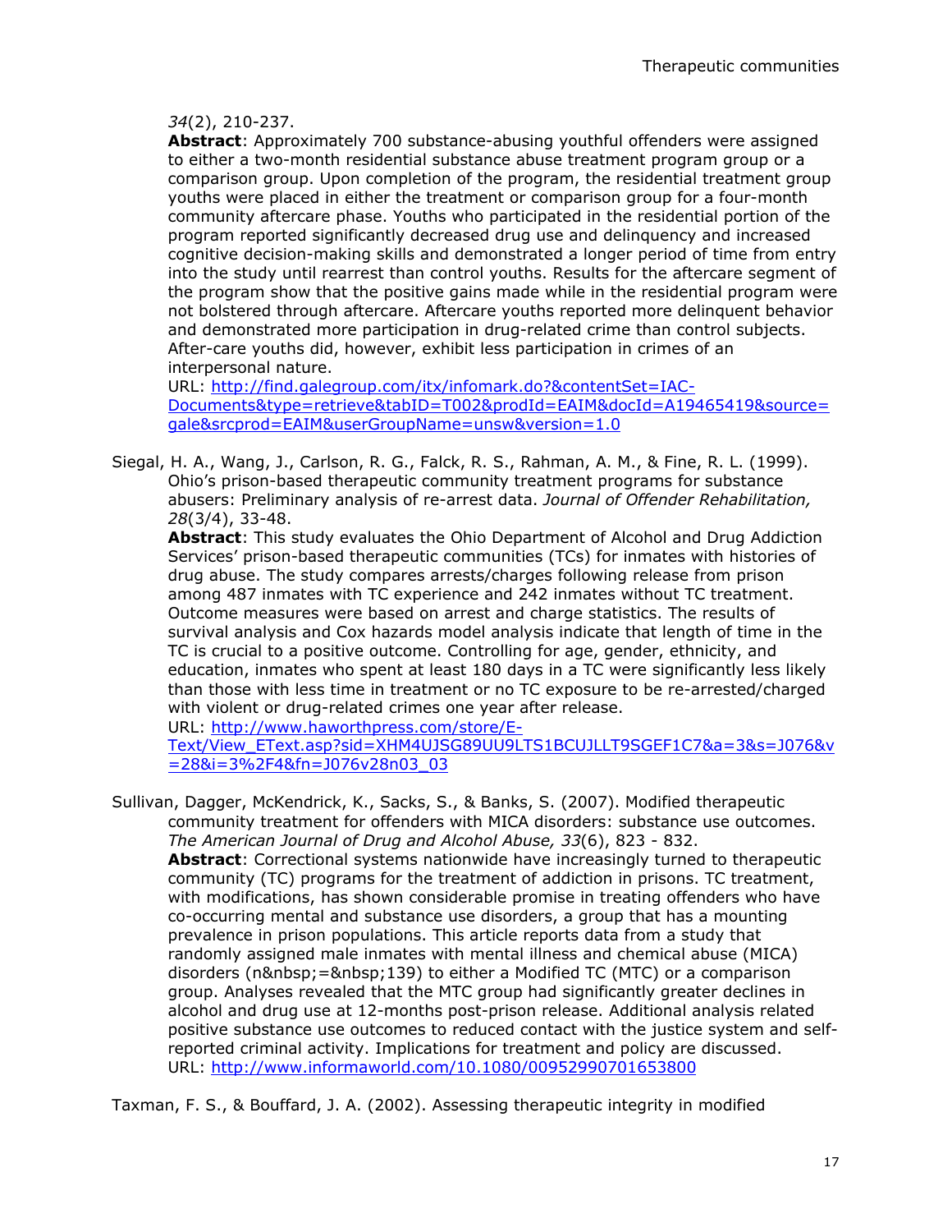*34*(2), 210-237.

**Abstract**: Approximately 700 substance-abusing youthful offenders were assigned to either a two-month residential substance abuse treatment program group or a comparison group. Upon completion of the program, the residential treatment group youths were placed in either the treatment or comparison group for a four-month community aftercare phase. Youths who participated in the residential portion of the program reported significantly decreased drug use and delinquency and increased cognitive decision-making skills and demonstrated a longer period of time from entry into the study until rearrest than control youths. Results for the aftercare segment of the program show that the positive gains made while in the residential program were not bolstered through aftercare. Aftercare youths reported more delinquent behavior and demonstrated more participation in drug-related crime than control subjects. After-care youths did, however, exhibit less participation in crimes of an interpersonal nature.

URL: http://find.galegroup.com/itx/infomark.do?&contentSet=IAC-Documents&type=retrieve&tabID=T002&prodId=EAIM&docId=A19465419&source=gale&srcprod=EAIM&userGroupName=unsw&version=1.0

Siegal, H. A., Wang, J., Carlson, R. G., Falck, R. S., Rahman, A. M., & Fine, R. L. (1999). Ohio's prison-based therapeutic community treatment programs for substance abusers: Preliminary analysis of re-arrest data. *Journal of Offender Rehabilitation, 28*(3/4), 33-48.

**Abstract**: This study evaluates the Ohio Department of Alcohol and Drug Addiction Services' prison-based therapeutic communities (TCs) for inmates with histories of drug abuse. The study compares arrests/charges following release from prison among 487 inmates with TC experience and 242 inmates without TC treatment. Outcome measures were based on arrest and charge statistics. The results of survival analysis and Cox hazards model analysis indicate that length of time in the TC is crucial to a positive outcome. Controlling for age, gender, ethnicity, and education, inmates who spent at least 180 days in a TC were significantly less likely than those with less time in treatment or no TC exposure to be re-arrested/charged with violent or drug-related crimes one year after release.

URL: http://www.haworthpress.com/store/E-Text/View_EText.asp?sid=XHM4UJSG89UU9LTS1BCUJLLT9SGEF1C7&a=3&s=J076&v=28&i=3%2F4&fn=J076v28n03_03

Sullivan, Dagger, McKendrick, K., Sacks, S., & Banks, S. (2007). Modified therapeutic community treatment for offenders with MICA disorders: substance use outcomes. *The American Journal of Drug and Alcohol Abuse, 33*(6), 823 - 832.

**Abstract**: Correctional systems nationwide have increasingly turned to therapeutic community (TC) programs for the treatment of addiction in prisons. TC treatment, with modifications, has shown considerable promise in treating offenders who have co-occurring mental and substance use disorders, a group that has a mounting prevalence in prison populations. This article reports data from a study that randomly assigned male inmates with mental illness and chemical abuse (MICA) disorders (n&nbsp;=&nbsp;139) to either a Modified TC (MTC) or a comparison group. Analyses revealed that the MTC group had significantly greater declines in alcohol and drug use at 12-months post-prison release. Additional analysis related positive substance use outcomes to reduced contact with the justice system and self-reported criminal activity. Implications for treatment and policy are discussed.

URL: http://www.informaworld.com/10.1080/00952990701653800

Taxman, F. S., & Bouffard, J. A. (2002). Assessing therapeutic integrity in modified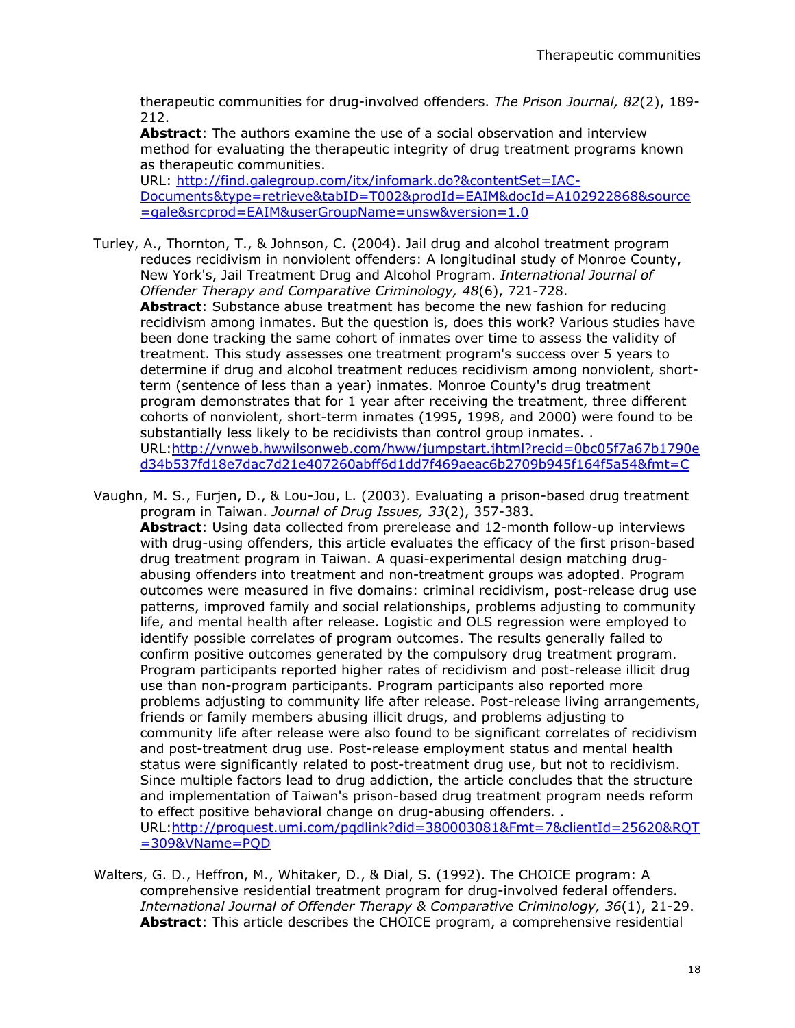therapeutic communities for drug-involved offenders. *The Prison Journal, 82*(2), 189-212.

**Abstract**: The authors examine the use of a social observation and interview method for evaluating the therapeutic integrity of drug treatment programs known as therapeutic communities.

URL: [http://find.galegroup.com/itx/infomark.do?&contentSet=IAC-Documents&type=retrieve&tabID=T002&prodId=EAIM&docId=A102922868&source=gale&srcprod=EAIM&userGroupName=unsw&version=1.0](http://find.galegroup.com/itx/infomark.do?&contentSet=IAC-Documents&type=retrieve&tabID=T002&prodId=EAIM&docId=A102922868&source=gale&srcprod=EAIM&userGroupName=unsw&version=1.0)

Turley, A., Thornton, T., & Johnson, C. (2004). Jail drug and alcohol treatment program reduces recidivism in nonviolent offenders: A longitudinal study of Monroe County, New York's, Jail Treatment Drug and Alcohol Program. *International Journal of Offender Therapy and Comparative Criminology, 48*(6), 721-728.

**Abstract**: Substance abuse treatment has become the new fashion for reducing recidivism among inmates. But the question is, does this work? Various studies have been done tracking the same cohort of inmates over time to assess the validity of treatment. This study assesses one treatment program's success over 5 years to determine if drug and alcohol treatment reduces recidivism among nonviolent, short-term (sentence of less than a year) inmates. Monroe County's drug treatment program demonstrates that for 1 year after receiving the treatment, three different cohorts of nonviolent, short-term inmates (1995, 1998, and 2000) were found to be substantially less likely to be recidivists than control group inmates. .

URL:[http://vnweb.hwwilsonweb.com/hww/jumpstart.jhtml?recid=0bc05f7a67b1790ed34b537fd18e7dac7d21e407260abff6d1dd7f469aeac6b2709b945f164f5a54&fmt=C](http://vnweb.hwwilsonweb.com/hww/jumpstart.jhtml?recid=0bc05f7a67b1790ed34b537fd18e7dac7d21e407260abff6d1dd7f469aeac6b2709b945f164f5a54&fmt=C)

Vaughn, M. S., Furjen, D., & Lou-Jou, L. (2003). Evaluating a prison-based drug treatment program in Taiwan. *Journal of Drug Issues, 33*(2), 357-383.

**Abstract**: Using data collected from prerelease and 12-month follow-up interviews with drug-using offenders, this article evaluates the efficacy of the first prison-based drug treatment program in Taiwan. A quasi-experimental design matching drug-abusing offenders into treatment and non-treatment groups was adopted. Program outcomes were measured in five domains: criminal recidivism, post-release drug use patterns, improved family and social relationships, problems adjusting to community life, and mental health after release. Logistic and OLS regression were employed to identify possible correlates of program outcomes. The results generally failed to confirm positive outcomes generated by the compulsory drug treatment program. Program participants reported higher rates of recidivism and post-release illicit drug use than non-program participants. Program participants also reported more problems adjusting to community life after release. Post-release living arrangements, friends or family members abusing illicit drugs, and problems adjusting to community life after release were also found to be significant correlates of recidivism and post-treatment drug use. Post-release employment status and mental health status were significantly related to post-treatment drug use, but not to recidivism. Since multiple factors lead to drug addiction, the article concludes that the structure and implementation of Taiwan's prison-based drug treatment program needs reform to effect positive behavioral change on drug-abusing offenders. .

URL:[http://proquest.umi.com/pqdlink?did=380003081&Fmt=7&clientId=25620&RQT=309&VName=PQD](http://proquest.umi.com/pqdlink?did=380003081&Fmt=7&clientId=25620&RQT=309&VName=PQD)

Walters, G. D., Heffron, M., Whitaker, D., & Dial, S. (1992). The CHOICE program: A comprehensive residential treatment program for drug-involved federal offenders. *International Journal of Offender Therapy & Comparative Criminology, 36*(1), 21-29.

**Abstract**: This article describes the CHOICE program, a comprehensive residential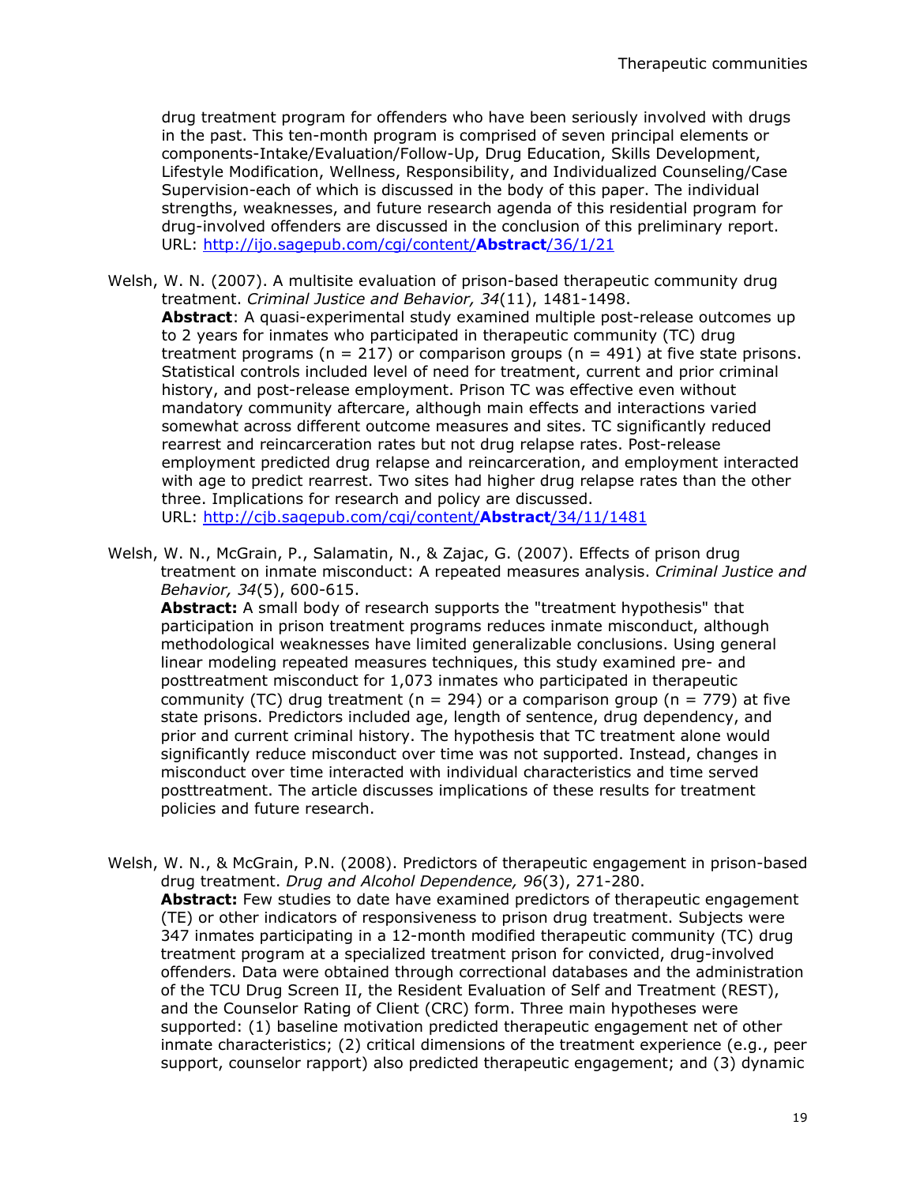drug treatment program for offenders who have been seriously involved with drugs in the past. This ten-month program is comprised of seven principal elements or components-Intake/Evaluation/Follow-Up, Drug Education, Skills Development, Lifestyle Modification, Wellness, Responsibility, and Individualized Counseling/Case Supervision-each of which is discussed in the body of this paper. The individual strengths, weaknesses, and future research agenda of this residential program for drug-involved offenders are discussed in the conclusion of this preliminary report.
URL: http://ijo.sagepub.com/cgi/content/**Abstract**/36/1/21

Welsh, W. N. (2007). A multisite evaluation of prison-based therapeutic community drug treatment. *Criminal Justice and Behavior, 34*(11), 1481-1498.
**Abstract**: A quasi-experimental study examined multiple post-release outcomes up to 2 years for inmates who participated in therapeutic community (TC) drug treatment programs (n = 217) or comparison groups (n = 491) at five state prisons. Statistical controls included level of need for treatment, current and prior criminal history, and post-release employment. Prison TC was effective even without mandatory community aftercare, although main effects and interactions varied somewhat across different outcome measures and sites. TC significantly reduced rearrest and reincarceration rates but not drug relapse rates. Post-release employment predicted drug relapse and reincarceration, and employment interacted with age to predict rearrest. Two sites had higher drug relapse rates than the other three. Implications for research and policy are discussed.
URL: http://cjb.sagepub.com/cgi/content/**Abstract**/34/11/1481

Welsh, W. N., McGrain, P., Salamatin, N., & Zajac, G. (2007). Effects of prison drug treatment on inmate misconduct: A repeated measures analysis. *Criminal Justice and Behavior, 34*(5), 600-615.
**Abstract:** A small body of research supports the "treatment hypothesis" that participation in prison treatment programs reduces inmate misconduct, although methodological weaknesses have limited generalizable conclusions. Using general linear modeling repeated measures techniques, this study examined pre- and posttreatment misconduct for 1,073 inmates who participated in therapeutic community (TC) drug treatment (n = 294) or a comparison group (n = 779) at five state prisons. Predictors included age, length of sentence, drug dependency, and prior and current criminal history. The hypothesis that TC treatment alone would significantly reduce misconduct over time was not supported. Instead, changes in misconduct over time interacted with individual characteristics and time served posttreatment. The article discusses implications of these results for treatment policies and future research.

Welsh, W. N., & McGrain, P.N. (2008). Predictors of therapeutic engagement in prison-based drug treatment. *Drug and Alcohol Dependence, 96*(3), 271-280.
**Abstract:** Few studies to date have examined predictors of therapeutic engagement (TE) or other indicators of responsiveness to prison drug treatment. Subjects were 347 inmates participating in a 12-month modified therapeutic community (TC) drug treatment program at a specialized treatment prison for convicted, drug-involved offenders. Data were obtained through correctional databases and the administration of the TCU Drug Screen II, the Resident Evaluation of Self and Treatment (REST), and the Counselor Rating of Client (CRC) form. Three main hypotheses were supported: (1) baseline motivation predicted therapeutic engagement net of other inmate characteristics; (2) critical dimensions of the treatment experience (e.g., peer support, counselor rapport) also predicted therapeutic engagement; and (3) dynamic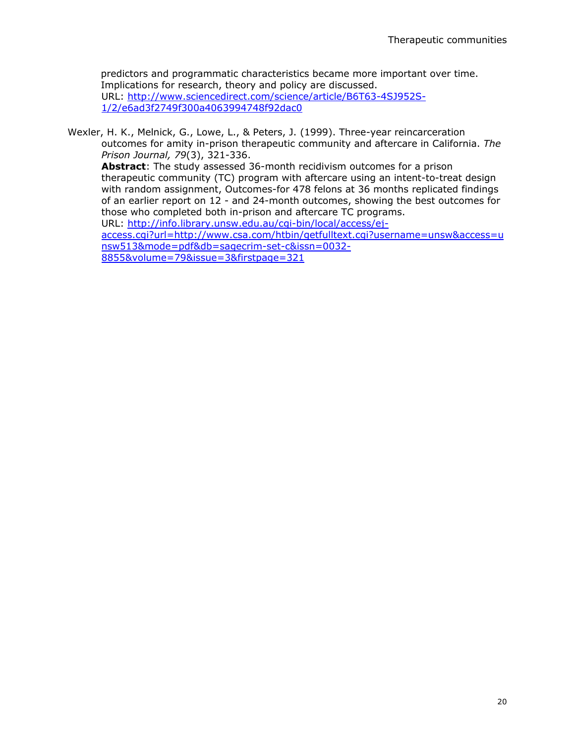predictors and programmatic characteristics became more important over time. Implications for research, theory and policy are discussed.
URL: [http://www.sciencedirect.com/science/article/B6T63-4SJ952S-1/2/e6ad3f2749f300a4063994748f92dac0](http://www.sciencedirect.com/science/article/B6T63-4SJ952S-1/2/e6ad3f2749f300a4063994748f92dac0)

Wexler, H. K., Melnick, G., Lowe, L., & Peters, J. (1999). Three-year reincarceration outcomes for amity in-prison therapeutic community and aftercare in California. *The Prison Journal, 79*(3), 321-336.
**Abstract**: The study assessed 36-month recidivism outcomes for a prison therapeutic community (TC) program with aftercare using an intent-to-treat design with random assignment, Outcomes-for 478 felons at 36 months replicated findings of an earlier report on 12 - and 24-month outcomes, showing the best outcomes for those who completed both in-prison and aftercare TC programs.
URL: [http://info.library.unsw.edu.au/cgi-bin/local/access/ej-access.cgi?url=http://www.csa.com/htbin/getfulltext.cgi?username=unsw&access=unsw513&mode=pdf&db=sagecrim-set-c&issn=0032-8855&volume=79&issue=3&firstpage=321](http://info.library.unsw.edu.au/cgi-bin/local/access/ej-access.cgi?url=http://www.csa.com/htbin/getfulltext.cgi?username=unsw&access=unsw513&mode=pdf&db=sagecrim-set-c&issn=0032-8855&volume=79&issue=3&firstpage=321)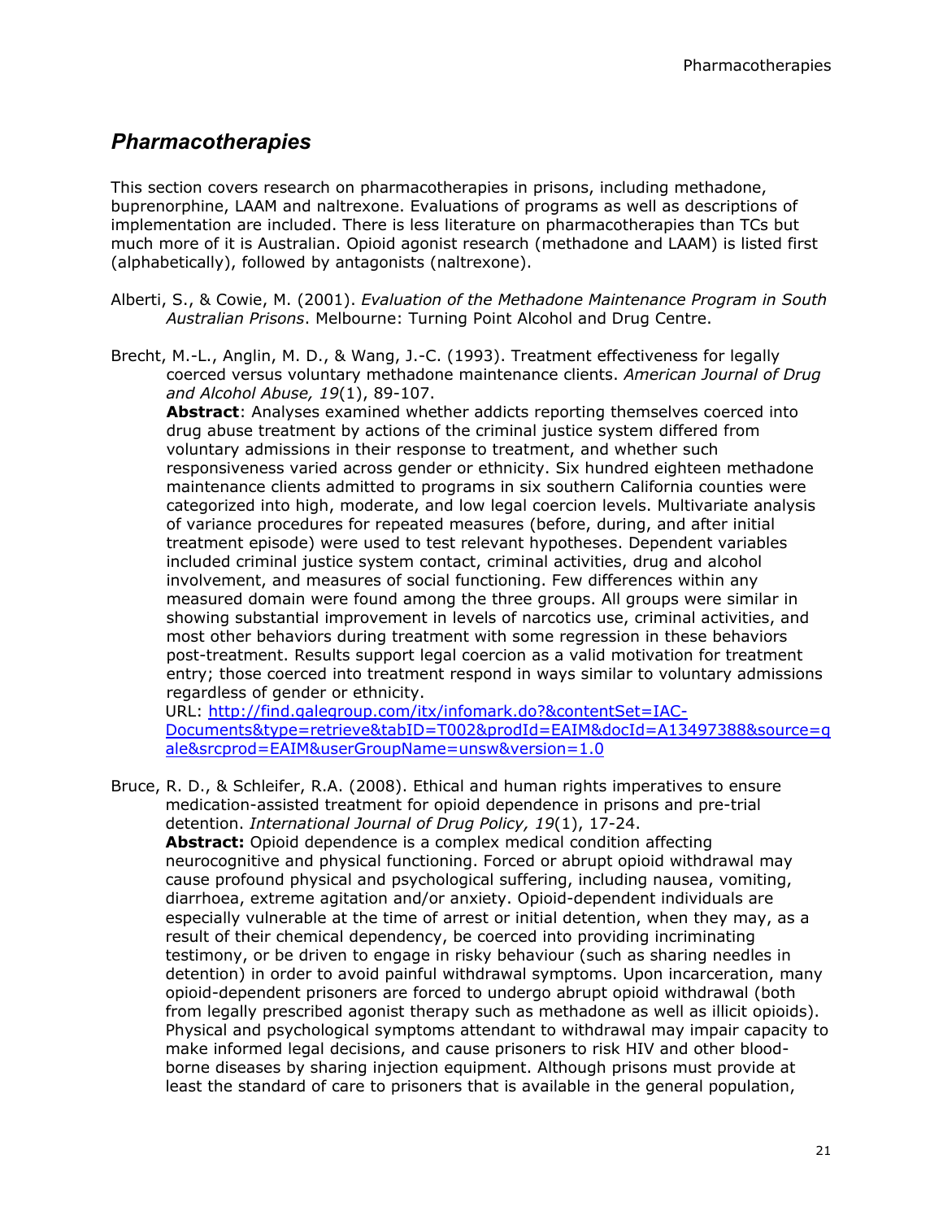## *Pharmacotherapies*

This section covers research on pharmacotherapies in prisons, including methadone, buprenorphine, LAAM and naltrexone. Evaluations of programs as well as descriptions of implementation are included. There is less literature on pharmacotherapies than TCs but much more of it is Australian. Opioid agonist research (methadone and LAAM) is listed first (alphabetically), followed by antagonists (naltrexone).

Alberti, S., & Cowie, M. (2001). *Evaluation of the Methadone Maintenance Program in South Australian Prisons*. Melbourne: Turning Point Alcohol and Drug Centre.

Brecht, M.-L., Anglin, M. D., & Wang, J.-C. (1993). Treatment effectiveness for legally coerced versus voluntary methadone maintenance clients. *American Journal of Drug and Alcohol Abuse, 19*(1), 89-107.
**Abstract**: Analyses examined whether addicts reporting themselves coerced into drug abuse treatment by actions of the criminal justice system differed from voluntary admissions in their response to treatment, and whether such responsiveness varied across gender or ethnicity. Six hundred eighteen methadone maintenance clients admitted to programs in six southern California counties were categorized into high, moderate, and low legal coercion levels. Multivariate analysis of variance procedures for repeated measures (before, during, and after initial treatment episode) were used to test relevant hypotheses. Dependent variables included criminal justice system contact, criminal activities, drug and alcohol involvement, and measures of social functioning. Few differences within any measured domain were found among the three groups. All groups were similar in showing substantial improvement in levels of narcotics use, criminal activities, and most other behaviors during treatment with some regression in these behaviors post-treatment. Results support legal coercion as a valid motivation for treatment entry; those coerced into treatment respond in ways similar to voluntary admissions regardless of gender or ethnicity.
URL: [http://find.galegroup.com/itx/infomark.do?&contentSet=IAC-Documents&type=retrieve&tabID=T002&prodId=EAIM&docId=A13497388&source=gale&srcprod=EAIM&userGroupName=unsw&version=1.0](http://find.galegroup.com/itx/infomark.do?&contentSet=IAC-Documents&type=retrieve&tabID=T002&prodId=EAIM&docId=A13497388&source=gale&srcprod=EAIM&userGroupName=unsw&version=1.0)

Bruce, R. D., & Schleifer, R.A. (2008). Ethical and human rights imperatives to ensure medication-assisted treatment for opioid dependence in prisons and pre-trial detention. *International Journal of Drug Policy, 19*(1), 17-24.
**Abstract:** Opioid dependence is a complex medical condition affecting neurocognitive and physical functioning. Forced or abrupt opioid withdrawal may cause profound physical and psychological suffering, including nausea, vomiting, diarrhoea, extreme agitation and/or anxiety. Opioid-dependent individuals are especially vulnerable at the time of arrest or initial detention, when they may, as a result of their chemical dependency, be coerced into providing incriminating testimony, or be driven to engage in risky behaviour (such as sharing needles in detention) in order to avoid painful withdrawal symptoms. Upon incarceration, many opioid-dependent prisoners are forced to undergo abrupt opioid withdrawal (both from legally prescribed agonist therapy such as methadone as well as illicit opioids). Physical and psychological symptoms attendant to withdrawal may impair capacity to make informed legal decisions, and cause prisoners to risk HIV and other blood-borne diseases by sharing injection equipment. Although prisons must provide at least the standard of care to prisoners that is available in the general population,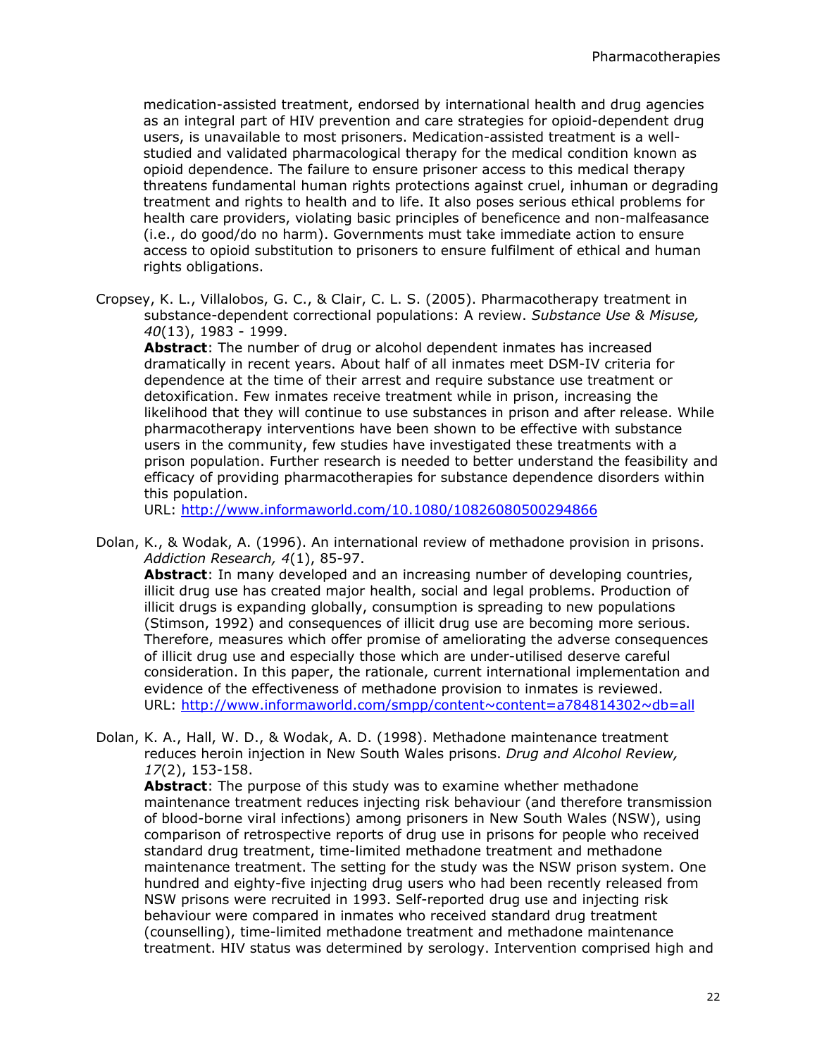medication-assisted treatment, endorsed by international health and drug agencies as an integral part of HIV prevention and care strategies for opioid-dependent drug users, is unavailable to most prisoners. Medication-assisted treatment is a well-studied and validated pharmacological therapy for the medical condition known as opioid dependence. The failure to ensure prisoner access to this medical therapy threatens fundamental human rights protections against cruel, inhuman or degrading treatment and rights to health and to life. It also poses serious ethical problems for health care providers, violating basic principles of beneficence and non-malfeasance (i.e., do good/do no harm). Governments must take immediate action to ensure access to opioid substitution to prisoners to ensure fulfilment of ethical and human rights obligations.

Cropsey, K. L., Villalobos, G. C., & Clair, C. L. S. (2005). Pharmacotherapy treatment in substance-dependent correctional populations: A review. *Substance Use & Misuse, 40*(13), 1983 - 1999.
**Abstract**: The number of drug or alcohol dependent inmates has increased dramatically in recent years. About half of all inmates meet DSM-IV criteria for dependence at the time of their arrest and require substance use treatment or detoxification. Few inmates receive treatment while in prison, increasing the likelihood that they will continue to use substances in prison and after release. While pharmacotherapy interventions have been shown to be effective with substance users in the community, few studies have investigated these treatments with a prison population. Further research is needed to better understand the feasibility and efficacy of providing pharmacotherapies for substance dependence disorders within this population.
URL: http://www.informaworld.com/10.1080/10826080500294866

Dolan, K., & Wodak, A. (1996). An international review of methadone provision in prisons. *Addiction Research, 4*(1), 85-97.
**Abstract**: In many developed and an increasing number of developing countries, illicit drug use has created major health, social and legal problems. Production of illicit drugs is expanding globally, consumption is spreading to new populations (Stimson, 1992) and consequences of illicit drug use are becoming more serious. Therefore, measures which offer promise of ameliorating the adverse consequences of illicit drug use and especially those which are under-utilised deserve careful consideration. In this paper, the rationale, current international implementation and evidence of the effectiveness of methadone provision to inmates is reviewed.
URL: http://www.informaworld.com/smpp/content~content=a784814302~db=all

Dolan, K. A., Hall, W. D., & Wodak, A. D. (1998). Methadone maintenance treatment reduces heroin injection in New South Wales prisons. *Drug and Alcohol Review, 17*(2), 153-158.
**Abstract**: The purpose of this study was to examine whether methadone maintenance treatment reduces injecting risk behaviour (and therefore transmission of blood-borne viral infections) among prisoners in New South Wales (NSW), using comparison of retrospective reports of drug use in prisons for people who received standard drug treatment, time-limited methadone treatment and methadone maintenance treatment. The setting for the study was the NSW prison system. One hundred and eighty-five injecting drug users who had been recently released from NSW prisons were recruited in 1993. Self-reported drug use and injecting risk behaviour were compared in inmates who received standard drug treatment (counselling), time-limited methadone treatment and methadone maintenance treatment. HIV status was determined by serology. Intervention comprised high and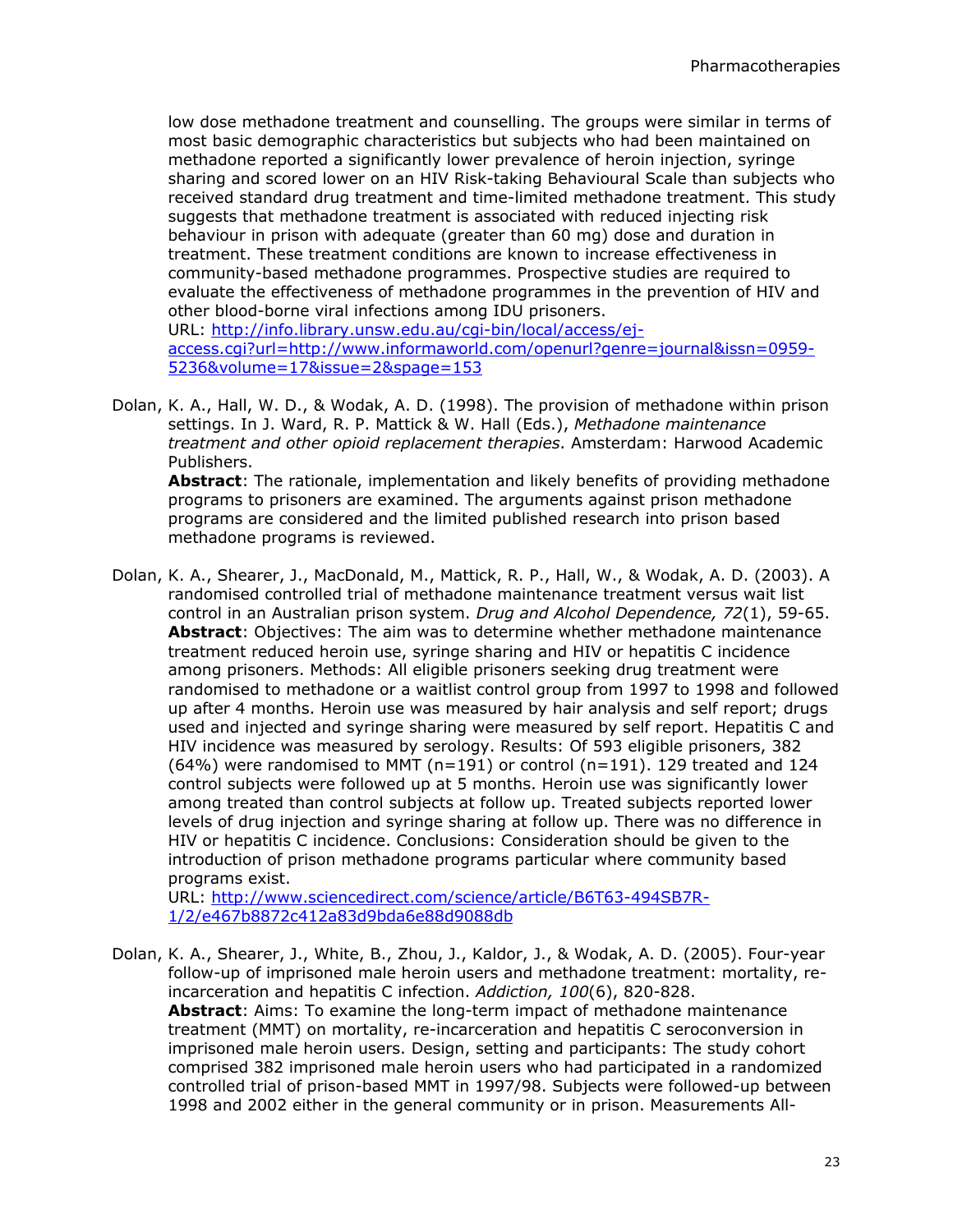low dose methadone treatment and counselling. The groups were similar in terms of most basic demographic characteristics but subjects who had been maintained on methadone reported a significantly lower prevalence of heroin injection, syringe sharing and scored lower on an HIV Risk-taking Behavioural Scale than subjects who received standard drug treatment and time-limited methadone treatment. This study suggests that methadone treatment is associated with reduced injecting risk behaviour in prison with adequate (greater than 60 mg) dose and duration in treatment. These treatment conditions are known to increase effectiveness in community-based methadone programmes. Prospective studies are required to evaluate the effectiveness of methadone programmes in the prevention of HIV and other blood-borne viral infections among IDU prisoners.
URL: [http://info.library.unsw.edu.au/cgi-bin/local/access/ej-access.cgi?url=http://www.informaworld.com/openurl?genre=journal&issn=0959-5236&volume=17&issue=2&spage=153](http://info.library.unsw.edu.au/cgi-bin/local/access/ej-access.cgi?url=http://www.informaworld.com/openurl?genre=journal&issn=0959-5236&volume=17&issue=2&spage=153)

Dolan, K. A., Hall, W. D., & Wodak, A. D. (1998). The provision of methadone within prison settings. In J. Ward, R. P. Mattick & W. Hall (Eds.), *Methadone maintenance treatment and other opioid replacement therapies*. Amsterdam: Harwood Academic Publishers.
**Abstract**: The rationale, implementation and likely benefits of providing methadone programs to prisoners are examined. The arguments against prison methadone programs are considered and the limited published research into prison based methadone programs is reviewed.

Dolan, K. A., Shearer, J., MacDonald, M., Mattick, R. P., Hall, W., & Wodak, A. D. (2003). A randomised controlled trial of methadone maintenance treatment versus wait list control in an Australian prison system. *Drug and Alcohol Dependence, 72*(1), 59-65.
**Abstract**: Objectives: The aim was to determine whether methadone maintenance treatment reduced heroin use, syringe sharing and HIV or hepatitis C incidence among prisoners. Methods: All eligible prisoners seeking drug treatment were randomised to methadone or a waitlist control group from 1997 to 1998 and followed up after 4 months. Heroin use was measured by hair analysis and self report; drugs used and injected and syringe sharing were measured by self report. Hepatitis C and HIV incidence was measured by serology. Results: Of 593 eligible prisoners, 382 (64%) were randomised to MMT (n=191) or control (n=191). 129 treated and 124 control subjects were followed up at 5 months. Heroin use was significantly lower among treated than control subjects at follow up. Treated subjects reported lower levels of drug injection and syringe sharing at follow up. There was no difference in HIV or hepatitis C incidence. Conclusions: Consideration should be given to the introduction of prison methadone programs particular where community based programs exist.
URL: [http://www.sciencedirect.com/science/article/B6T63-494SB7R-1/2/e467b8872c412a83d9bda6e88d9088db](http://www.sciencedirect.com/science/article/B6T63-494SB7R-1/2/e467b8872c412a83d9bda6e88d9088db)

Dolan, K. A., Shearer, J., White, B., Zhou, J., Kaldor, J., & Wodak, A. D. (2005). Four-year follow-up of imprisoned male heroin users and methadone treatment: mortality, re-incarceration and hepatitis C infection. *Addiction, 100*(6), 820-828.
**Abstract**: Aims: To examine the long-term impact of methadone maintenance treatment (MMT) on mortality, re-incarceration and hepatitis C seroconversion in imprisoned male heroin users. Design, setting and participants: The study cohort comprised 382 imprisoned male heroin users who had participated in a randomized controlled trial of prison-based MMT in 1997/98. Subjects were followed-up between 1998 and 2002 either in the general community or in prison. Measurements All-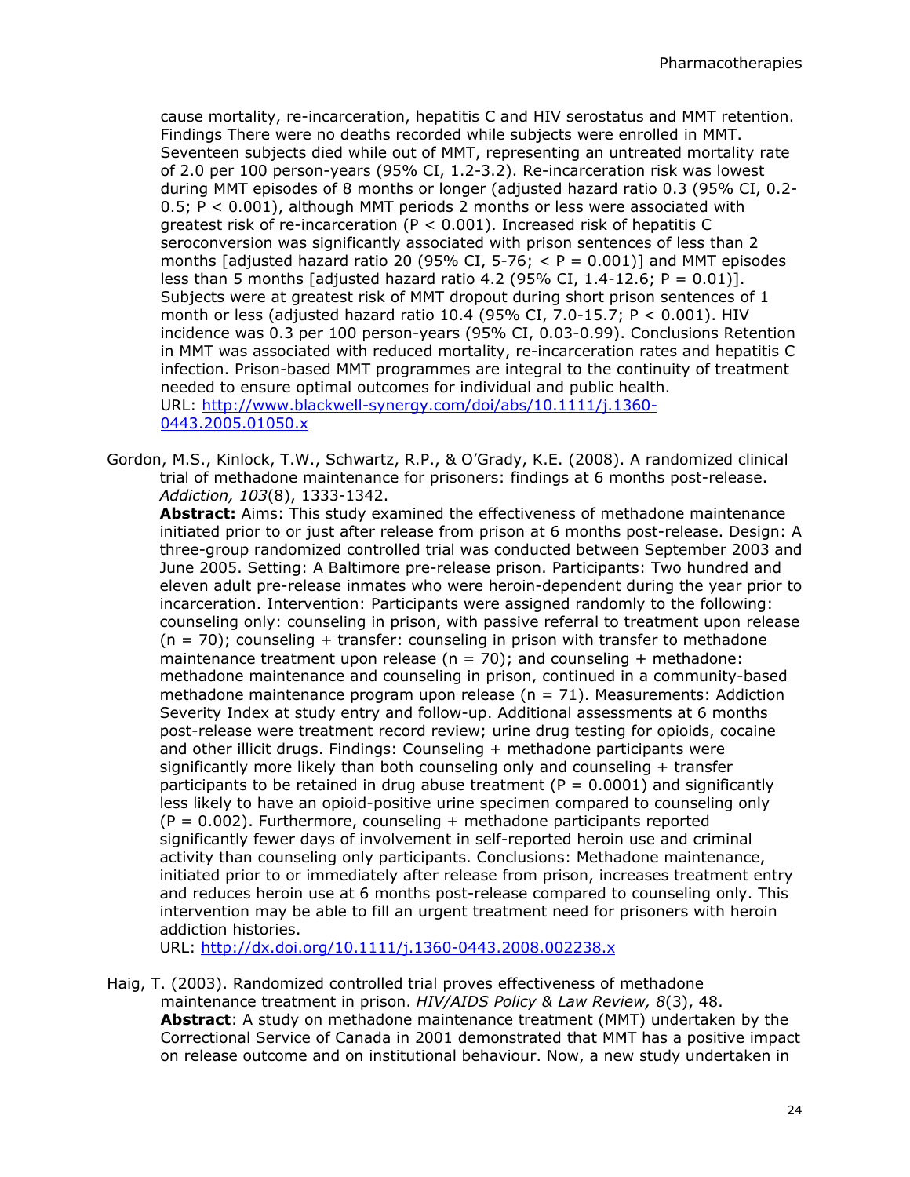cause mortality, re-incarceration, hepatitis C and HIV serostatus and MMT retention. Findings There were no deaths recorded while subjects were enrolled in MMT. Seventeen subjects died while out of MMT, representing an untreated mortality rate of 2.0 per 100 person-years (95% CI, 1.2-3.2). Re-incarceration risk was lowest during MMT episodes of 8 months or longer (adjusted hazard ratio 0.3 (95% CI, 0.2-0.5; $P < 0.001$), although MMT periods 2 months or less were associated with greatest risk of re-incarceration ($P < 0.001$). Increased risk of hepatitis C seroconversion was significantly associated with prison sentences of less than 2 months [adjusted hazard ratio 20 (95% CI, 5-76; < $P = 0.001$)] and MMT episodes less than 5 months [adjusted hazard ratio 4.2 (95% CI, 1.4-12.6; $P = 0.01$)]. Subjects were at greatest risk of MMT dropout during short prison sentences of 1 month or less (adjusted hazard ratio 10.4 (95% CI, 7.0-15.7; $P < 0.001$). HIV incidence was 0.3 per 100 person-years (95% CI, 0.03-0.99). Conclusions Retention in MMT was associated with reduced mortality, re-incarceration rates and hepatitis C infection. Prison-based MMT programmes are integral to the continuity of treatment needed to ensure optimal outcomes for individual and public health.
URL: http://www.blackwell-synergy.com/doi/abs/10.1111/j.1360-0443.2005.01050.x

Gordon, M.S., Kinlock, T.W., Schwartz, R.P., & O'Grady, K.E. (2008). A randomized clinical trial of methadone maintenance for prisoners: findings at 6 months post-release. *Addiction, 103*(8), 1333-1342.
**Abstract:** Aims: This study examined the effectiveness of methadone maintenance initiated prior to or just after release from prison at 6 months post-release. Design: A three-group randomized controlled trial was conducted between September 2003 and June 2005. Setting: A Baltimore pre-release prison. Participants: Two hundred and eleven adult pre-release inmates who were heroin-dependent during the year prior to incarceration. Intervention: Participants were assigned randomly to the following: counseling only: counseling in prison, with passive referral to treatment upon release (n = 70); counseling + transfer: counseling in prison with transfer to methadone maintenance treatment upon release (n = 70); and counseling + methadone: methadone maintenance and counseling in prison, continued in a community-based methadone maintenance program upon release (n = 71). Measurements: Addiction Severity Index at study entry and follow-up. Additional assessments at 6 months post-release were treatment record review; urine drug testing for opioids, cocaine and other illicit drugs. Findings: Counseling + methadone participants were significantly more likely than both counseling only and counseling + transfer participants to be retained in drug abuse treatment ($P = 0.0001$) and significantly less likely to have an opioid-positive urine specimen compared to counseling only ($P = 0.002$). Furthermore, counseling + methadone participants reported significantly fewer days of involvement in self-reported heroin use and criminal activity than counseling only participants. Conclusions: Methadone maintenance, initiated prior to or immediately after release from prison, increases treatment entry and reduces heroin use at 6 months post-release compared to counseling only. This intervention may be able to fill an urgent treatment need for prisoners with heroin addiction histories.
URL: http://dx.doi.org/10.1111/j.1360-0443.2008.002238.x

Haig, T. (2003). Randomized controlled trial proves effectiveness of methadone maintenance treatment in prison. *HIV/AIDS Policy & Law Review, 8*(3), 48.
**Abstract**: A study on methadone maintenance treatment (MMT) undertaken by the Correctional Service of Canada in 2001 demonstrated that MMT has a positive impact on release outcome and on institutional behaviour. Now, a new study undertaken in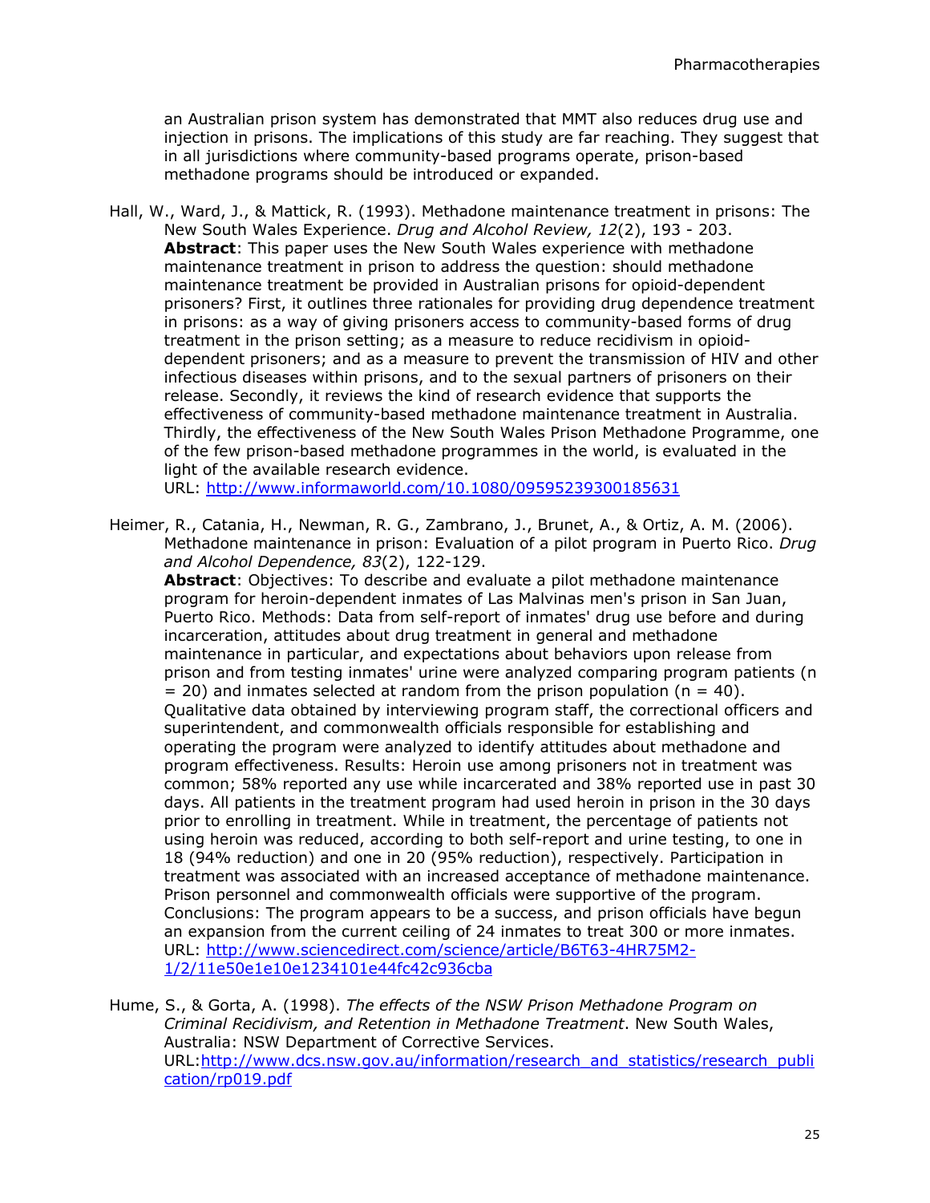an Australian prison system has demonstrated that MMT also reduces drug use and injection in prisons. The implications of this study are far reaching. They suggest that in all jurisdictions where community-based programs operate, prison-based methadone programs should be introduced or expanded.

Hall, W., Ward, J., & Mattick, R. (1993). Methadone maintenance treatment in prisons: The New South Wales Experience. *Drug and Alcohol Review, 12*(2), 193 - 203.
**Abstract**: This paper uses the New South Wales experience with methadone maintenance treatment in prison to address the question: should methadone maintenance treatment be provided in Australian prisons for opioid-dependent prisoners? First, it outlines three rationales for providing drug dependence treatment in prisons: as a way of giving prisoners access to community-based forms of drug treatment in the prison setting; as a measure to reduce recidivism in opioid-dependent prisoners; and as a measure to prevent the transmission of HIV and other infectious diseases within prisons, and to the sexual partners of prisoners on their release. Secondly, it reviews the kind of research evidence that supports the effectiveness of community-based methadone maintenance treatment in Australia. Thirdly, the effectiveness of the New South Wales Prison Methadone Programme, one of the few prison-based methadone programmes in the world, is evaluated in the light of the available research evidence.
URL: http://www.informaworld.com/10.1080/09595239300185631

Heimer, R., Catania, H., Newman, R. G., Zambrano, J., Brunet, A., & Ortiz, A. M. (2006). Methadone maintenance in prison: Evaluation of a pilot program in Puerto Rico. *Drug and Alcohol Dependence, 83*(2), 122-129.
**Abstract**: Objectives: To describe and evaluate a pilot methadone maintenance program for heroin-dependent inmates of Las Malvinas men's prison in San Juan, Puerto Rico. Methods: Data from self-report of inmates' drug use before and during incarceration, attitudes about drug treatment in general and methadone maintenance in particular, and expectations about behaviors upon release from prison and from testing inmates' urine were analyzed comparing program patients (n = 20) and inmates selected at random from the prison population (n = 40). Qualitative data obtained by interviewing program staff, the correctional officers and superintendent, and commonwealth officials responsible for establishing and operating the program were analyzed to identify attitudes about methadone and program effectiveness. Results: Heroin use among prisoners not in treatment was common; 58% reported any use while incarcerated and 38% reported use in past 30 days. All patients in the treatment program had used heroin in prison in the 30 days prior to enrolling in treatment. While in treatment, the percentage of patients not using heroin was reduced, according to both self-report and urine testing, to one in 18 (94% reduction) and one in 20 (95% reduction), respectively. Participation in treatment was associated with an increased acceptance of methadone maintenance. Prison personnel and commonwealth officials were supportive of the program. Conclusions: The program appears to be a success, and prison officials have begun an expansion from the current ceiling of 24 inmates to treat 300 or more inmates.
URL: http://www.sciencedirect.com/science/article/B6T63-4HR75M2-1/2/11e50e1e10e1234101e44fc42c936cba

Hume, S., & Gorta, A. (1998). *The effects of the NSW Prison Methadone Program on Criminal Recidivism, and Retention in Methadone Treatment*. New South Wales, Australia: NSW Department of Corrective Services.
URL:http://www.dcs.nsw.gov.au/information/research_and_statistics/research_publication/rp019.pdf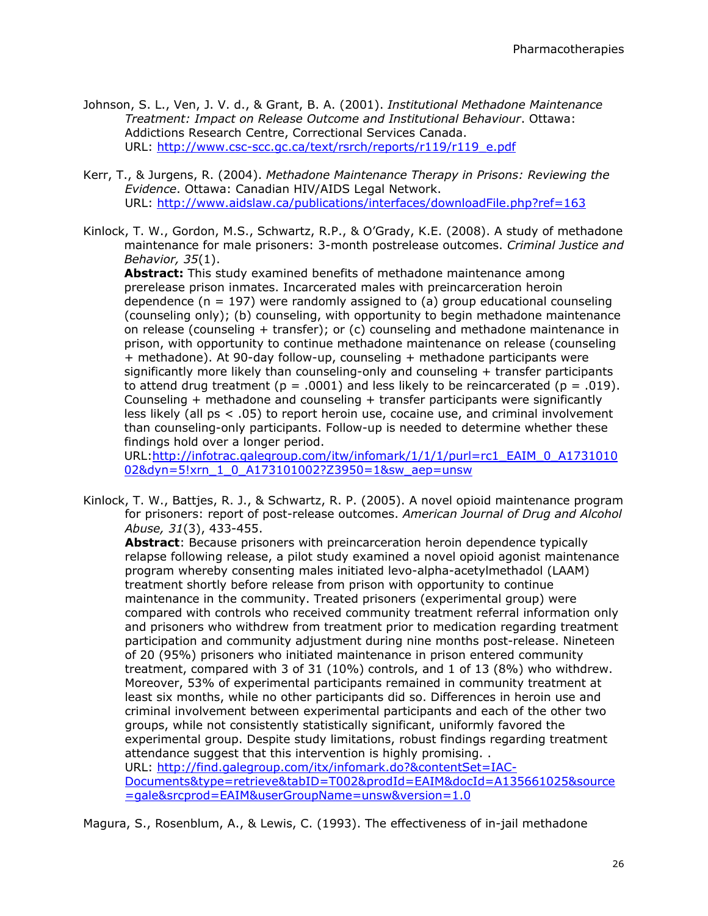Johnson, S. L., Ven, J. V. d., & Grant, B. A. (2001). *Institutional Methadone Maintenance Treatment: Impact on Release Outcome and Institutional Behaviour*. Ottawa: Addictions Research Centre, Correctional Services Canada.
URL: http://www.csc-scc.gc.ca/text/rsrch/reports/r119/r119_e.pdf

Kerr, T., & Jurgens, R. (2004). *Methadone Maintenance Therapy in Prisons: Reviewing the Evidence*. Ottawa: Canadian HIV/AIDS Legal Network.
URL: http://www.aidslaw.ca/publications/interfaces/downloadFile.php?ref=163

Kinlock, T. W., Gordon, M.S., Schwartz, R.P., & O'Grady, K.E. (2008). A study of methadone maintenance for male prisoners: 3-month postrelease outcomes. *Criminal Justice and Behavior, 35*(1).
**Abstract:** This study examined benefits of methadone maintenance among prerelease prison inmates. Incarcerated males with preincarceration heroin dependence (n = 197) were randomly assigned to (a) group educational counseling (counseling only); (b) counseling, with opportunity to begin methadone maintenance on release (counseling + transfer); or (c) counseling and methadone maintenance in prison, with opportunity to continue methadone maintenance on release (counseling + methadone). At 90-day follow-up, counseling + methadone participants were significantly more likely than counseling-only and counseling + transfer participants to attend drug treatment ($p = .0001$) and less likely to be reincarcerated ($p = .019$). Counseling + methadone and counseling + transfer participants were significantly less likely (all ps $< .05$) to report heroin use, cocaine use, and criminal involvement than counseling-only participants. Follow-up is needed to determine whether these findings hold over a longer period.
URL:http://infotrac.galegroup.com/itw/infomark/1/1/1/purl=rc1_EAIM_0_A173101002&dyn=5!xrn_1_0_A173101002?Z3950=1&sw_aep=unsw

Kinlock, T. W., Battjes, R. J., & Schwartz, R. P. (2005). A novel opioid maintenance program for prisoners: report of post-release outcomes. *American Journal of Drug and Alcohol Abuse, 31*(3), 433-455.
**Abstract**: Because prisoners with preincarceration heroin dependence typically relapse following release, a pilot study examined a novel opioid agonist maintenance program whereby consenting males initiated levo-alpha-acetylmethadol (LAAM) treatment shortly before release from prison with opportunity to continue maintenance in the community. Treated prisoners (experimental group) were compared with controls who received community treatment referral information only and prisoners who withdrew from treatment prior to medication regarding treatment participation and community adjustment during nine months post-release. Nineteen of 20 (95%) prisoners who initiated maintenance in prison entered community treatment, compared with 3 of 31 (10%) controls, and 1 of 13 (8%) who withdrew. Moreover, 53% of experimental participants remained in community treatment at least six months, while no other participants did so. Differences in heroin use and criminal involvement between experimental participants and each of the other two groups, while not consistently statistically significant, uniformly favored the experimental group. Despite study limitations, robust findings regarding treatment attendance suggest that this intervention is highly promising. .
URL: http://find.galegroup.com/itx/infomark.do?&contentSet=IAC-Documents&type=retrieve&tabID=T002&prodId=EAIM&docId=A135661025&source=gale&srcprod=EAIM&userGroupName=unsw&version=1.0

Magura, S., Rosenblum, A., & Lewis, C. (1993). The effectiveness of in-jail methadone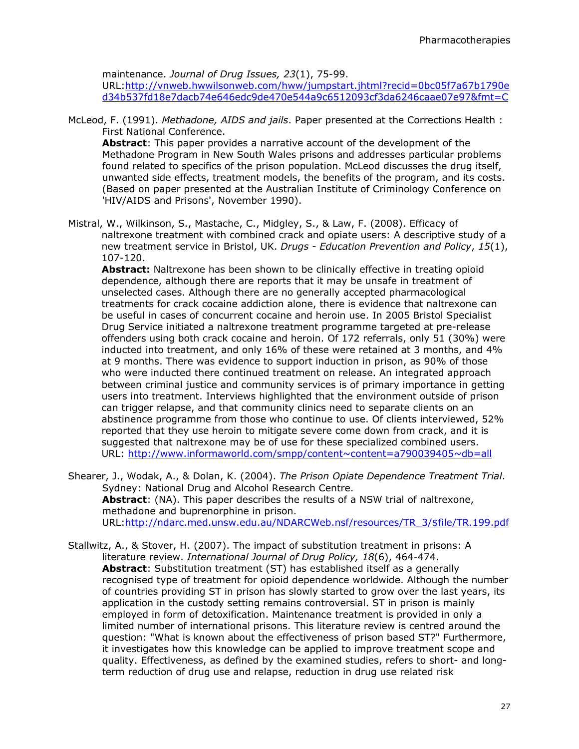maintenance. *Journal of Drug Issues, 23*(1), 75-99. URL:[http://vnweb.hwwilsonweb.com/hww/jumpstart.jhtml?recid=0bc05f7a67b1790ed34b537fd18e7dacb74e646edc9de470e544a9c6512093cf3da6246caae07e97&fmt=C](http://vnweb.hwwilsonweb.com/hww/jumpstart.jhtml?recid=0bc05f7a67b1790ed34b537fd18e7dacb74e646edc9de470e544a9c6512093cf3da6246caae07e97&fmt=C)

McLeod, F. (1991). *Methadone, AIDS and jails*. Paper presented at the Corrections Health : First National Conference.
**Abstract**: This paper provides a narrative account of the development of the Methadone Program in New South Wales prisons and addresses particular problems found related to specifics of the prison population. McLeod discusses the drug itself, unwanted side effects, treatment models, the benefits of the program, and its costs. (Based on paper presented at the Australian Institute of Criminology Conference on 'HIV/AIDS and Prisons', November 1990).

Mistral, W., Wilkinson, S., Mastache, C., Midgley, S., & Law, F. (2008). Efficacy of naltrexone treatment with combined crack and opiate users: A descriptive study of a new treatment service in Bristol, UK. *Drugs - Education Prevention and Policy*, *15*(1), 107-120.
**Abstract:** Naltrexone has been shown to be clinically effective in treating opioid dependence, although there are reports that it may be unsafe in treatment of unselected cases. Although there are no generally accepted pharmacological treatments for crack cocaine addiction alone, there is evidence that naltrexone can be useful in cases of concurrent cocaine and heroin use. In 2005 Bristol Specialist Drug Service initiated a naltrexone treatment programme targeted at pre-release offenders using both crack cocaine and heroin. Of 172 referrals, only 51 (30%) were inducted into treatment, and only 16% of these were retained at 3 months, and 4% at 9 months. There was evidence to support induction in prison, as 90% of those who were inducted there continued treatment on release. An integrated approach between criminal justice and community services is of primary importance in getting users into treatment. Interviews highlighted that the environment outside of prison can trigger relapse, and that community clinics need to separate clients on an abstinence programme from those who continue to use. Of clients interviewed, 52% reported that they use heroin to mitigate severe come down from crack, and it is suggested that naltrexone may be of use for these specialized combined users. URL: [http://www.informaworld.com/smpp/content~content=a790039405~db=all](http://www.informaworld.com/smpp/content~content=a790039405~db=all)

Shearer, J., Wodak, A., & Dolan, K. (2004). *The Prison Opiate Dependence Treatment Trial*. Sydney: National Drug and Alcohol Research Centre.
**Abstract**: (NA). This paper describes the results of a NSW trial of naltrexone, methadone and buprenorphine in prison.
URL:[http://ndarc.med.unsw.edu.au/NDARCWeb.nsf/resources/TR_3/$file/TR.199.pdf](http://ndarc.med.unsw.edu.au/NDARCWeb.nsf/resources/TR_3/$file/TR.199.pdf)

Stallwitz, A., & Stover, H. (2007). The impact of substitution treatment in prisons: A literature review. *International Journal of Drug Policy, 18*(6), 464-474.
**Abstract**: Substitution treatment (ST) has established itself as a generally recognised type of treatment for opioid dependence worldwide. Although the number of countries providing ST in prison has slowly started to grow over the last years, its application in the custody setting remains controversial. ST in prison is mainly employed in form of detoxification. Maintenance treatment is provided in only a limited number of international prisons. This literature review is centred around the question: "What is known about the effectiveness of prison based ST?" Furthermore, it investigates how this knowledge can be applied to improve treatment scope and quality. Effectiveness, as defined by the examined studies, refers to short- and long-term reduction of drug use and relapse, reduction in drug use related risk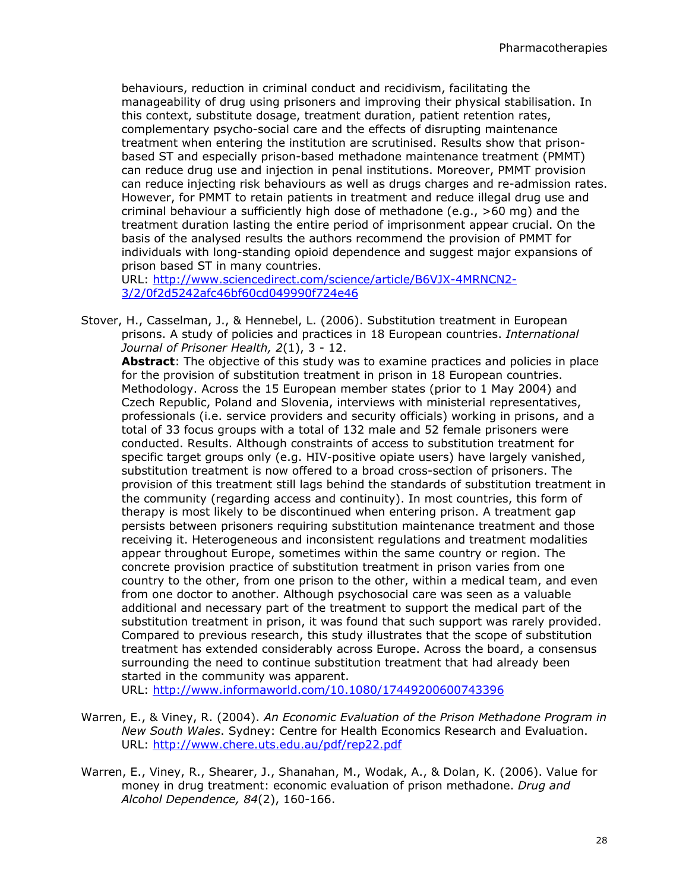behaviours, reduction in criminal conduct and recidivism, facilitating the manageability of drug using prisoners and improving their physical stabilisation. In this context, substitute dosage, treatment duration, patient retention rates, complementary psycho-social care and the effects of disrupting maintenance treatment when entering the institution are scrutinised. Results show that prison-based ST and especially prison-based methadone maintenance treatment (PMMT) can reduce drug use and injection in penal institutions. Moreover, PMMT provision can reduce injecting risk behaviours as well as drugs charges and re-admission rates. However, for PMMT to retain patients in treatment and reduce illegal drug use and criminal behaviour a sufficiently high dose of methadone (e.g., >60 mg) and the treatment duration lasting the entire period of imprisonment appear crucial. On the basis of the analysed results the authors recommend the provision of PMMT for individuals with long-standing opioid dependence and suggest major expansions of prison based ST in many countries.
URL: http://www.sciencedirect.com/science/article/B6VJX-4MRNCN2-3/2/0f2d5242afc46bf60cd049990f724e46

Stover, H., Casselman, J., & Hennebel, L. (2006). Substitution treatment in European prisons. A study of policies and practices in 18 European countries. *International Journal of Prisoner Health, 2*(1), 3 - 12.
**Abstract**: The objective of this study was to examine practices and policies in place for the provision of substitution treatment in prison in 18 European countries. Methodology. Across the 15 European member states (prior to 1 May 2004) and Czech Republic, Poland and Slovenia, interviews with ministerial representatives, professionals (i.e. service providers and security officials) working in prisons, and a total of 33 focus groups with a total of 132 male and 52 female prisoners were conducted. Results. Although constraints of access to substitution treatment for specific target groups only (e.g. HIV-positive opiate users) have largely vanished, substitution treatment is now offered to a broad cross-section of prisoners. The provision of this treatment still lags behind the standards of substitution treatment in the community (regarding access and continuity). In most countries, this form of therapy is most likely to be discontinued when entering prison. A treatment gap persists between prisoners requiring substitution maintenance treatment and those receiving it. Heterogeneous and inconsistent regulations and treatment modalities appear throughout Europe, sometimes within the same country or region. The concrete provision practice of substitution treatment in prison varies from one country to the other, from one prison to the other, within a medical team, and even from one doctor to another. Although psychosocial care was seen as a valuable additional and necessary part of the treatment to support the medical part of the substitution treatment in prison, it was found that such support was rarely provided. Compared to previous research, this study illustrates that the scope of substitution treatment has extended considerably across Europe. Across the board, a consensus surrounding the need to continue substitution treatment that had already been started in the community was apparent.
URL: http://www.informaworld.com/10.1080/17449200600743396

Warren, E., & Viney, R. (2004). *An Economic Evaluation of the Prison Methadone Program in New South Wales*. Sydney: Centre for Health Economics Research and Evaluation.
URL: http://www.chere.uts.edu.au/pdf/rep22.pdf

Warren, E., Viney, R., Shearer, J., Shanahan, M., Wodak, A., & Dolan, K. (2006). Value for money in drug treatment: economic evaluation of prison methadone. *Drug and Alcohol Dependence, 84*(2), 160-166.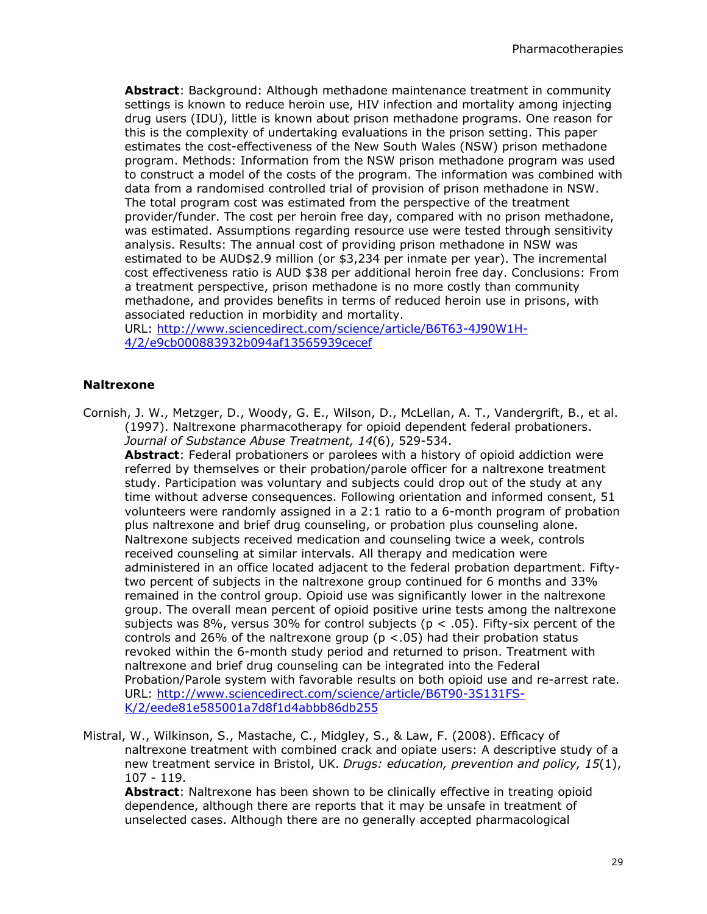**Abstract**: Background: Although methadone maintenance treatment in community settings is known to reduce heroin use, HIV infection and mortality among injecting drug users (IDU), little is known about prison methadone programs. One reason for this is the complexity of undertaking evaluations in the prison setting. This paper estimates the cost-effectiveness of the New South Wales (NSW) prison methadone program. Methods: Information from the NSW prison methadone program was used to construct a model of the costs of the program. The information was combined with data from a randomised controlled trial of provision of prison methadone in NSW. The total program cost was estimated from the perspective of the treatment provider/funder. The cost per heroin free day, compared with no prison methadone, was estimated. Assumptions regarding resource use were tested through sensitivity analysis. Results: The annual cost of providing prison methadone in NSW was estimated to be AUD$2.9 million (or $3,234 per inmate per year). The incremental cost effectiveness ratio is AUD $38 per additional heroin free day. Conclusions: From a treatment perspective, prison methadone is no more costly than community methadone, and provides benefits in terms of reduced heroin use in prisons, with associated reduction in morbidity and mortality.
URL: [http://www.sciencedirect.com/science/article/B6T63-4J90W1H-4/2/e9cb000883932b094af13565939cecef](http://www.sciencedirect.com/science/article/B6T63-4J90W1H-4/2/e9cb000883932b094af13565939cecef)

### Naltrexone

Cornish, J. W., Metzger, D., Woody, G. E., Wilson, D., McLellan, A. T., Vandergrift, B., et al. (1997). Naltrexone pharmacotherapy for opioid dependent federal probationers. *Journal of Substance Abuse Treatment, 14*(6), 529-534.
**Abstract**: Federal probationers or parolees with a history of opioid addiction were referred by themselves or their probation/parole officer for a naltrexone treatment study. Participation was voluntary and subjects could drop out of the study at any time without adverse consequences. Following orientation and informed consent, 51 volunteers were randomly assigned in a 2:1 ratio to a 6-month program of probation plus naltrexone and brief drug counseling, or probation plus counseling alone. Naltrexone subjects received medication and counseling twice a week, controls received counseling at similar intervals. All therapy and medication were administered in an office located adjacent to the federal probation department. Fifty-two percent of subjects in the naltrexone group continued for 6 months and 33% remained in the control group. Opioid use was significantly lower in the naltrexone group. The overall mean percent of opioid positive urine tests among the naltrexone subjects was 8%, versus 30% for control subjects ($p < .05$). Fifty-six percent of the controls and 26% of the naltrexone group ($p < .05$) had their probation status revoked within the 6-month study period and returned to prison. Treatment with naltrexone and brief drug counseling can be integrated into the Federal Probation/Parole system with favorable results on both opioid use and re-arrest rate.
URL: [http://www.sciencedirect.com/science/article/B6T90-3S131FS-K/2/eede81e585001a7d8f1d4abbb86db255](http://www.sciencedirect.com/science/article/B6T90-3S131FS-K/2/eede81e585001a7d8f1d4abbb86db255)

Mistral, W., Wilkinson, S., Mastache, C., Midgley, S., & Law, F. (2008). Efficacy of naltrexone treatment with combined crack and opiate users: A descriptive study of a new treatment service in Bristol, UK. *Drugs: education, prevention and policy, 15*(1), 107 - 119.
**Abstract**: Naltrexone has been shown to be clinically effective in treating opioid dependence, although there are reports that it may be unsafe in treatment of unselected cases. Although there are no generally accepted pharmacological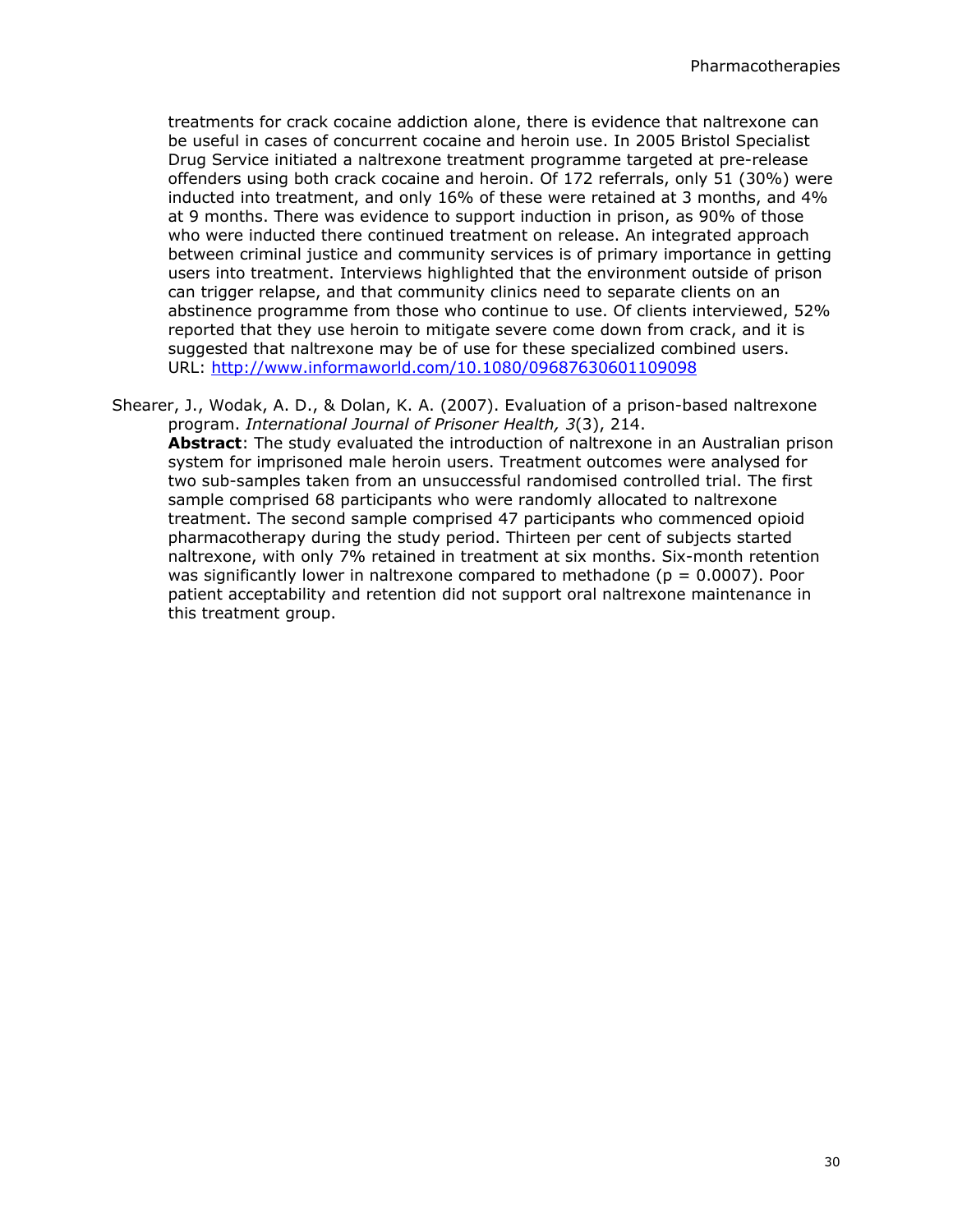treatments for crack cocaine addiction alone, there is evidence that naltrexone can be useful in cases of concurrent cocaine and heroin use. In 2005 Bristol Specialist Drug Service initiated a naltrexone treatment programme targeted at pre-release offenders using both crack cocaine and heroin. Of 172 referrals, only 51 (30%) were inducted into treatment, and only 16% of these were retained at 3 months, and 4% at 9 months. There was evidence to support induction in prison, as 90% of those who were inducted there continued treatment on release. An integrated approach between criminal justice and community services is of primary importance in getting users into treatment. Interviews highlighted that the environment outside of prison can trigger relapse, and that community clinics need to separate clients on an abstinence programme from those who continue to use. Of clients interviewed, 52% reported that they use heroin to mitigate severe come down from crack, and it is suggested that naltrexone may be of use for these specialized combined users. URL: http://www.informaworld.com/10.1080/09687630601109098

Shearer, J., Wodak, A. D., & Dolan, K. A. (2007). Evaluation of a prison-based naltrexone program. *International Journal of Prisoner Health, 3*(3), 214.
**Abstract**: The study evaluated the introduction of naltrexone in an Australian prison system for imprisoned male heroin users. Treatment outcomes were analysed for two sub-samples taken from an unsuccessful randomised controlled trial. The first sample comprised 68 participants who were randomly allocated to naltrexone treatment. The second sample comprised 47 participants who commenced opioid pharmacotherapy during the study period. Thirteen per cent of subjects started naltrexone, with only 7% retained in treatment at six months. Six-month retention was significantly lower in naltrexone compared to methadone ($p = 0.0007$). Poor patient acceptability and retention did not support oral naltrexone maintenance in this treatment group.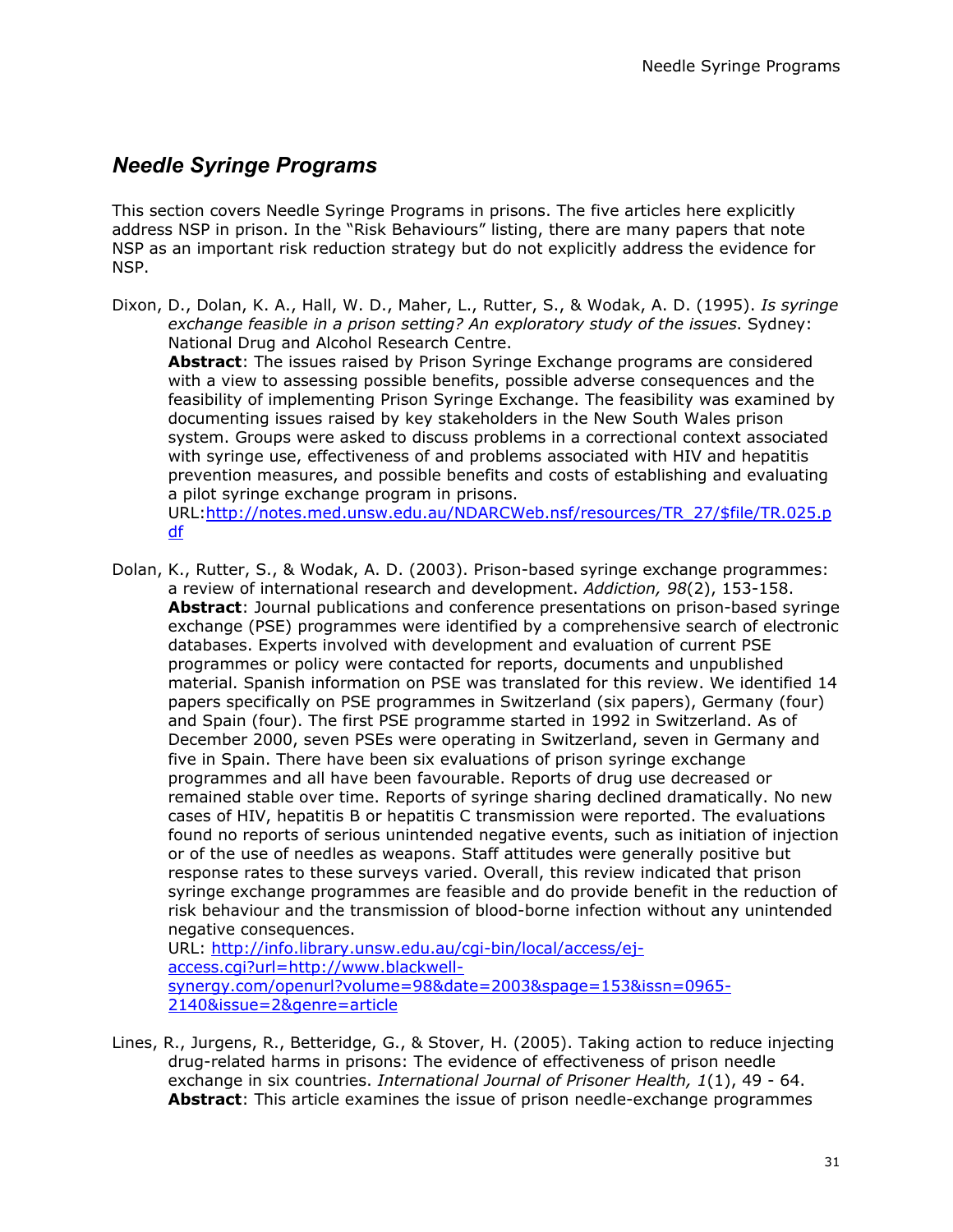## *Needle Syringe Programs*

This section covers Needle Syringe Programs in prisons. The five articles here explicitly address NSP in prison. In the "Risk Behaviours" listing, there are many papers that note NSP as an important risk reduction strategy but do not explicitly address the evidence for NSP.

Dixon, D., Dolan, K. A., Hall, W. D., Maher, L., Rutter, S., & Wodak, A. D. (1995). *Is syringe exchange feasible in a prison setting? An exploratory study of the issues*. Sydney: National Drug and Alcohol Research Centre.
**Abstract**: The issues raised by Prison Syringe Exchange programs are considered with a view to assessing possible benefits, possible adverse consequences and the feasibility of implementing Prison Syringe Exchange. The feasibility was examined by documenting issues raised by key stakeholders in the New South Wales prison system. Groups were asked to discuss problems in a correctional context associated with syringe use, effectiveness of and problems associated with HIV and hepatitis prevention measures, and possible benefits and costs of establishing and evaluating a pilot syringe exchange program in prisons.
URL:[http://notes.med.unsw.edu.au/NDARCWeb.nsf/resources/TR_27/$file/TR.025.pdf](http://notes.med.unsw.edu.au/NDARCWeb.nsf/resources/TR_27/$file/TR.025.pdf)

Dolan, K., Rutter, S., & Wodak, A. D. (2003). Prison-based syringe exchange programmes: a review of international research and development. *Addiction, 98*(2), 153-158.
**Abstract**: Journal publications and conference presentations on prison-based syringe exchange (PSE) programmes were identified by a comprehensive search of electronic databases. Experts involved with development and evaluation of current PSE programmes or policy were contacted for reports, documents and unpublished material. Spanish information on PSE was translated for this review. We identified 14 papers specifically on PSE programmes in Switzerland (six papers), Germany (four) and Spain (four). The first PSE programme started in 1992 in Switzerland. As of December 2000, seven PSEs were operating in Switzerland, seven in Germany and five in Spain. There have been six evaluations of prison syringe exchange programmes and all have been favourable. Reports of drug use decreased or remained stable over time. Reports of syringe sharing declined dramatically. No new cases of HIV, hepatitis B or hepatitis C transmission were reported. The evaluations found no reports of serious unintended negative events, such as initiation of injection or of the use of needles as weapons. Staff attitudes were generally positive but response rates to these surveys varied. Overall, this review indicated that prison syringe exchange programmes are feasible and do provide benefit in the reduction of risk behaviour and the transmission of blood-borne infection without any unintended negative consequences.
URL: [http://info.library.unsw.edu.au/cgi-bin/local/access/ej-access.cgi?url=http://www.blackwell-synergy.com/openurl?volume=98&date=2003&spage=153&issn=0965-2140&issue=2&genre=article](http://info.library.unsw.edu.au/cgi-bin/local/access/ej-access.cgi?url=http://www.blackwell-synergy.com/openurl?volume=98&date=2003&spage=153&issn=0965-2140&issue=2&genre=article)

Lines, R., Jurgens, R., Betteridge, G., & Stover, H. (2005). Taking action to reduce injecting drug-related harms in prisons: The evidence of effectiveness of prison needle exchange in six countries. *International Journal of Prisoner Health, 1*(1), 49 - 64.
**Abstract**: This article examines the issue of prison needle-exchange programmes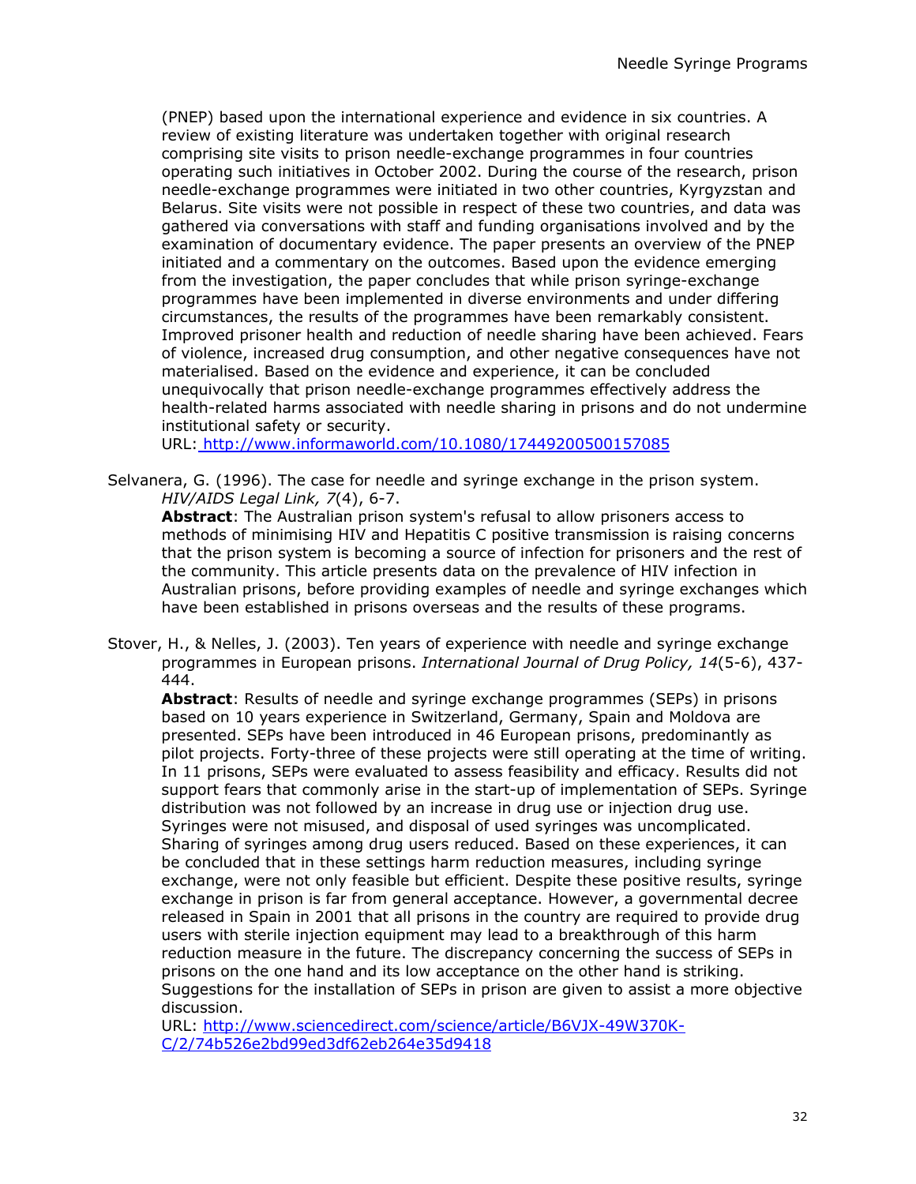(PNEP) based upon the international experience and evidence in six countries. A review of existing literature was undertaken together with original research comprising site visits to prison needle-exchange programmes in four countries operating such initiatives in October 2002. During the course of the research, prison needle-exchange programmes were initiated in two other countries, Kyrgyzstan and Belarus. Site visits were not possible in respect of these two countries, and data was gathered via conversations with staff and funding organisations involved and by the examination of documentary evidence. The paper presents an overview of the PNEP initiated and a commentary on the outcomes. Based upon the evidence emerging from the investigation, the paper concludes that while prison syringe-exchange programmes have been implemented in diverse environments and under differing circumstances, the results of the programmes have been remarkably consistent. Improved prisoner health and reduction of needle sharing have been achieved. Fears of violence, increased drug consumption, and other negative consequences have not materialised. Based on the evidence and experience, it can be concluded unequivocally that prison needle-exchange programmes effectively address the health-related harms associated with needle sharing in prisons and do not undermine institutional safety or security.
URL: http://www.informaworld.com/10.1080/17449200500157085

Selvanera, G. (1996). The case for needle and syringe exchange in the prison system. *HIV/AIDS Legal Link, 7*(4), 6-7.
**Abstract**: The Australian prison system's refusal to allow prisoners access to methods of minimising HIV and Hepatitis C positive transmission is raising concerns that the prison system is becoming a source of infection for prisoners and the rest of the community. This article presents data on the prevalence of HIV infection in Australian prisons, before providing examples of needle and syringe exchanges which have been established in prisons overseas and the results of these programs.

Stover, H., & Nelles, J. (2003). Ten years of experience with needle and syringe exchange programmes in European prisons. *International Journal of Drug Policy, 14*(5-6), 437-444.
**Abstract**: Results of needle and syringe exchange programmes (SEPs) in prisons based on 10 years experience in Switzerland, Germany, Spain and Moldova are presented. SEPs have been introduced in 46 European prisons, predominantly as pilot projects. Forty-three of these projects were still operating at the time of writing. In 11 prisons, SEPs were evaluated to assess feasibility and efficacy. Results did not support fears that commonly arise in the start-up of implementation of SEPs. Syringe distribution was not followed by an increase in drug use or injection drug use. Syringes were not misused, and disposal of used syringes was uncomplicated. Sharing of syringes among drug users reduced. Based on these experiences, it can be concluded that in these settings harm reduction measures, including syringe exchange, were not only feasible but efficient. Despite these positive results, syringe exchange in prison is far from general acceptance. However, a governmental decree released in Spain in 2001 that all prisons in the country are required to provide drug users with sterile injection equipment may lead to a breakthrough of this harm reduction measure in the future. The discrepancy concerning the success of SEPs in prisons on the one hand and its low acceptance on the other hand is striking. Suggestions for the installation of SEPs in prison are given to assist a more objective discussion.
URL: http://www.sciencedirect.com/science/article/B6VJX-49W370K-C/2/74b526e2bd99ed3df62eb264e35d9418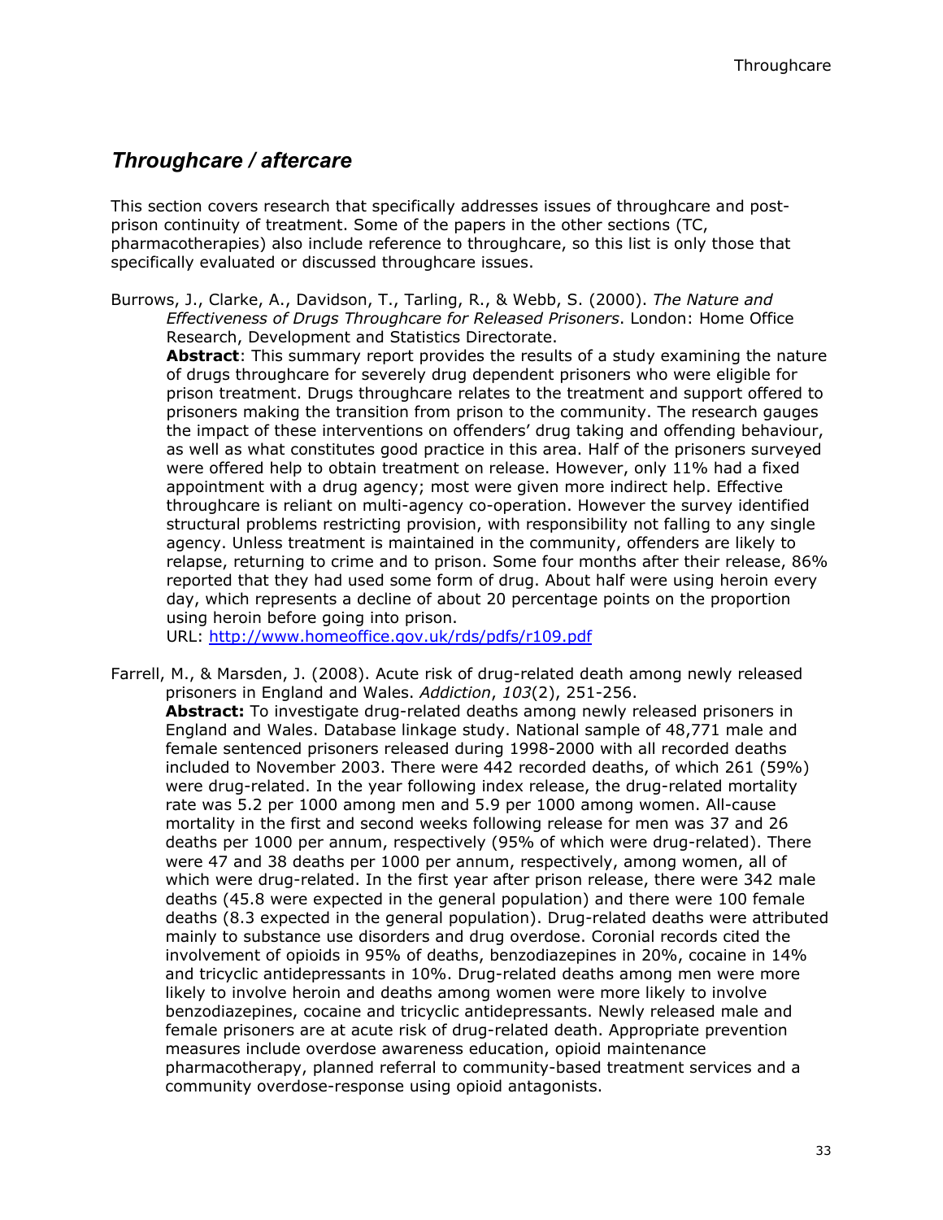## *Throughcare / aftercare*

This section covers research that specifically addresses issues of throughcare and post-prison continuity of treatment. Some of the papers in the other sections (TC, pharmacotherapies) also include reference to throughcare, so this list is only those that specifically evaluated or discussed throughcare issues.

Burrows, J., Clarke, A., Davidson, T., Tarling, R., & Webb, S. (2000). *The Nature and Effectiveness of Drugs Throughcare for Released Prisoners*. London: Home Office Research, Development and Statistics Directorate.

**Abstract**: This summary report provides the results of a study examining the nature of drugs throughcare for severely drug dependent prisoners who were eligible for prison treatment. Drugs throughcare relates to the treatment and support offered to prisoners making the transition from prison to the community. The research gauges the impact of these interventions on offenders' drug taking and offending behaviour, as well as what constitutes good practice in this area. Half of the prisoners surveyed were offered help to obtain treatment on release. However, only 11% had a fixed appointment with a drug agency; most were given more indirect help. Effective throughcare is reliant on multi-agency co-operation. However the survey identified structural problems restricting provision, with responsibility not falling to any single agency. Unless treatment is maintained in the community, offenders are likely to relapse, returning to crime and to prison. Some four months after their release, 86% reported that they had used some form of drug. About half were using heroin every day, which represents a decline of about 20 percentage points on the proportion using heroin before going into prison.

URL: http://www.homeoffice.gov.uk/rds/pdfs/r109.pdf

Farrell, M., & Marsden, J. (2008). Acute risk of drug-related death among newly released prisoners in England and Wales. *Addiction*, *103*(2), 251-256.

**Abstract:** To investigate drug-related deaths among newly released prisoners in England and Wales. Database linkage study. National sample of 48,771 male and female sentenced prisoners released during 1998-2000 with all recorded deaths included to November 2003. There were 442 recorded deaths, of which 261 (59%) were drug-related. In the year following index release, the drug-related mortality rate was 5.2 per 1000 among men and 5.9 per 1000 among women. All-cause mortality in the first and second weeks following release for men was 37 and 26 deaths per 1000 per annum, respectively (95% of which were drug-related). There were 47 and 38 deaths per 1000 per annum, respectively, among women, all of which were drug-related. In the first year after prison release, there were 342 male deaths (45.8 were expected in the general population) and there were 100 female deaths (8.3 expected in the general population). Drug-related deaths were attributed mainly to substance use disorders and drug overdose. Coronial records cited the involvement of opioids in 95% of deaths, benzodiazepines in 20%, cocaine in 14% and tricyclic antidepressants in 10%. Drug-related deaths among men were more likely to involve heroin and deaths among women were more likely to involve benzodiazepines, cocaine and tricyclic antidepressants. Newly released male and female prisoners are at acute risk of drug-related death. Appropriate prevention measures include overdose awareness education, opioid maintenance pharmacotherapy, planned referral to community-based treatment services and a community overdose-response using opioid antagonists.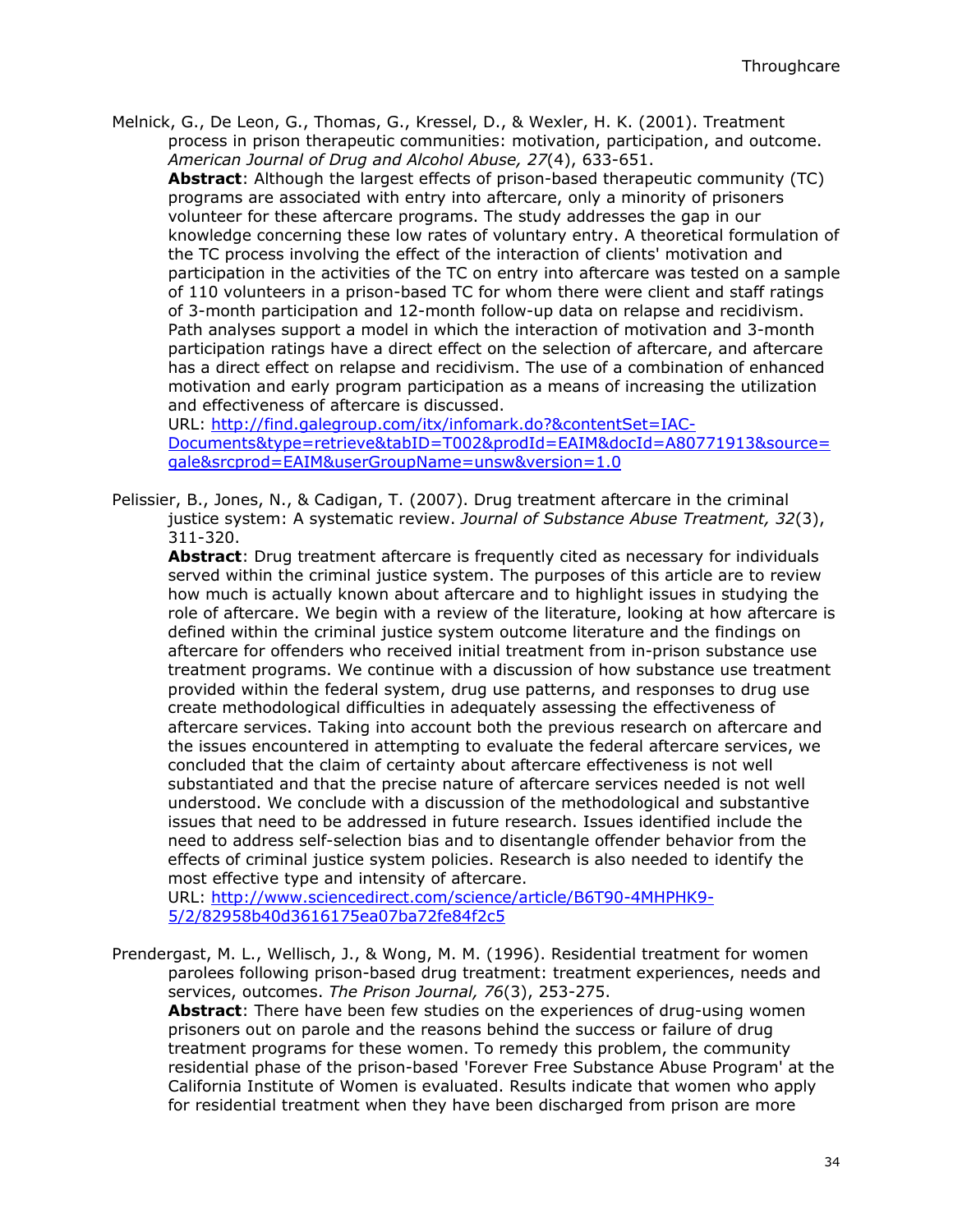Melnick, G., De Leon, G., Thomas, G., Kressel, D., & Wexler, H. K. (2001). Treatment process in prison therapeutic communities: motivation, participation, and outcome. *American Journal of Drug and Alcohol Abuse, 27*(4), 633-651.

**Abstract**: Although the largest effects of prison-based therapeutic community (TC) programs are associated with entry into aftercare, only a minority of prisoners volunteer for these aftercare programs. The study addresses the gap in our knowledge concerning these low rates of voluntary entry. A theoretical formulation of the TC process involving the effect of the interaction of clients' motivation and participation in the activities of the TC on entry into aftercare was tested on a sample of 110 volunteers in a prison-based TC for whom there were client and staff ratings of 3-month participation and 12-month follow-up data on relapse and recidivism. Path analyses support a model in which the interaction of motivation and 3-month participation ratings have a direct effect on the selection of aftercare, and aftercare has a direct effect on relapse and recidivism. The use of a combination of enhanced motivation and early program participation as a means of increasing the utilization and effectiveness of aftercare is discussed.

URL: http://find.galegroup.com/itx/infomark.do?&contentSet=IAC-Documents&type=retrieve&tabID=T002&prodId=EAIM&docId=A80771913&source=gale&srcprod=EAIM&userGroupName=unsw&version=1.0

Pelissier, B., Jones, N., & Cadigan, T. (2007). Drug treatment aftercare in the criminal justice system: A systematic review. *Journal of Substance Abuse Treatment, 32*(3), 311-320.

**Abstract**: Drug treatment aftercare is frequently cited as necessary for individuals served within the criminal justice system. The purposes of this article are to review how much is actually known about aftercare and to highlight issues in studying the role of aftercare. We begin with a review of the literature, looking at how aftercare is defined within the criminal justice system outcome literature and the findings on aftercare for offenders who received initial treatment from in-prison substance use treatment programs. We continue with a discussion of how substance use treatment provided within the federal system, drug use patterns, and responses to drug use create methodological difficulties in adequately assessing the effectiveness of aftercare services. Taking into account both the previous research on aftercare and the issues encountered in attempting to evaluate the federal aftercare services, we concluded that the claim of certainty about aftercare effectiveness is not well substantiated and that the precise nature of aftercare services needed is not well understood. We conclude with a discussion of the methodological and substantive issues that need to be addressed in future research. Issues identified include the need to address self-selection bias and to disentangle offender behavior from the effects of criminal justice system policies. Research is also needed to identify the most effective type and intensity of aftercare.

URL: http://www.sciencedirect.com/science/article/B6T90-4MHPHK9-5/2/82958b40d3616175ea07ba72fe84f2c5

Prendergast, M. L., Wellisch, J., & Wong, M. M. (1996). Residential treatment for women parolees following prison-based drug treatment: treatment experiences, needs and services, outcomes. *The Prison Journal, 76*(3), 253-275.

**Abstract**: There have been few studies on the experiences of drug-using women prisoners out on parole and the reasons behind the success or failure of drug treatment programs for these women. To remedy this problem, the community residential phase of the prison-based 'Forever Free Substance Abuse Program' at the California Institute of Women is evaluated. Results indicate that women who apply for residential treatment when they have been discharged from prison are more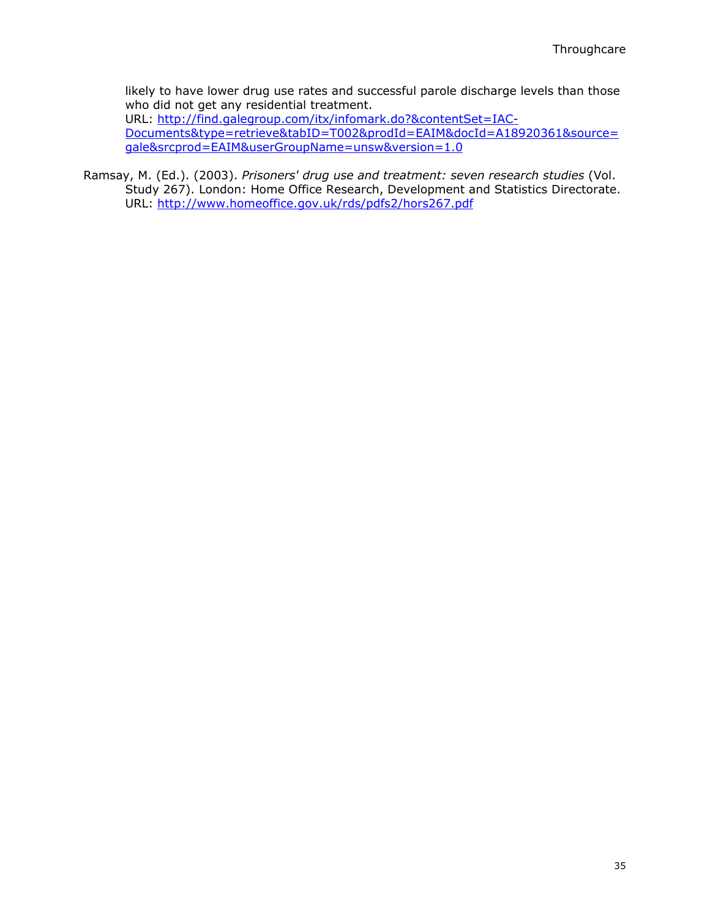likely to have lower drug use rates and successful parole discharge levels than those who did not get any residential treatment.
URL: http://find.galegroup.com/itx/infomark.do?&contentSet=IAC-Documents&type=retrieve&tabID=T002&prodId=EAIM&docId=A18920361&source=gale&srcprod=EAIM&userGroupName=unsw&version=1.0

Ramsay, M. (Ed.). (2003). *Prisoners' drug use and treatment: seven research studies* (Vol. Study 267). London: Home Office Research, Development and Statistics Directorate.
URL: http://www.homeoffice.gov.uk/rds/pdfs2/hors267.pdf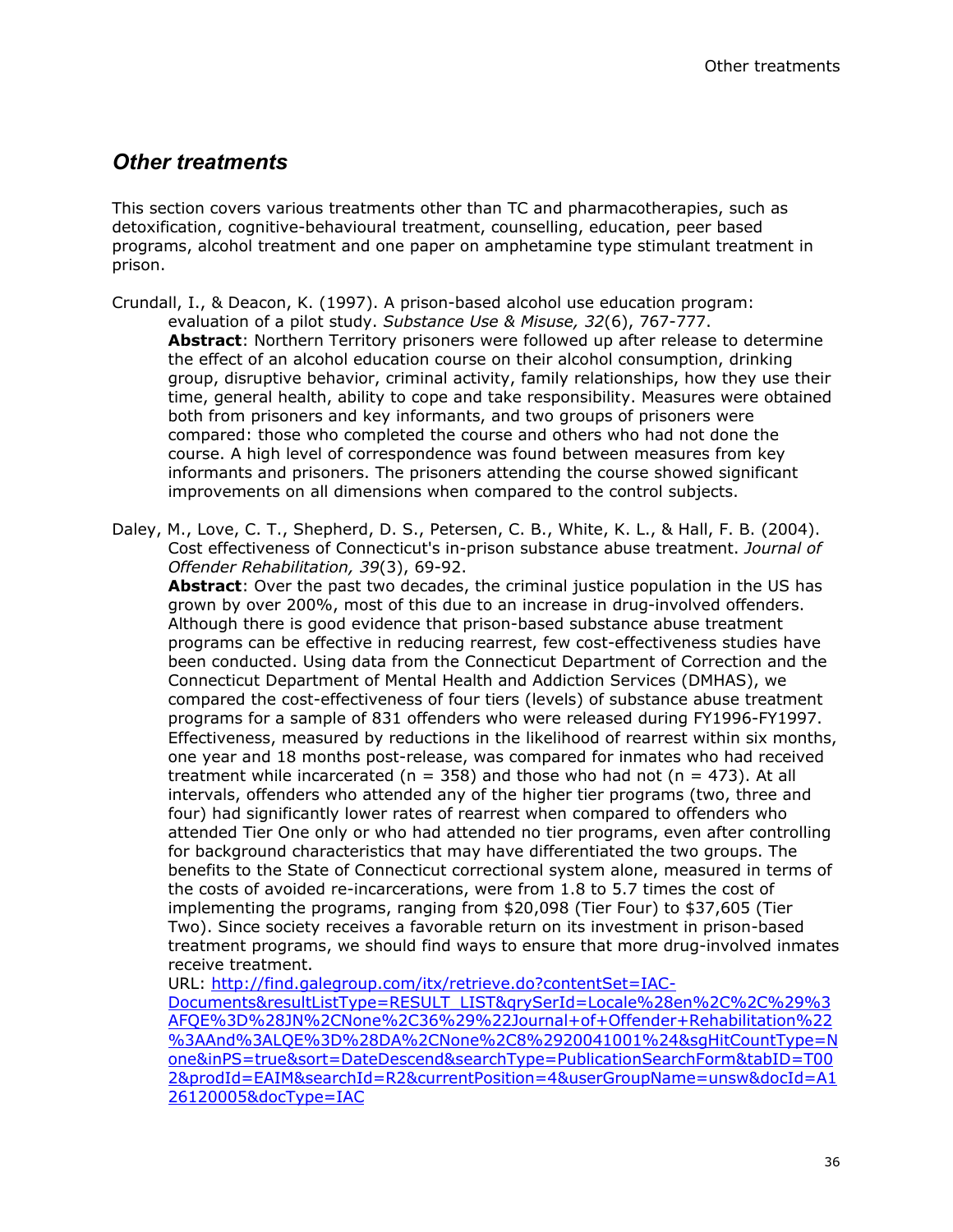## *Other treatments*

This section covers various treatments other than TC and pharmacotherapies, such as detoxification, cognitive-behavioural treatment, counselling, education, peer based programs, alcohol treatment and one paper on amphetamine type stimulant treatment in prison.

Crundall, I., & Deacon, K. (1997). A prison-based alcohol use education program: evaluation of a pilot study. *Substance Use & Misuse, 32*(6), 767-777.
**Abstract**: Northern Territory prisoners were followed up after release to determine the effect of an alcohol education course on their alcohol consumption, drinking group, disruptive behavior, criminal activity, family relationships, how they use their time, general health, ability to cope and take responsibility. Measures were obtained both from prisoners and key informants, and two groups of prisoners were compared: those who completed the course and others who had not done the course. A high level of correspondence was found between measures from key informants and prisoners. The prisoners attending the course showed significant improvements on all dimensions when compared to the control subjects.

Daley, M., Love, C. T., Shepherd, D. S., Petersen, C. B., White, K. L., & Hall, F. B. (2004). Cost effectiveness of Connecticut's in-prison substance abuse treatment. *Journal of Offender Rehabilitation, 39*(3), 69-92.
**Abstract**: Over the past two decades, the criminal justice population in the US has grown by over 200%, most of this due to an increase in drug-involved offenders. Although there is good evidence that prison-based substance abuse treatment programs can be effective in reducing rearrest, few cost-effectiveness studies have been conducted. Using data from the Connecticut Department of Correction and the Connecticut Department of Mental Health and Addiction Services (DMHAS), we compared the cost-effectiveness of four tiers (levels) of substance abuse treatment programs for a sample of 831 offenders who were released during FY1996-FY1997. Effectiveness, measured by reductions in the likelihood of rearrest within six months, one year and 18 months post-release, was compared for inmates who had received treatment while incarcerated (n = 358) and those who had not (n = 473). At all intervals, offenders who attended any of the higher tier programs (two, three and four) had significantly lower rates of rearrest when compared to offenders who attended Tier One only or who had attended no tier programs, even after controlling for background characteristics that may have differentiated the two groups. The benefits to the State of Connecticut correctional system alone, measured in terms of the costs of avoided re-incarcerations, were from 1.8 to 5.7 times the cost of implementing the programs, ranging from $20,098 (Tier Four) to $37,605 (Tier Two). Since society receives a favorable return on its investment in prison-based treatment programs, we should find ways to ensure that more drug-involved inmates receive treatment.
URL: http://find.galegroup.com/itx/retrieve.do?contentSet=IAC-Documents&resultListType=RESULT_LIST&qrySerId=Locale%28en%2C%2C%29%3AFQE%3D%28JN%2CNone%2C36%29%22Journal+of+Offender+Rehabilitation%22%3AAnd%3ALQE%3D%28DA%2CNone%2C8%2920041001%24&sgHitCountType=None&inPS=true&sort=DateDescend&searchType=PublicationSearchForm&tabID=T002&prodId=EAIM&searchId=R2&currentPosition=4&userGroupName=unsw&docId=A126120005&docType=IAC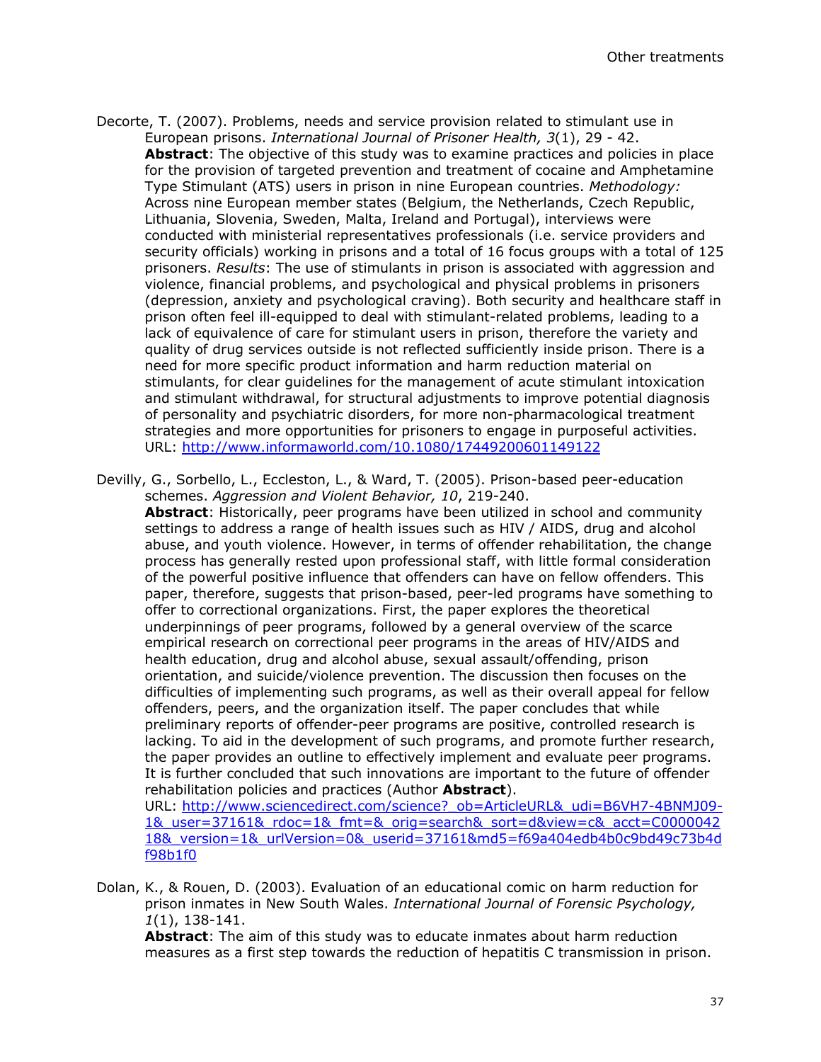Decorte, T. (2007). Problems, needs and service provision related to stimulant use in European prisons. *International Journal of Prisoner Health, 3*(1), 29 - 42.

**Abstract**: The objective of this study was to examine practices and policies in place for the provision of targeted prevention and treatment of cocaine and Amphetamine Type Stimulant (ATS) users in prison in nine European countries. *Methodology:* Across nine European member states (Belgium, the Netherlands, Czech Republic, Lithuania, Slovenia, Sweden, Malta, Ireland and Portugal), interviews were conducted with ministerial representatives professionals (i.e. service providers and security officials) working in prisons and a total of 16 focus groups with a total of 125 prisoners. *Results*: The use of stimulants in prison is associated with aggression and violence, financial problems, and psychological and physical problems in prisoners (depression, anxiety and psychological craving). Both security and healthcare staff in prison often feel ill-equipped to deal with stimulant-related problems, leading to a lack of equivalence of care for stimulant users in prison, therefore the variety and quality of drug services outside is not reflected sufficiently inside prison. There is a need for more specific product information and harm reduction material on stimulants, for clear guidelines for the management of acute stimulant intoxication and stimulant withdrawal, for structural adjustments to improve potential diagnosis of personality and psychiatric disorders, for more non-pharmacological treatment strategies and more opportunities for prisoners to engage in purposeful activities.
URL: http://www.informaworld.com/10.1080/17449200601149122

Devilly, G., Sorbello, L., Eccleston, L., & Ward, T. (2005). Prison-based peer-education schemes. *Aggression and Violent Behavior, 10*, 219-240.

**Abstract**: Historically, peer programs have been utilized in school and community settings to address a range of health issues such as HIV / AIDS, drug and alcohol abuse, and youth violence. However, in terms of offender rehabilitation, the change process has generally rested upon professional staff, with little formal consideration of the powerful positive influence that offenders can have on fellow offenders. This paper, therefore, suggests that prison-based, peer-led programs have something to offer to correctional organizations. First, the paper explores the theoretical underpinnings of peer programs, followed by a general overview of the scarce empirical research on correctional peer programs in the areas of HIV/AIDS and health education, drug and alcohol abuse, sexual assault/offending, prison orientation, and suicide/violence prevention. The discussion then focuses on the difficulties of implementing such programs, as well as their overall appeal for fellow offenders, peers, and the organization itself. The paper concludes that while preliminary reports of offender-peer programs are positive, controlled research is lacking. To aid in the development of such programs, and promote further research, the paper provides an outline to effectively implement and evaluate peer programs. It is further concluded that such innovations are important to the future of offender rehabilitation policies and practices (Author **Abstract**).
URL: http://www.sciencedirect.com/science?_ob=ArticleURL&_udi=B6VH7-4BNMJ09-1&_user=37161&_rdoc=1&_fmt=&_orig=search&_sort=d&view=c&_acct=C000004218&_version=1&_urlVersion=0&_userid=37161&md5=f69a404edb4b0c9bd49c73b4df98b1f0

Dolan, K., & Rouen, D. (2003). Evaluation of an educational comic on harm reduction for prison inmates in New South Wales. *International Journal of Forensic Psychology, 1*(1), 138-141.

**Abstract**: The aim of this study was to educate inmates about harm reduction measures as a first step towards the reduction of hepatitis C transmission in prison.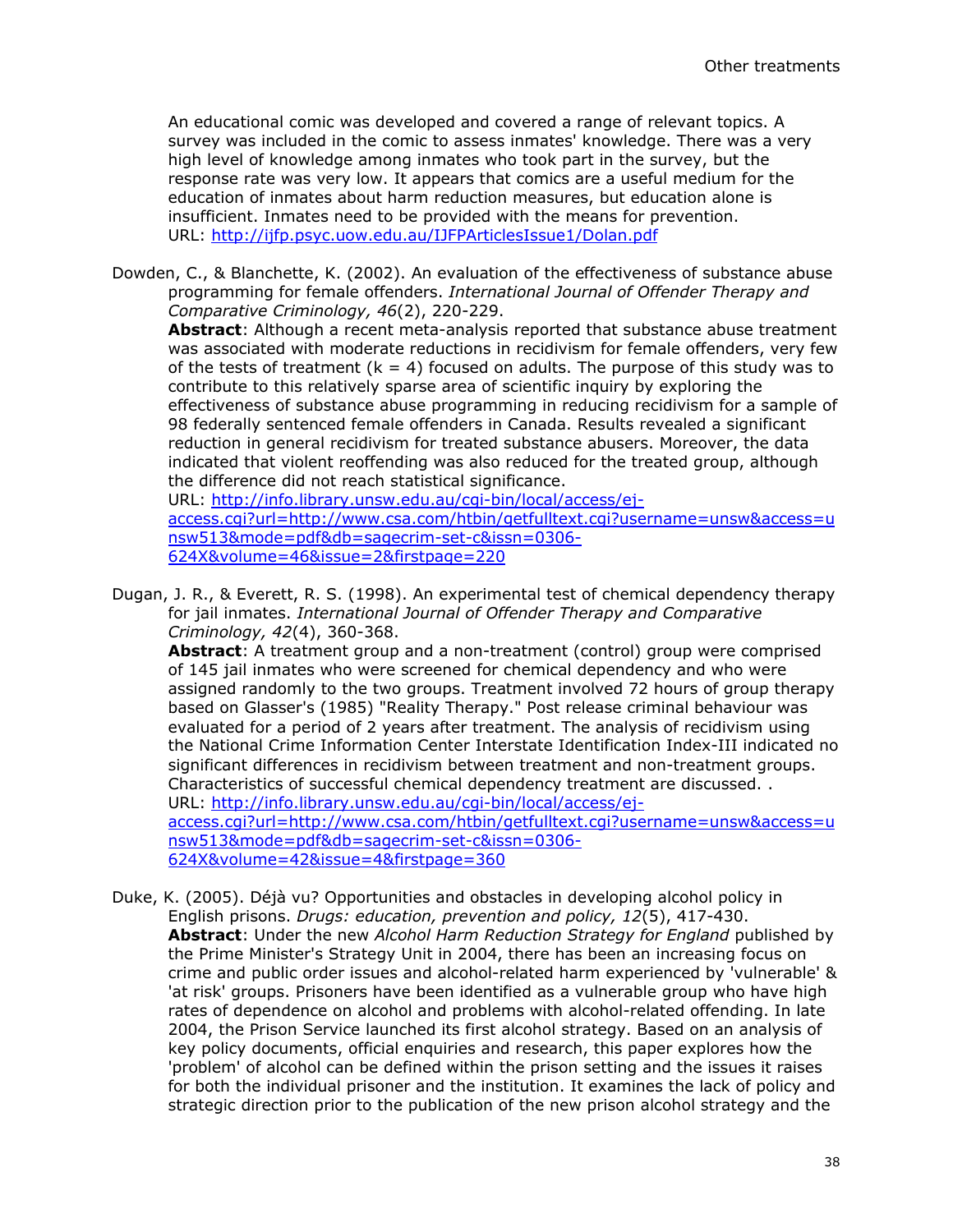An educational comic was developed and covered a range of relevant topics. A survey was included in the comic to assess inmates' knowledge. There was a very high level of knowledge among inmates who took part in the survey, but the response rate was very low. It appears that comics are a useful medium for the education of inmates about harm reduction measures, but education alone is insufficient. Inmates need to be provided with the means for prevention.
URL: http://ijfp.psyc.uow.edu.au/IJFPArticlesIssue1/Dolan.pdf

Dowden, C., & Blanchette, K. (2002). An evaluation of the effectiveness of substance abuse programming for female offenders. *International Journal of Offender Therapy and Comparative Criminology, 46*(2), 220-229.
**Abstract**: Although a recent meta-analysis reported that substance abuse treatment was associated with moderate reductions in recidivism for female offenders, very few of the tests of treatment (k = 4) focused on adults. The purpose of this study was to contribute to this relatively sparse area of scientific inquiry by exploring the effectiveness of substance abuse programming in reducing recidivism for a sample of 98 federally sentenced female offenders in Canada. Results revealed a significant reduction in general recidivism for treated substance abusers. Moreover, the data indicated that violent reoffending was also reduced for the treated group, although the difference did not reach statistical significance.
URL: http://info.library.unsw.edu.au/cgi-bin/local/access/ej-access.cgi?url=http://www.csa.com/htbin/getfulltext.cgi?username=unsw&access=unsw513&mode=pdf&db=sagecrim-set-c&issn=0306-624X&volume=46&issue=2&firstpage=220

Dugan, J. R., & Everett, R. S. (1998). An experimental test of chemical dependency therapy for jail inmates. *International Journal of Offender Therapy and Comparative Criminology, 42*(4), 360-368.
**Abstract**: A treatment group and a non-treatment (control) group were comprised of 145 jail inmates who were screened for chemical dependency and who were assigned randomly to the two groups. Treatment involved 72 hours of group therapy based on Glasser's (1985) "Reality Therapy." Post release criminal behaviour was evaluated for a period of 2 years after treatment. The analysis of recidivism using the National Crime Information Center Interstate Identification Index-III indicated no significant differences in recidivism between treatment and non-treatment groups. Characteristics of successful chemical dependency treatment are discussed. .
URL: http://info.library.unsw.edu.au/cgi-bin/local/access/ej-access.cgi?url=http://www.csa.com/htbin/getfulltext.cgi?username=unsw&access=unsw513&mode=pdf&db=sagecrim-set-c&issn=0306-624X&volume=42&issue=4&firstpage=360

Duke, K. (2005). Déjà vu? Opportunities and obstacles in developing alcohol policy in English prisons. *Drugs: education, prevention and policy, 12*(5), 417-430.
**Abstract**: Under the new *Alcohol Harm Reduction Strategy for England* published by the Prime Minister's Strategy Unit in 2004, there has been an increasing focus on crime and public order issues and alcohol-related harm experienced by 'vulnerable' & 'at risk' groups. Prisoners have been identified as a vulnerable group who have high rates of dependence on alcohol and problems with alcohol-related offending. In late 2004, the Prison Service launched its first alcohol strategy. Based on an analysis of key policy documents, official enquiries and research, this paper explores how the 'problem' of alcohol can be defined within the prison setting and the issues it raises for both the individual prisoner and the institution. It examines the lack of policy and strategic direction prior to the publication of the new prison alcohol strategy and the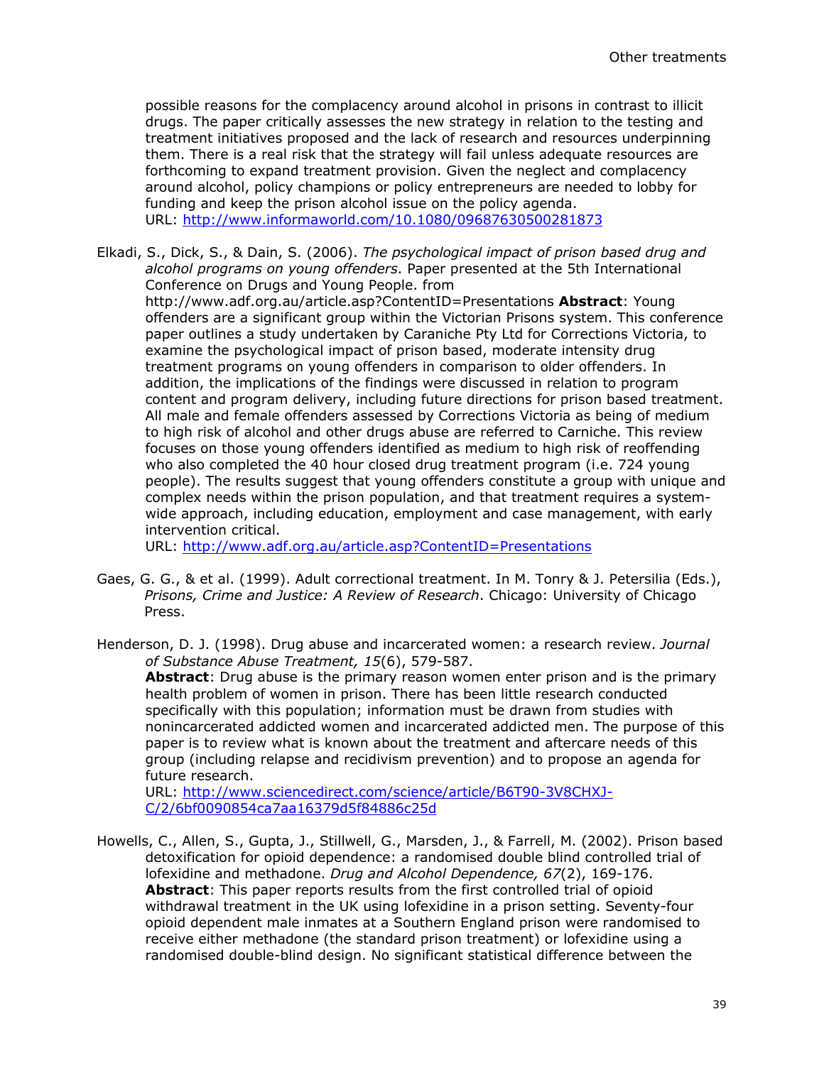possible reasons for the complacency around alcohol in prisons in contrast to illicit drugs. The paper critically assesses the new strategy in relation to the testing and treatment initiatives proposed and the lack of research and resources underpinning them. There is a real risk that the strategy will fail unless adequate resources are forthcoming to expand treatment provision. Given the neglect and complacency around alcohol, policy champions or policy entrepreneurs are needed to lobby for funding and keep the prison alcohol issue on the policy agenda.
URL: http://www.informaworld.com/10.1080/09687630500281873

Elkadi, S., Dick, S., & Dain, S. (2006). *The psychological impact of prison based drug and alcohol programs on young offenders*. Paper presented at the 5th International Conference on Drugs and Young People. from http://www.adf.org.au/article.asp?ContentID=Presentations **Abstract**: Young offenders are a significant group within the Victorian Prisons system. This conference paper outlines a study undertaken by Caraniche Pty Ltd for Corrections Victoria, to examine the psychological impact of prison based, moderate intensity drug treatment programs on young offenders in comparison to older offenders. In addition, the implications of the findings were discussed in relation to program content and program delivery, including future directions for prison based treatment. All male and female offenders assessed by Corrections Victoria as being of medium to high risk of alcohol and other drugs abuse are referred to Carniche. This review focuses on those young offenders identified as medium to high risk of reoffending who also completed the 40 hour closed drug treatment program (i.e. 724 young people). The results suggest that young offenders constitute a group with unique and complex needs within the prison population, and that treatment requires a system-wide approach, including education, employment and case management, with early intervention critical.
URL: http://www.adf.org.au/article.asp?ContentID=Presentations

Gaes, G. G., & et al. (1999). Adult correctional treatment. In M. Tonry & J. Petersilia (Eds.), *Prisons, Crime and Justice: A Review of Research*. Chicago: University of Chicago Press.

Henderson, D. J. (1998). Drug abuse and incarcerated women: a research review. *Journal of Substance Abuse Treatment, 15*(6), 579-587.
**Abstract**: Drug abuse is the primary reason women enter prison and is the primary health problem of women in prison. There has been little research conducted specifically with this population; information must be drawn from studies with nonincarcerated addicted women and incarcerated addicted men. The purpose of this paper is to review what is known about the treatment and aftercare needs of this group (including relapse and recidivism prevention) and to propose an agenda for future research.
URL: http://www.sciencedirect.com/science/article/B6T90-3V8CHXJ-C/2/6bf0090854ca7aa16379d5f84886c25d

Howells, C., Allen, S., Gupta, J., Stillwell, G., Marsden, J., & Farrell, M. (2002). Prison based detoxification for opioid dependence: a randomised double blind controlled trial of lofexidine and methadone. *Drug and Alcohol Dependence, 67*(2), 169-176.
**Abstract**: This paper reports results from the first controlled trial of opioid withdrawal treatment in the UK using lofexidine in a prison setting. Seventy-four opioid dependent male inmates at a Southern England prison were randomised to receive either methadone (the standard prison treatment) or lofexidine using a randomised double-blind design. No significant statistical difference between the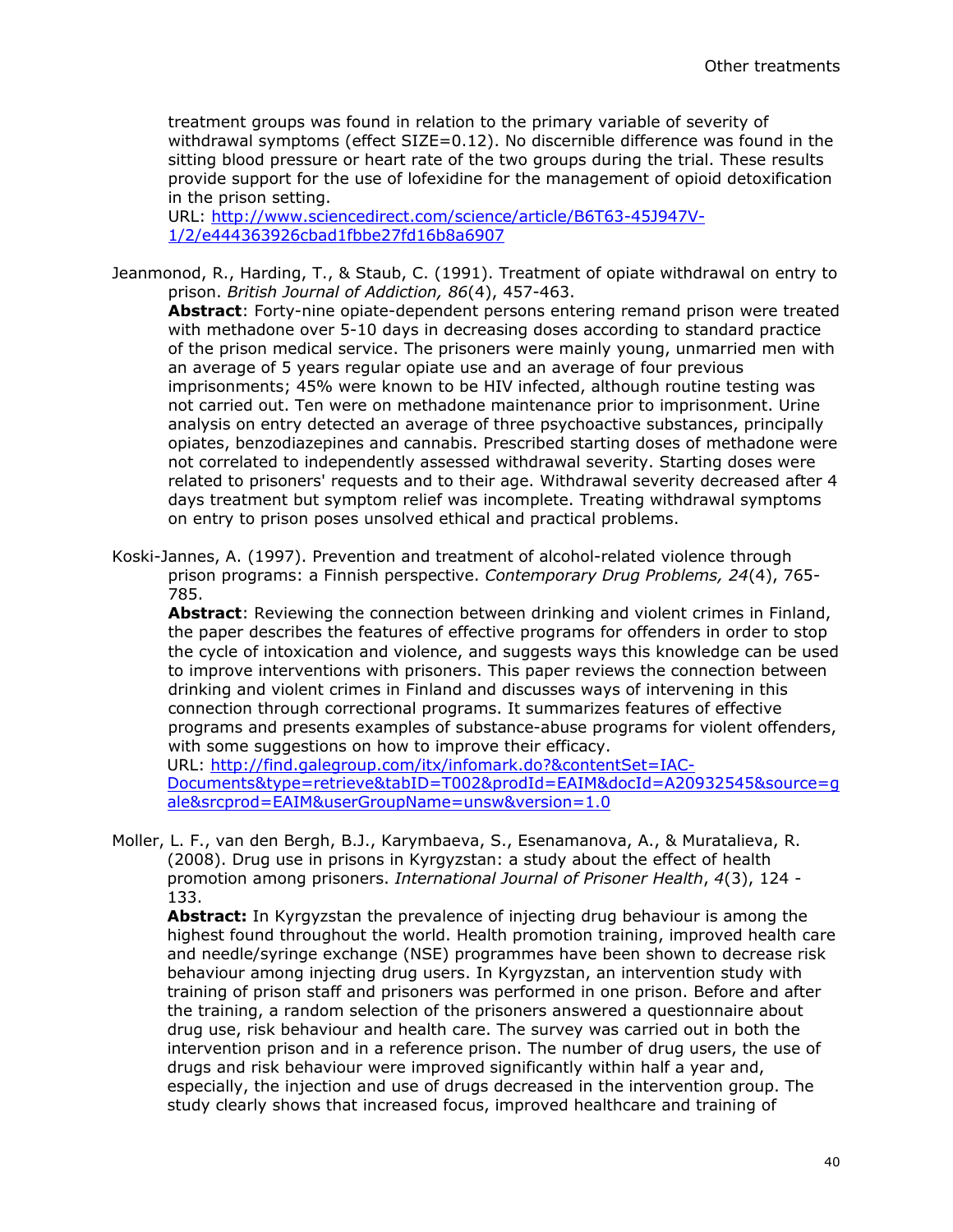treatment groups was found in relation to the primary variable of severity of withdrawal symptoms (effect SIZE=0.12). No discernible difference was found in the sitting blood pressure or heart rate of the two groups during the trial. These results provide support for the use of lofexidine for the management of opioid detoxification in the prison setting.
URL: [http://www.sciencedirect.com/science/article/B6T63-45J947V-1/2/e444363926cbad1fbbe27fd16b8a6907](http://www.sciencedirect.com/science/article/B6T63-45J947V-1/2/e444363926cbad1fbbe27fd16b8a6907)

Jeanmonod, R., Harding, T., & Staub, C. (1991). Treatment of opiate withdrawal on entry to prison. *British Journal of Addiction, 86*(4), 457-463.
**Abstract**: Forty-nine opiate-dependent persons entering remand prison were treated with methadone over 5-10 days in decreasing doses according to standard practice of the prison medical service. The prisoners were mainly young, unmarried men with an average of 5 years regular opiate use and an average of four previous imprisonments; 45% were known to be HIV infected, although routine testing was not carried out. Ten were on methadone maintenance prior to imprisonment. Urine analysis on entry detected an average of three psychoactive substances, principally opiates, benzodiazepines and cannabis. Prescribed starting doses of methadone were not correlated to independently assessed withdrawal severity. Starting doses were related to prisoners' requests and to their age. Withdrawal severity decreased after 4 days treatment but symptom relief was incomplete. Treating withdrawal symptoms on entry to prison poses unsolved ethical and practical problems.

Koski-Jannes, A. (1997). Prevention and treatment of alcohol-related violence through prison programs: a Finnish perspective. *Contemporary Drug Problems, 24*(4), 765-785.
**Abstract**: Reviewing the connection between drinking and violent crimes in Finland, the paper describes the features of effective programs for offenders in order to stop the cycle of intoxication and violence, and suggests ways this knowledge can be used to improve interventions with prisoners. This paper reviews the connection between drinking and violent crimes in Finland and discusses ways of intervening in this connection through correctional programs. It summarizes features of effective programs and presents examples of substance-abuse programs for violent offenders, with some suggestions on how to improve their efficacy.
URL: [http://find.galegroup.com/itx/infomark.do?&contentSet=IAC-Documents&type=retrieve&tabID=T002&prodId=EAIM&docId=A20932545&source=gale&srcprod=EAIM&userGroupName=unsw&version=1.0](http://find.galegroup.com/itx/infomark.do?&contentSet=IAC-Documents&type=retrieve&tabID=T002&prodId=EAIM&docId=A20932545&source=gale&srcprod=EAIM&userGroupName=unsw&version=1.0)

Moller, L. F., van den Bergh, B.J., Karymbaeva, S., Esenamanova, A., & Muratalieva, R. (2008). Drug use in prisons in Kyrgyzstan: a study about the effect of health promotion among prisoners. *International Journal of Prisoner Health*, *4*(3), 124 - 133.
**Abstract:** In Kyrgyzstan the prevalence of injecting drug behaviour is among the highest found throughout the world. Health promotion training, improved health care and needle/syringe exchange (NSE) programmes have been shown to decrease risk behaviour among injecting drug users. In Kyrgyzstan, an intervention study with training of prison staff and prisoners was performed in one prison. Before and after the training, a random selection of the prisoners answered a questionnaire about drug use, risk behaviour and health care. The survey was carried out in both the intervention prison and in a reference prison. The number of drug users, the use of drugs and risk behaviour were improved significantly within half a year and, especially, the injection and use of drugs decreased in the intervention group. The study clearly shows that increased focus, improved healthcare and training of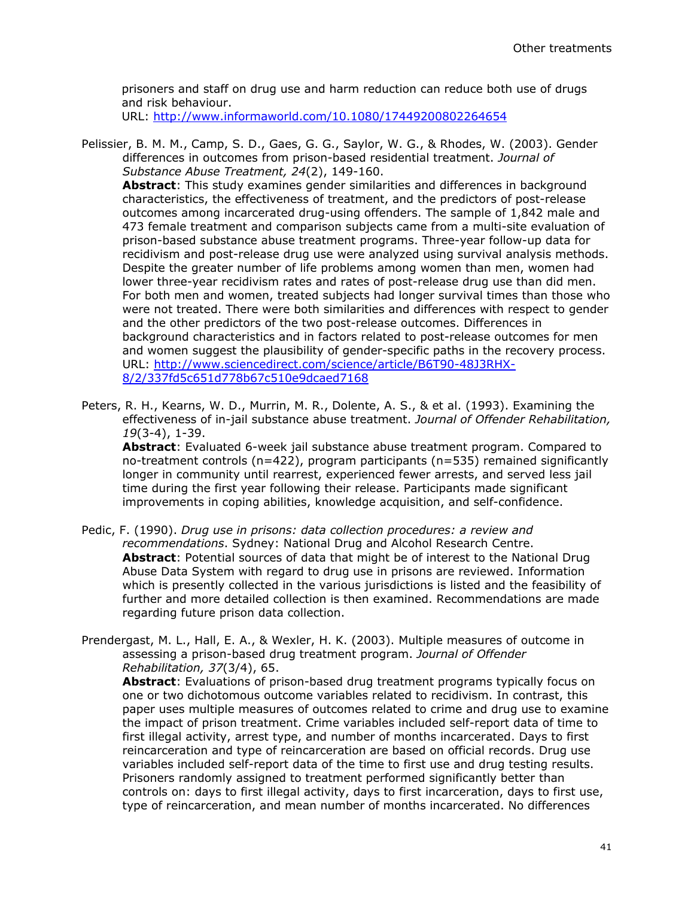prisoners and staff on drug use and harm reduction can reduce both use of drugs and risk behaviour.
URL: http://www.informaworld.com/10.1080/17449200802264654

Pelissier, B. M. M., Camp, S. D., Gaes, G. G., Saylor, W. G., & Rhodes, W. (2003). Gender differences in outcomes from prison-based residential treatment. *Journal of Substance Abuse Treatment, 24*(2), 149-160.
**Abstract**: This study examines gender similarities and differences in background characteristics, the effectiveness of treatment, and the predictors of post-release outcomes among incarcerated drug-using offenders. The sample of 1,842 male and 473 female treatment and comparison subjects came from a multi-site evaluation of prison-based substance abuse treatment programs. Three-year follow-up data for recidivism and post-release drug use were analyzed using survival analysis methods. Despite the greater number of life problems among women than men, women had lower three-year recidivism rates and rates of post-release drug use than did men. For both men and women, treated subjects had longer survival times than those who were not treated. There were both similarities and differences with respect to gender and the other predictors of the two post-release outcomes. Differences in background characteristics and in factors related to post-release outcomes for men and women suggest the plausibility of gender-specific paths in the recovery process.
URL: http://www.sciencedirect.com/science/article/B6T90-48J3RHX-8/2/337fd5c651d778b67c510e9dcaed7168

Peters, R. H., Kearns, W. D., Murrin, M. R., Dolente, A. S., & et al. (1993). Examining the effectiveness of in-jail substance abuse treatment. *Journal of Offender Rehabilitation, 19*(3-4), 1-39.
**Abstract**: Evaluated 6-week jail substance abuse treatment program. Compared to no-treatment controls (n=422), program participants (n=535) remained significantly longer in community until rearrest, experienced fewer arrests, and served less jail time during the first year following their release. Participants made significant improvements in coping abilities, knowledge acquisition, and self-confidence.

Pedic, F. (1990). *Drug use in prisons: data collection procedures: a review and recommendations*. Sydney: National Drug and Alcohol Research Centre.
**Abstract**: Potential sources of data that might be of interest to the National Drug Abuse Data System with regard to drug use in prisons are reviewed. Information which is presently collected in the various jurisdictions is listed and the feasibility of further and more detailed collection is then examined. Recommendations are made regarding future prison data collection.

Prendergast, M. L., Hall, E. A., & Wexler, H. K. (2003). Multiple measures of outcome in assessing a prison-based drug treatment program. *Journal of Offender Rehabilitation, 37*(3/4), 65.
**Abstract**: Evaluations of prison-based drug treatment programs typically focus on one or two dichotomous outcome variables related to recidivism. In contrast, this paper uses multiple measures of outcomes related to crime and drug use to examine the impact of prison treatment. Crime variables included self-report data of time to first illegal activity, arrest type, and number of months incarcerated. Days to first reincarceration and type of reincarceration are based on official records. Drug use variables included self-report data of the time to first use and drug testing results. Prisoners randomly assigned to treatment performed significantly better than controls on: days to first illegal activity, days to first incarceration, days to first use, type of reincarceration, and mean number of months incarcerated. No differences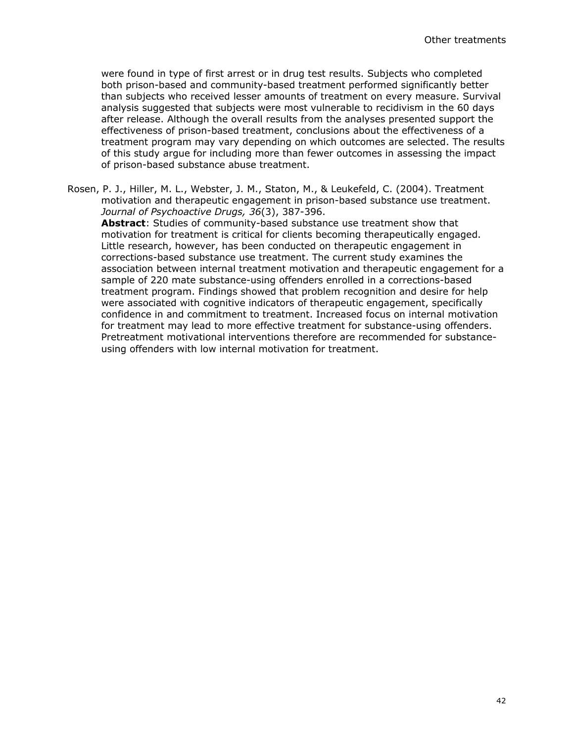were found in type of first arrest or in drug test results. Subjects who completed both prison-based and community-based treatment performed significantly better than subjects who received lesser amounts of treatment on every measure. Survival analysis suggested that subjects were most vulnerable to recidivism in the 60 days after release. Although the overall results from the analyses presented support the effectiveness of prison-based treatment, conclusions about the effectiveness of a treatment program may vary depending on which outcomes are selected. The results of this study argue for including more than fewer outcomes in assessing the impact of prison-based substance abuse treatment.

Rosen, P. J., Hiller, M. L., Webster, J. M., Staton, M., & Leukefeld, C. (2004). Treatment motivation and therapeutic engagement in prison-based substance use treatment. *Journal of Psychoactive Drugs, 36*(3), 387-396.

**Abstract**: Studies of community-based substance use treatment show that motivation for treatment is critical for clients becoming therapeutically engaged. Little research, however, has been conducted on therapeutic engagement in corrections-based substance use treatment. The current study examines the association between internal treatment motivation and therapeutic engagement for a sample of 220 mate substance-using offenders enrolled in a corrections-based treatment program. Findings showed that problem recognition and desire for help were associated with cognitive indicators of therapeutic engagement, specifically confidence in and commitment to treatment. Increased focus on internal motivation for treatment may lead to more effective treatment for substance-using offenders. Pretreatment motivational interventions therefore are recommended for substance-using offenders with low internal motivation for treatment.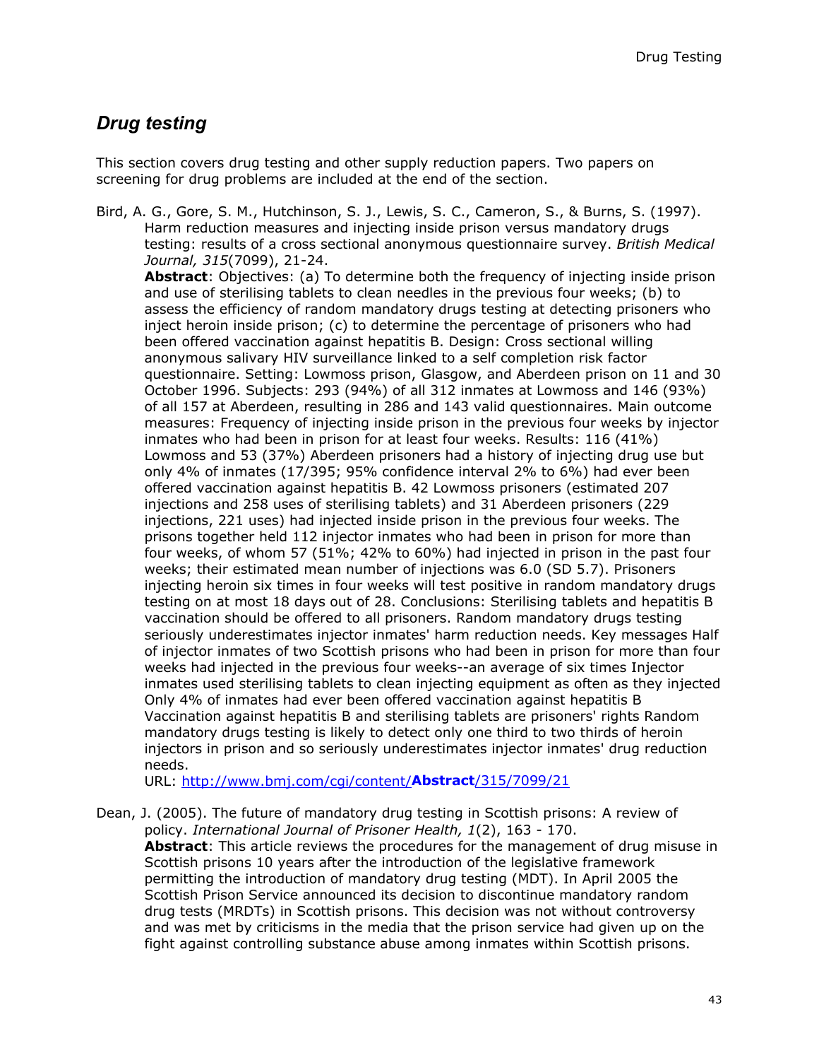## Drug testing

This section covers drug testing and other supply reduction papers. Two papers on screening for drug problems are included at the end of the section.

Bird, A. G., Gore, S. M., Hutchinson, S. J., Lewis, S. C., Cameron, S., & Burns, S. (1997). Harm reduction measures and injecting inside prison versus mandatory drugs testing: results of a cross sectional anonymous questionnaire survey. *British Medical Journal, 315*(7099), 21-24.

**Abstract**: Objectives: (a) To determine both the frequency of injecting inside prison and use of sterilising tablets to clean needles in the previous four weeks; (b) to assess the efficiency of random mandatory drugs testing at detecting prisoners who inject heroin inside prison; (c) to determine the percentage of prisoners who had been offered vaccination against hepatitis B. Design: Cross sectional willing anonymous salivary HIV surveillance linked to a self completion risk factor questionnaire. Setting: Lowmoss prison, Glasgow, and Aberdeen prison on 11 and 30 October 1996. Subjects: 293 (94%) of all 312 inmates at Lowmoss and 146 (93%) of all 157 at Aberdeen, resulting in 286 and 143 valid questionnaires. Main outcome measures: Frequency of injecting inside prison in the previous four weeks by injector inmates who had been in prison for at least four weeks. Results: 116 (41%) Lowmoss and 53 (37%) Aberdeen prisoners had a history of injecting drug use but only 4% of inmates (17/395; 95% confidence interval 2% to 6%) had ever been offered vaccination against hepatitis B. 42 Lowmoss prisoners (estimated 207 injections and 258 uses of sterilising tablets) and 31 Aberdeen prisoners (229 injections, 221 uses) had injected inside prison in the previous four weeks. The prisons together held 112 injector inmates who had been in prison for more than four weeks, of whom 57 (51%; 42% to 60%) had injected in prison in the past four weeks; their estimated mean number of injections was 6.0 (SD 5.7). Prisoners injecting heroin six times in four weeks will test positive in random mandatory drugs testing on at most 18 days out of 28. Conclusions: Sterilising tablets and hepatitis B vaccination should be offered to all prisoners. Random mandatory drugs testing seriously underestimates injector inmates' harm reduction needs. Key messages Half of injector inmates of two Scottish prisons who had been in prison for more than four weeks had injected in the previous four weeks--an average of six times Injector inmates used sterilising tablets to clean injecting equipment as often as they injected Only 4% of inmates had ever been offered vaccination against hepatitis B Vaccination against hepatitis B and sterilising tablets are prisoners' rights Random mandatory drugs testing is likely to detect only one third to two thirds of heroin injectors in prison and so seriously underestimates injector inmates' drug reduction needs.

URL: http://www.bmj.com/cgi/content/**Abstract**/315/7099/21

Dean, J. (2005). The future of mandatory drug testing in Scottish prisons: A review of policy. *International Journal of Prisoner Health, 1*(2), 163 - 170.

**Abstract**: This article reviews the procedures for the management of drug misuse in Scottish prisons 10 years after the introduction of the legislative framework permitting the introduction of mandatory drug testing (MDT). In April 2005 the Scottish Prison Service announced its decision to discontinue mandatory random drug tests (MRDTs) in Scottish prisons. This decision was not without controversy and was met by criticisms in the media that the prison service had given up on the fight against controlling substance abuse among inmates within Scottish prisons.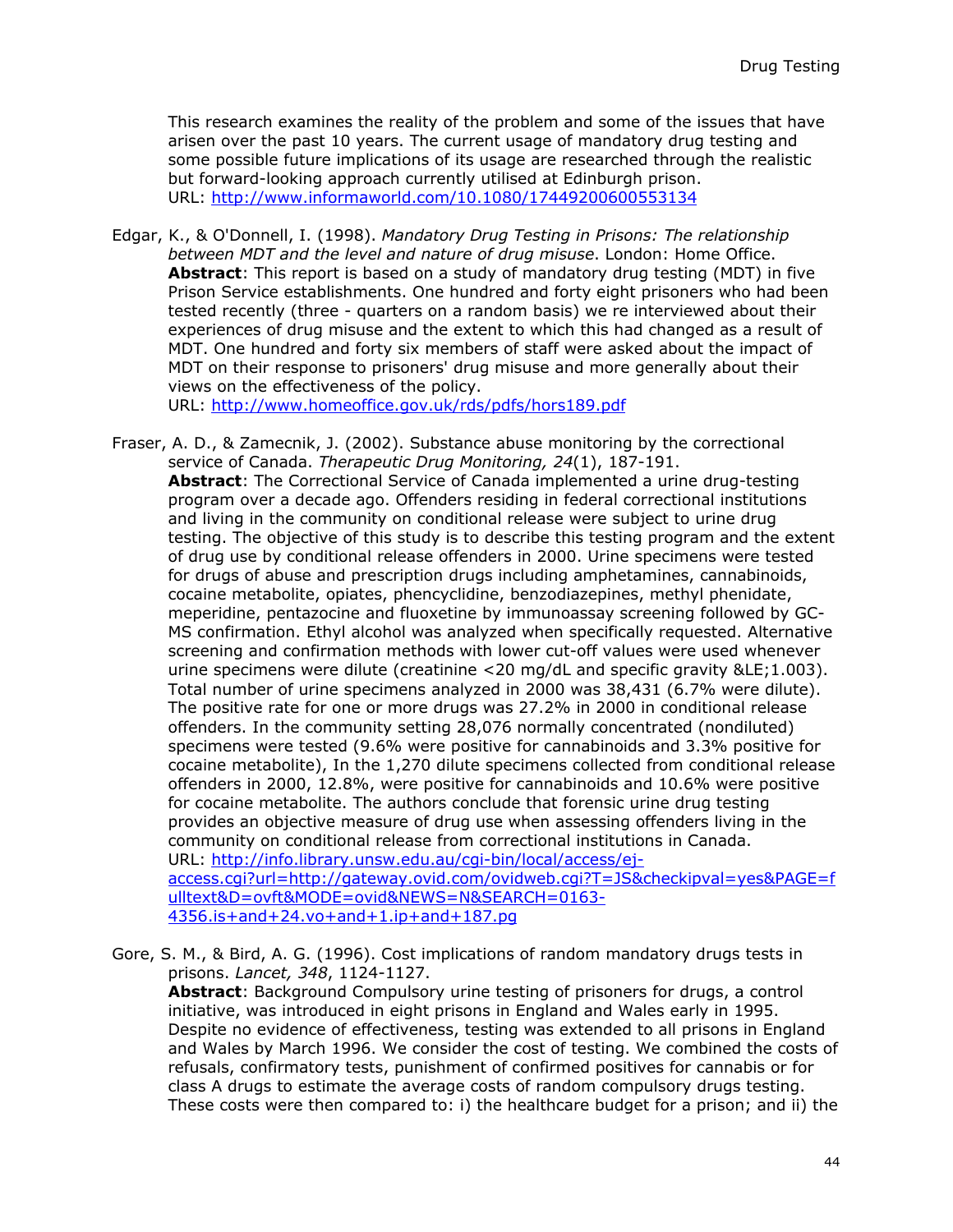This research examines the reality of the problem and some of the issues that have arisen over the past 10 years. The current usage of mandatory drug testing and some possible future implications of its usage are researched through the realistic but forward-looking approach currently utilised at Edinburgh prison.
URL: http://www.informaworld.com/10.1080/17449200600553134

Edgar, K., & O'Donnell, I. (1998). *Mandatory Drug Testing in Prisons: The relationship between MDT and the level and nature of drug misuse*. London: Home Office.
**Abstract**: This report is based on a study of mandatory drug testing (MDT) in five Prison Service establishments. One hundred and forty eight prisoners who had been tested recently (three - quarters on a random basis) we re interviewed about their experiences of drug misuse and the extent to which this had changed as a result of MDT. One hundred and forty six members of staff were asked about the impact of MDT on their response to prisoners' drug misuse and more generally about their views on the effectiveness of the policy.
URL: http://www.homeoffice.gov.uk/rds/pdfs/hors189.pdf

Fraser, A. D., & Zamecnik, J. (2002). Substance abuse monitoring by the correctional service of Canada. *Therapeutic Drug Monitoring, 24*(1), 187-191.
**Abstract**: The Correctional Service of Canada implemented a urine drug-testing program over a decade ago. Offenders residing in federal correctional institutions and living in the community on conditional release were subject to urine drug testing. The objective of this study is to describe this testing program and the extent of drug use by conditional release offenders in 2000. Urine specimens were tested for drugs of abuse and prescription drugs including amphetamines, cannabinoids, cocaine metabolite, opiates, phencyclidine, benzodiazepines, methyl phenidate, meperidine, pentazocine and fluoxetine by immunoassay screening followed by GC-MS confirmation. Ethyl alcohol was analyzed when specifically requested. Alternative screening and confirmation methods with lower cut-off values were used whenever urine specimens were dilute (creatinine <20 mg/dL and specific gravity &LE;1.003). Total number of urine specimens analyzed in 2000 was 38,431 (6.7% were dilute). The positive rate for one or more drugs was 27.2% in 2000 in conditional release offenders. In the community setting 28,076 normally concentrated (nondiluted) specimens were tested (9.6% were positive for cannabinoids and 3.3% positive for cocaine metabolite), In the 1,270 dilute specimens collected from conditional release offenders in 2000, 12.8%, were positive for cannabinoids and 10.6% were positive for cocaine metabolite. The authors conclude that forensic urine drug testing provides an objective measure of drug use when assessing offenders living in the community on conditional release from correctional institutions in Canada.
URL: http://info.library.unsw.edu.au/cgi-bin/local/access/ej-access.cgi?url=http://gateway.ovid.com/ovidweb.cgi?T=JS&checkipval=yes&PAGE=fulltext&D=ovft&MODE=ovid&NEWS=N&SEARCH=0163-4356.is+and+24.vo+and+1.ip+and+187.pg

Gore, S. M., & Bird, A. G. (1996). Cost implications of random mandatory drugs tests in prisons. *Lancet, 348*, 1124-1127.
**Abstract**: Background Compulsory urine testing of prisoners for drugs, a control initiative, was introduced in eight prisons in England and Wales early in 1995. Despite no evidence of effectiveness, testing was extended to all prisons in England and Wales by March 1996. We consider the cost of testing. We combined the costs of refusals, confirmatory tests, punishment of confirmed positives for cannabis or for class A drugs to estimate the average costs of random compulsory drugs testing. These costs were then compared to: i) the healthcare budget for a prison; and ii) the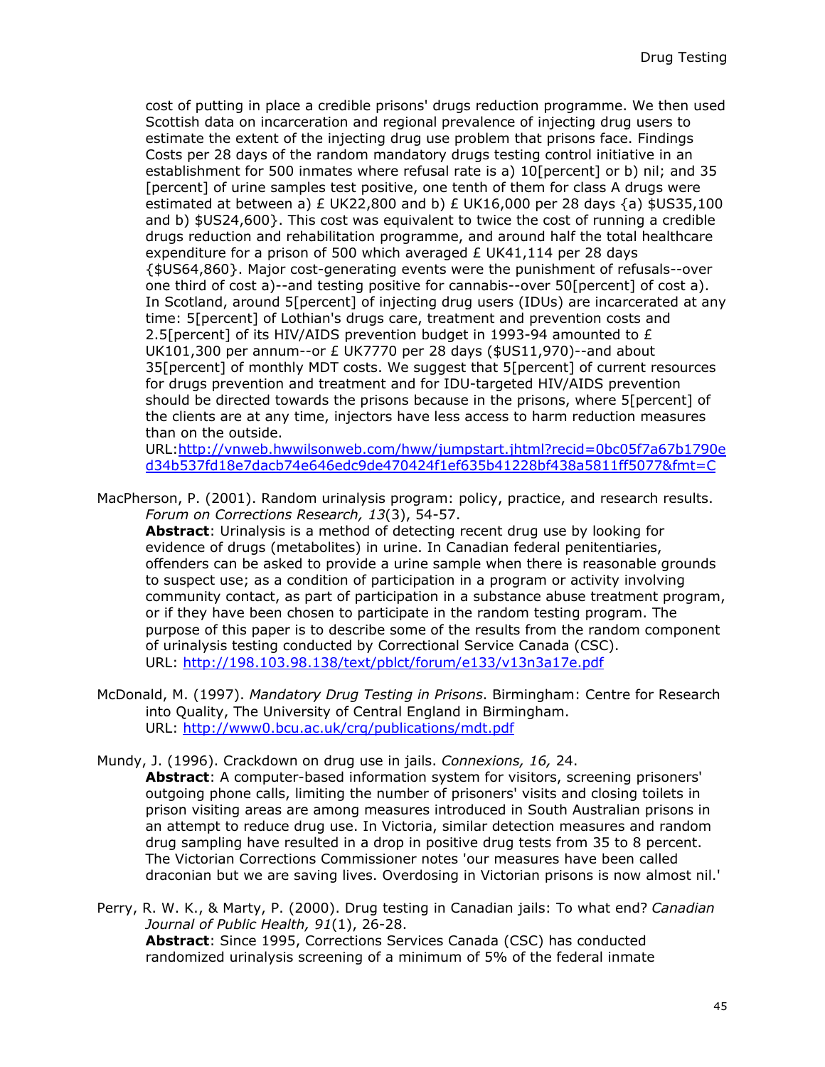cost of putting in place a credible prisons' drugs reduction programme. We then used Scottish data on incarceration and regional prevalence of injecting drug users to estimate the extent of the injecting drug use problem that prisons face. Findings Costs per 28 days of the random mandatory drugs testing control initiative in an establishment for 500 inmates where refusal rate is a) 10[percent] or b) nil; and 35 [percent] of urine samples test positive, one tenth of them for class A drugs were estimated at between a) £ UK22,800 and b) £ UK16,000 per 28 days {a) $US35,100 and b) $US24,600}. This cost was equivalent to twice the cost of running a credible drugs reduction and rehabilitation programme, and around half the total healthcare expenditure for a prison of 500 which averaged £ UK41,114 per 28 days {$US64,860}. Major cost-generating events were the punishment of refusals--over one third of cost a)--and testing positive for cannabis--over 50[percent] of cost a). In Scotland, around 5[percent] of injecting drug users (IDUs) are incarcerated at any time: 5[percent] of Lothian's drugs care, treatment and prevention costs and 2.5[percent] of its HIV/AIDS prevention budget in 1993-94 amounted to £ UK101,300 per annum--or £ UK7770 per 28 days ($US11,970)--and about 35[percent] of monthly MDT costs. We suggest that 5[percent] of current resources for drugs prevention and treatment and for IDU-targeted HIV/AIDS prevention should be directed towards the prisons because in the prisons, where 5[percent] of the clients are at any time, injectors have less access to harm reduction measures than on the outside.
URL:http://vnweb.hwwilsonweb.com/hww/jumpstart.jhtml?recid=0bc05f7a67b1790ed34b537fd18e7dacb74e646edc9de470424f1ef635b41228bf438a5811ff5077&fmt=C

MacPherson, P. (2001). Random urinalysis program: policy, practice, and research results. *Forum on Corrections Research, 13*(3), 54-57.
**Abstract**: Urinalysis is a method of detecting recent drug use by looking for evidence of drugs (metabolites) in urine. In Canadian federal penitentiaries, offenders can be asked to provide a urine sample when there is reasonable grounds to suspect use; as a condition of participation in a program or activity involving community contact, as part of participation in a substance abuse treatment program, or if they have been chosen to participate in the random testing program. The purpose of this paper is to describe some of the results from the random component of urinalysis testing conducted by Correctional Service Canada (CSC).
URL: http://198.103.98.138/text/pblct/forum/e133/v13n3a17e.pdf

McDonald, M. (1997). *Mandatory Drug Testing in Prisons*. Birmingham: Centre for Research into Quality, The University of Central England in Birmingham.
URL: http://www0.bcu.ac.uk/crq/publications/mdt.pdf

Mundy, J. (1996). Crackdown on drug use in jails. *Connexions, 16,* 24.
**Abstract**: A computer-based information system for visitors, screening prisoners' outgoing phone calls, limiting the number of prisoners' visits and closing toilets in prison visiting areas are among measures introduced in South Australian prisons in an attempt to reduce drug use. In Victoria, similar detection measures and random drug sampling have resulted in a drop in positive drug tests from 35 to 8 percent. The Victorian Corrections Commissioner notes 'our measures have been called draconian but we are saving lives. Overdosing in Victorian prisons is now almost nil.'

Perry, R. W. K., & Marty, P. (2000). Drug testing in Canadian jails: To what end? *Canadian Journal of Public Health, 91*(1), 26-28.
**Abstract**: Since 1995, Corrections Services Canada (CSC) has conducted randomized urinalysis screening of a minimum of 5% of the federal inmate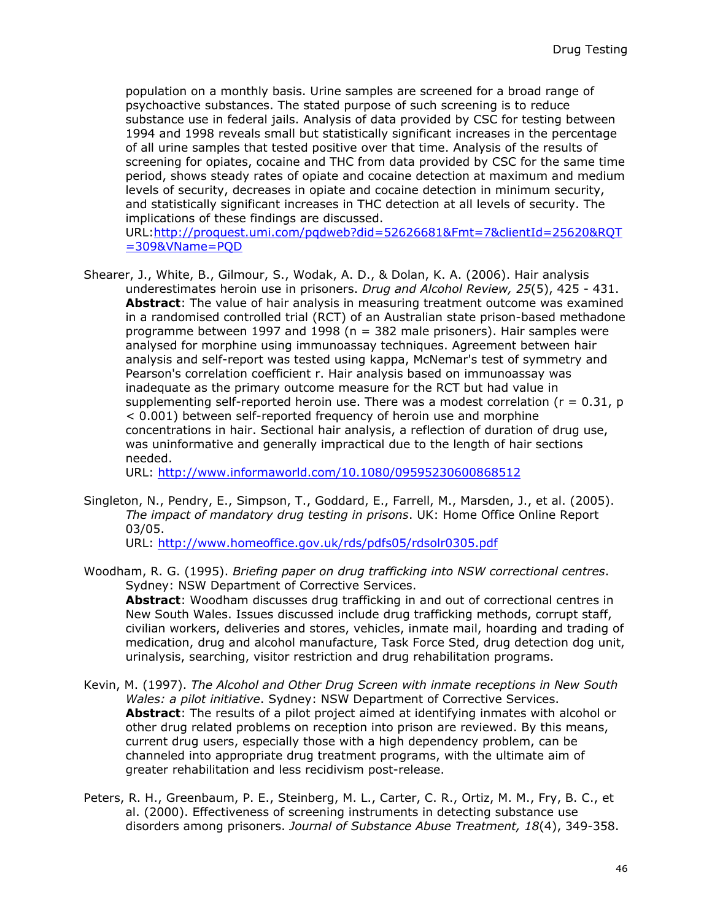population on a monthly basis. Urine samples are screened for a broad range of psychoactive substances. The stated purpose of such screening is to reduce substance use in federal jails. Analysis of data provided by CSC for testing between 1994 and 1998 reveals small but statistically significant increases in the percentage of all urine samples that tested positive over that time. Analysis of the results of screening for opiates, cocaine and THC from data provided by CSC for the same time period, shows steady rates of opiate and cocaine detection at maximum and medium levels of security, decreases in opiate and cocaine detection in minimum security, and statistically significant increases in THC detection at all levels of security. The implications of these findings are discussed.
URL:http://proquest.umi.com/pqdweb?did=52626681&Fmt=7&clientId=25620&RQT=309&VName=PQD

Shearer, J., White, B., Gilmour, S., Wodak, A. D., & Dolan, K. A. (2006). Hair analysis underestimates heroin use in prisoners. *Drug and Alcohol Review, 25*(5), 425 - 431.
**Abstract**: The value of hair analysis in measuring treatment outcome was examined in a randomised controlled trial (RCT) of an Australian state prison-based methadone programme between 1997 and 1998 (n = 382 male prisoners). Hair samples were analysed for morphine using immunoassay techniques. Agreement between hair analysis and self-report was tested using kappa, McNemar's test of symmetry and Pearson's correlation coefficient r. Hair analysis based on immunoassay was inadequate as the primary outcome measure for the RCT but had value in supplementing self-reported heroin use. There was a modest correlation ($r = 0.31$, $p < 0.001$) between self-reported frequency of heroin use and morphine concentrations in hair. Sectional hair analysis, a reflection of duration of drug use, was uninformative and generally impractical due to the length of hair sections needed.
URL: http://www.informaworld.com/10.1080/09595230600868512

Singleton, N., Pendry, E., Simpson, T., Goddard, E., Farrell, M., Marsden, J., et al. (2005). *The impact of mandatory drug testing in prisons*. UK: Home Office Online Report 03/05.
URL: http://www.homeoffice.gov.uk/rds/pdfs05/rdsolr0305.pdf

Woodham, R. G. (1995). *Briefing paper on drug trafficking into NSW correctional centres*. Sydney: NSW Department of Corrective Services.
**Abstract**: Woodham discusses drug trafficking in and out of correctional centres in New South Wales. Issues discussed include drug trafficking methods, corrupt staff, civilian workers, deliveries and stores, vehicles, inmate mail, hoarding and trading of medication, drug and alcohol manufacture, Task Force Sted, drug detection dog unit, urinalysis, searching, visitor restriction and drug rehabilitation programs.

Kevin, M. (1997). *The Alcohol and Other Drug Screen with inmate receptions in New South Wales: a pilot initiative*. Sydney: NSW Department of Corrective Services.
**Abstract**: The results of a pilot project aimed at identifying inmates with alcohol or other drug related problems on reception into prison are reviewed. By this means, current drug users, especially those with a high dependency problem, can be channeled into appropriate drug treatment programs, with the ultimate aim of greater rehabilitation and less recidivism post-release.

Peters, R. H., Greenbaum, P. E., Steinberg, M. L., Carter, C. R., Ortiz, M. M., Fry, B. C., et al. (2000). Effectiveness of screening instruments in detecting substance use disorders among prisoners. *Journal of Substance Abuse Treatment, 18*(4), 349-358.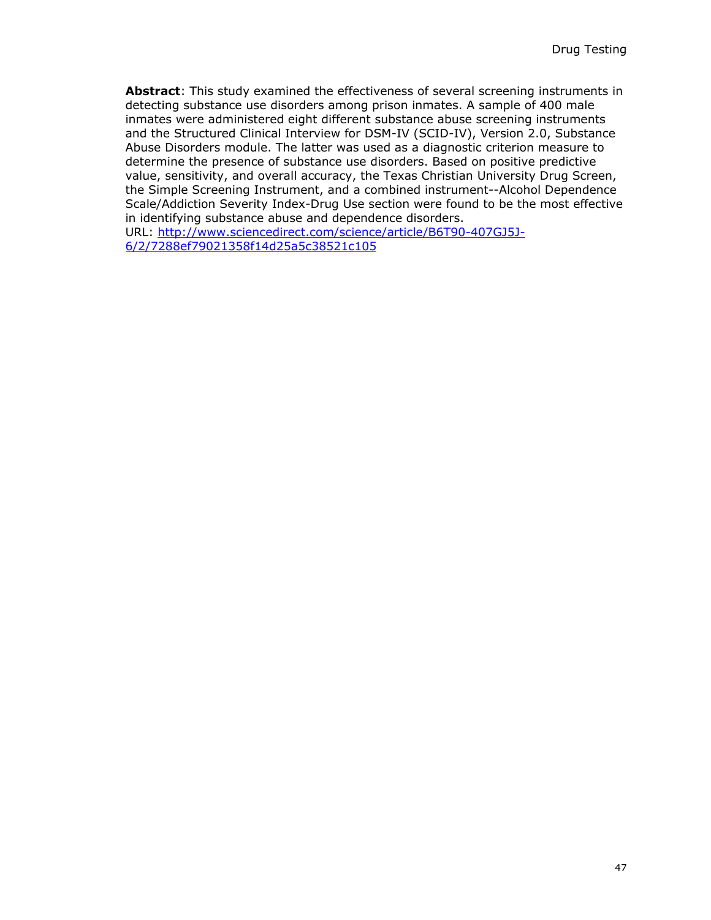**Abstract**: This study examined the effectiveness of several screening instruments in detecting substance use disorders among prison inmates. A sample of 400 male inmates were administered eight different substance abuse screening instruments and the Structured Clinical Interview for DSM-IV (SCID-IV), Version 2.0, Substance Abuse Disorders module. The latter was used as a diagnostic criterion measure to determine the presence of substance use disorders. Based on positive predictive value, sensitivity, and overall accuracy, the Texas Christian University Drug Screen, the Simple Screening Instrument, and a combined instrument--Alcohol Dependence Scale/Addiction Severity Index-Drug Use section were found to be the most effective in identifying substance abuse and dependence disorders.
URL: [http://www.sciencedirect.com/science/article/B6T90-407GJ5J-6/2/7288ef79021358f14d25a5c38521c105](http://www.sciencedirect.com/science/article/B6T90-407GJ5J-6/2/7288ef79021358f14d25a5c38521c105)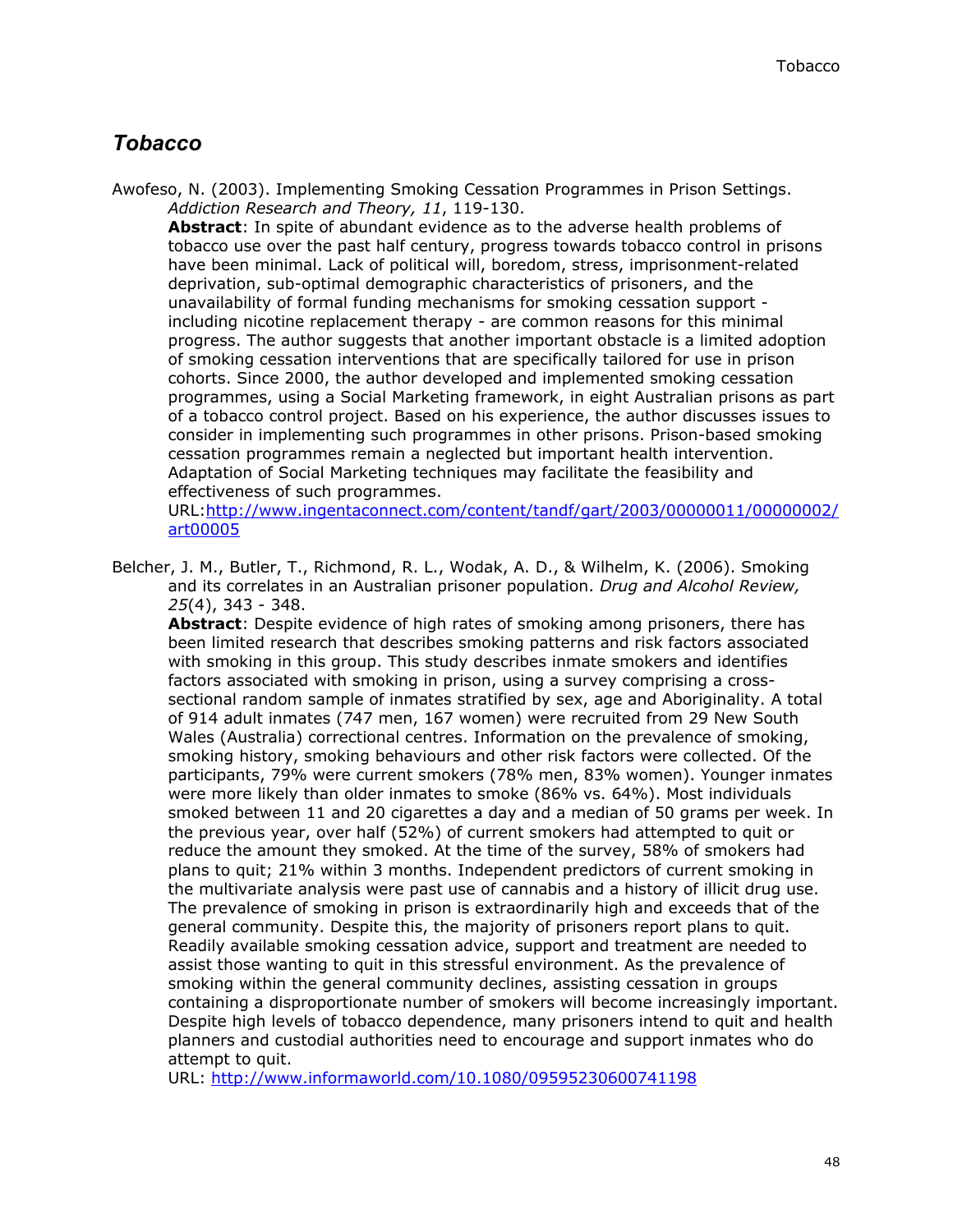## *Tobacco*

Awofeso, N. (2003). Implementing Smoking Cessation Programmes in Prison Settings. *Addiction Research and Theory, 11*, 119-130.

**Abstract**: In spite of abundant evidence as to the adverse health problems of tobacco use over the past half century, progress towards tobacco control in prisons have been minimal. Lack of political will, boredom, stress, imprisonment-related deprivation, sub-optimal demographic characteristics of prisoners, and the unavailability of formal funding mechanisms for smoking cessation support - including nicotine replacement therapy - are common reasons for this minimal progress. The author suggests that another important obstacle is a limited adoption of smoking cessation interventions that are specifically tailored for use in prison cohorts. Since 2000, the author developed and implemented smoking cessation programmes, using a Social Marketing framework, in eight Australian prisons as part of a tobacco control project. Based on his experience, the author discusses issues to consider in implementing such programmes in other prisons. Prison-based smoking cessation programmes remain a neglected but important health intervention. Adaptation of Social Marketing techniques may facilitate the feasibility and effectiveness of such programmes.

URL:http://www.ingentaconnect.com/content/tandf/gart/2003/00000011/00000002/art00005

Belcher, J. M., Butler, T., Richmond, R. L., Wodak, A. D., & Wilhelm, K. (2006). Smoking and its correlates in an Australian prisoner population. *Drug and Alcohol Review, 25*(4), 343 - 348.

**Abstract**: Despite evidence of high rates of smoking among prisoners, there has been limited research that describes smoking patterns and risk factors associated with smoking in this group. This study describes inmate smokers and identifies factors associated with smoking in prison, using a survey comprising a cross-sectional random sample of inmates stratified by sex, age and Aboriginality. A total of 914 adult inmates (747 men, 167 women) were recruited from 29 New South Wales (Australia) correctional centres. Information on the prevalence of smoking, smoking history, smoking behaviours and other risk factors were collected. Of the participants, 79% were current smokers (78% men, 83% women). Younger inmates were more likely than older inmates to smoke (86% vs. 64%). Most individuals smoked between 11 and 20 cigarettes a day and a median of 50 grams per week. In the previous year, over half (52%) of current smokers had attempted to quit or reduce the amount they smoked. At the time of the survey, 58% of smokers had plans to quit; 21% within 3 months. Independent predictors of current smoking in the multivariate analysis were past use of cannabis and a history of illicit drug use. The prevalence of smoking in prison is extraordinarily high and exceeds that of the general community. Despite this, the majority of prisoners report plans to quit. Readily available smoking cessation advice, support and treatment are needed to assist those wanting to quit in this stressful environment. As the prevalence of smoking within the general community declines, assisting cessation in groups containing a disproportionate number of smokers will become increasingly important. Despite high levels of tobacco dependence, many prisoners intend to quit and health planners and custodial authorities need to encourage and support inmates who do attempt to quit.

URL: http://www.informaworld.com/10.1080/09595230600741198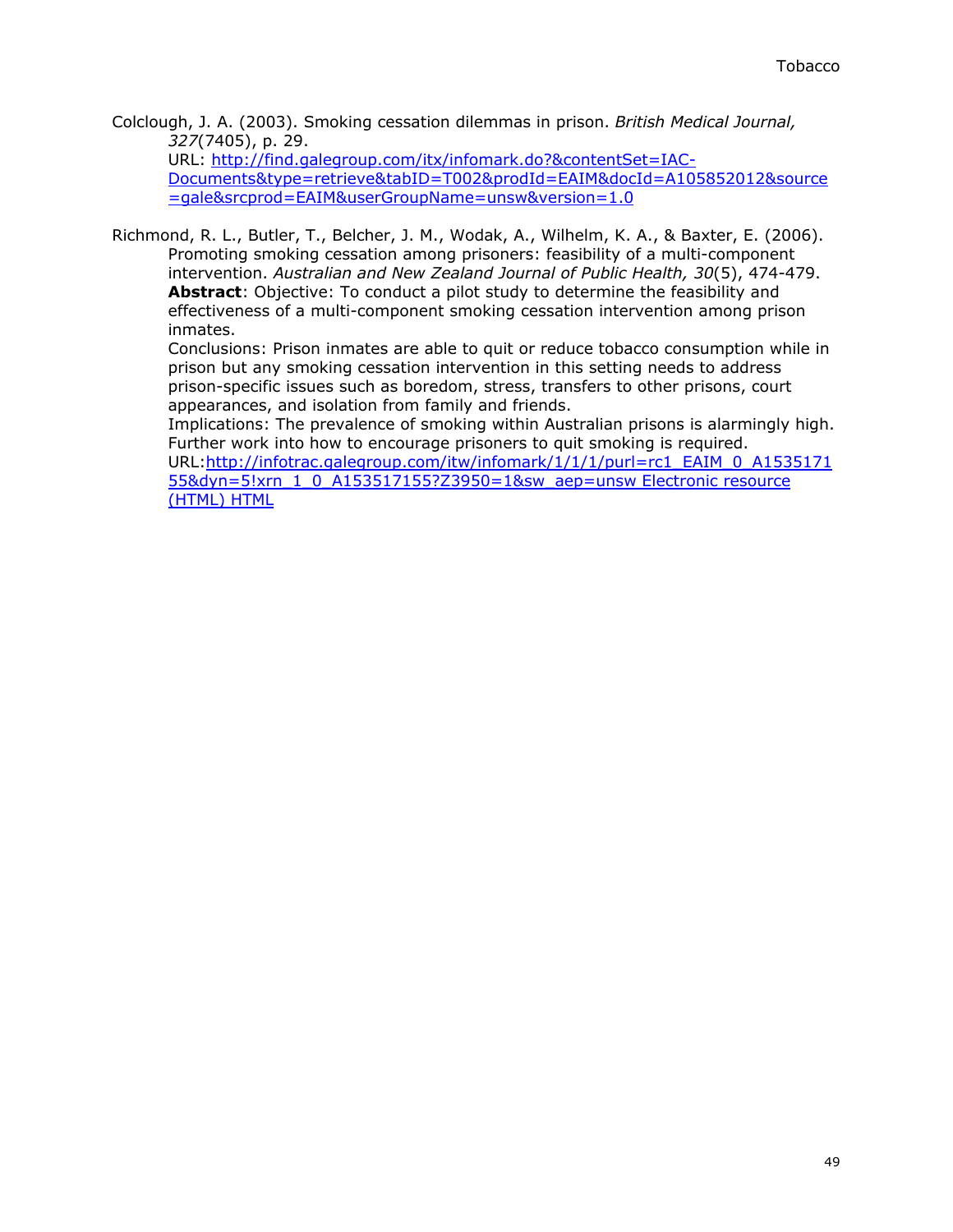Colclough, J. A. (2003). Smoking cessation dilemmas in prison. *British Medical Journal, 327*(7405), p. 29.
URL: http://find.galegroup.com/itx/infomark.do?&contentSet=IAC-Documents&type=retrieve&tabID=T002&prodId=EAIM&docId=A105852012&source=gale&srcprod=EAIM&userGroupName=unsw&version=1.0

Richmond, R. L., Butler, T., Belcher, J. M., Wodak, A., Wilhelm, K. A., & Baxter, E. (2006). Promoting smoking cessation among prisoners: feasibility of a multi-component intervention. *Australian and New Zealand Journal of Public Health, 30*(5), 474-479.
**Abstract**: Objective: To conduct a pilot study to determine the feasibility and effectiveness of a multi-component smoking cessation intervention among prison inmates.
Conclusions: Prison inmates are able to quit or reduce tobacco consumption while in prison but any smoking cessation intervention in this setting needs to address prison-specific issues such as boredom, stress, transfers to other prisons, court appearances, and isolation from family and friends.
Implications: The prevalence of smoking within Australian prisons is alarmingly high. Further work into how to encourage prisoners to quit smoking is required.
URL:http://infotrac.galegroup.com/itw/infomark/1/1/1/purl=rc1_EAIM_0_A153517155&dyn=5!xrn_1_0_A153517155?Z3950=1&sw_aep=unsw Electronic resource (HTML) HTML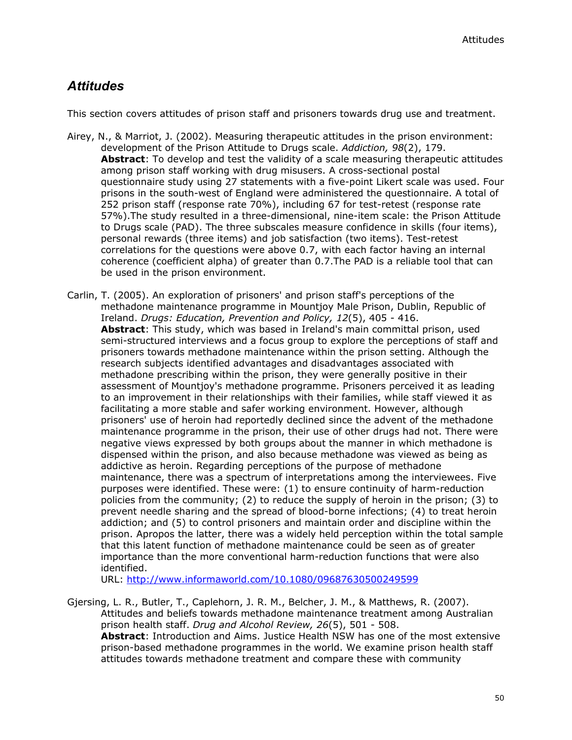## *Attitudes*

This section covers attitudes of prison staff and prisoners towards drug use and treatment.

Airey, N., & Marriot, J. (2002). Measuring therapeutic attitudes in the prison environment: development of the Prison Attitude to Drugs scale. *Addiction, 98*(2), 179.
**Abstract**: To develop and test the validity of a scale measuring therapeutic attitudes among prison staff working with drug misusers. A cross-sectional postal questionnaire study using 27 statements with a five-point Likert scale was used. Four prisons in the south-west of England were administered the questionnaire. A total of 252 prison staff (response rate 70%), including 67 for test-retest (response rate 57%).The study resulted in a three-dimensional, nine-item scale: the Prison Attitude to Drugs scale (PAD). The three subscales measure confidence in skills (four items), personal rewards (three items) and job satisfaction (two items). Test-retest correlations for the questions were above 0.7, with each factor having an internal coherence (coefficient alpha) of greater than 0.7.The PAD is a reliable tool that can be used in the prison environment.

Carlin, T. (2005). An exploration of prisoners' and prison staff's perceptions of the methadone maintenance programme in Mountjoy Male Prison, Dublin, Republic of Ireland. *Drugs: Education, Prevention and Policy, 12*(5), 405 - 416.
**Abstract**: This study, which was based in Ireland's main committal prison, used semi-structured interviews and a focus group to explore the perceptions of staff and prisoners towards methadone maintenance within the prison setting. Although the research subjects identified advantages and disadvantages associated with methadone prescribing within the prison, they were generally positive in their assessment of Mountjoy's methadone programme. Prisoners perceived it as leading to an improvement in their relationships with their families, while staff viewed it as facilitating a more stable and safer working environment. However, although prisoners' use of heroin had reportedly declined since the advent of the methadone maintenance programme in the prison, their use of other drugs had not. There were negative views expressed by both groups about the manner in which methadone is dispensed within the prison, and also because methadone was viewed as being as addictive as heroin. Regarding perceptions of the purpose of methadone maintenance, there was a spectrum of interpretations among the interviewees. Five purposes were identified. These were: (1) to ensure continuity of harm-reduction policies from the community; (2) to reduce the supply of heroin in the prison; (3) to prevent needle sharing and the spread of blood-borne infections; (4) to treat heroin addiction; and (5) to control prisoners and maintain order and discipline within the prison. Apropos the latter, there was a widely held perception within the total sample that this latent function of methadone maintenance could be seen as of greater importance than the more conventional harm-reduction functions that were also identified.
URL: http://www.informaworld.com/10.1080/09687630500249599

Gjersing, L. R., Butler, T., Caplehorn, J. R. M., Belcher, J. M., & Matthews, R. (2007). Attitudes and beliefs towards methadone maintenance treatment among Australian prison health staff. *Drug and Alcohol Review, 26*(5), 501 - 508.
**Abstract**: Introduction and Aims. Justice Health NSW has one of the most extensive prison-based methadone programmes in the world. We examine prison health staff attitudes towards methadone treatment and compare these with community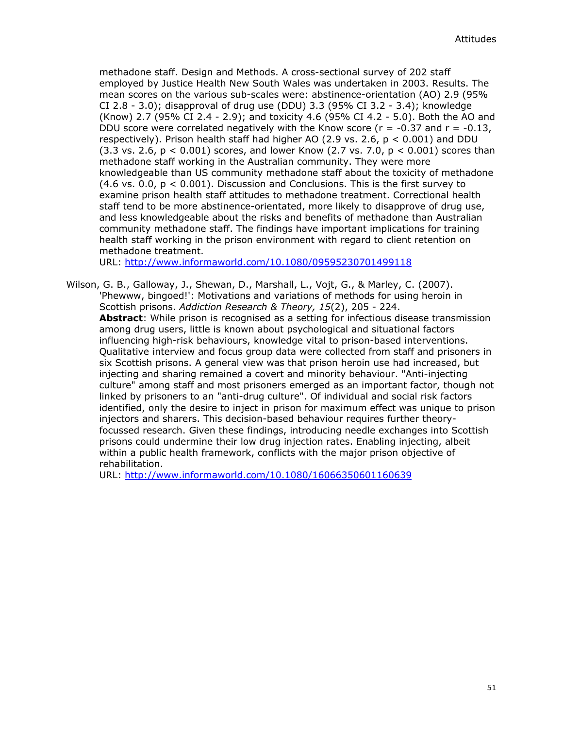methadone staff. Design and Methods. A cross-sectional survey of 202 staff employed by Justice Health New South Wales was undertaken in 2003. Results. The mean scores on the various sub-scales were: abstinence-orientation (AO) 2.9 (95% CI 2.8 - 3.0); disapproval of drug use (DDU) 3.3 (95% CI 3.2 - 3.4); knowledge (Know) 2.7 (95% CI 2.4 - 2.9); and toxicity 4.6 (95% CI 4.2 - 5.0). Both the AO and DDU score were correlated negatively with the Know score ($r = -0.37$ and $r = -0.13$, respectively). Prison health staff had higher AO (2.9 vs. 2.6, $p < 0.001$) and DDU (3.3 vs. 2.6, $p < 0.001$) scores, and lower Know (2.7 vs. 7.0, $p < 0.001$) scores than methadone staff working in the Australian community. They were more knowledgeable than US community methadone staff about the toxicity of methadone (4.6 vs. 0.0, $p < 0.001$). Discussion and Conclusions. This is the first survey to examine prison health staff attitudes to methadone treatment. Correctional health staff tend to be more abstinence-orientated, more likely to disapprove of drug use, and less knowledgeable about the risks and benefits of methadone than Australian community methadone staff. The findings have important implications for training health staff working in the prison environment with regard to client retention on methadone treatment.
URL: http://www.informaworld.com/10.1080/09595230701499118

Wilson, G. B., Galloway, J., Shewan, D., Marshall, L., Vojt, G., & Marley, C. (2007). 'Phewww, bingoed!': Motivations and variations of methods for using heroin in Scottish prisons. *Addiction Research & Theory, 15*(2), 205 - 224.
**Abstract**: While prison is recognised as a setting for infectious disease transmission among drug users, little is known about psychological and situational factors influencing high-risk behaviours, knowledge vital to prison-based interventions. Qualitative interview and focus group data were collected from staff and prisoners in six Scottish prisons. A general view was that prison heroin use had increased, but injecting and sharing remained a covert and minority behaviour. "Anti-injecting culture" among staff and most prisoners emerged as an important factor, though not linked by prisoners to an "anti-drug culture". Of individual and social risk factors identified, only the desire to inject in prison for maximum effect was unique to prison injectors and sharers. This decision-based behaviour requires further theory-focussed research. Given these findings, introducing needle exchanges into Scottish prisons could undermine their low drug injection rates. Enabling injecting, albeit within a public health framework, conflicts with the major prison objective of rehabilitation.
URL: http://www.informaworld.com/10.1080/16066350601160639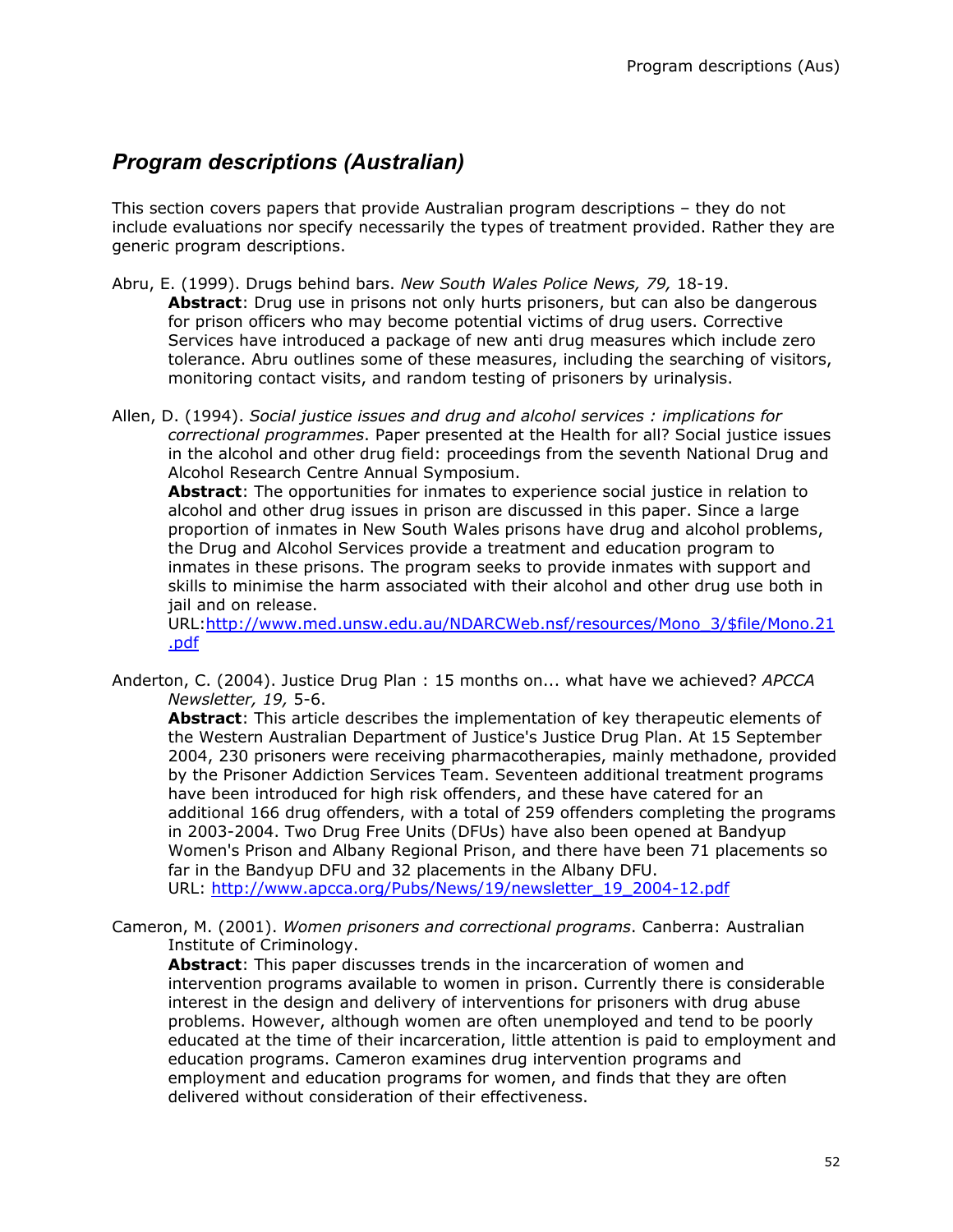## *Program descriptions (Australian)*

This section covers papers that provide Australian program descriptions – they do not include evaluations nor specify necessarily the types of treatment provided. Rather they are generic program descriptions.

Abru, E. (1999). Drugs behind bars. *New South Wales Police News, 79,* 18-19.
**Abstract**: Drug use in prisons not only hurts prisoners, but can also be dangerous for prison officers who may become potential victims of drug users. Corrective Services have introduced a package of new anti drug measures which include zero tolerance. Abru outlines some of these measures, including the searching of visitors, monitoring contact visits, and random testing of prisoners by urinalysis.

Allen, D. (1994). *Social justice issues and drug and alcohol services : implications for correctional programmes*. Paper presented at the Health for all? Social justice issues in the alcohol and other drug field: proceedings from the seventh National Drug and Alcohol Research Centre Annual Symposium.
**Abstract**: The opportunities for inmates to experience social justice in relation to alcohol and other drug issues in prison are discussed in this paper. Since a large proportion of inmates in New South Wales prisons have drug and alcohol problems, the Drug and Alcohol Services provide a treatment and education program to inmates in these prisons. The program seeks to provide inmates with support and skills to minimise the harm associated with their alcohol and other drug use both in jail and on release.
URL:http://www.med.unsw.edu.au/NDARCWeb.nsf/resources/Mono_3/$file/Mono.21.pdf

Anderton, C. (2004). Justice Drug Plan : 15 months on... what have we achieved? *APCCA Newsletter, 19,* 5-6.
**Abstract**: This article describes the implementation of key therapeutic elements of the Western Australian Department of Justice's Justice Drug Plan. At 15 September 2004, 230 prisoners were receiving pharmacotherapies, mainly methadone, provided by the Prisoner Addiction Services Team. Seventeen additional treatment programs have been introduced for high risk offenders, and these have catered for an additional 166 drug offenders, with a total of 259 offenders completing the programs in 2003-2004. Two Drug Free Units (DFUs) have also been opened at Bandyup Women's Prison and Albany Regional Prison, and there have been 71 placements so far in the Bandyup DFU and 32 placements in the Albany DFU.
URL: http://www.apcca.org/Pubs/News/19/newsletter_19_2004-12.pdf

Cameron, M. (2001). *Women prisoners and correctional programs*. Canberra: Australian Institute of Criminology.
**Abstract**: This paper discusses trends in the incarceration of women and intervention programs available to women in prison. Currently there is considerable interest in the design and delivery of interventions for prisoners with drug abuse problems. However, although women are often unemployed and tend to be poorly educated at the time of their incarceration, little attention is paid to employment and education programs. Cameron examines drug intervention programs and employment and education programs for women, and finds that they are often delivered without consideration of their effectiveness.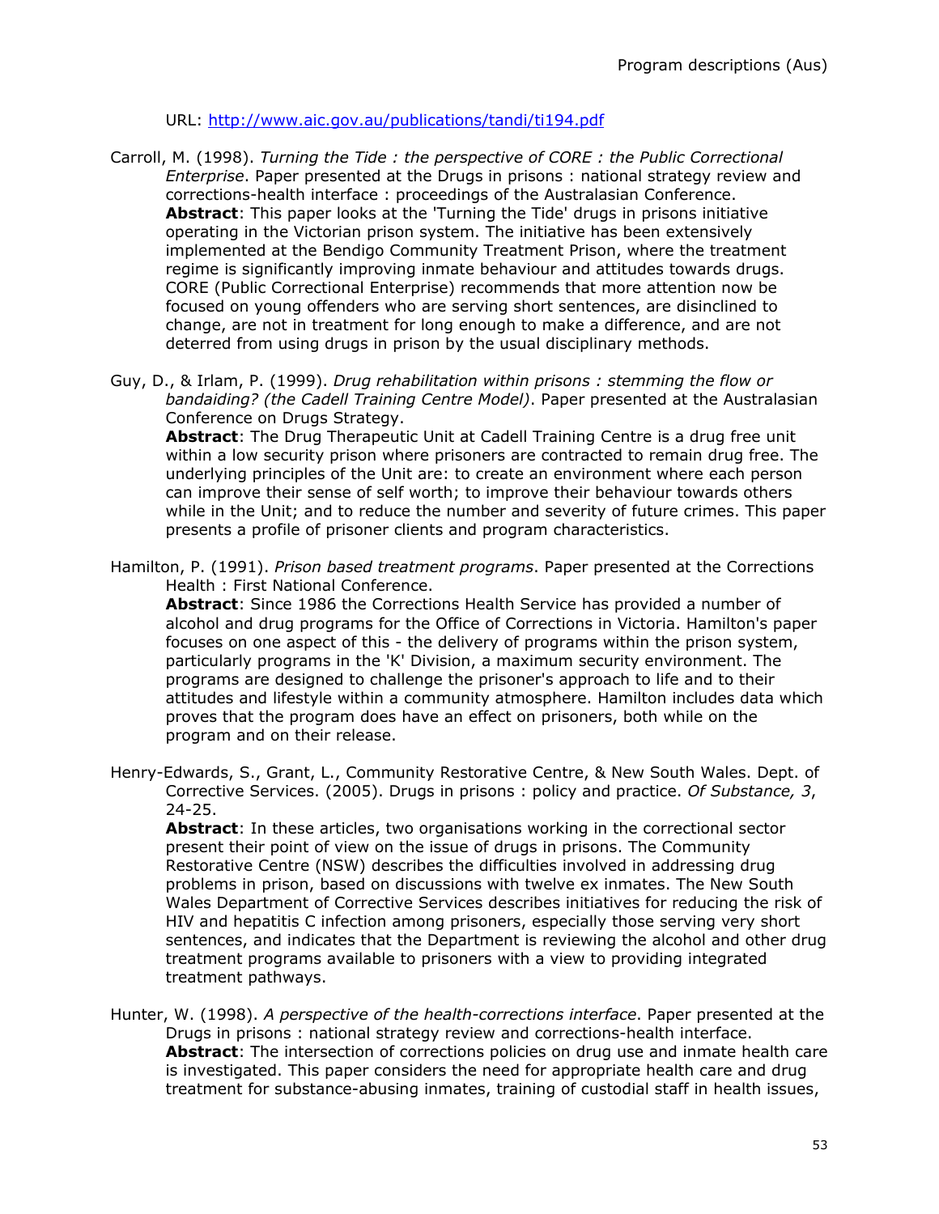URL: http://www.aic.gov.au/publications/tandi/ti194.pdf

Carroll, M. (1998). *Turning the Tide : the perspective of CORE : the Public Correctional Enterprise*. Paper presented at the Drugs in prisons : national strategy review and corrections-health interface : proceedings of the Australasian Conference.
**Abstract**: This paper looks at the 'Turning the Tide' drugs in prisons initiative operating in the Victorian prison system. The initiative has been extensively implemented at the Bendigo Community Treatment Prison, where the treatment regime is significantly improving inmate behaviour and attitudes towards drugs. CORE (Public Correctional Enterprise) recommends that more attention now be focused on young offenders who are serving short sentences, are disinclined to change, are not in treatment for long enough to make a difference, and are not deterred from using drugs in prison by the usual disciplinary methods.

Guy, D., & Irlam, P. (1999). *Drug rehabilitation within prisons : stemming the flow or bandaiding? (the Cadell Training Centre Model)*. Paper presented at the Australasian Conference on Drugs Strategy.
**Abstract**: The Drug Therapeutic Unit at Cadell Training Centre is a drug free unit within a low security prison where prisoners are contracted to remain drug free. The underlying principles of the Unit are: to create an environment where each person can improve their sense of self worth; to improve their behaviour towards others while in the Unit; and to reduce the number and severity of future crimes. This paper presents a profile of prisoner clients and program characteristics.

Hamilton, P. (1991). *Prison based treatment programs*. Paper presented at the Corrections Health : First National Conference.
**Abstract**: Since 1986 the Corrections Health Service has provided a number of alcohol and drug programs for the Office of Corrections in Victoria. Hamilton's paper focuses on one aspect of this - the delivery of programs within the prison system, particularly programs in the 'K' Division, a maximum security environment. The programs are designed to challenge the prisoner's approach to life and to their attitudes and lifestyle within a community atmosphere. Hamilton includes data which proves that the program does have an effect on prisoners, both while on the program and on their release.

Henry-Edwards, S., Grant, L., Community Restorative Centre, & New South Wales. Dept. of Corrective Services. (2005). Drugs in prisons : policy and practice. *Of Substance, 3*, 24-25.
**Abstract**: In these articles, two organisations working in the correctional sector present their point of view on the issue of drugs in prisons. The Community Restorative Centre (NSW) describes the difficulties involved in addressing drug problems in prison, based on discussions with twelve ex inmates. The New South Wales Department of Corrective Services describes initiatives for reducing the risk of HIV and hepatitis C infection among prisoners, especially those serving very short sentences, and indicates that the Department is reviewing the alcohol and other drug treatment programs available to prisoners with a view to providing integrated treatment pathways.

Hunter, W. (1998). *A perspective of the health-corrections interface*. Paper presented at the Drugs in prisons : national strategy review and corrections-health interface.
**Abstract**: The intersection of corrections policies on drug use and inmate health care is investigated. This paper considers the need for appropriate health care and drug treatment for substance-abusing inmates, training of custodial staff in health issues,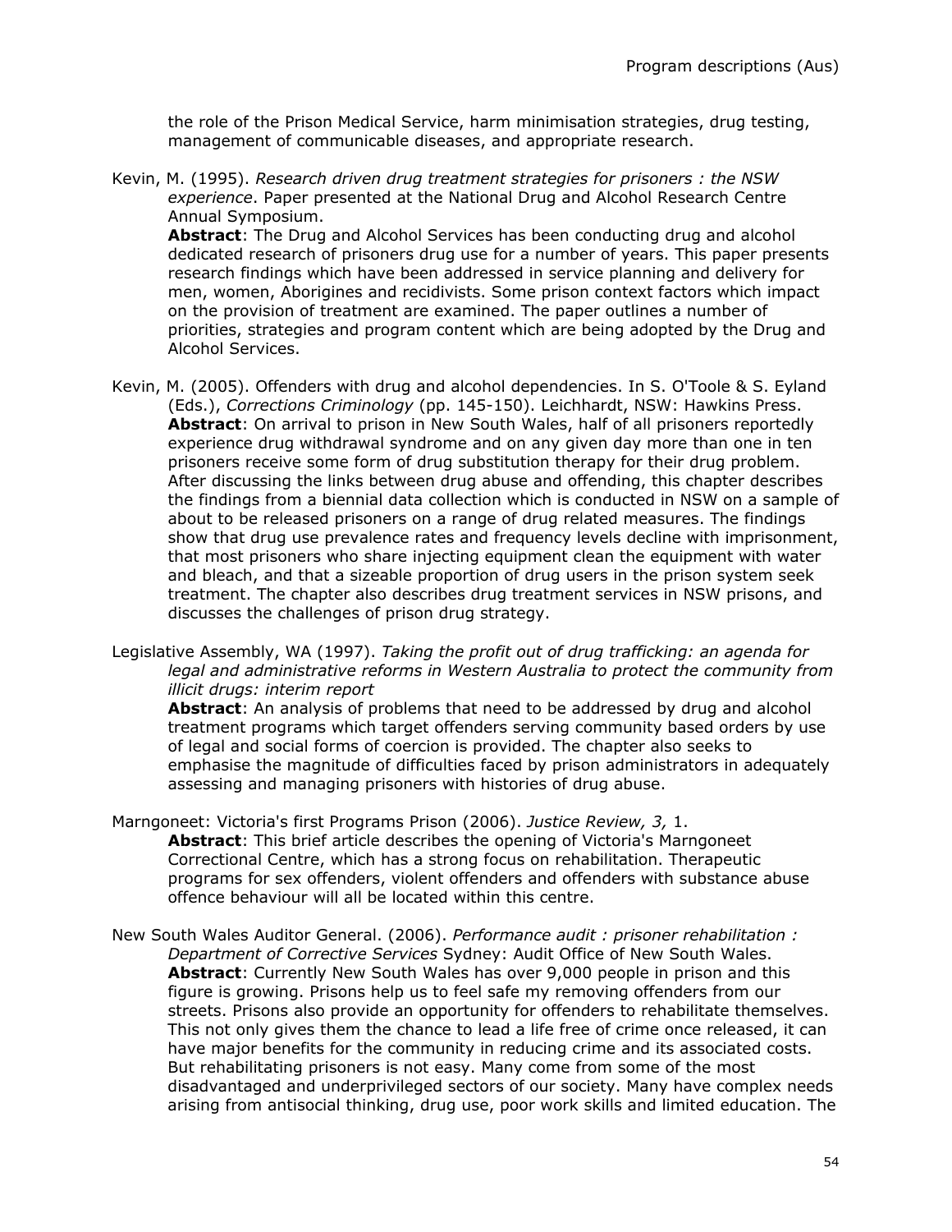the role of the Prison Medical Service, harm minimisation strategies, drug testing, management of communicable diseases, and appropriate research.

Kevin, M. (1995). *Research driven drug treatment strategies for prisoners : the NSW experience*. Paper presented at the National Drug and Alcohol Research Centre Annual Symposium.
**Abstract**: The Drug and Alcohol Services has been conducting drug and alcohol dedicated research of prisoners drug use for a number of years. This paper presents research findings which have been addressed in service planning and delivery for men, women, Aborigines and recidivists. Some prison context factors which impact on the provision of treatment are examined. The paper outlines a number of priorities, strategies and program content which are being adopted by the Drug and Alcohol Services.

Kevin, M. (2005). Offenders with drug and alcohol dependencies. In S. O'Toole & S. Eyland (Eds.), *Corrections Criminology* (pp. 145-150). Leichhardt, NSW: Hawkins Press.
**Abstract**: On arrival to prison in New South Wales, half of all prisoners reportedly experience drug withdrawal syndrome and on any given day more than one in ten prisoners receive some form of drug substitution therapy for their drug problem. After discussing the links between drug abuse and offending, this chapter describes the findings from a biennial data collection which is conducted in NSW on a sample of about to be released prisoners on a range of drug related measures. The findings show that drug use prevalence rates and frequency levels decline with imprisonment, that most prisoners who share injecting equipment clean the equipment with water and bleach, and that a sizeable proportion of drug users in the prison system seek treatment. The chapter also describes drug treatment services in NSW prisons, and discusses the challenges of prison drug strategy.

Legislative Assembly, WA (1997). *Taking the profit out of drug trafficking: an agenda for legal and administrative reforms in Western Australia to protect the community from illicit drugs: interim report*
**Abstract**: An analysis of problems that need to be addressed by drug and alcohol treatment programs which target offenders serving community based orders by use of legal and social forms of coercion is provided. The chapter also seeks to emphasise the magnitude of difficulties faced by prison administrators in adequately assessing and managing prisoners with histories of drug abuse.

Marngoneet: Victoria's first Programs Prison (2006). *Justice Review, 3,* 1.
**Abstract**: This brief article describes the opening of Victoria's Marngoneet Correctional Centre, which has a strong focus on rehabilitation. Therapeutic programs for sex offenders, violent offenders and offenders with substance abuse offence behaviour will all be located within this centre.

New South Wales Auditor General. (2006). *Performance audit : prisoner rehabilitation : Department of Corrective Services* Sydney: Audit Office of New South Wales.
**Abstract**: Currently New South Wales has over 9,000 people in prison and this figure is growing. Prisons help us to feel safe my removing offenders from our streets. Prisons also provide an opportunity for offenders to rehabilitate themselves. This not only gives them the chance to lead a life free of crime once released, it can have major benefits for the community in reducing crime and its associated costs. But rehabilitating prisoners is not easy. Many come from some of the most disadvantaged and underprivileged sectors of our society. Many have complex needs arising from antisocial thinking, drug use, poor work skills and limited education. The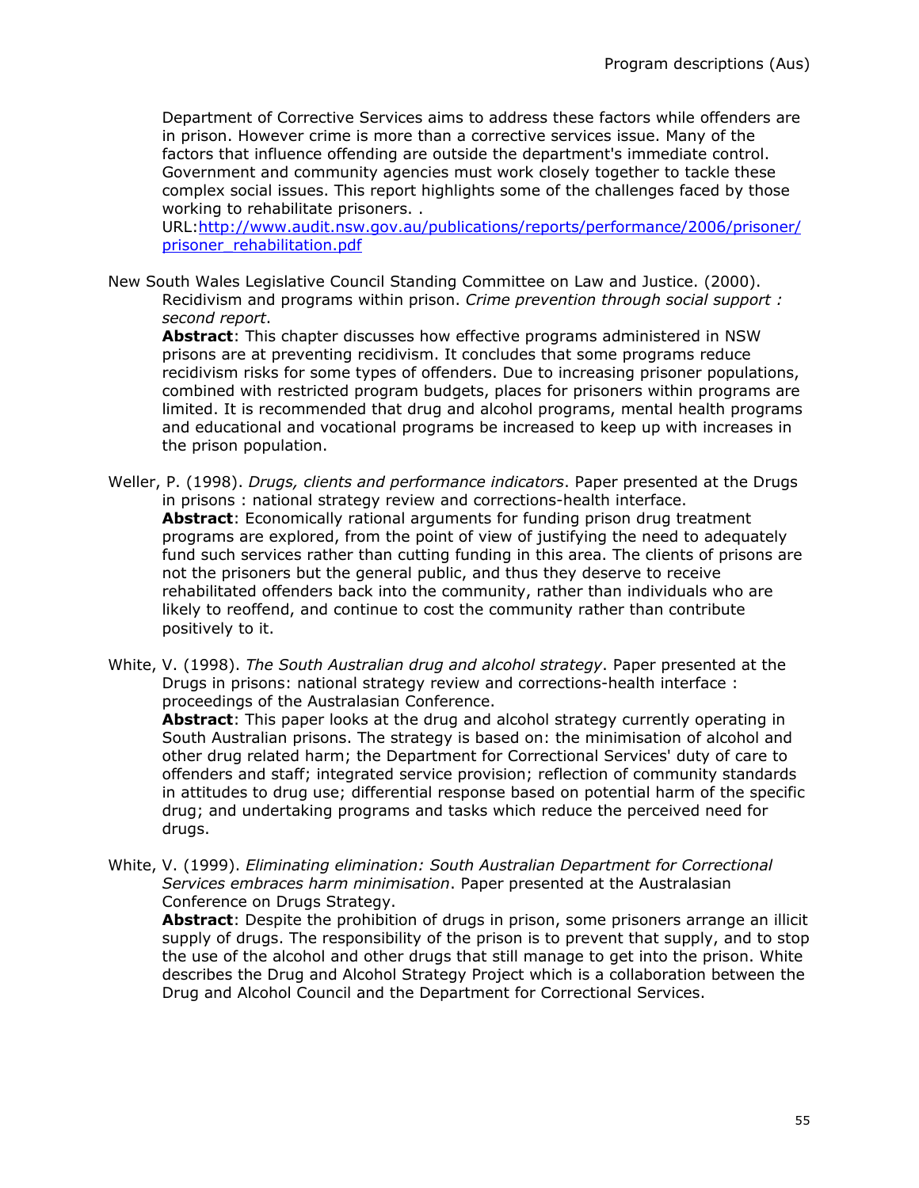Department of Corrective Services aims to address these factors while offenders are in prison. However crime is more than a corrective services issue. Many of the factors that influence offending are outside the department's immediate control. Government and community agencies must work closely together to tackle these complex social issues. This report highlights some of the challenges faced by those working to rehabilitate prisoners. .
URL:[http://www.audit.nsw.gov.au/publications/reports/performance/2006/prisoner/prisoner_rehabilitation.pdf](http://www.audit.nsw.gov.au/publications/reports/performance/2006/prisoner/prisoner_rehabilitation.pdf)

New South Wales Legislative Council Standing Committee on Law and Justice. (2000). Recidivism and programs within prison. *Crime prevention through social support : second report*.
**Abstract**: This chapter discusses how effective programs administered in NSW prisons are at preventing recidivism. It concludes that some programs reduce recidivism risks for some types of offenders. Due to increasing prisoner populations, combined with restricted program budgets, places for prisoners within programs are limited. It is recommended that drug and alcohol programs, mental health programs and educational and vocational programs be increased to keep up with increases in the prison population.

Weller, P. (1998). *Drugs, clients and performance indicators*. Paper presented at the Drugs in prisons : national strategy review and corrections-health interface.
**Abstract**: Economically rational arguments for funding prison drug treatment programs are explored, from the point of view of justifying the need to adequately fund such services rather than cutting funding in this area. The clients of prisons are not the prisoners but the general public, and thus they deserve to receive rehabilitated offenders back into the community, rather than individuals who are likely to reoffend, and continue to cost the community rather than contribute positively to it.

White, V. (1998). *The South Australian drug and alcohol strategy*. Paper presented at the Drugs in prisons: national strategy review and corrections-health interface : proceedings of the Australasian Conference.
**Abstract**: This paper looks at the drug and alcohol strategy currently operating in South Australian prisons. The strategy is based on: the minimisation of alcohol and other drug related harm; the Department for Correctional Services' duty of care to offenders and staff; integrated service provision; reflection of community standards in attitudes to drug use; differential response based on potential harm of the specific drug; and undertaking programs and tasks which reduce the perceived need for drugs.

White, V. (1999). *Eliminating elimination: South Australian Department for Correctional Services embraces harm minimisation*. Paper presented at the Australasian Conference on Drugs Strategy.
**Abstract**: Despite the prohibition of drugs in prison, some prisoners arrange an illicit supply of drugs. The responsibility of the prison is to prevent that supply, and to stop the use of the alcohol and other drugs that still manage to get into the prison. White describes the Drug and Alcohol Strategy Project which is a collaboration between the Drug and Alcohol Council and the Department for Correctional Services.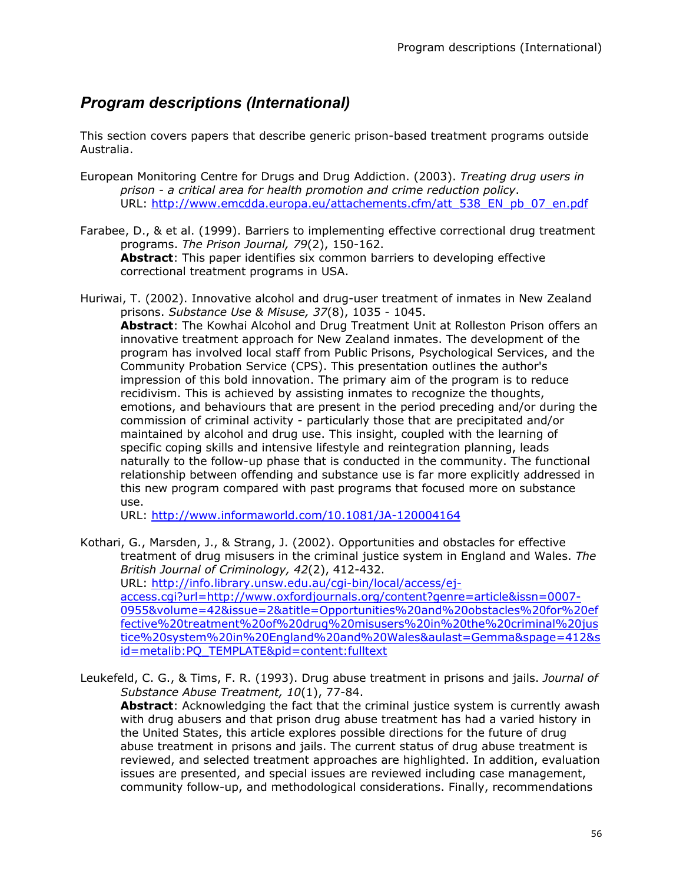## *Program descriptions (International)*

This section covers papers that describe generic prison-based treatment programs outside Australia.

European Monitoring Centre for Drugs and Drug Addiction. (2003). *Treating drug users in prison - a critical area for health promotion and crime reduction policy*.
URL: http://www.emcdda.europa.eu/attachements.cfm/att_538_EN_pb_07_en.pdf

Farabee, D., & et al. (1999). Barriers to implementing effective correctional drug treatment programs. *The Prison Journal, 79*(2), 150-162.
**Abstract**: This paper identifies six common barriers to developing effective correctional treatment programs in USA.

Huriwai, T. (2002). Innovative alcohol and drug-user treatment of inmates in New Zealand prisons. *Substance Use & Misuse, 37*(8), 1035 - 1045.
**Abstract**: The Kowhai Alcohol and Drug Treatment Unit at Rolleston Prison offers an innovative treatment approach for New Zealand inmates. The development of the program has involved local staff from Public Prisons, Psychological Services, and the Community Probation Service (CPS). This presentation outlines the author's impression of this bold innovation. The primary aim of the program is to reduce recidivism. This is achieved by assisting inmates to recognize the thoughts, emotions, and behaviours that are present in the period preceding and/or during the commission of criminal activity - particularly those that are precipitated and/or maintained by alcohol and drug use. This insight, coupled with the learning of specific coping skills and intensive lifestyle and reintegration planning, leads naturally to the follow-up phase that is conducted in the community. The functional relationship between offending and substance use is far more explicitly addressed in this new program compared with past programs that focused more on substance use.
URL: http://www.informaworld.com/10.1081/JA-120004164

Kothari, G., Marsden, J., & Strang, J. (2002). Opportunities and obstacles for effective treatment of drug misusers in the criminal justice system in England and Wales. *The British Journal of Criminology, 42*(2), 412-432.
URL: http://info.library.unsw.edu.au/cgi-bin/local/access/ej-access.cgi?url=http://www.oxfordjournals.org/content?genre=article&issn=0007-0955&volume=42&issue=2&atitle=Opportunities%20and%20obstacles%20for%20effective%20treatment%20of%20drug%20misusers%20in%20the%20criminal%20justice%20system%20in%20England%20and%20Wales&aulast=Gemma&spage=412&sid=metalib:PQ_TEMPLATE&pid=content:fulltext

Leukefeld, C. G., & Tims, F. R. (1993). Drug abuse treatment in prisons and jails. *Journal of Substance Abuse Treatment, 10*(1), 77-84.
**Abstract**: Acknowledging the fact that the criminal justice system is currently awash with drug abusers and that prison drug abuse treatment has had a varied history in the United States, this article explores possible directions for the future of drug abuse treatment in prisons and jails. The current status of drug abuse treatment is reviewed, and selected treatment approaches are highlighted. In addition, evaluation issues are presented, and special issues are reviewed including case management, community follow-up, and methodological considerations. Finally, recommendations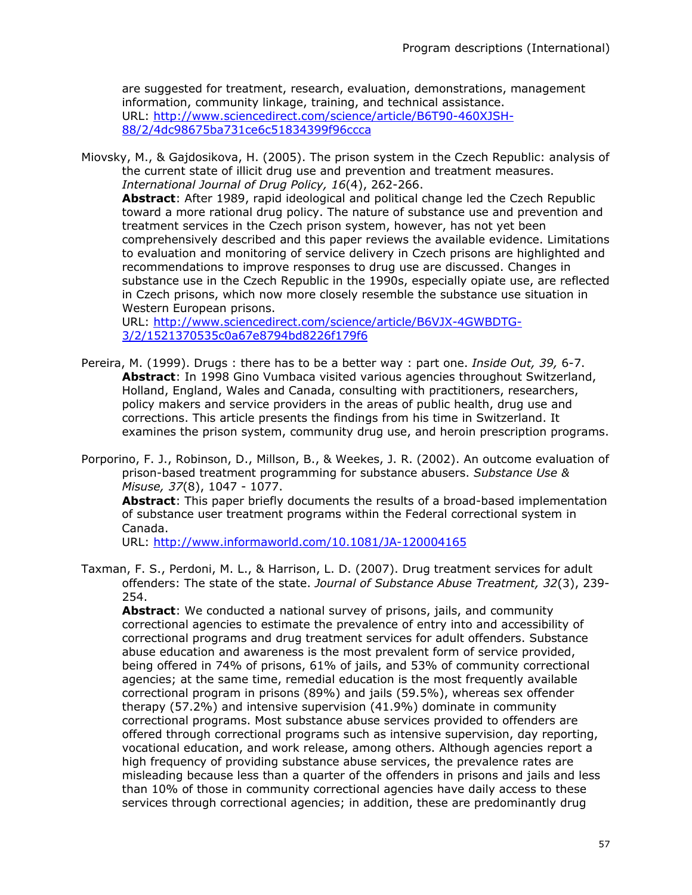are suggested for treatment, research, evaluation, demonstrations, management information, community linkage, training, and technical assistance.
URL: [http://www.sciencedirect.com/science/article/B6T90-460XJSH-88/2/4dc98675ba731ce6c51834399f96ccca](http://www.sciencedirect.com/science/article/B6T90-460XJSH-88/2/4dc98675ba731ce6c51834399f96ccca)

Miovsky, M., & Gajdosikova, H. (2005). The prison system in the Czech Republic: analysis of the current state of illicit drug use and prevention and treatment measures. *International Journal of Drug Policy, 16*(4), 262-266.
**Abstract**: After 1989, rapid ideological and political change led the Czech Republic toward a more rational drug policy. The nature of substance use and prevention and treatment services in the Czech prison system, however, has not yet been comprehensively described and this paper reviews the available evidence. Limitations to evaluation and monitoring of service delivery in Czech prisons are highlighted and recommendations to improve responses to drug use are discussed. Changes in substance use in the Czech Republic in the 1990s, especially opiate use, are reflected in Czech prisons, which now more closely resemble the substance use situation in Western European prisons.
URL: [http://www.sciencedirect.com/science/article/B6VJX-4GWBDTG-3/2/1521370535c0a67e8794bd8226f179f6](http://www.sciencedirect.com/science/article/B6VJX-4GWBDTG-3/2/1521370535c0a67e8794bd8226f179f6)

Pereira, M. (1999). Drugs : there has to be a better way : part one. *Inside Out, 39,* 6-7.
**Abstract**: In 1998 Gino Vumbaca visited various agencies throughout Switzerland, Holland, England, Wales and Canada, consulting with practitioners, researchers, policy makers and service providers in the areas of public health, drug use and corrections. This article presents the findings from his time in Switzerland. It examines the prison system, community drug use, and heroin prescription programs.

Porporino, F. J., Robinson, D., Millson, B., & Weekes, J. R. (2002). An outcome evaluation of prison-based treatment programming for substance abusers. *Substance Use & Misuse, 37*(8), 1047 - 1077.
**Abstract**: This paper briefly documents the results of a broad-based implementation of substance user treatment programs within the Federal correctional system in Canada.
URL: [http://www.informaworld.com/10.1081/JA-120004165](http://www.informaworld.com/10.1081/JA-120004165)

Taxman, F. S., Perdoni, M. L., & Harrison, L. D. (2007). Drug treatment services for adult offenders: The state of the state. *Journal of Substance Abuse Treatment, 32*(3), 239-254.
**Abstract**: We conducted a national survey of prisons, jails, and community correctional agencies to estimate the prevalence of entry into and accessibility of correctional programs and drug treatment services for adult offenders. Substance abuse education and awareness is the most prevalent form of service provided, being offered in 74% of prisons, 61% of jails, and 53% of community correctional agencies; at the same time, remedial education is the most frequently available correctional program in prisons (89%) and jails (59.5%), whereas sex offender therapy (57.2%) and intensive supervision (41.9%) dominate in community correctional programs. Most substance abuse services provided to offenders are offered through correctional programs such as intensive supervision, day reporting, vocational education, and work release, among others. Although agencies report a high frequency of providing substance abuse services, the prevalence rates are misleading because less than a quarter of the offenders in prisons and jails and less than 10% of those in community correctional agencies have daily access to these services through correctional agencies; in addition, these are predominantly drug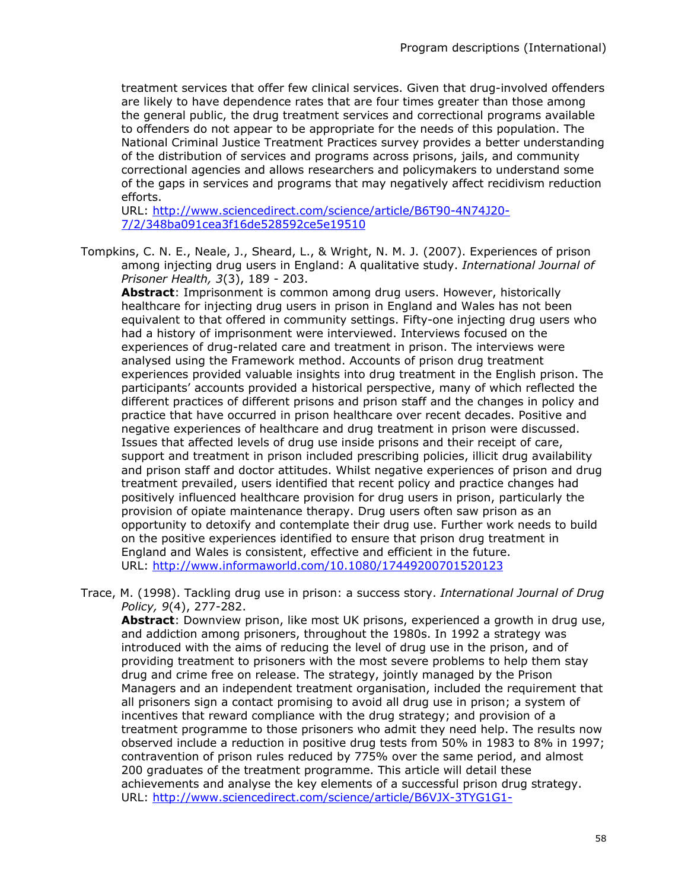treatment services that offer few clinical services. Given that drug-involved offenders are likely to have dependence rates that are four times greater than those among the general public, the drug treatment services and correctional programs available to offenders do not appear to be appropriate for the needs of this population. The National Criminal Justice Treatment Practices survey provides a better understanding of the distribution of services and programs across prisons, jails, and community correctional agencies and allows researchers and policymakers to understand some of the gaps in services and programs that may negatively affect recidivism reduction efforts.
URL: [http://www.sciencedirect.com/science/article/B6T90-4N74J20-7/2/348ba091cea3f16de528592ce5e19510](http://www.sciencedirect.com/science/article/B6T90-4N74J20-7/2/348ba091cea3f16de528592ce5e19510)

Tompkins, C. N. E., Neale, J., Sheard, L., & Wright, N. M. J. (2007). Experiences of prison among injecting drug users in England: A qualitative study. *International Journal of Prisoner Health, 3*(3), 189 - 203.
**Abstract**: Imprisonment is common among drug users. However, historically healthcare for injecting drug users in prison in England and Wales has not been equivalent to that offered in community settings. Fifty-one injecting drug users who had a history of imprisonment were interviewed. Interviews focused on the experiences of drug-related care and treatment in prison. The interviews were analysed using the Framework method. Accounts of prison drug treatment experiences provided valuable insights into drug treatment in the English prison. The participants' accounts provided a historical perspective, many of which reflected the different practices of different prisons and prison staff and the changes in policy and practice that have occurred in prison healthcare over recent decades. Positive and negative experiences of healthcare and drug treatment in prison were discussed. Issues that affected levels of drug use inside prisons and their receipt of care, support and treatment in prison included prescribing policies, illicit drug availability and prison staff and doctor attitudes. Whilst negative experiences of prison and drug treatment prevailed, users identified that recent policy and practice changes had positively influenced healthcare provision for drug users in prison, particularly the provision of opiate maintenance therapy. Drug users often saw prison as an opportunity to detoxify and contemplate their drug use. Further work needs to build on the positive experiences identified to ensure that prison drug treatment in England and Wales is consistent, effective and efficient in the future.
URL: [http://www.informaworld.com/10.1080/17449200701520123](http://www.informaworld.com/10.1080/17449200701520123)

Trace, M. (1998). Tackling drug use in prison: a success story. *International Journal of Drug Policy, 9*(4), 277-282.
**Abstract**: Downview prison, like most UK prisons, experienced a growth in drug use, and addiction among prisoners, throughout the 1980s. In 1992 a strategy was introduced with the aims of reducing the level of drug use in the prison, and of providing treatment to prisoners with the most severe problems to help them stay drug and crime free on release. The strategy, jointly managed by the Prison Managers and an independent treatment organisation, included the requirement that all prisoners sign a contact promising to avoid all drug use in prison; a system of incentives that reward compliance with the drug strategy; and provision of a treatment programme to those prisoners who admit they need help. The results now observed include a reduction in positive drug tests from 50% in 1983 to 8% in 1997; contravention of prison rules reduced by 775% over the same period, and almost 200 graduates of the treatment programme. This article will detail these achievements and analyse the key elements of a successful prison drug strategy.
URL: [http://www.sciencedirect.com/science/article/B6VJX-3TYG1G1-](http://www.sciencedirect.com/science/article/B6VJX-3TYG1G1-)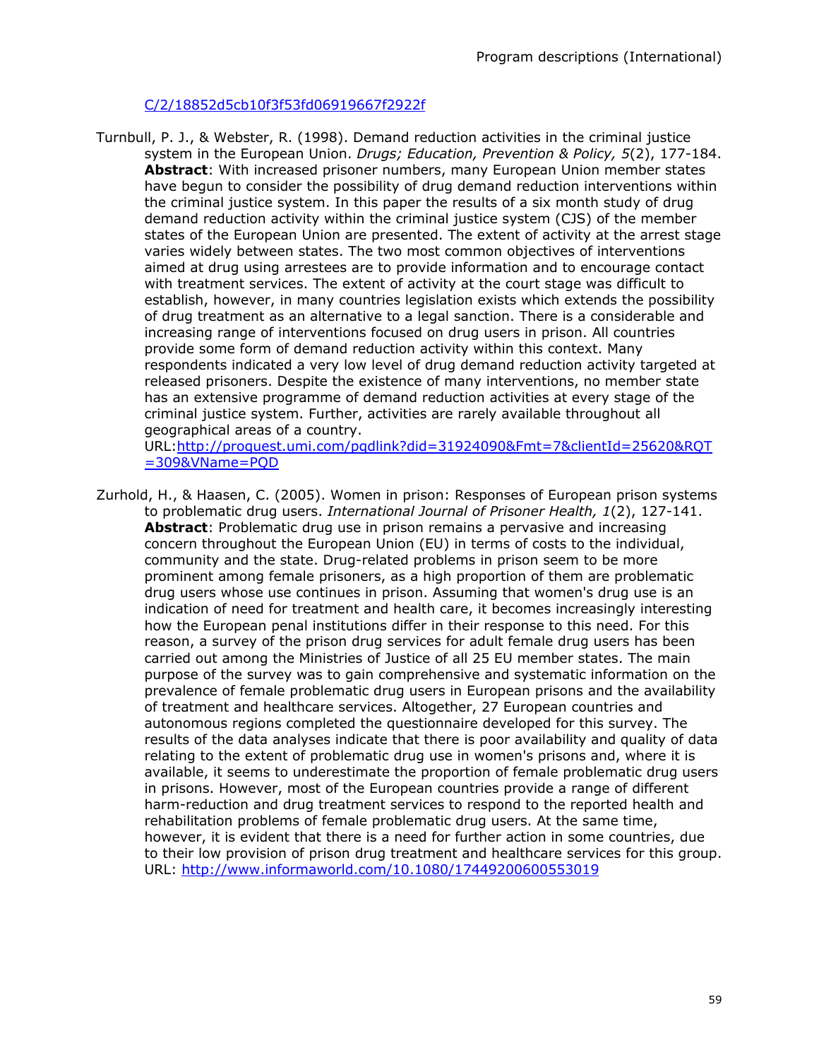C/2/18852d5cb10f3f53fd06919667f2922f

Turnbull, P. J., & Webster, R. (1998). Demand reduction activities in the criminal justice system in the European Union. *Drugs; Education, Prevention & Policy, 5*(2), 177-184. **Abstract**: With increased prisoner numbers, many European Union member states have begun to consider the possibility of drug demand reduction interventions within the criminal justice system. In this paper the results of a six month study of drug demand reduction activity within the criminal justice system (CJS) of the member states of the European Union are presented. The extent of activity at the arrest stage varies widely between states. The two most common objectives of interventions aimed at drug using arrestees are to provide information and to encourage contact with treatment services. The extent of activity at the court stage was difficult to establish, however, in many countries legislation exists which extends the possibility of drug treatment as an alternative to a legal sanction. There is a considerable and increasing range of interventions focused on drug users in prison. All countries provide some form of demand reduction activity within this context. Many respondents indicated a very low level of drug demand reduction activity targeted at released prisoners. Despite the existence of many interventions, no member state has an extensive programme of demand reduction activities at every stage of the criminal justice system. Further, activities are rarely available throughout all geographical areas of a country.
URL:http://proquest.umi.com/pqdlink?did=31924090&Fmt=7&clientId=25620&RQT=309&VName=PQD

Zurhold, H., & Haasen, C. (2005). Women in prison: Responses of European prison systems to problematic drug users. *International Journal of Prisoner Health, 1*(2), 127-141. **Abstract**: Problematic drug use in prison remains a pervasive and increasing concern throughout the European Union (EU) in terms of costs to the individual, community and the state. Drug-related problems in prison seem to be more prominent among female prisoners, as a high proportion of them are problematic drug users whose use continues in prison. Assuming that women's drug use is an indication of need for treatment and health care, it becomes increasingly interesting how the European penal institutions differ in their response to this need. For this reason, a survey of the prison drug services for adult female drug users has been carried out among the Ministries of Justice of all 25 EU member states. The main purpose of the survey was to gain comprehensive and systematic information on the prevalence of female problematic drug users in European prisons and the availability of treatment and healthcare services. Altogether, 27 European countries and autonomous regions completed the questionnaire developed for this survey. The results of the data analyses indicate that there is poor availability and quality of data relating to the extent of problematic drug use in women's prisons and, where it is available, it seems to underestimate the proportion of female problematic drug users in prisons. However, most of the European countries provide a range of different harm-reduction and drug treatment services to respond to the reported health and rehabilitation problems of female problematic drug users. At the same time, however, it is evident that there is a need for further action in some countries, due to their low provision of prison drug treatment and healthcare services for this group.
URL: http://www.informaworld.com/10.1080/17449200600553019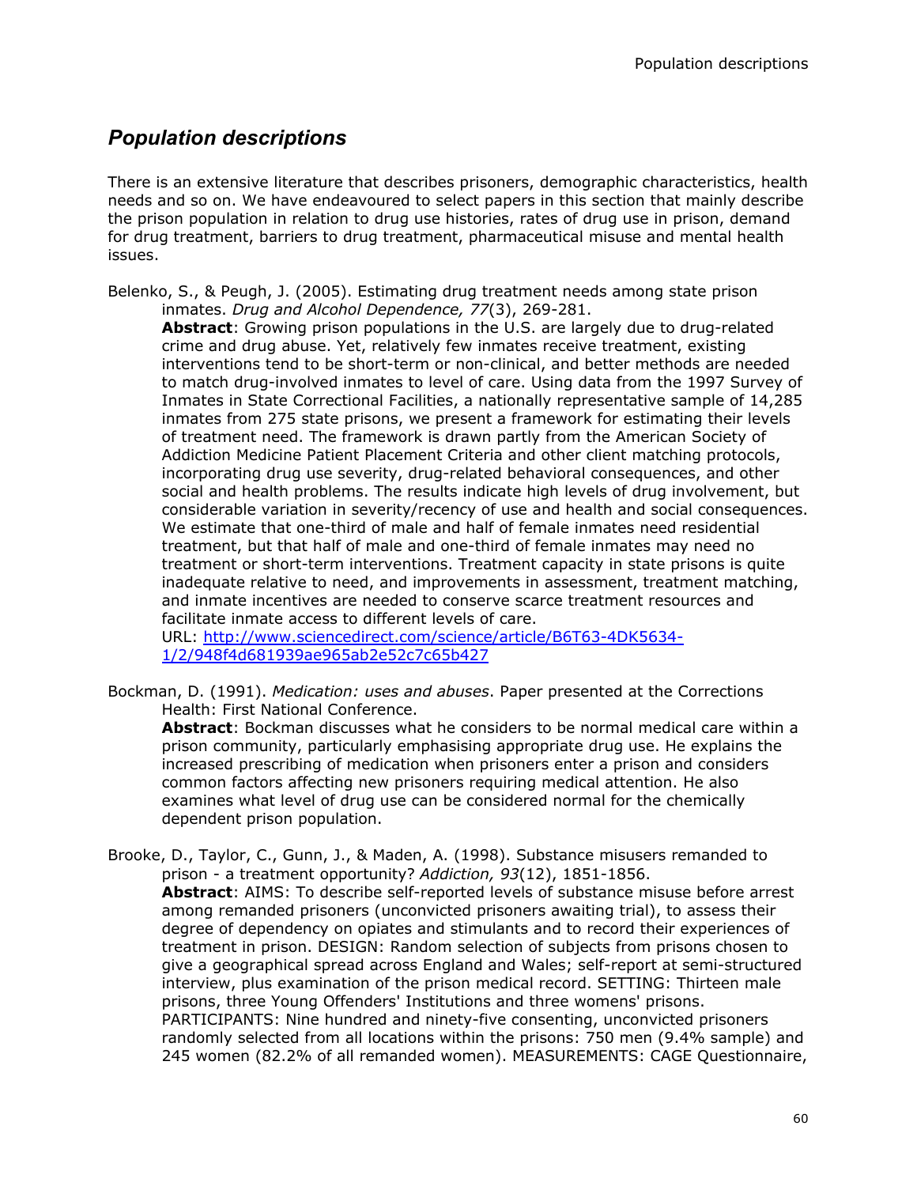## *Population descriptions*

There is an extensive literature that describes prisoners, demographic characteristics, health needs and so on. We have endeavoured to select papers in this section that mainly describe the prison population in relation to drug use histories, rates of drug use in prison, demand for drug treatment, barriers to drug treatment, pharmaceutical misuse and mental health issues.

Belenko, S., & Peugh, J. (2005). Estimating drug treatment needs among state prison inmates. *Drug and Alcohol Dependence, 77*(3), 269-281.
**Abstract**: Growing prison populations in the U.S. are largely due to drug-related crime and drug abuse. Yet, relatively few inmates receive treatment, existing interventions tend to be short-term or non-clinical, and better methods are needed to match drug-involved inmates to level of care. Using data from the 1997 Survey of Inmates in State Correctional Facilities, a nationally representative sample of 14,285 inmates from 275 state prisons, we present a framework for estimating their levels of treatment need. The framework is drawn partly from the American Society of Addiction Medicine Patient Placement Criteria and other client matching protocols, incorporating drug use severity, drug-related behavioral consequences, and other social and health problems. The results indicate high levels of drug involvement, but considerable variation in severity/recency of use and health and social consequences. We estimate that one-third of male and half of female inmates need residential treatment, but that half of male and one-third of female inmates may need no treatment or short-term interventions. Treatment capacity in state prisons is quite inadequate relative to need, and improvements in assessment, treatment matching, and inmate incentives are needed to conserve scarce treatment resources and facilitate inmate access to different levels of care.
URL: http://www.sciencedirect.com/science/article/B6T63-4DK5634-1/2/948f4d681939ae965ab2e52c7c65b427

Bockman, D. (1991). *Medication: uses and abuses*. Paper presented at the Corrections Health: First National Conference.
**Abstract**: Bockman discusses what he considers to be normal medical care within a prison community, particularly emphasising appropriate drug use. He explains the increased prescribing of medication when prisoners enter a prison and considers common factors affecting new prisoners requiring medical attention. He also examines what level of drug use can be considered normal for the chemically dependent prison population.

Brooke, D., Taylor, C., Gunn, J., & Maden, A. (1998). Substance misusers remanded to prison - a treatment opportunity? *Addiction, 93*(12), 1851-1856.
**Abstract**: AIMS: To describe self-reported levels of substance misuse before arrest among remanded prisoners (unconvicted prisoners awaiting trial), to assess their degree of dependency on opiates and stimulants and to record their experiences of treatment in prison. DESIGN: Random selection of subjects from prisons chosen to give a geographical spread across England and Wales; self-report at semi-structured interview, plus examination of the prison medical record. SETTING: Thirteen male prisons, three Young Offenders' Institutions and three womens' prisons. PARTICIPANTS: Nine hundred and ninety-five consenting, unconvicted prisoners randomly selected from all locations within the prisons: 750 men (9.4% sample) and 245 women (82.2% of all remanded women). MEASUREMENTS: CAGE Questionnaire,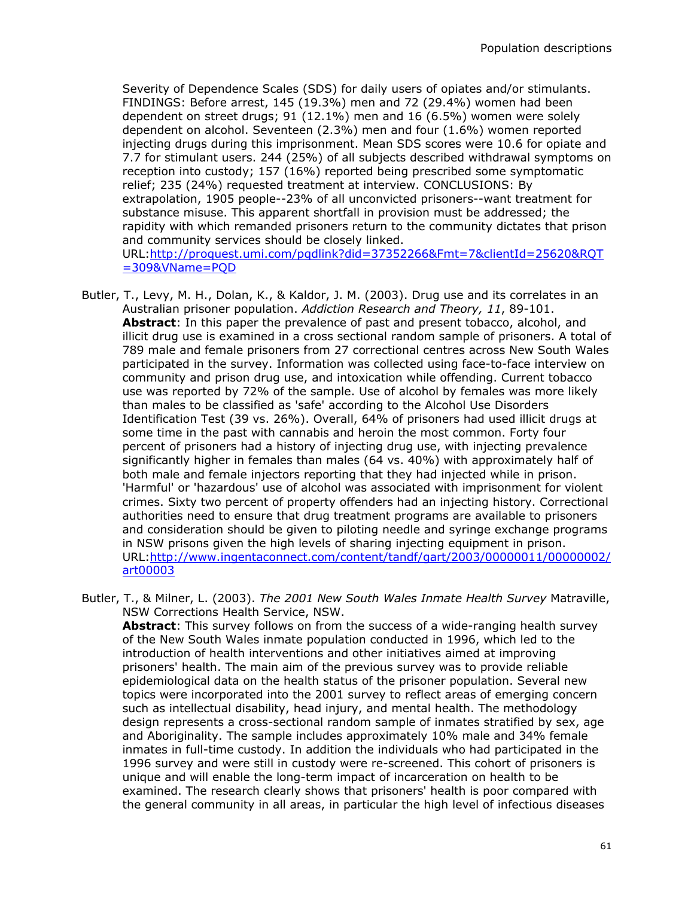Severity of Dependence Scales (SDS) for daily users of opiates and/or stimulants. FINDINGS: Before arrest, 145 (19.3%) men and 72 (29.4%) women had been dependent on street drugs; 91 (12.1%) men and 16 (6.5%) women were solely dependent on alcohol. Seventeen (2.3%) men and four (1.6%) women reported injecting drugs during this imprisonment. Mean SDS scores were 10.6 for opiate and 7.7 for stimulant users. 244 (25%) of all subjects described withdrawal symptoms on reception into custody; 157 (16%) reported being prescribed some symptomatic relief; 235 (24%) requested treatment at interview. CONCLUSIONS: By extrapolation, 1905 people--23% of all unconvicted prisoners--want treatment for substance misuse. This apparent shortfall in provision must be addressed; the rapidity with which remanded prisoners return to the community dictates that prison and community services should be closely linked.
URL:[http://proquest.umi.com/pqdlink?did=37352266&Fmt=7&clientId=25620&RQT=309&VName=PQD](http://proquest.umi.com/pqdlink?did=37352266&Fmt=7&clientId=25620&RQT=309&VName=PQD)

Butler, T., Levy, M. H., Dolan, K., & Kaldor, J. M. (2003). Drug use and its correlates in an Australian prisoner population. *Addiction Research and Theory, 11*, 89-101.
**Abstract**: In this paper the prevalence of past and present tobacco, alcohol, and illicit drug use is examined in a cross sectional random sample of prisoners. A total of 789 male and female prisoners from 27 correctional centres across New South Wales participated in the survey. Information was collected using face-to-face interview on community and prison drug use, and intoxication while offending. Current tobacco use was reported by 72% of the sample. Use of alcohol by females was more likely than males to be classified as 'safe' according to the Alcohol Use Disorders Identification Test (39 vs. 26%). Overall, 64% of prisoners had used illicit drugs at some time in the past with cannabis and heroin the most common. Forty four percent of prisoners had a history of injecting drug use, with injecting prevalence significantly higher in females than males (64 vs. 40%) with approximately half of both male and female injectors reporting that they had injected while in prison. 'Harmful' or 'hazardous' use of alcohol was associated with imprisonment for violent crimes. Sixty two percent of property offenders had an injecting history. Correctional authorities need to ensure that drug treatment programs are available to prisoners and consideration should be given to piloting needle and syringe exchange programs in NSW prisons given the high levels of sharing injecting equipment in prison.
URL:[http://www.ingentaconnect.com/content/tandf/gart/2003/00000011/00000002/art00003](http://www.ingentaconnect.com/content/tandf/gart/2003/00000011/00000002/art00003)

Butler, T., & Milner, L. (2003). *The 2001 New South Wales Inmate Health Survey* Matraville, NSW Corrections Health Service, NSW.
**Abstract**: This survey follows on from the success of a wide-ranging health survey of the New South Wales inmate population conducted in 1996, which led to the introduction of health interventions and other initiatives aimed at improving prisoners' health. The main aim of the previous survey was to provide reliable epidemiological data on the health status of the prisoner population. Several new topics were incorporated into the 2001 survey to reflect areas of emerging concern such as intellectual disability, head injury, and mental health. The methodology design represents a cross-sectional random sample of inmates stratified by sex, age and Aboriginality. The sample includes approximately 10% male and 34% female inmates in full-time custody. In addition the individuals who had participated in the 1996 survey and were still in custody were re-screened. This cohort of prisoners is unique and will enable the long-term impact of incarceration on health to be examined. The research clearly shows that prisoners' health is poor compared with the general community in all areas, in particular the high level of infectious diseases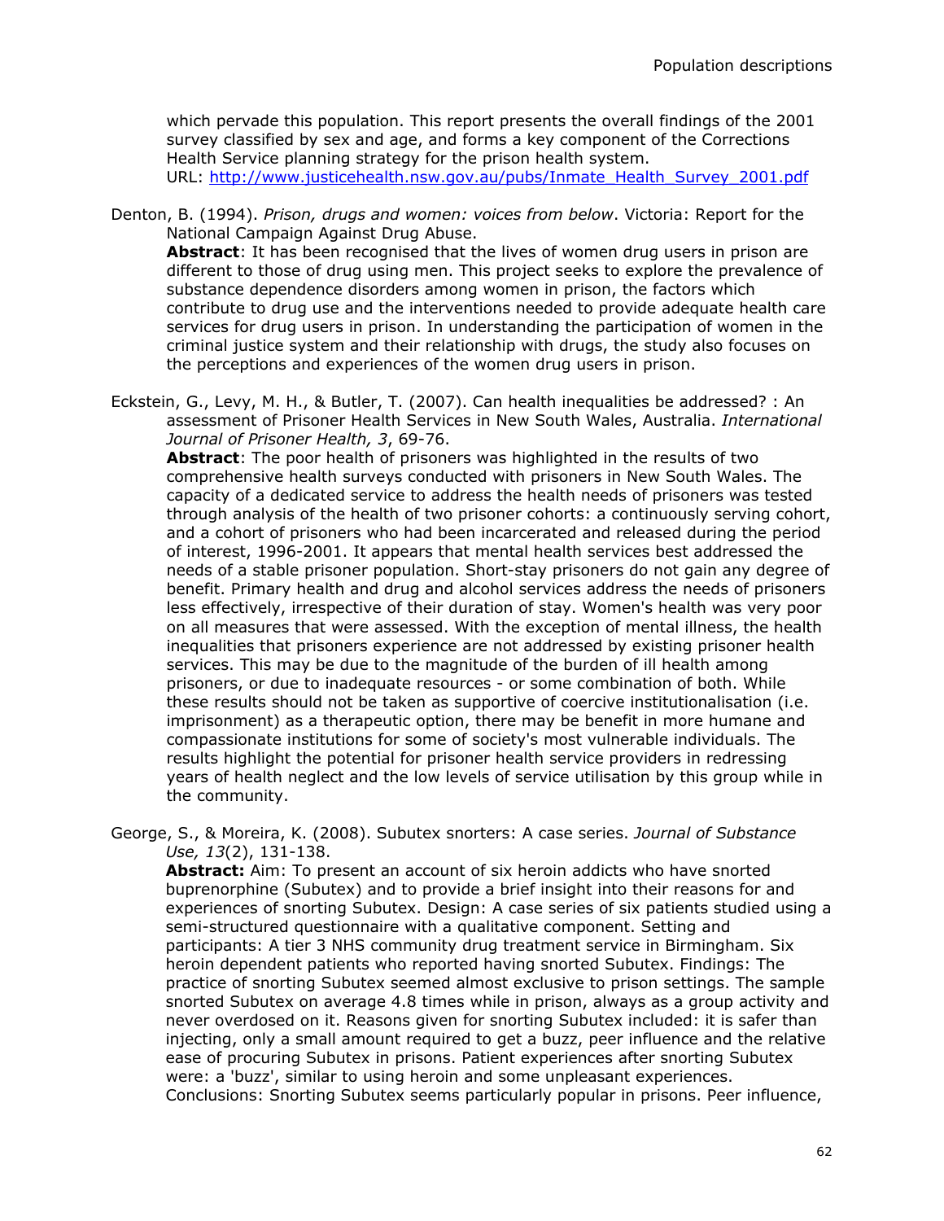which pervade this population. This report presents the overall findings of the 2001 survey classified by sex and age, and forms a key component of the Corrections Health Service planning strategy for the prison health system.
URL: [http://www.justicehealth.nsw.gov.au/pubs/Inmate_Health_Survey_2001.pdf](http://www.justicehealth.nsw.gov.au/pubs/Inmate_Health_Survey_2001.pdf)

Denton, B. (1994). *Prison, drugs and women: voices from below*. Victoria: Report for the National Campaign Against Drug Abuse.
**Abstract**: It has been recognised that the lives of women drug users in prison are different to those of drug using men. This project seeks to explore the prevalence of substance dependence disorders among women in prison, the factors which contribute to drug use and the interventions needed to provide adequate health care services for drug users in prison. In understanding the participation of women in the criminal justice system and their relationship with drugs, the study also focuses on the perceptions and experiences of the women drug users in prison.

Eckstein, G., Levy, M. H., & Butler, T. (2007). Can health inequalities be addressed? : An assessment of Prisoner Health Services in New South Wales, Australia. *International Journal of Prisoner Health, 3*, 69-76.
**Abstract**: The poor health of prisoners was highlighted in the results of two comprehensive health surveys conducted with prisoners in New South Wales. The capacity of a dedicated service to address the health needs of prisoners was tested through analysis of the health of two prisoner cohorts: a continuously serving cohort, and a cohort of prisoners who had been incarcerated and released during the period of interest, 1996-2001. It appears that mental health services best addressed the needs of a stable prisoner population. Short-stay prisoners do not gain any degree of benefit. Primary health and drug and alcohol services address the needs of prisoners less effectively, irrespective of their duration of stay. Women's health was very poor on all measures that were assessed. With the exception of mental illness, the health inequalities that prisoners experience are not addressed by existing prisoner health services. This may be due to the magnitude of the burden of ill health among prisoners, or due to inadequate resources - or some combination of both. While these results should not be taken as supportive of coercive institutionalisation (i.e. imprisonment) as a therapeutic option, there may be benefit in more humane and compassionate institutions for some of society's most vulnerable individuals. The results highlight the potential for prisoner health service providers in redressing years of health neglect and the low levels of service utilisation by this group while in the community.

George, S., & Moreira, K. (2008). Subutex snorters: A case series. *Journal of Substance Use, 13*(2), 131-138.
**Abstract:** Aim: To present an account of six heroin addicts who have snorted buprenorphine (Subutex) and to provide a brief insight into their reasons for and experiences of snorting Subutex. Design: A case series of six patients studied using a semi-structured questionnaire with a qualitative component. Setting and participants: A tier 3 NHS community drug treatment service in Birmingham. Six heroin dependent patients who reported having snorted Subutex. Findings: The practice of snorting Subutex seemed almost exclusive to prison settings. The sample snorted Subutex on average 4.8 times while in prison, always as a group activity and never overdosed on it. Reasons given for snorting Subutex included: it is safer than injecting, only a small amount required to get a buzz, peer influence and the relative ease of procuring Subutex in prisons. Patient experiences after snorting Subutex were: a 'buzz', similar to using heroin and some unpleasant experiences. Conclusions: Snorting Subutex seems particularly popular in prisons. Peer influence,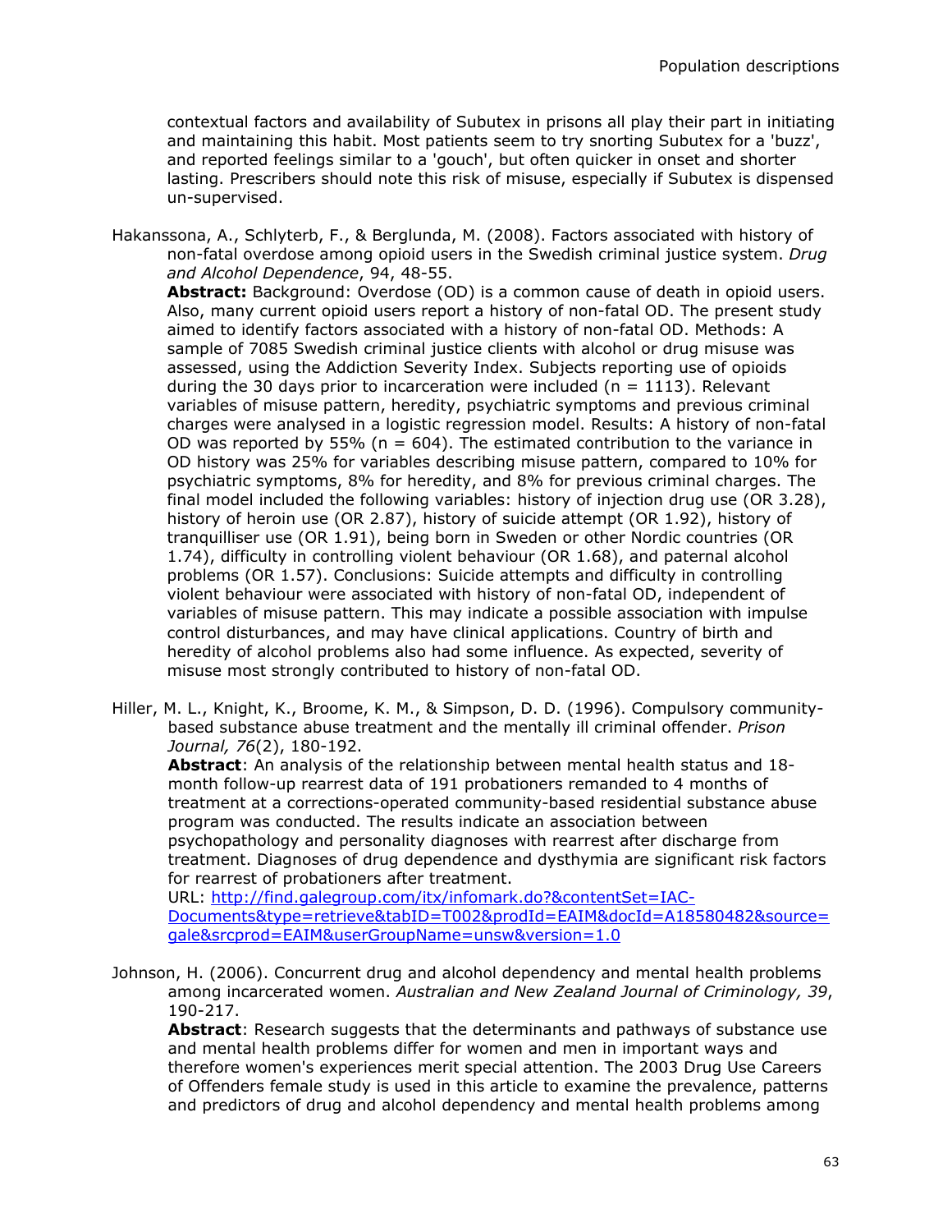contextual factors and availability of Subutex in prisons all play their part in initiating and maintaining this habit. Most patients seem to try snorting Subutex for a 'buzz', and reported feelings similar to a 'gouch', but often quicker in onset and shorter lasting. Prescribers should note this risk of misuse, especially if Subutex is dispensed un-supervised.

Hakanssona, A., Schlyterb, F., & Berglunda, M. (2008). Factors associated with history of non-fatal overdose among opioid users in the Swedish criminal justice system. *Drug and Alcohol Dependence*, 94, 48-55.
**Abstract:** Background: Overdose (OD) is a common cause of death in opioid users. Also, many current opioid users report a history of non-fatal OD. The present study aimed to identify factors associated with a history of non-fatal OD. Methods: A sample of 7085 Swedish criminal justice clients with alcohol or drug misuse was assessed, using the Addiction Severity Index. Subjects reporting use of opioids during the 30 days prior to incarceration were included (n = 1113). Relevant variables of misuse pattern, heredity, psychiatric symptoms and previous criminal charges were analysed in a logistic regression model. Results: A history of non-fatal OD was reported by 55% (n = 604). The estimated contribution to the variance in OD history was 25% for variables describing misuse pattern, compared to 10% for psychiatric symptoms, 8% for heredity, and 8% for previous criminal charges. The final model included the following variables: history of injection drug use (OR 3.28), history of heroin use (OR 2.87), history of suicide attempt (OR 1.92), history of tranquilliser use (OR 1.91), being born in Sweden or other Nordic countries (OR 1.74), difficulty in controlling violent behaviour (OR 1.68), and paternal alcohol problems (OR 1.57). Conclusions: Suicide attempts and difficulty in controlling violent behaviour were associated with history of non-fatal OD, independent of variables of misuse pattern. This may indicate a possible association with impulse control disturbances, and may have clinical applications. Country of birth and heredity of alcohol problems also had some influence. As expected, severity of misuse most strongly contributed to history of non-fatal OD.

Hiller, M. L., Knight, K., Broome, K. M., & Simpson, D. D. (1996). Compulsory community-based substance abuse treatment and the mentally ill criminal offender. *Prison Journal, 76*(2), 180-192.
**Abstract**: An analysis of the relationship between mental health status and 18-month follow-up rearrest data of 191 probationers remanded to 4 months of treatment at a corrections-operated community-based residential substance abuse program was conducted. The results indicate an association between psychopathology and personality diagnoses with rearrest after discharge from treatment. Diagnoses of drug dependence and dysthymia are significant risk factors for rearrest of probationers after treatment.
URL: [http://find.galegroup.com/itx/infomark.do?&contentSet=IAC-Documents&type=retrieve&tabID=T002&prodId=EAIM&docId=A18580482&source=gale&srcprod=EAIM&userGroupName=unsw&version=1.0](http://find.galegroup.com/itx/infomark.do?&contentSet=IAC-Documents&type=retrieve&tabID=T002&prodId=EAIM&docId=A18580482&source=gale&srcprod=EAIM&userGroupName=unsw&version=1.0)

Johnson, H. (2006). Concurrent drug and alcohol dependency and mental health problems among incarcerated women. *Australian and New Zealand Journal of Criminology, 39*, 190-217.
**Abstract**: Research suggests that the determinants and pathways of substance use and mental health problems differ for women and men in important ways and therefore women's experiences merit special attention. The 2003 Drug Use Careers of Offenders female study is used in this article to examine the prevalence, patterns and predictors of drug and alcohol dependency and mental health problems among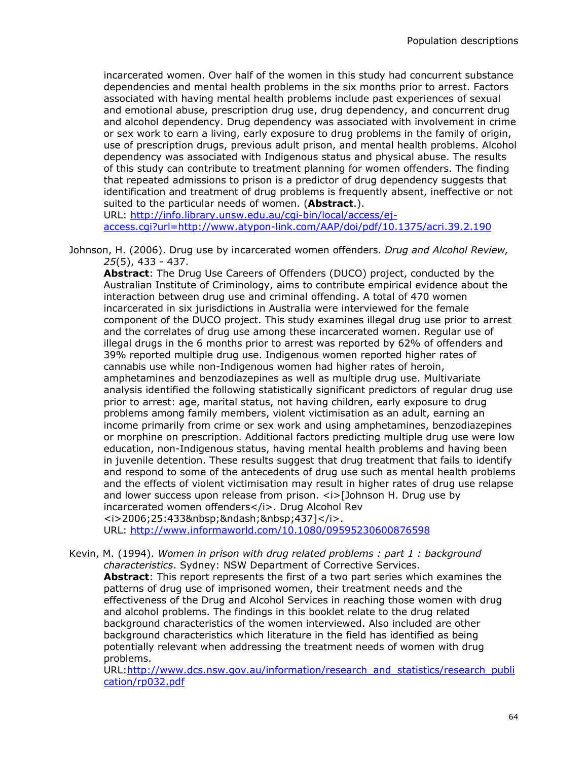incarcerated women. Over half of the women in this study had concurrent substance dependencies and mental health problems in the six months prior to arrest. Factors associated with having mental health problems include past experiences of sexual and emotional abuse, prescription drug use, drug dependency, and concurrent drug and alcohol dependency. Drug dependency was associated with involvement in crime or sex work to earn a living, early exposure to drug problems in the family of origin, use of prescription drugs, previous adult prison, and mental health problems. Alcohol dependency was associated with Indigenous status and physical abuse. The results of this study can contribute to treatment planning for women offenders. The finding that repeated admissions to prison is a predictor of drug dependency suggests that identification and treatment of drug problems is frequently absent, ineffective or not suited to the particular needs of women. (**Abstract**.).
URL: [http://info.library.unsw.edu.au/cgi-bin/local/access/ej-access.cgi?url=http://www.atypon-link.com/AAP/doi/pdf/10.1375/acri.39.2.190](http://info.library.unsw.edu.au/cgi-bin/local/access/ej-access.cgi?url=http://www.atypon-link.com/AAP/doi/pdf/10.1375/acri.39.2.190)

Johnson, H. (2006). Drug use by incarcerated women offenders. *Drug and Alcohol Review, 25*(5), 433 - 437.
**Abstract**: The Drug Use Careers of Offenders (DUCO) project, conducted by the Australian Institute of Criminology, aims to contribute empirical evidence about the interaction between drug use and criminal offending. A total of 470 women incarcerated in six jurisdictions in Australia were interviewed for the female component of the DUCO project. This study examines illegal drug use prior to arrest and the correlates of drug use among these incarcerated women. Regular use of illegal drugs in the 6 months prior to arrest was reported by 62% of offenders and 39% reported multiple drug use. Indigenous women reported higher rates of cannabis use while non-Indigenous women had higher rates of heroin, amphetamines and benzodiazepines as well as multiple drug use. Multivariate analysis identified the following statistically significant predictors of regular drug use prior to arrest: age, marital status, not having children, early exposure to drug problems among family members, violent victimisation as an adult, earning an income primarily from crime or sex work and using amphetamines, benzodiazepines or morphine on prescription. Additional factors predicting multiple drug use were low education, non-Indigenous status, having mental health problems and having been in juvenile detention. These results suggest that drug treatment that fails to identify and respond to some of the antecedents of drug use such as mental health problems and the effects of violent victimisation may result in higher rates of drug use relapse and lower success upon release from prison. <i>[Johnson H. Drug use by incarcerated women offenders</i>. Drug Alcohol Rev <i>2006;25:433&nbsp;&ndash;&nbsp;437]</i>.
URL: [http://www.informaworld.com/10.1080/09595230600876598](http://www.informaworld.com/10.1080/09595230600876598)

Kevin, M. (1994). *Women in prison with drug related problems : part 1 : background characteristics*. Sydney: NSW Department of Corrective Services.
**Abstract**: This report represents the first of a two part series which examines the patterns of drug use of imprisoned women, their treatment needs and the effectiveness of the Drug and Alcohol Services in reaching those women with drug and alcohol problems. The findings in this booklet relate to the drug related background characteristics of the women interviewed. Also included are other background characteristics which literature in the field has identified as being potentially relevant when addressing the treatment needs of women with drug problems.
URL:[http://www.dcs.nsw.gov.au/information/research_and_statistics/research_publication/rp032.pdf](http://www.dcs.nsw.gov.au/information/research_and_statistics/research_publication/rp032.pdf)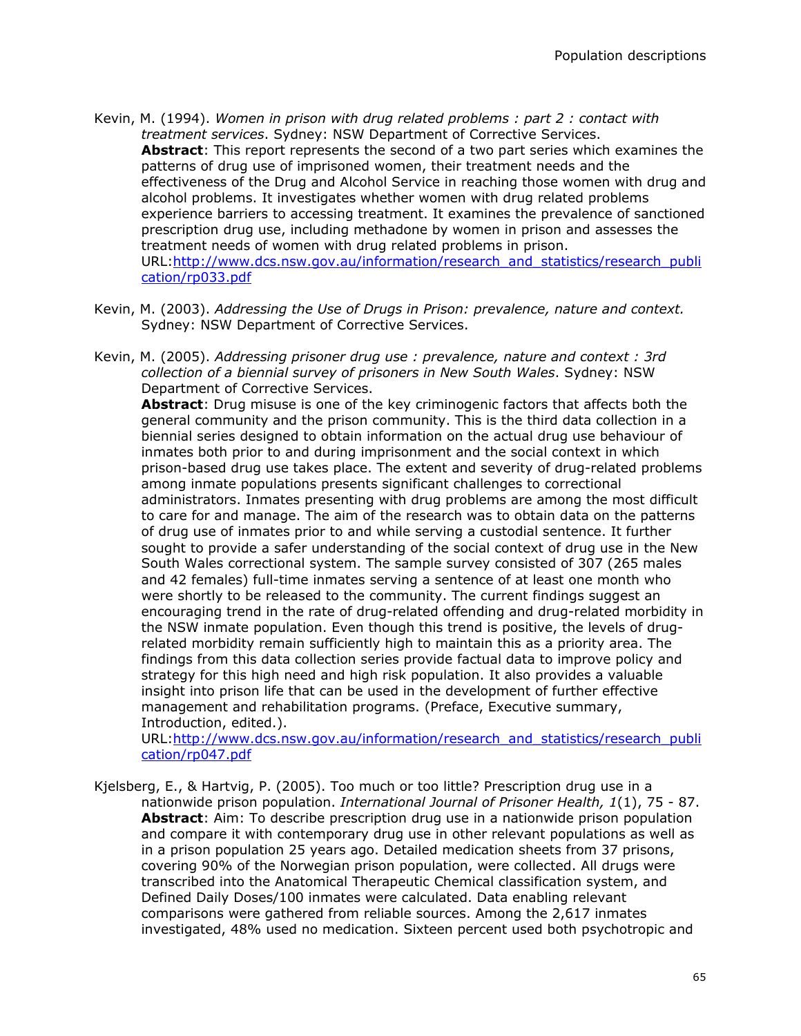Kevin, M. (1994). *Women in prison with drug related problems : part 2 : contact with treatment services*. Sydney: NSW Department of Corrective Services.

**Abstract**: This report represents the second of a two part series which examines the patterns of drug use of imprisoned women, their treatment needs and the effectiveness of the Drug and Alcohol Service in reaching those women with drug and alcohol problems. It investigates whether women with drug related problems experience barriers to accessing treatment. It examines the prevalence of sanctioned prescription drug use, including methadone by women in prison and assesses the treatment needs of women with drug related problems in prison.
URL:[http://www.dcs.nsw.gov.au/information/research_and_statistics/research_publication/rp033.pdf](http://www.dcs.nsw.gov.au/information/research_and_statistics/research_publication/rp033.pdf)

Kevin, M. (2003). *Addressing the Use of Drugs in Prison: prevalence, nature and context.* Sydney: NSW Department of Corrective Services.

Kevin, M. (2005). *Addressing prisoner drug use : prevalence, nature and context : 3rd collection of a biennial survey of prisoners in New South Wales*. Sydney: NSW Department of Corrective Services.

**Abstract**: Drug misuse is one of the key criminogenic factors that affects both the general community and the prison community. This is the third data collection in a biennial series designed to obtain information on the actual drug use behaviour of inmates both prior to and during imprisonment and the social context in which prison-based drug use takes place. The extent and severity of drug-related problems among inmate populations presents significant challenges to correctional administrators. Inmates presenting with drug problems are among the most difficult to care for and manage. The aim of the research was to obtain data on the patterns of drug use of inmates prior to and while serving a custodial sentence. It further sought to provide a safer understanding of the social context of drug use in the New South Wales correctional system. The sample survey consisted of 307 (265 males and 42 females) full-time inmates serving a sentence of at least one month who were shortly to be released to the community. The current findings suggest an encouraging trend in the rate of drug-related offending and drug-related morbidity in the NSW inmate population. Even though this trend is positive, the levels of drug-related morbidity remain sufficiently high to maintain this as a priority area. The findings from this data collection series provide factual data to improve policy and strategy for this high need and high risk population. It also provides a valuable insight into prison life that can be used in the development of further effective management and rehabilitation programs. (Preface, Executive summary, Introduction, edited.).
URL:[http://www.dcs.nsw.gov.au/information/research_and_statistics/research_publication/rp047.pdf](http://www.dcs.nsw.gov.au/information/research_and_statistics/research_publication/rp047.pdf)

Kjelsberg, E., & Hartvig, P. (2005). Too much or too little? Prescription drug use in a nationwide prison population. *International Journal of Prisoner Health, 1*(1), 75 - 87.

**Abstract**: Aim: To describe prescription drug use in a nationwide prison population and compare it with contemporary drug use in other relevant populations as well as in a prison population 25 years ago. Detailed medication sheets from 37 prisons, covering 90% of the Norwegian prison population, were collected. All drugs were transcribed into the Anatomical Therapeutic Chemical classification system, and Defined Daily Doses/100 inmates were calculated. Data enabling relevant comparisons were gathered from reliable sources. Among the 2,617 inmates investigated, 48% used no medication. Sixteen percent used both psychotropic and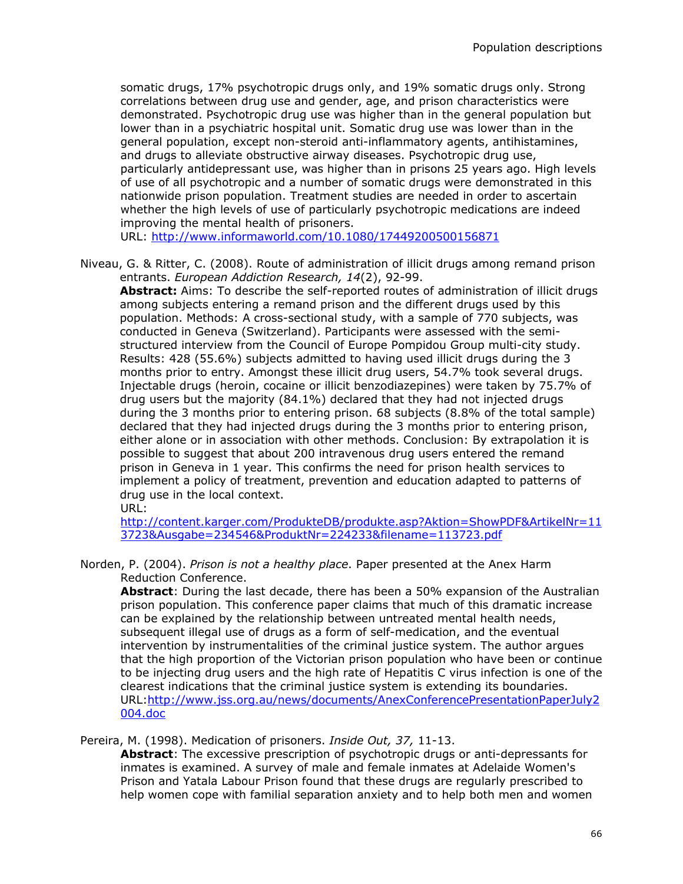somatic drugs, 17% psychotropic drugs only, and 19% somatic drugs only. Strong correlations between drug use and gender, age, and prison characteristics were demonstrated. Psychotropic drug use was higher than in the general population but lower than in a psychiatric hospital unit. Somatic drug use was lower than in the general population, except non-steroid anti-inflammatory agents, antihistamines, and drugs to alleviate obstructive airway diseases. Psychotropic drug use, particularly antidepressant use, was higher than in prisons 25 years ago. High levels of use of all psychotropic and a number of somatic drugs were demonstrated in this nationwide prison population. Treatment studies are needed in order to ascertain whether the high levels of use of particularly psychotropic medications are indeed improving the mental health of prisoners.
URL: http://www.informaworld.com/10.1080/17449200500156871

Niveau, G. & Ritter, C. (2008). Route of administration of illicit drugs among remand prison entrants. *European Addiction Research, 14*(2), 92-99.
**Abstract:** Aims: To describe the self-reported routes of administration of illicit drugs among subjects entering a remand prison and the different drugs used by this population. Methods: A cross-sectional study, with a sample of 770 subjects, was conducted in Geneva (Switzerland). Participants were assessed with the semi-structured interview from the Council of Europe Pompidou Group multi-city study. Results: 428 (55.6%) subjects admitted to having used illicit drugs during the 3 months prior to entry. Amongst these illicit drug users, 54.7% took several drugs. Injectable drugs (heroin, cocaine or illicit benzodiazepines) were taken by 75.7% of drug users but the majority (84.1%) declared that they had not injected drugs during the 3 months prior to entering prison. 68 subjects (8.8% of the total sample) declared that they had injected drugs during the 3 months prior to entering prison, either alone or in association with other methods. Conclusion: By extrapolation it is possible to suggest that about 200 intravenous drug users entered the remand prison in Geneva in 1 year. This confirms the need for prison health services to implement a policy of treatment, prevention and education adapted to patterns of drug use in the local context.
URL:
http://content.karger.com/ProdukteDB/produkte.asp?Aktion=ShowPDF&ArtikelNr=113723&Ausgabe=234546&ProduktNr=224233&filename=113723.pdf

Norden, P. (2004). *Prison is not a healthy place*. Paper presented at the Anex Harm Reduction Conference.
**Abstract**: During the last decade, there has been a 50% expansion of the Australian prison population. This conference paper claims that much of this dramatic increase can be explained by the relationship between untreated mental health needs, subsequent illegal use of drugs as a form of self-medication, and the eventual intervention by instrumentalities of the criminal justice system. The author argues that the high proportion of the Victorian prison population who have been or continue to be injecting drug users and the high rate of Hepatitis C virus infection is one of the clearest indications that the criminal justice system is extending its boundaries.
URL:http://www.jss.org.au/news/documents/AnexConferencePresentationPaperJuly2004.doc

Pereira, M. (1998). Medication of prisoners. *Inside Out, 37,* 11-13.
**Abstract**: The excessive prescription of psychotropic drugs or anti-depressants for inmates is examined. A survey of male and female inmates at Adelaide Women's Prison and Yatala Labour Prison found that these drugs are regularly prescribed to help women cope with familial separation anxiety and to help both men and women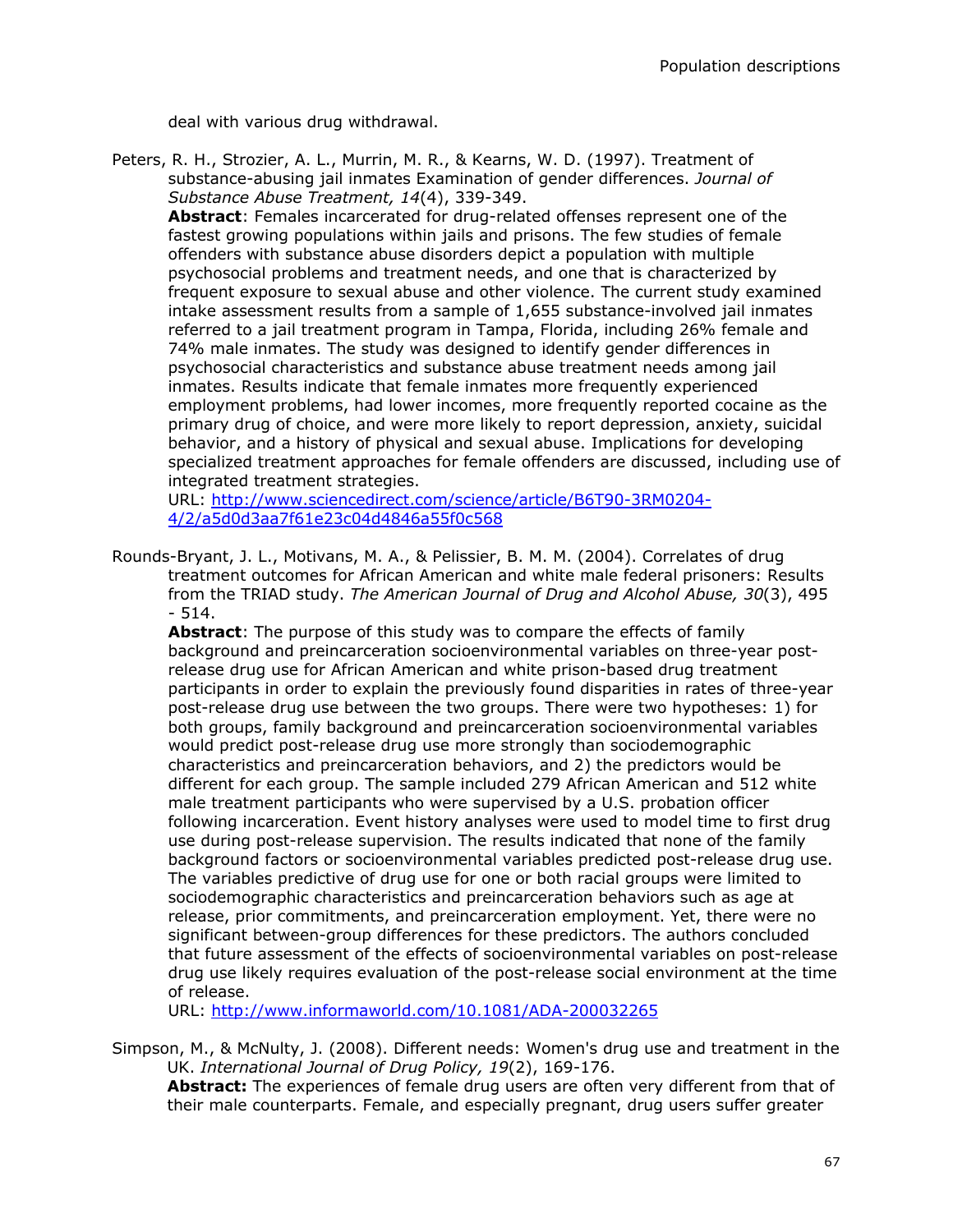deal with various drug withdrawal.

Peters, R. H., Strozier, A. L., Murrin, M. R., & Kearns, W. D. (1997). Treatment of substance-abusing jail inmates Examination of gender differences. *Journal of Substance Abuse Treatment, 14*(4), 339-349.
**Abstract**: Females incarcerated for drug-related offenses represent one of the fastest growing populations within jails and prisons. The few studies of female offenders with substance abuse disorders depict a population with multiple psychosocial problems and treatment needs, and one that is characterized by frequent exposure to sexual abuse and other violence. The current study examined intake assessment results from a sample of 1,655 substance-involved jail inmates referred to a jail treatment program in Tampa, Florida, including 26% female and 74% male inmates. The study was designed to identify gender differences in psychosocial characteristics and substance abuse treatment needs among jail inmates. Results indicate that female inmates more frequently experienced employment problems, had lower incomes, more frequently reported cocaine as the primary drug of choice, and were more likely to report depression, anxiety, suicidal behavior, and a history of physical and sexual abuse. Implications for developing specialized treatment approaches for female offenders are discussed, including use of integrated treatment strategies.
URL: http://www.sciencedirect.com/science/article/B6T90-3RM0204-4/2/a5d0d3aa7f61e23c04d4846a55f0c568

Rounds-Bryant, J. L., Motivans, M. A., & Pelissier, B. M. M. (2004). Correlates of drug treatment outcomes for African American and white male federal prisoners: Results from the TRIAD study. *The American Journal of Drug and Alcohol Abuse, 30*(3), 495 - 514.
**Abstract**: The purpose of this study was to compare the effects of family background and preincarceration socioenvironmental variables on three-year post-release drug use for African American and white prison-based drug treatment participants in order to explain the previously found disparities in rates of three-year post-release drug use between the two groups. There were two hypotheses: 1) for both groups, family background and preincarceration socioenvironmental variables would predict post-release drug use more strongly than sociodemographic characteristics and preincarceration behaviors, and 2) the predictors would be different for each group. The sample included 279 African American and 512 white male treatment participants who were supervised by a U.S. probation officer following incarceration. Event history analyses were used to model time to first drug use during post-release supervision. The results indicated that none of the family background factors or socioenvironmental variables predicted post-release drug use. The variables predictive of drug use for one or both racial groups were limited to sociodemographic characteristics and preincarceration behaviors such as age at release, prior commitments, and preincarceration employment. Yet, there were no significant between-group differences for these predictors. The authors concluded that future assessment of the effects of socioenvironmental variables on post-release drug use likely requires evaluation of the post-release social environment at the time of release.
URL: http://www.informaworld.com/10.1081/ADA-200032265

Simpson, M., & McNulty, J. (2008). Different needs: Women's drug use and treatment in the UK. *International Journal of Drug Policy, 19*(2), 169-176.
**Abstract:** The experiences of female drug users are often very different from that of their male counterparts. Female, and especially pregnant, drug users suffer greater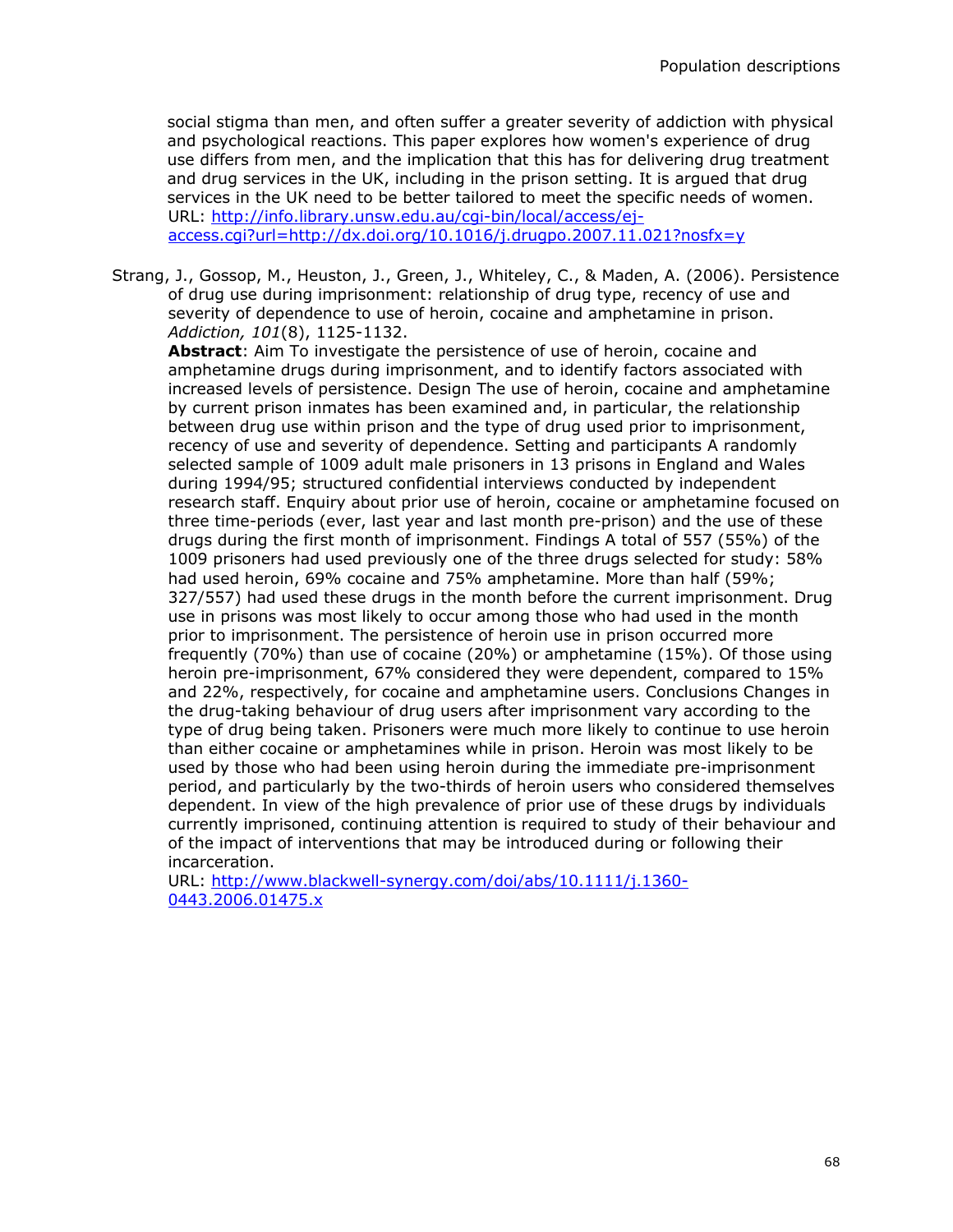social stigma than men, and often suffer a greater severity of addiction with physical and psychological reactions. This paper explores how women's experience of drug use differs from men, and the implication that this has for delivering drug treatment and drug services in the UK, including in the prison setting. It is argued that drug services in the UK need to be better tailored to meet the specific needs of women.
URL: [http://info.library.unsw.edu.au/cgi-bin/local/access/ej-access.cgi?url=http://dx.doi.org/10.1016/j.drugpo.2007.11.021?nosfx=y](http://info.library.unsw.edu.au/cgi-bin/local/access/ej-access.cgi?url=http://dx.doi.org/10.1016/j.drugpo.2007.11.021?nosfx=y)

Strang, J., Gossop, M., Heuston, J., Green, J., Whiteley, C., & Maden, A. (2006). Persistence of drug use during imprisonment: relationship of drug type, recency of use and severity of dependence to use of heroin, cocaine and amphetamine in prison. *Addiction, 101*(8), 1125-1132.
**Abstract**: Aim To investigate the persistence of use of heroin, cocaine and amphetamine drugs during imprisonment, and to identify factors associated with increased levels of persistence. Design The use of heroin, cocaine and amphetamine by current prison inmates has been examined and, in particular, the relationship between drug use within prison and the type of drug used prior to imprisonment, recency of use and severity of dependence. Setting and participants A randomly selected sample of 1009 adult male prisoners in 13 prisons in England and Wales during 1994/95; structured confidential interviews conducted by independent research staff. Enquiry about prior use of heroin, cocaine or amphetamine focused on three time-periods (ever, last year and last month pre-prison) and the use of these drugs during the first month of imprisonment. Findings A total of 557 (55%) of the 1009 prisoners had used previously one of the three drugs selected for study: 58% had used heroin, 69% cocaine and 75% amphetamine. More than half (59%; 327/557) had used these drugs in the month before the current imprisonment. Drug use in prisons was most likely to occur among those who had used in the month prior to imprisonment. The persistence of heroin use in prison occurred more frequently (70%) than use of cocaine (20%) or amphetamine (15%). Of those using heroin pre-imprisonment, 67% considered they were dependent, compared to 15% and 22%, respectively, for cocaine and amphetamine users. Conclusions Changes in the drug-taking behaviour of drug users after imprisonment vary according to the type of drug being taken. Prisoners were much more likely to continue to use heroin than either cocaine or amphetamines while in prison. Heroin was most likely to be used by those who had been using heroin during the immediate pre-imprisonment period, and particularly by the two-thirds of heroin users who considered themselves dependent. In view of the high prevalence of prior use of these drugs by individuals currently imprisoned, continuing attention is required to study of their behaviour and of the impact of interventions that may be introduced during or following their incarceration.
URL: [http://www.blackwell-synergy.com/doi/abs/10.1111/j.1360-0443.2006.01475.x](http://www.blackwell-synergy.com/doi/abs/10.1111/j.1360-0443.2006.01475.x)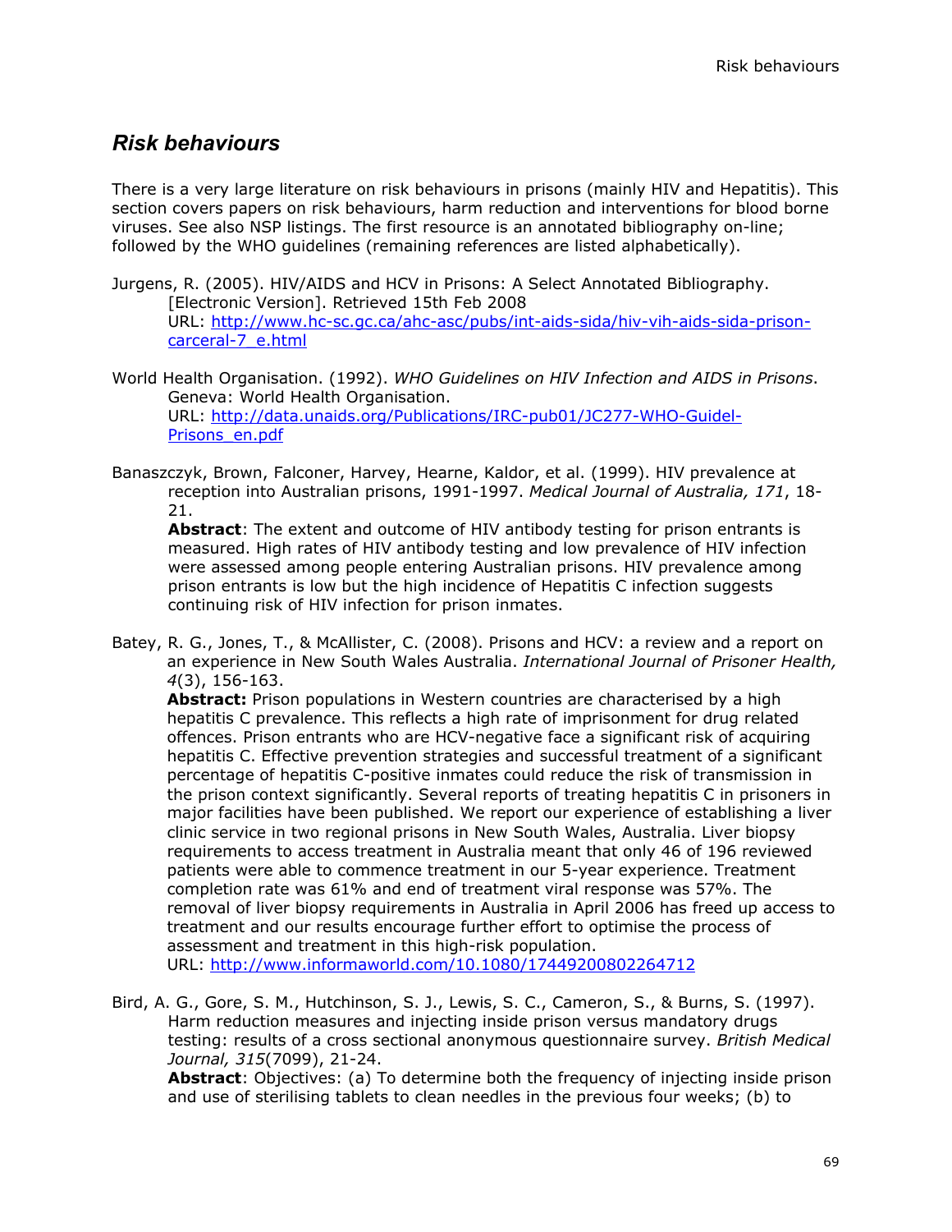## *Risk behaviours*

There is a very large literature on risk behaviours in prisons (mainly HIV and Hepatitis). This section covers papers on risk behaviours, harm reduction and interventions for blood borne viruses. See also NSP listings. The first resource is an annotated bibliography on-line; followed by the WHO guidelines (remaining references are listed alphabetically).

Jurgens, R. (2005). HIV/AIDS and HCV in Prisons: A Select Annotated Bibliography. [Electronic Version]. Retrieved 15th Feb 2008
URL: http://www.hc-sc.gc.ca/ahc-asc/pubs/int-aids-sida/hiv-vih-aids-sida-prison-carceral-7_e.html

World Health Organisation. (1992). *WHO Guidelines on HIV Infection and AIDS in Prisons*. Geneva: World Health Organisation.
URL: http://data.unaids.org/Publications/IRC-pub01/JC277-WHO-Guidel-Prisons_en.pdf

Banaszczyk, Brown, Falconer, Harvey, Hearne, Kaldor, et al. (1999). HIV prevalence at reception into Australian prisons, 1991-1997. *Medical Journal of Australia, 171*, 18-21.
**Abstract**: The extent and outcome of HIV antibody testing for prison entrants is measured. High rates of HIV antibody testing and low prevalence of HIV infection were assessed among people entering Australian prisons. HIV prevalence among prison entrants is low but the high incidence of Hepatitis C infection suggests continuing risk of HIV infection for prison inmates.

Batey, R. G., Jones, T., & McAllister, C. (2008). Prisons and HCV: a review and a report on an experience in New South Wales Australia. *International Journal of Prisoner Health, 4*(3), 156-163.
**Abstract:** Prison populations in Western countries are characterised by a high hepatitis C prevalence. This reflects a high rate of imprisonment for drug related offences. Prison entrants who are HCV-negative face a significant risk of acquiring hepatitis C. Effective prevention strategies and successful treatment of a significant percentage of hepatitis C-positive inmates could reduce the risk of transmission in the prison context significantly. Several reports of treating hepatitis C in prisoners in major facilities have been published. We report our experience of establishing a liver clinic service in two regional prisons in New South Wales, Australia. Liver biopsy requirements to access treatment in Australia meant that only 46 of 196 reviewed patients were able to commence treatment in our 5-year experience. Treatment completion rate was 61% and end of treatment viral response was 57%. The removal of liver biopsy requirements in Australia in April 2006 has freed up access to treatment and our results encourage further effort to optimise the process of assessment and treatment in this high-risk population.
URL: http://www.informaworld.com/10.1080/17449200802264712

Bird, A. G., Gore, S. M., Hutchinson, S. J., Lewis, S. C., Cameron, S., & Burns, S. (1997). Harm reduction measures and injecting inside prison versus mandatory drugs testing: results of a cross sectional anonymous questionnaire survey. *British Medical Journal, 315*(7099), 21-24.
**Abstract**: Objectives: (a) To determine both the frequency of injecting inside prison and use of sterilising tablets to clean needles in the previous four weeks; (b) to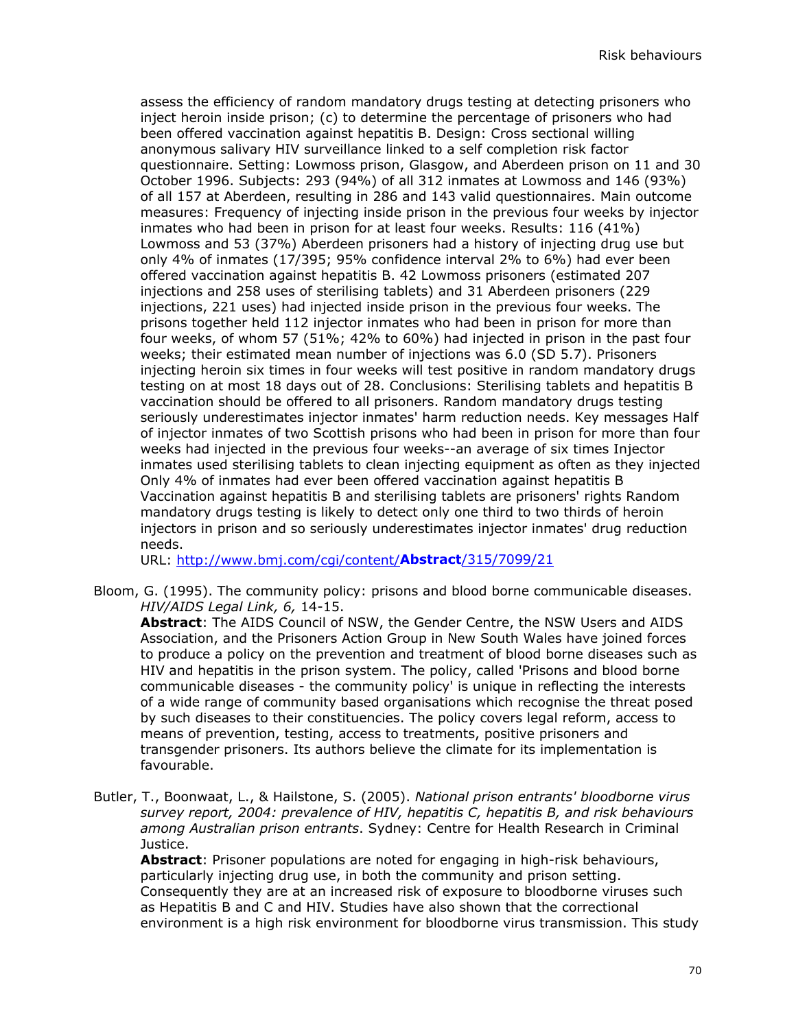assess the efficiency of random mandatory drugs testing at detecting prisoners who inject heroin inside prison; (c) to determine the percentage of prisoners who had been offered vaccination against hepatitis B. Design: Cross sectional willing anonymous salivary HIV surveillance linked to a self completion risk factor questionnaire. Setting: Lowmoss prison, Glasgow, and Aberdeen prison on 11 and 30 October 1996. Subjects: 293 (94%) of all 312 inmates at Lowmoss and 146 (93%) of all 157 at Aberdeen, resulting in 286 and 143 valid questionnaires. Main outcome measures: Frequency of injecting inside prison in the previous four weeks by injector inmates who had been in prison for at least four weeks. Results: 116 (41%) Lowmoss and 53 (37%) Aberdeen prisoners had a history of injecting drug use but only 4% of inmates (17/395; 95% confidence interval 2% to 6%) had ever been offered vaccination against hepatitis B. 42 Lowmoss prisoners (estimated 207 injections and 258 uses of sterilising tablets) and 31 Aberdeen prisoners (229 injections, 221 uses) had injected inside prison in the previous four weeks. The prisons together held 112 injector inmates who had been in prison for more than four weeks, of whom 57 (51%; 42% to 60%) had injected in prison in the past four weeks; their estimated mean number of injections was 6.0 (SD 5.7). Prisoners injecting heroin six times in four weeks will test positive in random mandatory drugs testing on at most 18 days out of 28. Conclusions: Sterilising tablets and hepatitis B vaccination should be offered to all prisoners. Random mandatory drugs testing seriously underestimates injector inmates' harm reduction needs. Key messages Half of injector inmates of two Scottish prisons who had been in prison for more than four weeks had injected in the previous four weeks--an average of six times Injector inmates used sterilising tablets to clean injecting equipment as often as they injected Only 4% of inmates had ever been offered vaccination against hepatitis B Vaccination against hepatitis B and sterilising tablets are prisoners' rights Random mandatory drugs testing is likely to detect only one third to two thirds of heroin injectors in prison and so seriously underestimates injector inmates' drug reduction needs.
URL: http://www.bmj.com/cgi/content/**Abstract**/315/7099/21

Bloom, G. (1995). The community policy: prisons and blood borne communicable diseases. *HIV/AIDS Legal Link, 6,* 14-15.
**Abstract**: The AIDS Council of NSW, the Gender Centre, the NSW Users and AIDS Association, and the Prisoners Action Group in New South Wales have joined forces to produce a policy on the prevention and treatment of blood borne diseases such as HIV and hepatitis in the prison system. The policy, called 'Prisons and blood borne communicable diseases - the community policy' is unique in reflecting the interests of a wide range of community based organisations which recognise the threat posed by such diseases to their constituencies. The policy covers legal reform, access to means of prevention, testing, access to treatments, positive prisoners and transgender prisoners. Its authors believe the climate for its implementation is favourable.

Butler, T., Boonwaat, L., & Hailstone, S. (2005). *National prison entrants' bloodborne virus survey report, 2004: prevalence of HIV, hepatitis C, hepatitis B, and risk behaviours among Australian prison entrants*. Sydney: Centre for Health Research in Criminal Justice.
**Abstract**: Prisoner populations are noted for engaging in high-risk behaviours, particularly injecting drug use, in both the community and prison setting. Consequently they are at an increased risk of exposure to bloodborne viruses such as Hepatitis B and C and HIV. Studies have also shown that the correctional environment is a high risk environment for bloodborne virus transmission. This study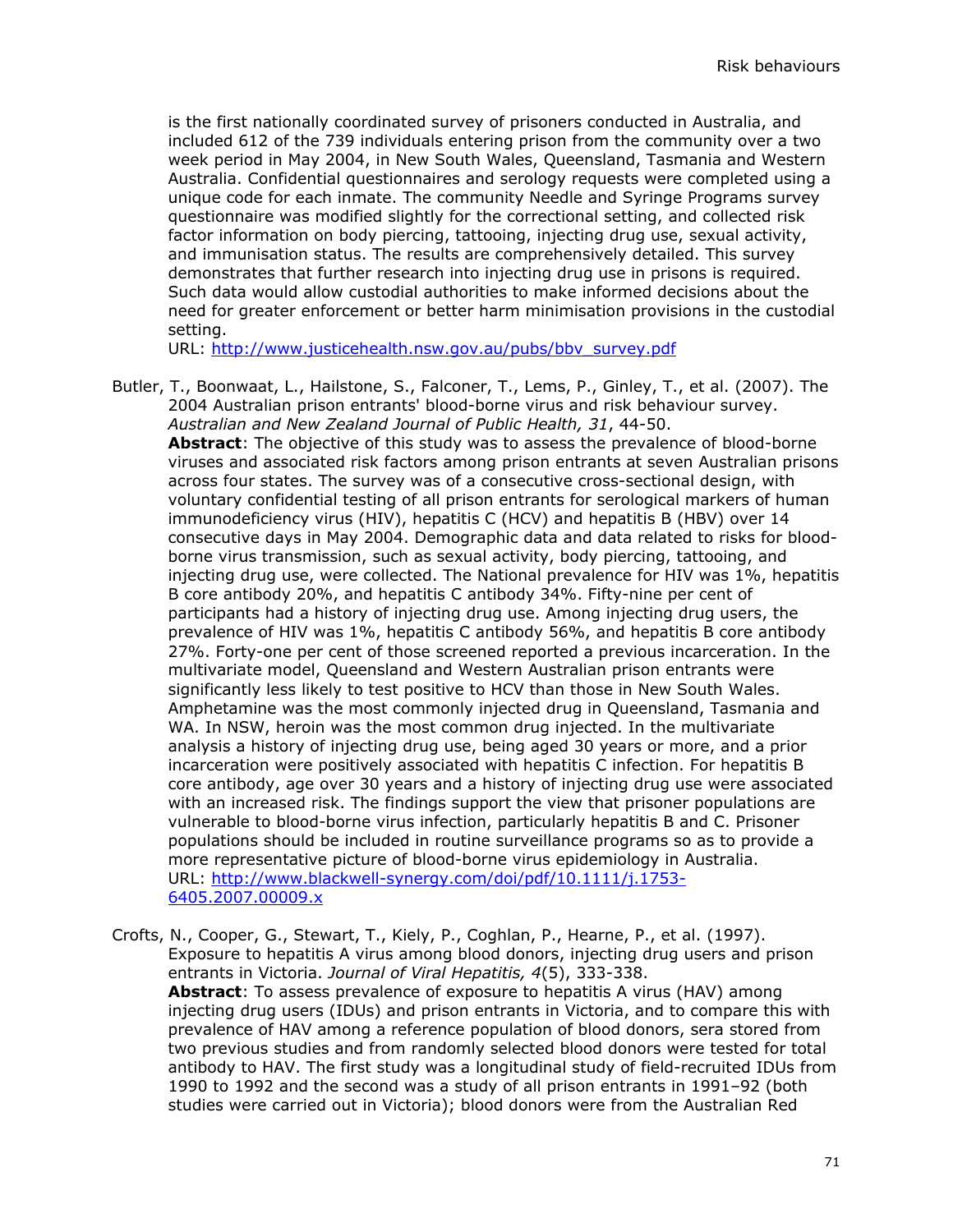is the first nationally coordinated survey of prisoners conducted in Australia, and included 612 of the 739 individuals entering prison from the community over a two week period in May 2004, in New South Wales, Queensland, Tasmania and Western Australia. Confidential questionnaires and serology requests were completed using a unique code for each inmate. The community Needle and Syringe Programs survey questionnaire was modified slightly for the correctional setting, and collected risk factor information on body piercing, tattooing, injecting drug use, sexual activity, and immunisation status. The results are comprehensively detailed. This survey demonstrates that further research into injecting drug use in prisons is required. Such data would allow custodial authorities to make informed decisions about the need for greater enforcement or better harm minimisation provisions in the custodial setting.
URL: http://www.justicehealth.nsw.gov.au/pubs/bbv_survey.pdf

Butler, T., Boonwaat, L., Hailstone, S., Falconer, T., Lems, P., Ginley, T., et al. (2007). The 2004 Australian prison entrants' blood-borne virus and risk behaviour survey. *Australian and New Zealand Journal of Public Health, 31*, 44-50.
**Abstract**: The objective of this study was to assess the prevalence of blood-borne viruses and associated risk factors among prison entrants at seven Australian prisons across four states. The survey was of a consecutive cross-sectional design, with voluntary confidential testing of all prison entrants for serological markers of human immunodeficiency virus (HIV), hepatitis C (HCV) and hepatitis B (HBV) over 14 consecutive days in May 2004. Demographic data and data related to risks for blood-borne virus transmission, such as sexual activity, body piercing, tattooing, and injecting drug use, were collected. The National prevalence for HIV was 1%, hepatitis B core antibody 20%, and hepatitis C antibody 34%. Fifty-nine per cent of participants had a history of injecting drug use. Among injecting drug users, the prevalence of HIV was 1%, hepatitis C antibody 56%, and hepatitis B core antibody 27%. Forty-one per cent of those screened reported a previous incarceration. In the multivariate model, Queensland and Western Australian prison entrants were significantly less likely to test positive to HCV than those in New South Wales. Amphetamine was the most commonly injected drug in Queensland, Tasmania and WA. In NSW, heroin was the most common drug injected. In the multivariate analysis a history of injecting drug use, being aged 30 years or more, and a prior incarceration were positively associated with hepatitis C infection. For hepatitis B core antibody, age over 30 years and a history of injecting drug use were associated with an increased risk. The findings support the view that prisoner populations are vulnerable to blood-borne virus infection, particularly hepatitis B and C. Prisoner populations should be included in routine surveillance programs so as to provide a more representative picture of blood-borne virus epidemiology in Australia.
URL: http://www.blackwell-synergy.com/doi/pdf/10.1111/j.1753-6405.2007.00009.x

Crofts, N., Cooper, G., Stewart, T., Kiely, P., Coghlan, P., Hearne, P., et al. (1997). Exposure to hepatitis A virus among blood donors, injecting drug users and prison entrants in Victoria. *Journal of Viral Hepatitis, 4*(5), 333-338.
**Abstract**: To assess prevalence of exposure to hepatitis A virus (HAV) among injecting drug users (IDUs) and prison entrants in Victoria, and to compare this with prevalence of HAV among a reference population of blood donors, sera stored from two previous studies and from randomly selected blood donors were tested for total antibody to HAV. The first study was a longitudinal study of field-recruited IDUs from 1990 to 1992 and the second was a study of all prison entrants in 1991–92 (both studies were carried out in Victoria); blood donors were from the Australian Red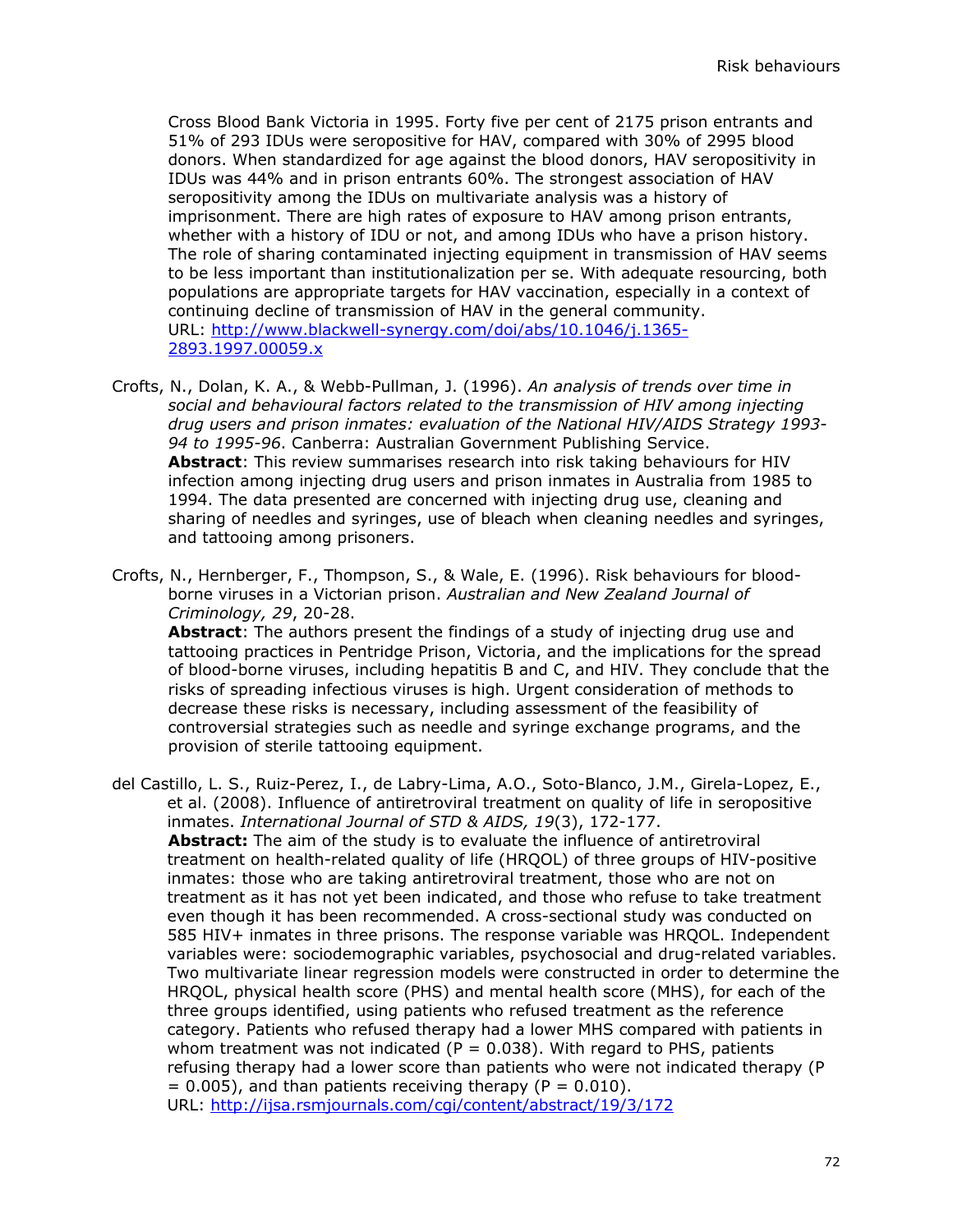Cross Blood Bank Victoria in 1995. Forty five per cent of 2175 prison entrants and 51% of 293 IDUs were seropositive for HAV, compared with 30% of 2995 blood donors. When standardized for age against the blood donors, HAV seropositivity in IDUs was 44% and in prison entrants 60%. The strongest association of HAV seropositivity among the IDUs on multivariate analysis was a history of imprisonment. There are high rates of exposure to HAV among prison entrants, whether with a history of IDU or not, and among IDUs who have a prison history. The role of sharing contaminated injecting equipment in transmission of HAV seems to be less important than institutionalization per se. With adequate resourcing, both populations are appropriate targets for HAV vaccination, especially in a context of continuing decline of transmission of HAV in the general community.
URL: http://www.blackwell-synergy.com/doi/abs/10.1046/j.1365-2893.1997.00059.x

Crofts, N., Dolan, K. A., & Webb-Pullman, J. (1996). *An analysis of trends over time in social and behavioural factors related to the transmission of HIV among injecting drug users and prison inmates: evaluation of the National HIV/AIDS Strategy 1993-94 to 1995-96*. Canberra: Australian Government Publishing Service.
**Abstract**: This review summarises research into risk taking behaviours for HIV infection among injecting drug users and prison inmates in Australia from 1985 to 1994. The data presented are concerned with injecting drug use, cleaning and sharing of needles and syringes, use of bleach when cleaning needles and syringes, and tattooing among prisoners.

Crofts, N., Hernberger, F., Thompson, S., & Wale, E. (1996). Risk behaviours for blood-borne viruses in a Victorian prison. *Australian and New Zealand Journal of Criminology, 29*, 20-28.
**Abstract**: The authors present the findings of a study of injecting drug use and tattooing practices in Pentridge Prison, Victoria, and the implications for the spread of blood-borne viruses, including hepatitis B and C, and HIV. They conclude that the risks of spreading infectious viruses is high. Urgent consideration of methods to decrease these risks is necessary, including assessment of the feasibility of controversial strategies such as needle and syringe exchange programs, and the provision of sterile tattooing equipment.

del Castillo, L. S., Ruiz-Perez, I., de Labry-Lima, A.O., Soto-Blanco, J.M., Girela-Lopez, E., et al. (2008). Influence of antiretroviral treatment on quality of life in seropositive inmates. *International Journal of STD & AIDS, 19*(3), 172-177.
**Abstract:** The aim of the study is to evaluate the influence of antiretroviral treatment on health-related quality of life (HRQOL) of three groups of HIV-positive inmates: those who are taking antiretroviral treatment, those who are not on treatment as it has not yet been indicated, and those who refuse to take treatment even though it has been recommended. A cross-sectional study was conducted on 585 HIV+ inmates in three prisons. The response variable was HRQOL. Independent variables were: sociodemographic variables, psychosocial and drug-related variables. Two multivariate linear regression models were constructed in order to determine the HRQOL, physical health score (PHS) and mental health score (MHS), for each of the three groups identified, using patients who refused treatment as the reference category. Patients who refused therapy had a lower MHS compared with patients in whom treatment was not indicated ($P = 0.038$). With regard to PHS, patients refusing therapy had a lower score than patients who were not indicated therapy ($P = 0.005$), and than patients receiving therapy ($P = 0.010$).
URL: http://ijsa.rsmjournals.com/cgi/content/abstract/19/3/172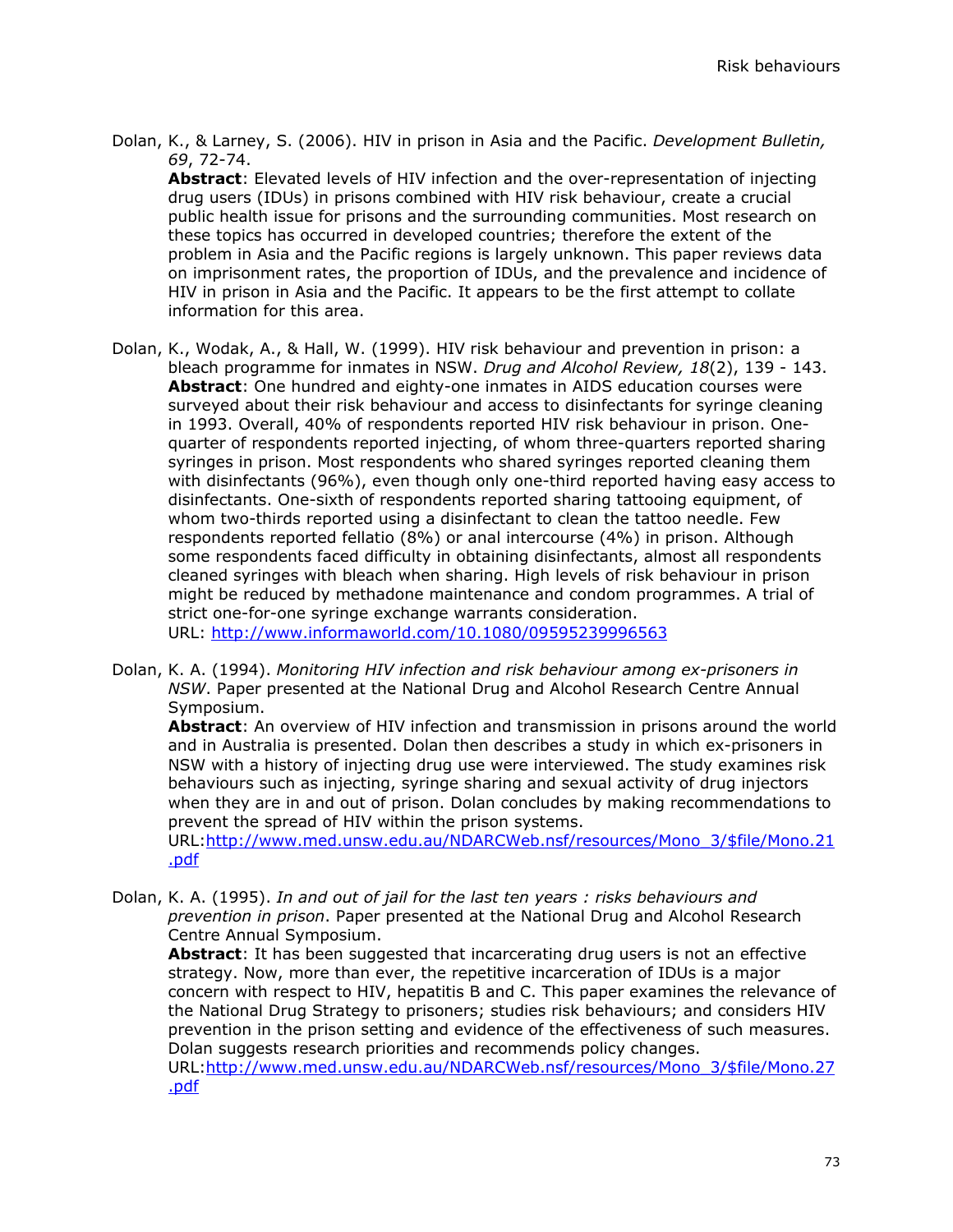Dolan, K., & Larney, S. (2006). HIV in prison in Asia and the Pacific. *Development Bulletin, 69*, 72-74.

**Abstract**: Elevated levels of HIV infection and the over-representation of injecting drug users (IDUs) in prisons combined with HIV risk behaviour, create a crucial public health issue for prisons and the surrounding communities. Most research on these topics has occurred in developed countries; therefore the extent of the problem in Asia and the Pacific regions is largely unknown. This paper reviews data on imprisonment rates, the proportion of IDUs, and the prevalence and incidence of HIV in prison in Asia and the Pacific. It appears to be the first attempt to collate information for this area.

Dolan, K., Wodak, A., & Hall, W. (1999). HIV risk behaviour and prevention in prison: a bleach programme for inmates in NSW. *Drug and Alcohol Review, 18*(2), 139 - 143.

**Abstract**: One hundred and eighty-one inmates in AIDS education courses were surveyed about their risk behaviour and access to disinfectants for syringe cleaning in 1993. Overall, 40% of respondents reported HIV risk behaviour in prison. One-quarter of respondents reported injecting, of whom three-quarters reported sharing syringes in prison. Most respondents who shared syringes reported cleaning them with disinfectants (96%), even though only one-third reported having easy access to disinfectants. One-sixth of respondents reported sharing tattooing equipment, of whom two-thirds reported using a disinfectant to clean the tattoo needle. Few respondents reported fellatio (8%) or anal intercourse (4%) in prison. Although some respondents faced difficulty in obtaining disinfectants, almost all respondents cleaned syringes with bleach when sharing. High levels of risk behaviour in prison might be reduced by methadone maintenance and condom programmes. A trial of strict one-for-one syringe exchange warrants consideration.
URL: http://www.informaworld.com/10.1080/09595239996563

Dolan, K. A. (1994). *Monitoring HIV infection and risk behaviour among ex-prisoners in NSW*. Paper presented at the National Drug and Alcohol Research Centre Annual Symposium.

**Abstract**: An overview of HIV infection and transmission in prisons around the world and in Australia is presented. Dolan then describes a study in which ex-prisoners in NSW with a history of injecting drug use were interviewed. The study examines risk behaviours such as injecting, syringe sharing and sexual activity of drug injectors when they are in and out of prison. Dolan concludes by making recommendations to prevent the spread of HIV within the prison systems.
URL:http://www.med.unsw.edu.au/NDARCWeb.nsf/resources/Mono_3/$file/Mono.21.pdf

Dolan, K. A. (1995). *In and out of jail for the last ten years : risks behaviours and prevention in prison*. Paper presented at the National Drug and Alcohol Research Centre Annual Symposium.

**Abstract**: It has been suggested that incarcerating drug users is not an effective strategy. Now, more than ever, the repetitive incarceration of IDUs is a major concern with respect to HIV, hepatitis B and C. This paper examines the relevance of the National Drug Strategy to prisoners; studies risk behaviours; and considers HIV prevention in the prison setting and evidence of the effectiveness of such measures. Dolan suggests research priorities and recommends policy changes.
URL:http://www.med.unsw.edu.au/NDARCWeb.nsf/resources/Mono_3/$file/Mono.27.pdf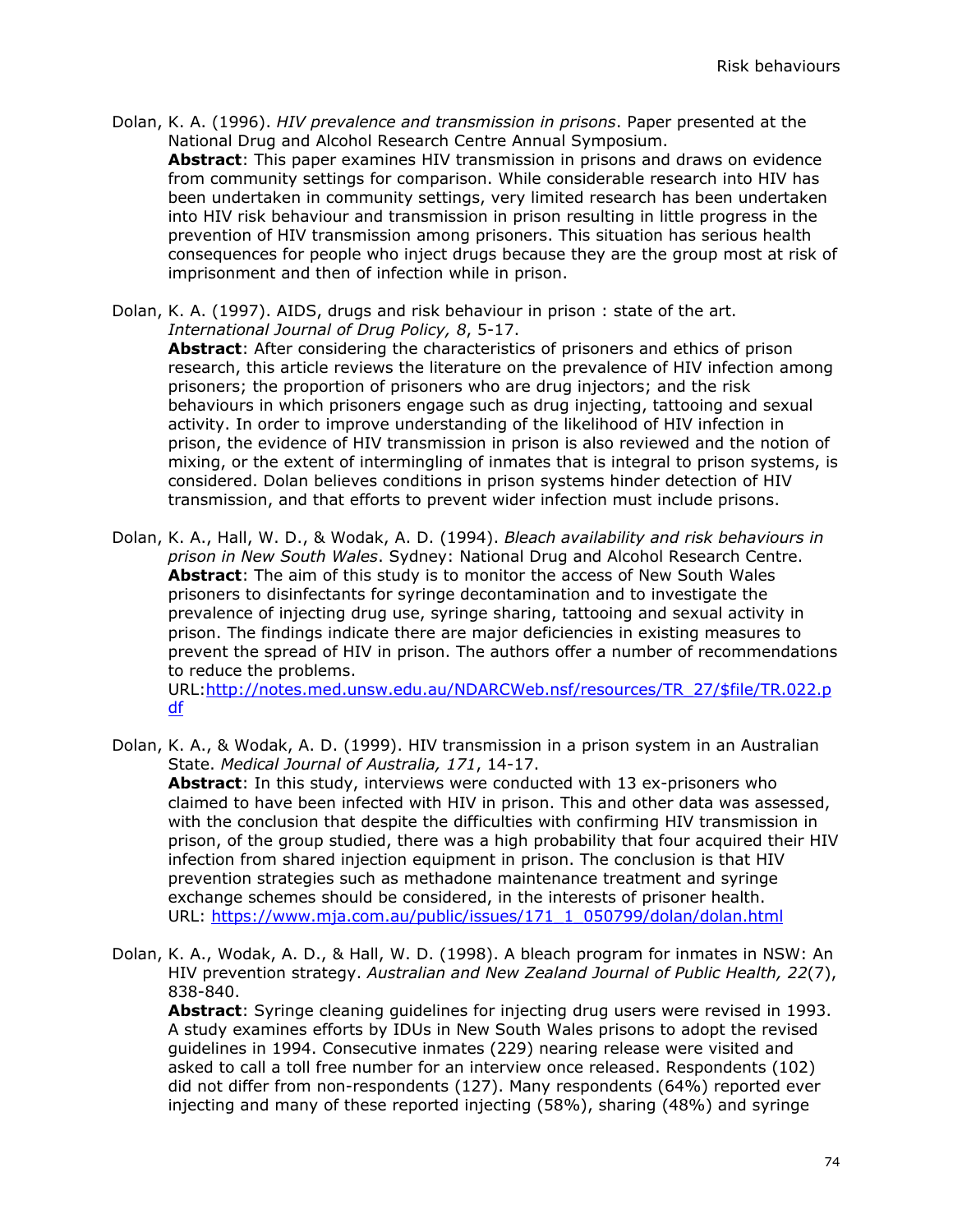Dolan, K. A. (1996). *HIV prevalence and transmission in prisons*. Paper presented at the National Drug and Alcohol Research Centre Annual Symposium.
**Abstract**: This paper examines HIV transmission in prisons and draws on evidence from community settings for comparison. While considerable research into HIV has been undertaken in community settings, very limited research has been undertaken into HIV risk behaviour and transmission in prison resulting in little progress in the prevention of HIV transmission among prisoners. This situation has serious health consequences for people who inject drugs because they are the group most at risk of imprisonment and then of infection while in prison.

Dolan, K. A. (1997). AIDS, drugs and risk behaviour in prison : state of the art. *International Journal of Drug Policy, 8*, 5-17.
**Abstract**: After considering the characteristics of prisoners and ethics of prison research, this article reviews the literature on the prevalence of HIV infection among prisoners; the proportion of prisoners who are drug injectors; and the risk behaviours in which prisoners engage such as drug injecting, tattooing and sexual activity. In order to improve understanding of the likelihood of HIV infection in prison, the evidence of HIV transmission in prison is also reviewed and the notion of mixing, or the extent of intermingling of inmates that is integral to prison systems, is considered. Dolan believes conditions in prison systems hinder detection of HIV transmission, and that efforts to prevent wider infection must include prisons.

Dolan, K. A., Hall, W. D., & Wodak, A. D. (1994). *Bleach availability and risk behaviours in prison in New South Wales*. Sydney: National Drug and Alcohol Research Centre.
**Abstract**: The aim of this study is to monitor the access of New South Wales prisoners to disinfectants for syringe decontamination and to investigate the prevalence of injecting drug use, syringe sharing, tattooing and sexual activity in prison. The findings indicate there are major deficiencies in existing measures to prevent the spread of HIV in prison. The authors offer a number of recommendations to reduce the problems.
URL:http://notes.med.unsw.edu.au/NDARCWeb.nsf/resources/TR_27/$file/TR.022.pdf

Dolan, K. A., & Wodak, A. D. (1999). HIV transmission in a prison system in an Australian State. *Medical Journal of Australia, 171*, 14-17.
**Abstract**: In this study, interviews were conducted with 13 ex-prisoners who claimed to have been infected with HIV in prison. This and other data was assessed, with the conclusion that despite the difficulties with confirming HIV transmission in prison, of the group studied, there was a high probability that four acquired their HIV infection from shared injection equipment in prison. The conclusion is that HIV prevention strategies such as methadone maintenance treatment and syringe exchange schemes should be considered, in the interests of prisoner health.
URL: https://www.mja.com.au/public/issues/171_1_050799/dolan/dolan.html

Dolan, K. A., Wodak, A. D., & Hall, W. D. (1998). A bleach program for inmates in NSW: An HIV prevention strategy. *Australian and New Zealand Journal of Public Health, 22*(7), 838-840.
**Abstract**: Syringe cleaning guidelines for injecting drug users were revised in 1993. A study examines efforts by IDUs in New South Wales prisons to adopt the revised guidelines in 1994. Consecutive inmates (229) nearing release were visited and asked to call a toll free number for an interview once released. Respondents (102) did not differ from non-respondents (127). Many respondents (64%) reported ever injecting and many of these reported injecting (58%), sharing (48%) and syringe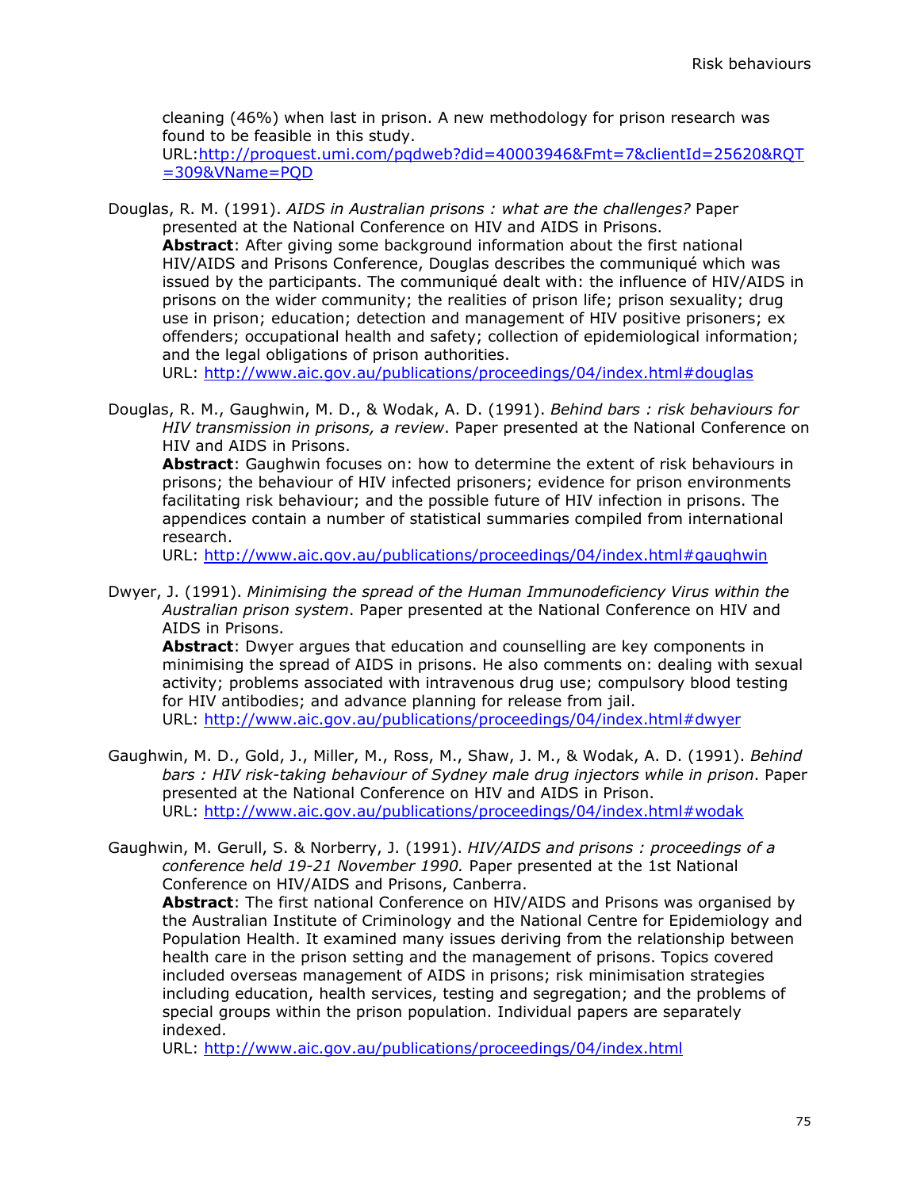cleaning (46%) when last in prison. A new methodology for prison research was found to be feasible in this study.
URL:http://proquest.umi.com/pqdweb?did=40003946&Fmt=7&clientId=25620&RQT=309&VName=PQD

Douglas, R. M. (1991). *AIDS in Australian prisons : what are the challenges?* Paper presented at the National Conference on HIV and AIDS in Prisons.
**Abstract**: After giving some background information about the first national HIV/AIDS and Prisons Conference, Douglas describes the communiqué which was issued by the participants. The communiqué dealt with: the influence of HIV/AIDS in prisons on the wider community; the realities of prison life; prison sexuality; drug use in prison; education; detection and management of HIV positive prisoners; ex offenders; occupational health and safety; collection of epidemiological information; and the legal obligations of prison authorities.
URL: http://www.aic.gov.au/publications/proceedings/04/index.html#douglas

Douglas, R. M., Gaughwin, M. D., & Wodak, A. D. (1991). *Behind bars : risk behaviours for HIV transmission in prisons, a review*. Paper presented at the National Conference on HIV and AIDS in Prisons.
**Abstract**: Gaughwin focuses on: how to determine the extent of risk behaviours in prisons; the behaviour of HIV infected prisoners; evidence for prison environments facilitating risk behaviour; and the possible future of HIV infection in prisons. The appendices contain a number of statistical summaries compiled from international research.
URL: http://www.aic.gov.au/publications/proceedings/04/index.html#gaughwin

Dwyer, J. (1991). *Minimising the spread of the Human Immunodeficiency Virus within the Australian prison system*. Paper presented at the National Conference on HIV and AIDS in Prisons.
**Abstract**: Dwyer argues that education and counselling are key components in minimising the spread of AIDS in prisons. He also comments on: dealing with sexual activity; problems associated with intravenous drug use; compulsory blood testing for HIV antibodies; and advance planning for release from jail.
URL: http://www.aic.gov.au/publications/proceedings/04/index.html#dwyer

Gaughwin, M. D., Gold, J., Miller, M., Ross, M., Shaw, J. M., & Wodak, A. D. (1991). *Behind bars : HIV risk-taking behaviour of Sydney male drug injectors while in prison*. Paper presented at the National Conference on HIV and AIDS in Prison.
URL: http://www.aic.gov.au/publications/proceedings/04/index.html#wodak

Gaughwin, M. Gerull, S. & Norberry, J. (1991). *HIV/AIDS and prisons : proceedings of a conference held 19-21 November 1990.* Paper presented at the 1st National Conference on HIV/AIDS and Prisons, Canberra.
**Abstract**: The first national Conference on HIV/AIDS and Prisons was organised by the Australian Institute of Criminology and the National Centre for Epidemiology and Population Health. It examined many issues deriving from the relationship between health care in the prison setting and the management of prisons. Topics covered included overseas management of AIDS in prisons; risk minimisation strategies including education, health services, testing and segregation; and the problems of special groups within the prison population. Individual papers are separately indexed.
URL: http://www.aic.gov.au/publications/proceedings/04/index.html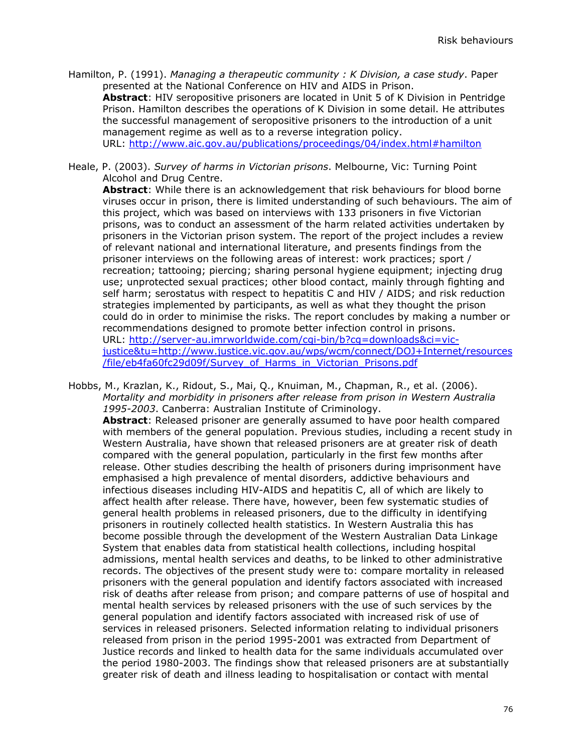Hamilton, P. (1991). *Managing a therapeutic community : K Division, a case study*. Paper presented at the National Conference on HIV and AIDS in Prison.

**Abstract**: HIV seropositive prisoners are located in Unit 5 of K Division in Pentridge Prison. Hamilton describes the operations of K Division in some detail. He attributes the successful management of seropositive prisoners to the introduction of a unit management regime as well as to a reverse integration policy.
URL: [http://www.aic.gov.au/publications/proceedings/04/index.html#hamilton](http://www.aic.gov.au/publications/proceedings/04/index.html#hamilton)

Heale, P. (2003). *Survey of harms in Victorian prisons*. Melbourne, Vic: Turning Point Alcohol and Drug Centre.

**Abstract**: While there is an acknowledgement that risk behaviours for blood borne viruses occur in prison, there is limited understanding of such behaviours. The aim of this project, which was based on interviews with 133 prisoners in five Victorian prisons, was to conduct an assessment of the harm related activities undertaken by prisoners in the Victorian prison system. The report of the project includes a review of relevant national and international literature, and presents findings from the prisoner interviews on the following areas of interest: work practices; sport / recreation; tattooing; piercing; sharing personal hygiene equipment; injecting drug use; unprotected sexual practices; other blood contact, mainly through fighting and self harm; serostatus with respect to hepatitis C and HIV / AIDS; and risk reduction strategies implemented by participants, as well as what they thought the prison could do in order to minimise the risks. The report concludes by making a number or recommendations designed to promote better infection control in prisons.
URL: [http://server-au.imrworldwide.com/cgi-bin/b?cg=downloads&ci=vic-justice&tu=http://www.justice.vic.gov.au/wps/wcm/connect/DOJ+Internet/resources/file/eb4fa60fc29d09f/Survey_of_Harms_in_Victorian_Prisons.pdf](http://server-au.imrworldwide.com/cgi-bin/b?cg=downloads&ci=vic-justice&tu=http://www.justice.vic.gov.au/wps/wcm/connect/DOJ+Internet/resources/file/eb4fa60fc29d09f/Survey_of_Harms_in_Victorian_Prisons.pdf)

Hobbs, M., Krazlan, K., Ridout, S., Mai, Q., Knuiman, M., Chapman, R., et al. (2006). *Mortality and morbidity in prisoners after release from prison in Western Australia 1995-2003*. Canberra: Australian Institute of Criminology.

**Abstract**: Released prisoner are generally assumed to have poor health compared with members of the general population. Previous studies, including a recent study in Western Australia, have shown that released prisoners are at greater risk of death compared with the general population, particularly in the first few months after release. Other studies describing the health of prisoners during imprisonment have emphasised a high prevalence of mental disorders, addictive behaviours and infectious diseases including HIV-AIDS and hepatitis C, all of which are likely to affect health after release. There have, however, been few systematic studies of general health problems in released prisoners, due to the difficulty in identifying prisoners in routinely collected health statistics. In Western Australia this has become possible through the development of the Western Australian Data Linkage System that enables data from statistical health collections, including hospital admissions, mental health services and deaths, to be linked to other administrative records. The objectives of the present study were to: compare mortality in released prisoners with the general population and identify factors associated with increased risk of deaths after release from prison; and compare patterns of use of hospital and mental health services by released prisoners with the use of such services by the general population and identify factors associated with increased risk of use of services in released prisoners. Selected information relating to individual prisoners released from prison in the period 1995-2001 was extracted from Department of Justice records and linked to health data for the same individuals accumulated over the period 1980-2003. The findings show that released prisoners are at substantially greater risk of death and illness leading to hospitalisation or contact with mental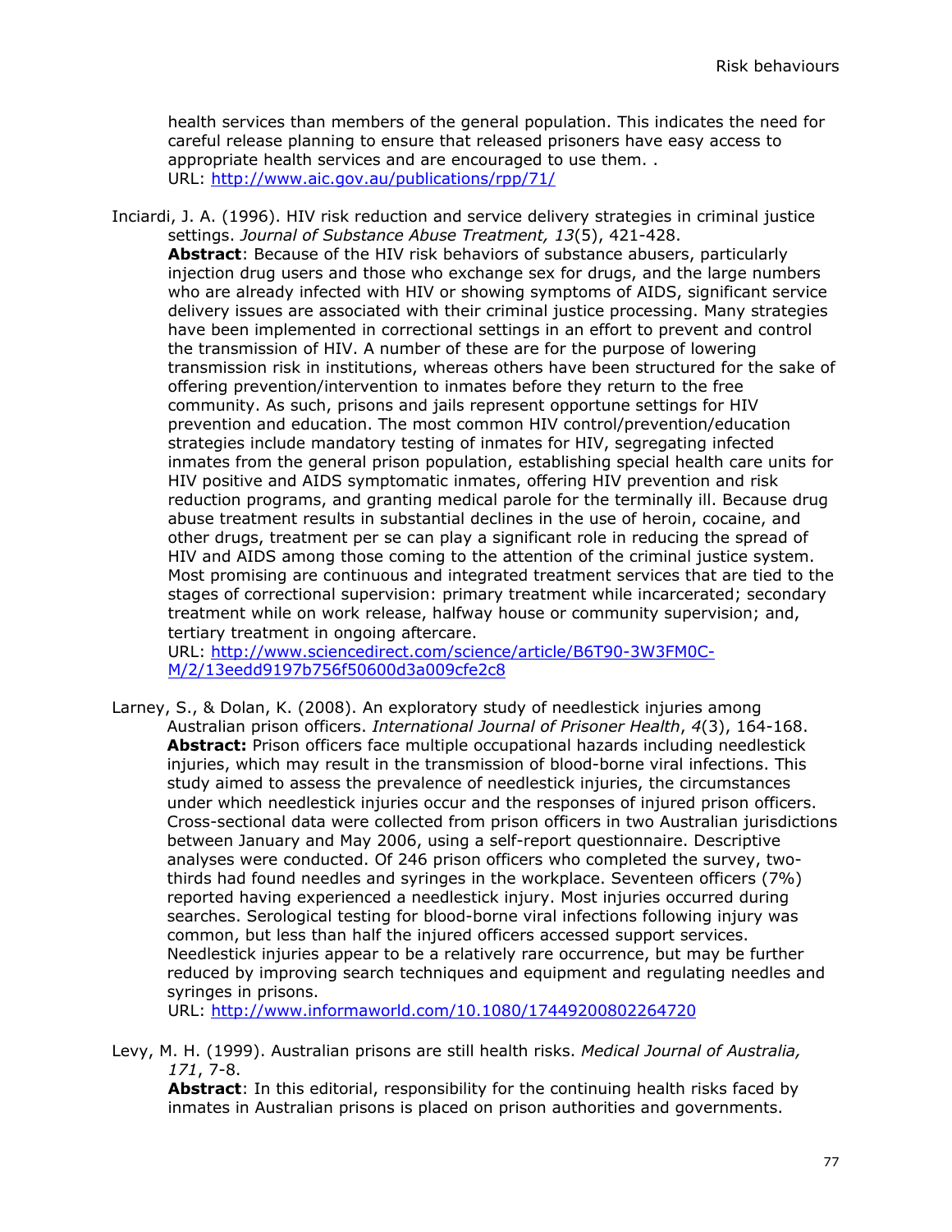health services than members of the general population. This indicates the need for careful release planning to ensure that released prisoners have easy access to appropriate health services and are encouraged to use them. .
URL: http://www.aic.gov.au/publications/rpp/71/

Inciardi, J. A. (1996). HIV risk reduction and service delivery strategies in criminal justice settings. *Journal of Substance Abuse Treatment, 13*(5), 421-428.
**Abstract**: Because of the HIV risk behaviors of substance abusers, particularly injection drug users and those who exchange sex for drugs, and the large numbers who are already infected with HIV or showing symptoms of AIDS, significant service delivery issues are associated with their criminal justice processing. Many strategies have been implemented in correctional settings in an effort to prevent and control the transmission of HIV. A number of these are for the purpose of lowering transmission risk in institutions, whereas others have been structured for the sake of offering prevention/intervention to inmates before they return to the free community. As such, prisons and jails represent opportune settings for HIV prevention and education. The most common HIV control/prevention/education strategies include mandatory testing of inmates for HIV, segregating infected inmates from the general prison population, establishing special health care units for HIV positive and AIDS symptomatic inmates, offering HIV prevention and risk reduction programs, and granting medical parole for the terminally ill. Because drug abuse treatment results in substantial declines in the use of heroin, cocaine, and other drugs, treatment per se can play a significant role in reducing the spread of HIV and AIDS among those coming to the attention of the criminal justice system. Most promising are continuous and integrated treatment services that are tied to the stages of correctional supervision: primary treatment while incarcerated; secondary treatment while on work release, halfway house or community supervision; and, tertiary treatment in ongoing aftercare.
URL: http://www.sciencedirect.com/science/article/B6T90-3W3FM0C-M/2/13eedd9197b756f50600d3a009cfe2c8

Larney, S., & Dolan, K. (2008). An exploratory study of needlestick injuries among Australian prison officers. *International Journal of Prisoner Health*, *4*(3), 164-168.
**Abstract:** Prison officers face multiple occupational hazards including needlestick injuries, which may result in the transmission of blood-borne viral infections. This study aimed to assess the prevalence of needlestick injuries, the circumstances under which needlestick injuries occur and the responses of injured prison officers. Cross-sectional data were collected from prison officers in two Australian jurisdictions between January and May 2006, using a self-report questionnaire. Descriptive analyses were conducted. Of 246 prison officers who completed the survey, two-thirds had found needles and syringes in the workplace. Seventeen officers (7%) reported having experienced a needlestick injury. Most injuries occurred during searches. Serological testing for blood-borne viral infections following injury was common, but less than half the injured officers accessed support services. Needlestick injuries appear to be a relatively rare occurrence, but may be further reduced by improving search techniques and equipment and regulating needles and syringes in prisons.
URL: http://www.informaworld.com/10.1080/17449200802264720

Levy, M. H. (1999). Australian prisons are still health risks. *Medical Journal of Australia, 171*, 7-8.
**Abstract**: In this editorial, responsibility for the continuing health risks faced by inmates in Australian prisons is placed on prison authorities and governments.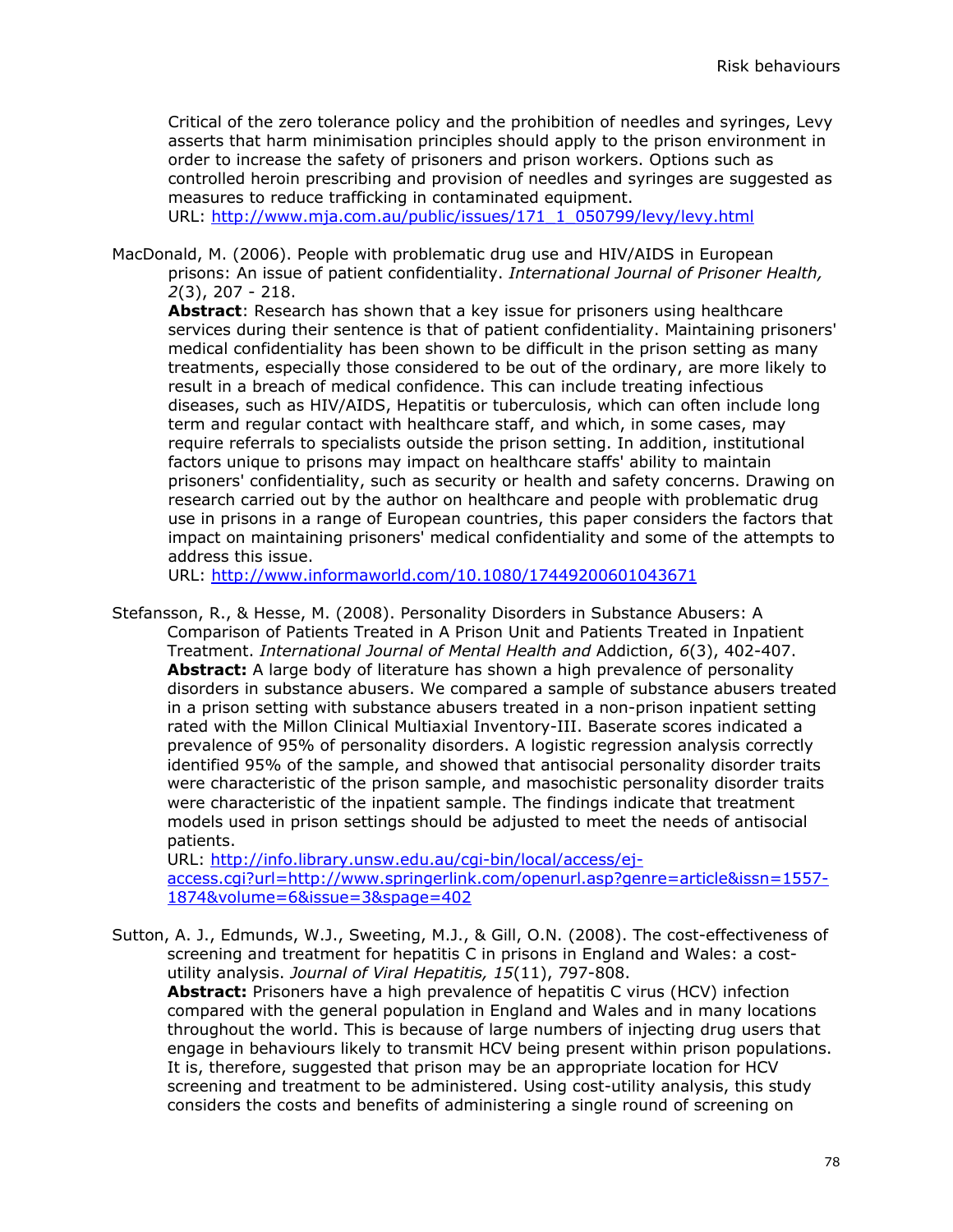Critical of the zero tolerance policy and the prohibition of needles and syringes, Levy asserts that harm minimisation principles should apply to the prison environment in order to increase the safety of prisoners and prison workers. Options such as controlled heroin prescribing and provision of needles and syringes are suggested as measures to reduce trafficking in contaminated equipment.
URL: http://www.mja.com.au/public/issues/171_1_050799/levy/levy.html

MacDonald, M. (2006). People with problematic drug use and HIV/AIDS in European prisons: An issue of patient confidentiality. *International Journal of Prisoner Health, 2*(3), 207 - 218.
**Abstract**: Research has shown that a key issue for prisoners using healthcare services during their sentence is that of patient confidentiality. Maintaining prisoners' medical confidentiality has been shown to be difficult in the prison setting as many treatments, especially those considered to be out of the ordinary, are more likely to result in a breach of medical confidence. This can include treating infectious diseases, such as HIV/AIDS, Hepatitis or tuberculosis, which can often include long term and regular contact with healthcare staff, and which, in some cases, may require referrals to specialists outside the prison setting. In addition, institutional factors unique to prisons may impact on healthcare staffs' ability to maintain prisoners' confidentiality, such as security or health and safety concerns. Drawing on research carried out by the author on healthcare and people with problematic drug use in prisons in a range of European countries, this paper considers the factors that impact on maintaining prisoners' medical confidentiality and some of the attempts to address this issue.
URL: http://www.informaworld.com/10.1080/17449200601043671

Stefansson, R., & Hesse, M. (2008). Personality Disorders in Substance Abusers: A Comparison of Patients Treated in A Prison Unit and Patients Treated in Inpatient Treatment. *International Journal of Mental Health and* Addiction, *6*(3), 402-407.
**Abstract:** A large body of literature has shown a high prevalence of personality disorders in substance abusers. We compared a sample of substance abusers treated in a prison setting with substance abusers treated in a non-prison inpatient setting rated with the Millon Clinical Multiaxial Inventory-III. Baserate scores indicated a prevalence of 95% of personality disorders. A logistic regression analysis correctly identified 95% of the sample, and showed that antisocial personality disorder traits were characteristic of the prison sample, and masochistic personality disorder traits were characteristic of the inpatient sample. The findings indicate that treatment models used in prison settings should be adjusted to meet the needs of antisocial patients.
URL: http://info.library.unsw.edu.au/cgi-bin/local/access/ej-access.cgi?url=http://www.springerlink.com/openurl.asp?genre=article&issn=1557-1874&volume=6&issue=3&spage=402

Sutton, A. J., Edmunds, W.J., Sweeting, M.J., & Gill, O.N. (2008). The cost-effectiveness of screening and treatment for hepatitis C in prisons in England and Wales: a cost-utility analysis. *Journal of Viral Hepatitis, 15*(11), 797-808.
**Abstract:** Prisoners have a high prevalence of hepatitis C virus (HCV) infection compared with the general population in England and Wales and in many locations throughout the world. This is because of large numbers of injecting drug users that engage in behaviours likely to transmit HCV being present within prison populations. It is, therefore, suggested that prison may be an appropriate location for HCV screening and treatment to be administered. Using cost-utility analysis, this study considers the costs and benefits of administering a single round of screening on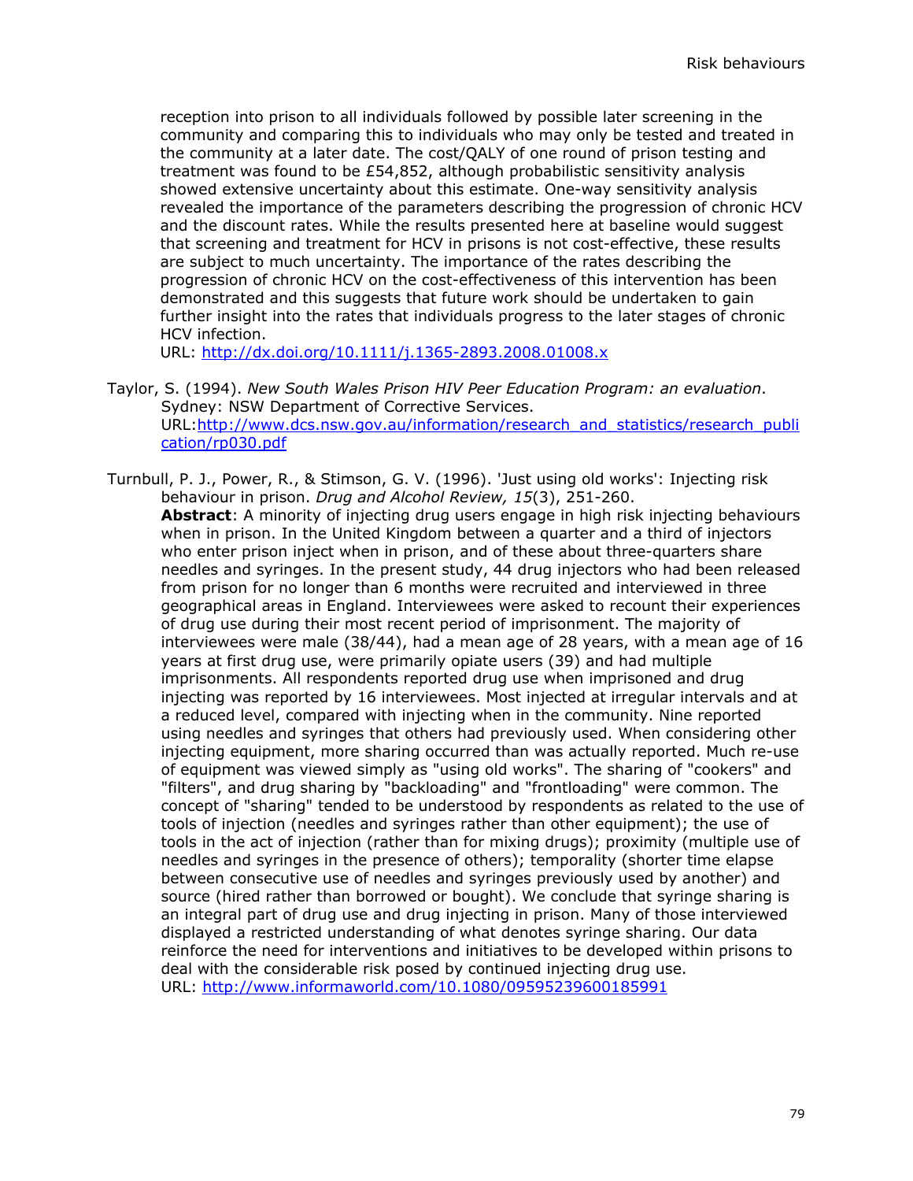reception into prison to all individuals followed by possible later screening in the community and comparing this to individuals who may only be tested and treated in the community at a later date. The cost/QALY of one round of prison testing and treatment was found to be £54,852, although probabilistic sensitivity analysis showed extensive uncertainty about this estimate. One-way sensitivity analysis revealed the importance of the parameters describing the progression of chronic HCV and the discount rates. While the results presented here at baseline would suggest that screening and treatment for HCV in prisons is not cost-effective, these results are subject to much uncertainty. The importance of the rates describing the progression of chronic HCV on the cost-effectiveness of this intervention has been demonstrated and this suggests that future work should be undertaken to gain further insight into the rates that individuals progress to the later stages of chronic HCV infection.
URL: http://dx.doi.org/10.1111/j.1365-2893.2008.01008.x

Taylor, S. (1994). *New South Wales Prison HIV Peer Education Program: an evaluation*. Sydney: NSW Department of Corrective Services.
URL:http://www.dcs.nsw.gov.au/information/research_and_statistics/research_publication/rp030.pdf

Turnbull, P. J., Power, R., & Stimson, G. V. (1996). 'Just using old works': Injecting risk behaviour in prison. *Drug and Alcohol Review, 15*(3), 251-260.
**Abstract**: A minority of injecting drug users engage in high risk injecting behaviours when in prison. In the United Kingdom between a quarter and a third of injectors who enter prison inject when in prison, and of these about three-quarters share needles and syringes. In the present study, 44 drug injectors who had been released from prison for no longer than 6 months were recruited and interviewed in three geographical areas in England. Interviewees were asked to recount their experiences of drug use during their most recent period of imprisonment. The majority of interviewees were male (38/44), had a mean age of 28 years, with a mean age of 16 years at first drug use, were primarily opiate users (39) and had multiple imprisonments. All respondents reported drug use when imprisoned and drug injecting was reported by 16 interviewees. Most injected at irregular intervals and at a reduced level, compared with injecting when in the community. Nine reported using needles and syringes that others had previously used. When considering other injecting equipment, more sharing occurred than was actually reported. Much re-use of equipment was viewed simply as "using old works". The sharing of "cookers" and "filters", and drug sharing by "backloading" and "frontloading" were common. The concept of "sharing" tended to be understood by respondents as related to the use of tools of injection (needles and syringes rather than other equipment); the use of tools in the act of injection (rather than for mixing drugs); proximity (multiple use of needles and syringes in the presence of others); temporality (shorter time elapse between consecutive use of needles and syringes previously used by another) and source (hired rather than borrowed or bought). We conclude that syringe sharing is an integral part of drug use and drug injecting in prison. Many of those interviewed displayed a restricted understanding of what denotes syringe sharing. Our data reinforce the need for interventions and initiatives to be developed within prisons to deal with the considerable risk posed by continued injecting drug use.
URL: http://www.informaworld.com/10.1080/09595239600185991